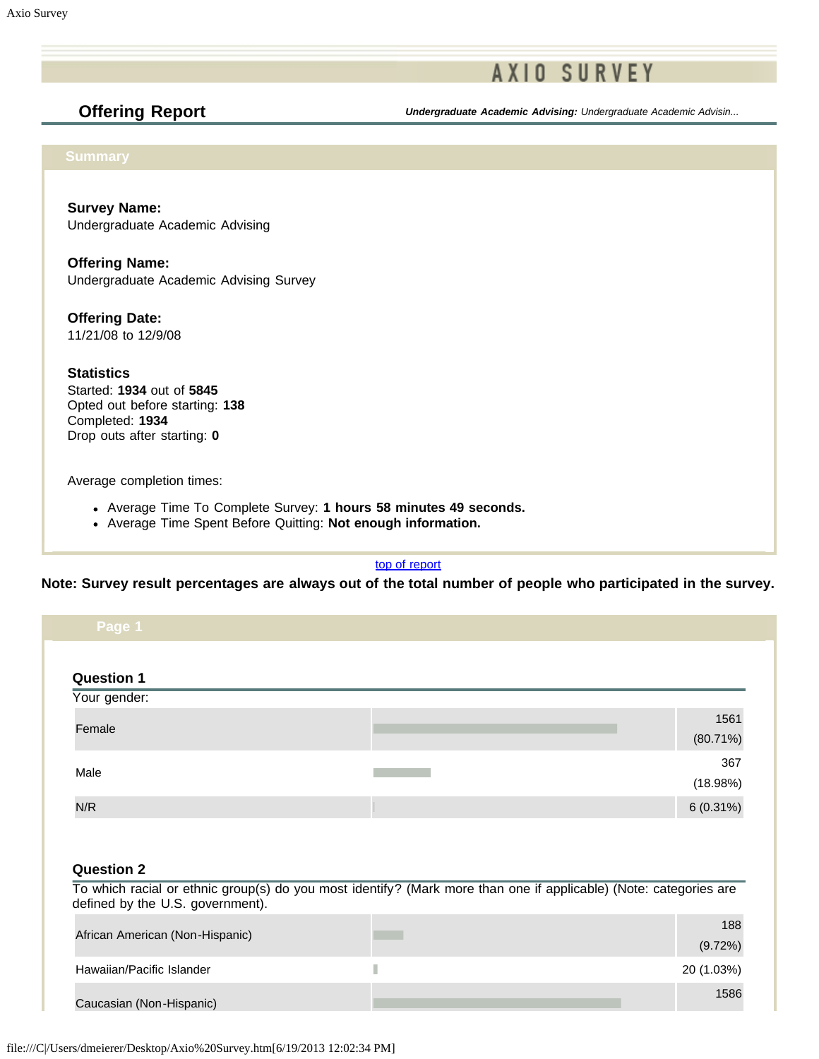# AXIO SURVEY

## Offering Report

***Undergraduate Academic Advising:*** *Undergraduate Academic Advisin...*

### Summary

**Survey Name:**
Undergraduate Academic Advising

**Offering Name:**
Undergraduate Academic Advising Survey

**Offering Date:**
11/21/08 to 12/9/08

**Statistics**
Started: **1934** out of **5845**
Opted out before starting: **138**
Completed: **1934**
Drop outs after starting: **0**

Average completion times:

- Average Time To Complete Survey: **1 hours 58 minutes 49 seconds.**
- Average Time Spent Before Quitting: **Not enough information.**

top of report

**Note: Survey result percentages are always out of the total number of people who participated in the survey.**

### Page 1

**Question 1**

Your gender:

| Response | Count (%) |
|---|---|
| Female | 1561 (80.71%) |
| Male | 367 (18.98%) |
| N/R | 6 (0.31%) |

**Question 2**

To which racial or ethnic group(s) do you most identify? (Mark more than one if applicable) (Note: categories are defined by the U.S. government).

| Response | Count (%) |
|---|---|
| African American (Non-Hispanic) | 188 (9.72%) |
| Hawaiian/Pacific Islander | 20 (1.03%) |
| Caucasian (Non-Hispanic) | 1586 |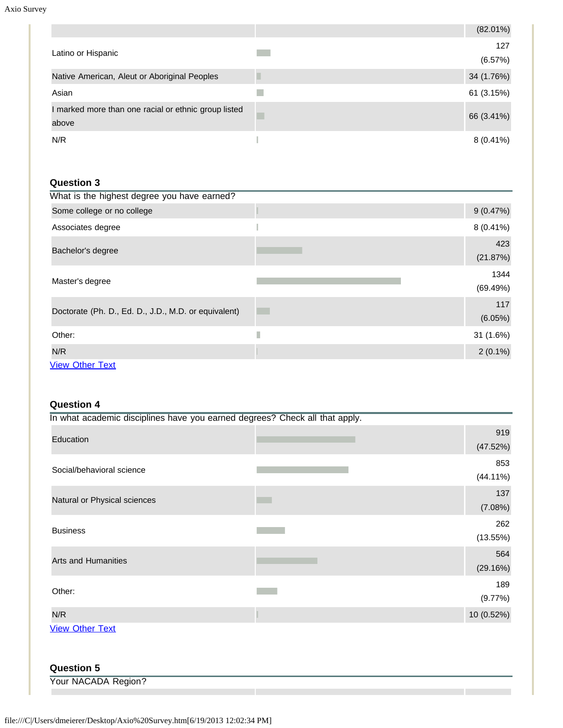| | | |
|---|---|---|
| | | (82.01%) |
| Latino or Hispanic | | 127 (6.57%) |
| Native American, Aleut or Aboriginal Peoples | | 34 (1.76%) |
| Asian | | 61 (3.15%) |
| I marked more than one racial or ethnic group listed above | | 66 (3.41%) |
| N/R | | 8 (0.41%) |

### Question 3

What is the highest degree you have earned?

| | | |
|---|---|---|
| Some college or no college | | 9 (0.47%) |
| Associates degree | | 8 (0.41%) |
| Bachelor's degree | | 423 (21.87%) |
| Master's degree | | 1344 (69.49%) |
| Doctorate (Ph. D., Ed. D., J.D., M.D. or equivalent) | | 117 (6.05%) |
| Other: | | 31 (1.6%) |
| N/R | | 2 (0.1%) |

View Other Text

### Question 4

In what academic disciplines have you earned degrees? Check all that apply.

| | | |
|---|---|---|
| Education | | 919 (47.52%) |
| Social/behavioral science | | 853 (44.11%) |
| Natural or Physical sciences | | 137 (7.08%) |
| Business | | 262 (13.55%) |
| Arts and Humanities | | 564 (29.16%) |
| Other: | | 189 (9.77%) |
| N/R | | 10 (0.52%) |

View Other Text

### Question 5

Your NACADA Region?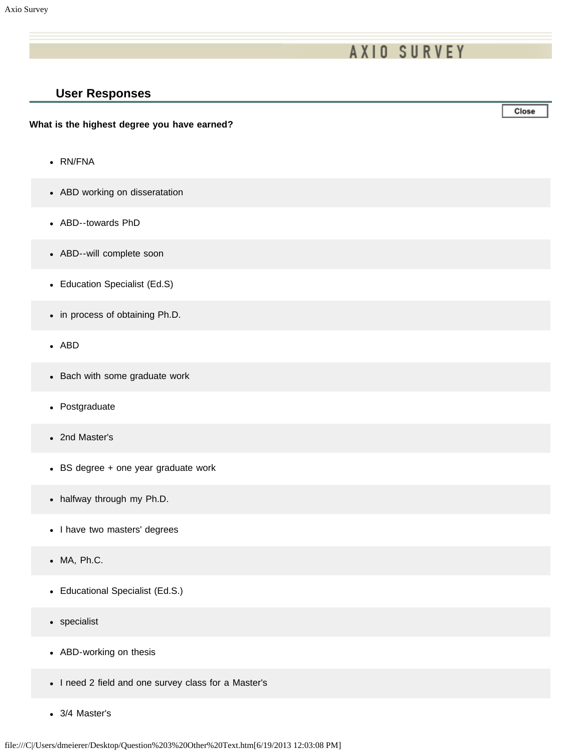# AXIO SURVEY

## User Responses

**What is the highest degree you have earned?**

- RN/FNA
- ABD working on disseratation
- ABD--towards PhD
- ABD--will complete soon
- Education Specialist (Ed.S)
- in process of obtaining Ph.D.
- ABD
- Bach with some graduate work
- Postgraduate
- 2nd Master's
- BS degree + one year graduate work
- halfway through my Ph.D.
- I have two masters' degrees
- MA, Ph.C.
- Educational Specialist (Ed.S.)
- specialist
- ABD-working on thesis
- I need 2 field and one survey class for a Master's
- 3/4 Master's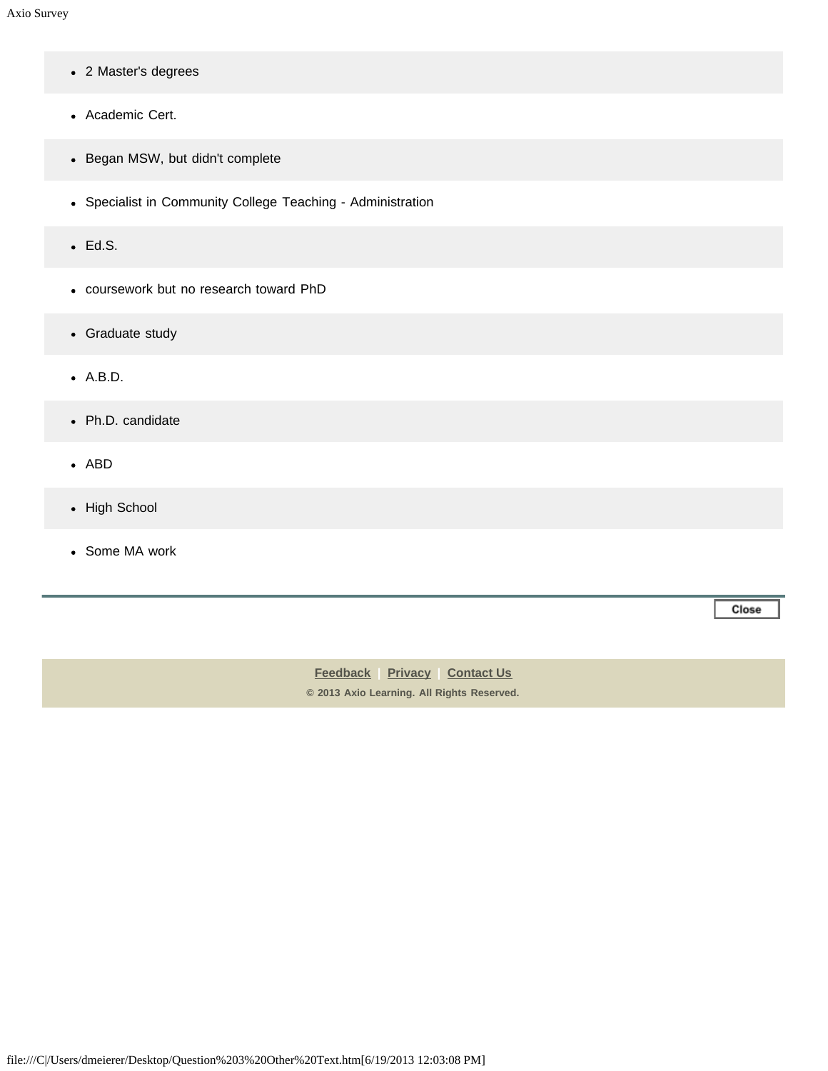- 2 Master's degrees
- Academic Cert.
- Began MSW, but didn't complete
- Specialist in Community College Teaching - Administration
- Ed.S.
- coursework but no research toward PhD
- Graduate study
- A.B.D.
- Ph.D. candidate
- ABD
- High School
- Some MA work

Close

Feedback | Privacy | Contact Us

© 2013 Axio Learning. All Rights Reserved.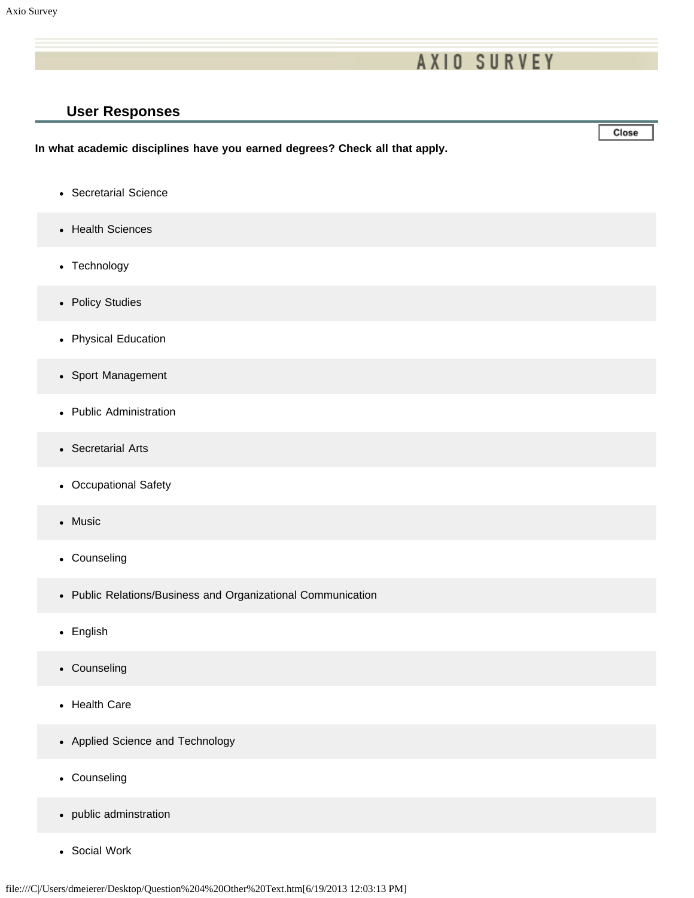# AXIO SURVEY

## User Responses

Close

**In what academic disciplines have you earned degrees? Check all that apply.**

- Secretarial Science
- Health Sciences
- Technology
- Policy Studies
- Physical Education
- Sport Management
- Public Administration
- Secretarial Arts
- Occupational Safety
- Music
- Counseling
- Public Relations/Business and Organizational Communication
- English
- Counseling
- Health Care
- Applied Science and Technology
- Counseling
- public adminstration
- Social Work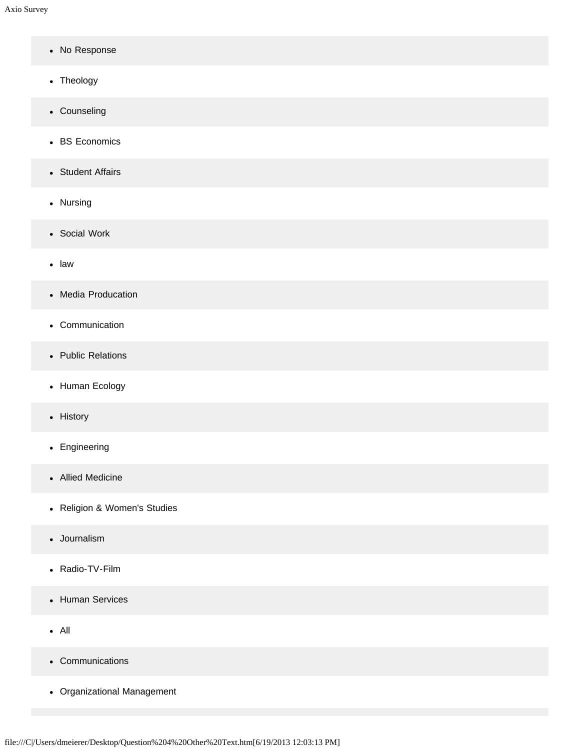- No Response
- Theology
- Counseling
- BS Economics
- Student Affairs
- Nursing
- Social Work
- law
- Media Producation
- Communication
- Public Relations
- Human Ecology
- History
- Engineering
- Allied Medicine
- Religion & Women's Studies
- Journalism
- Radio-TV-Film
- Human Services
- All
- Communications
- Organizational Management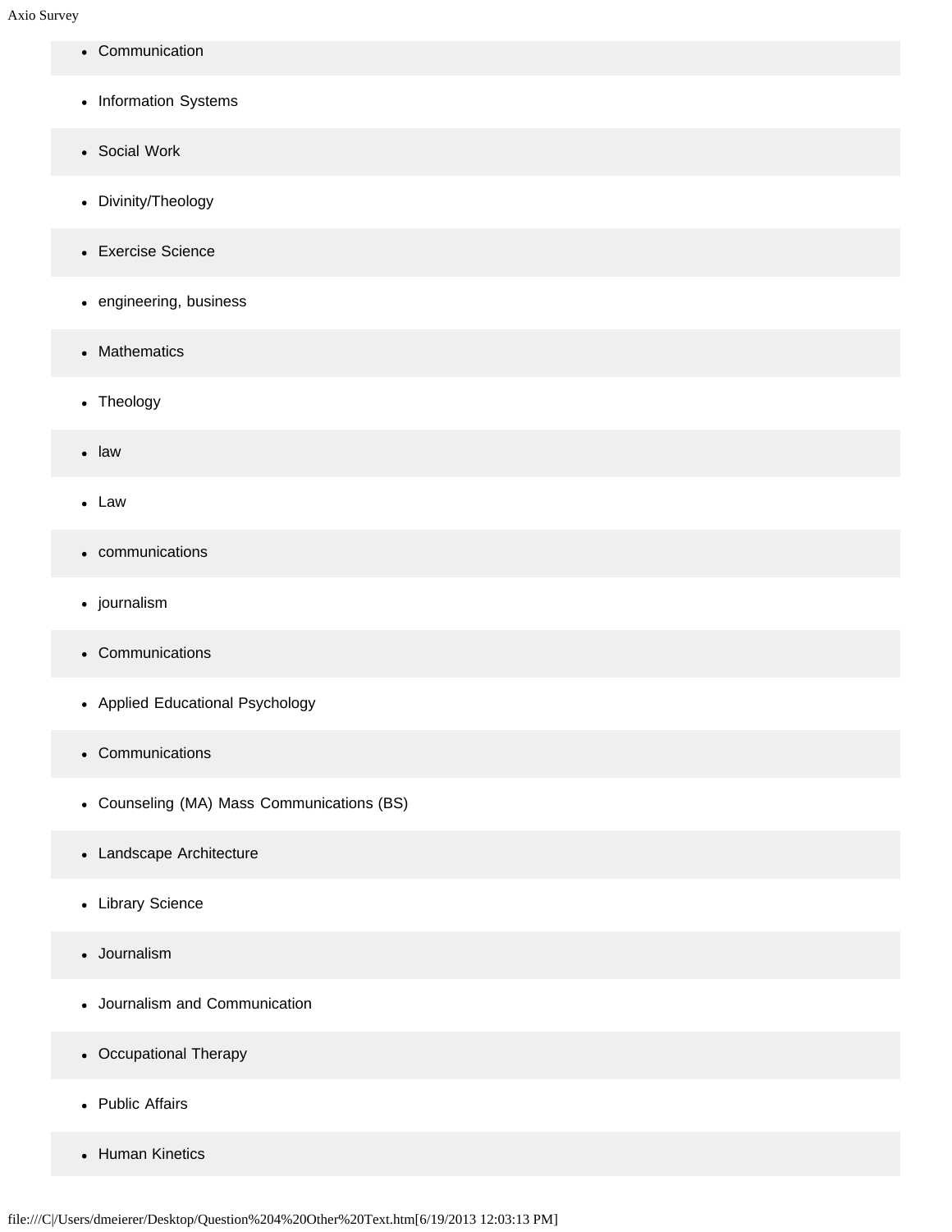- Communication
- Information Systems
- Social Work
- Divinity/Theology
- Exercise Science
- engineering, business
- Mathematics
- Theology
- law
- Law
- communications
- journalism
- Communications
- Applied Educational Psychology
- Communications
- Counseling (MA) Mass Communications (BS)
- Landscape Architecture
- Library Science
- Journalism
- Journalism and Communication
- Occupational Therapy
- Public Affairs
- Human Kinetics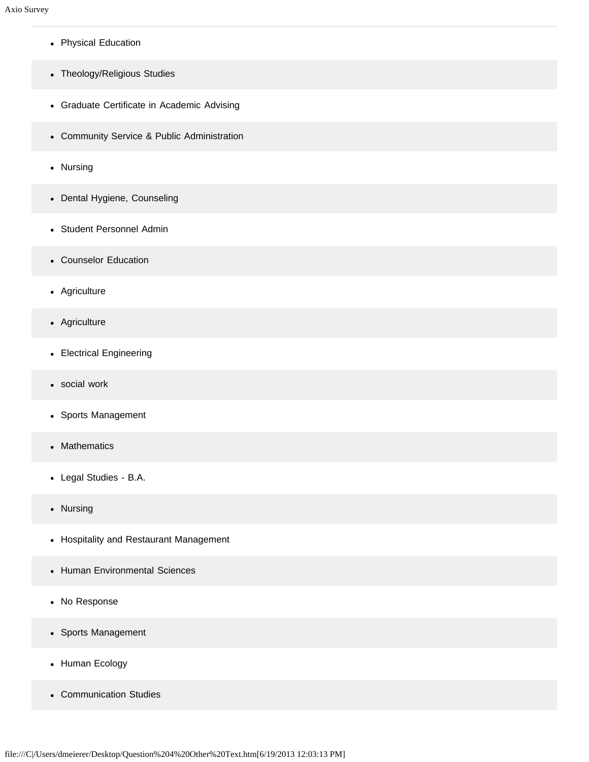- Physical Education
- Theology/Religious Studies
- Graduate Certificate in Academic Advising
- Community Service & Public Administration
- Nursing
- Dental Hygiene, Counseling
- Student Personnel Admin
- Counselor Education
- Agriculture
- Agriculture
- Electrical Engineering
- social work
- Sports Management
- Mathematics
- Legal Studies - B.A.
- Nursing
- Hospitality and Restaurant Management
- Human Environmental Sciences
- No Response
- Sports Management
- Human Ecology
- Communication Studies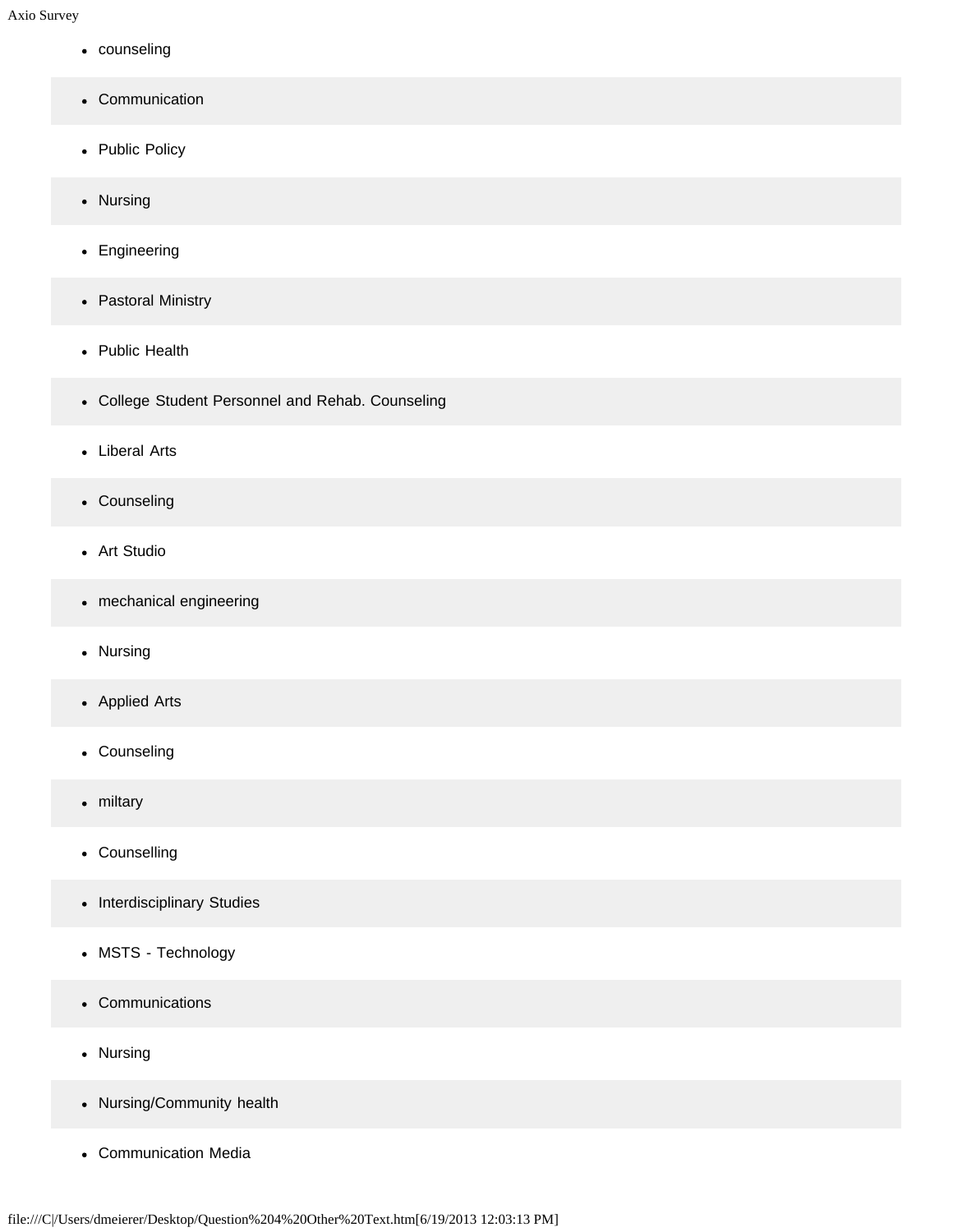- counseling
- Communication
- Public Policy
- Nursing
- Engineering
- Pastoral Ministry
- Public Health
- College Student Personnel and Rehab. Counseling
- Liberal Arts
- Counseling
- Art Studio
- mechanical engineering
- Nursing
- Applied Arts
- Counseling
- miltary
- Counselling
- Interdisciplinary Studies
- MSTS - Technology
- Communications
- Nursing
- Nursing/Community health
- Communication Media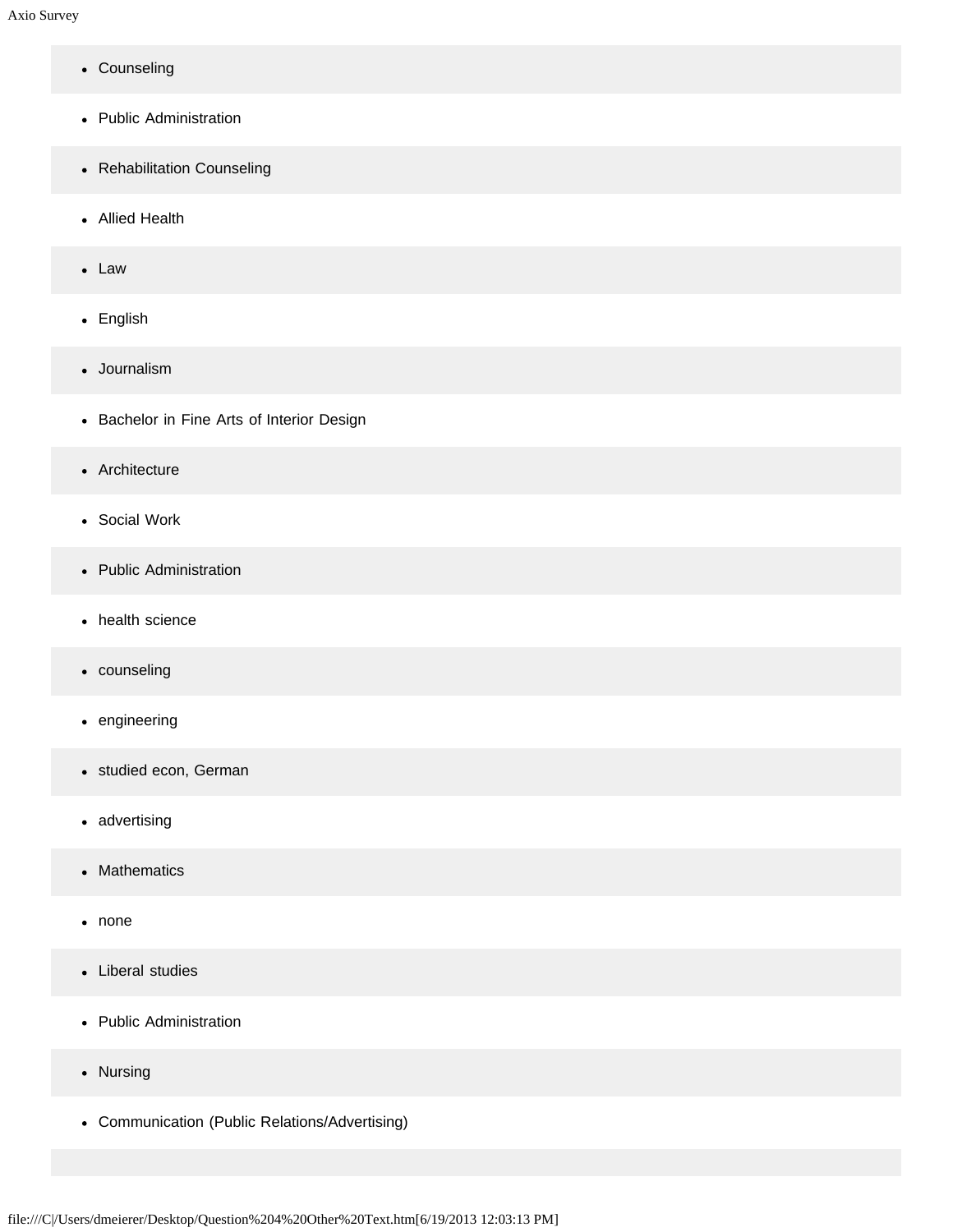- Counseling
- Public Administration
- Rehabilitation Counseling
- Allied Health
- Law
- English
- Journalism
- Bachelor in Fine Arts of Interior Design
- Architecture
- Social Work
- Public Administration
- health science
- counseling
- engineering
- studied econ, German
- advertising
- Mathematics
- none
- Liberal studies
- Public Administration
- Nursing
- Communication (Public Relations/Advertising)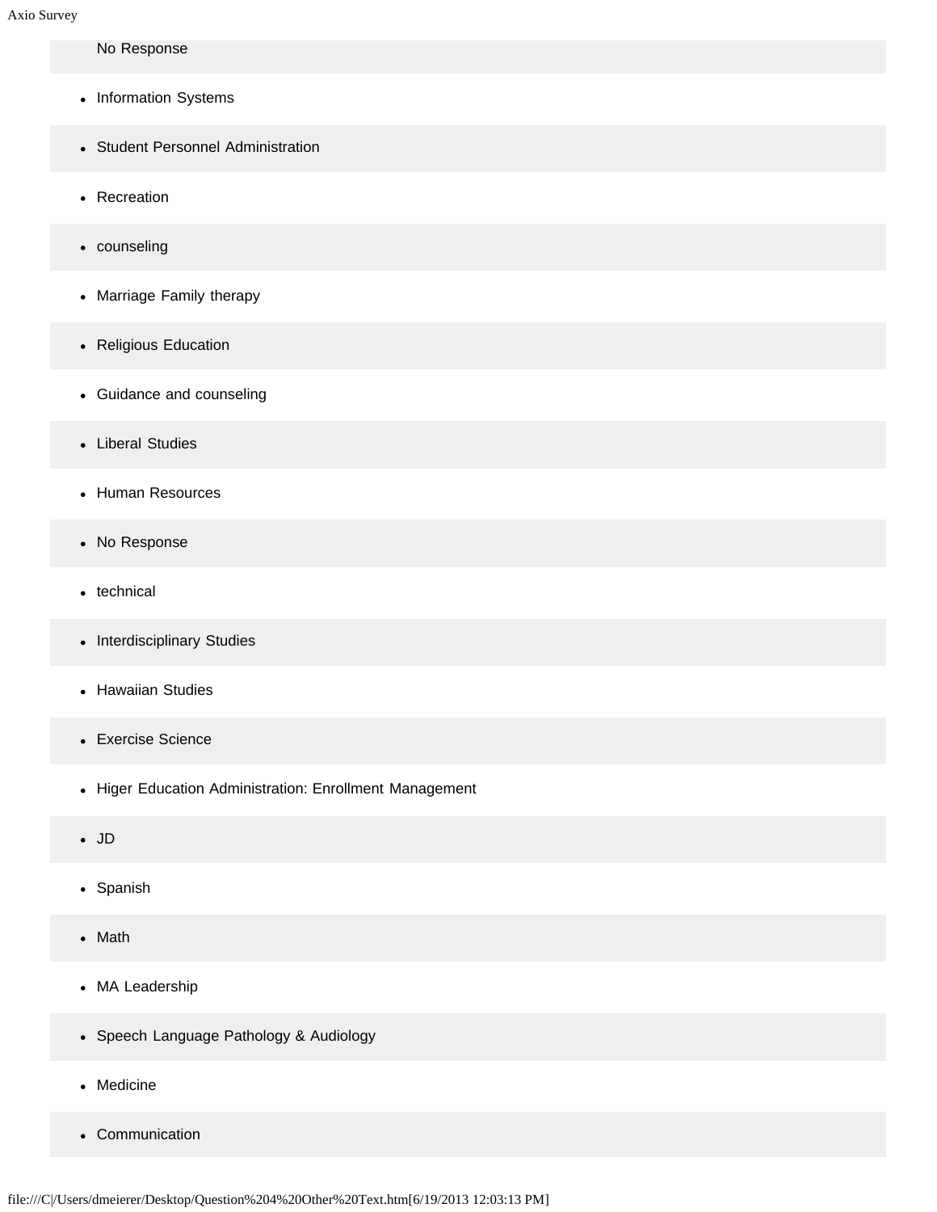No Response

- Information Systems
- Student Personnel Administration
- Recreation
- counseling
- Marriage Family therapy
- Religious Education
- Guidance and counseling
- Liberal Studies
- Human Resources
- No Response
- technical
- Interdisciplinary Studies
- Hawaiian Studies
- Exercise Science
- Higer Education Administration: Enrollment Management
- JD
- Spanish
- Math
- MA Leadership
- Speech Language Pathology & Audiology
- Medicine
- Communication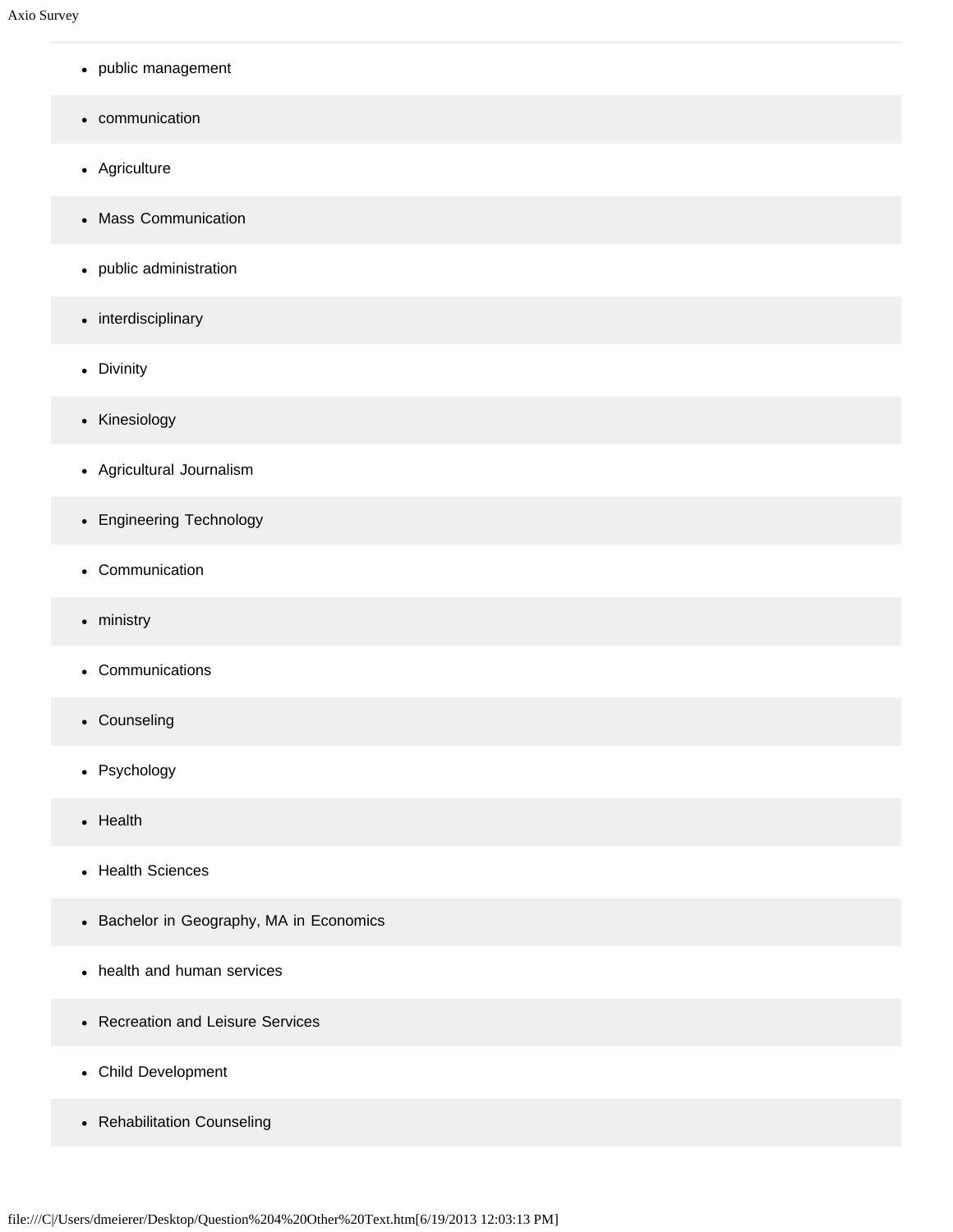- public management
- communication
- Agriculture
- Mass Communication
- public administration
- interdisciplinary
- Divinity
- Kinesiology
- Agricultural Journalism
- Engineering Technology
- Communication
- ministry
- Communications
- Counseling
- Psychology
- Health
- Health Sciences
- Bachelor in Geography, MA in Economics
- health and human services
- Recreation and Leisure Services
- Child Development
- Rehabilitation Counseling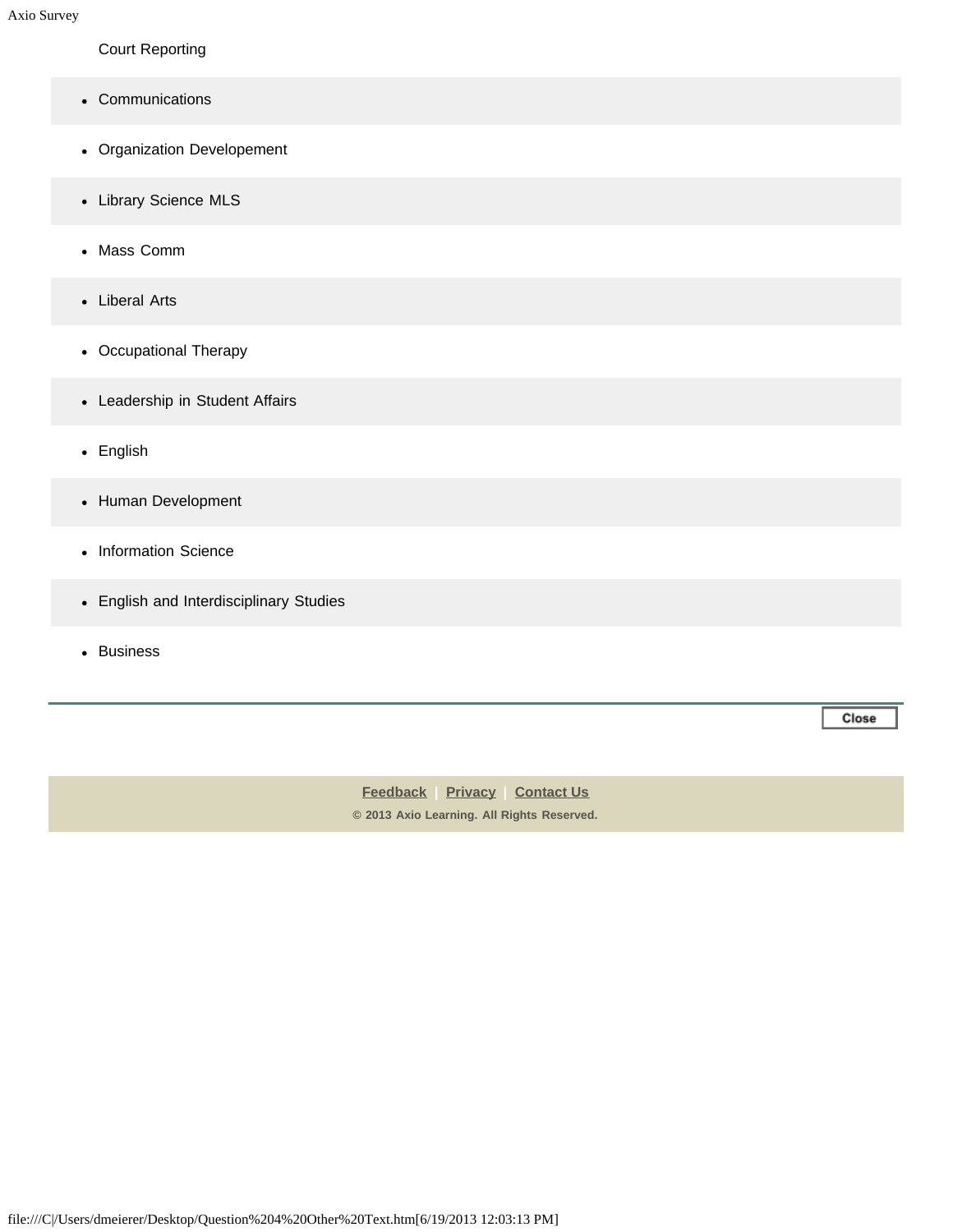Court Reporting

- Communications
- Organization Developement
- Library Science MLS
- Mass Comm
- Liberal Arts
- Occupational Therapy
- Leadership in Student Affairs
- English
- Human Development
- Information Science
- English and Interdisciplinary Studies
- Business

Close

Feedback | Privacy | Contact Us

© 2013 Axio Learning. All Rights Reserved.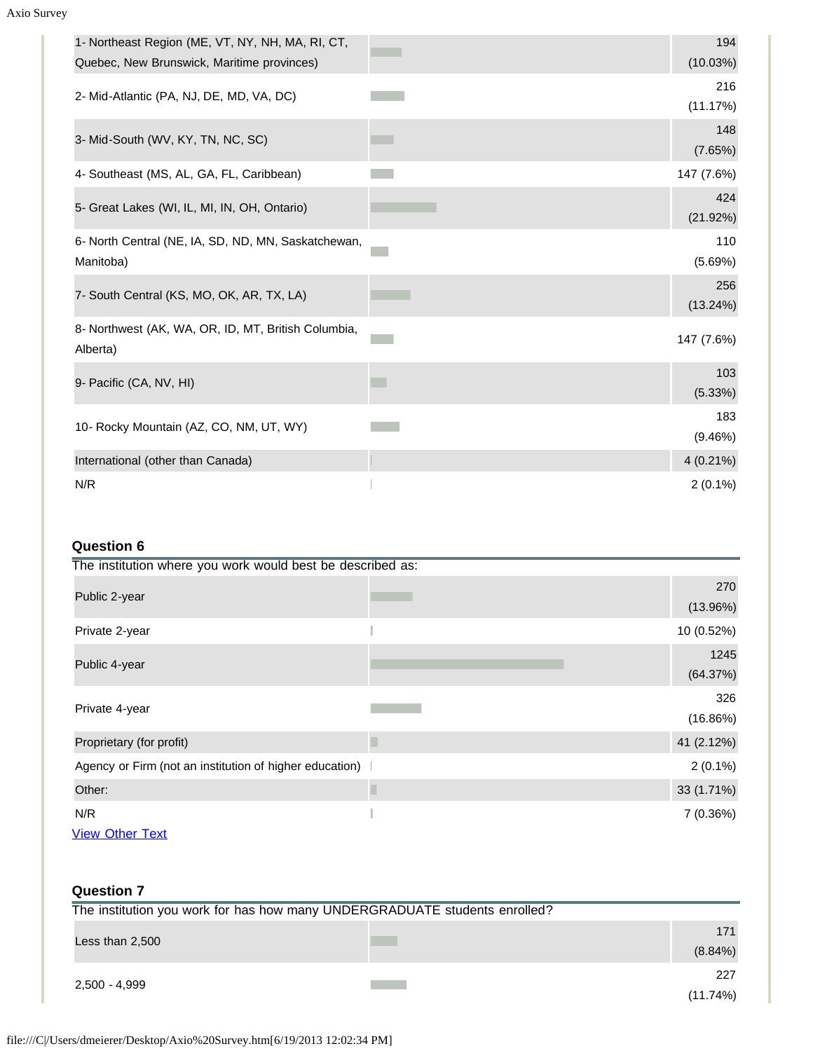| Response | Count (%) |
|---|---|
| 1- Northeast Region (ME, VT, NY, NH, MA, RI, CT, Quebec, New Brunswick, Maritime provinces) | 194 (10.03%) |
| 2- Mid-Atlantic (PA, NJ, DE, MD, VA, DC) | 216 (11.17%) |
| 3- Mid-South (WV, KY, TN, NC, SC) | 148 (7.65%) |
| 4- Southeast (MS, AL, GA, FL, Caribbean) | 147 (7.6%) |
| 5- Great Lakes (WI, IL, MI, IN, OH, Ontario) | 424 (21.92%) |
| 6- North Central (NE, IA, SD, ND, MN, Saskatchewan, Manitoba) | 110 (5.69%) |
| 7- South Central (KS, MO, OK, AR, TX, LA) | 256 (13.24%) |
| 8- Northwest (AK, WA, OR, ID, MT, British Columbia, Alberta) | 147 (7.6%) |
| 9- Pacific (CA, NV, HI) | 103 (5.33%) |
| 10- Rocky Mountain (AZ, CO, NM, UT, WY) | 183 (9.46%) |
| International (other than Canada) | 4 (0.21%) |
| N/R | 2 (0.1%) |

### Question 6

The institution where you work would best be described as:

| Response | Count (%) |
|---|---|
| Public 2-year | 270 (13.96%) |
| Private 2-year | 10 (0.52%) |
| Public 4-year | 1245 (64.37%) |
| Private 4-year | 326 (16.86%) |
| Proprietary (for profit) | 41 (2.12%) |
| Agency or Firm (not an institution of higher education) | 2 (0.1%) |
| Other: | 33 (1.71%) |
| N/R | 7 (0.36%) |

View Other Text

### Question 7

The institution you work for has how many UNDERGRADUATE students enrolled?

| Response | Count (%) |
|---|---|
| Less than 2,500 | 171 (8.84%) |
| 2,500 - 4,999 | 227 (11.74%) |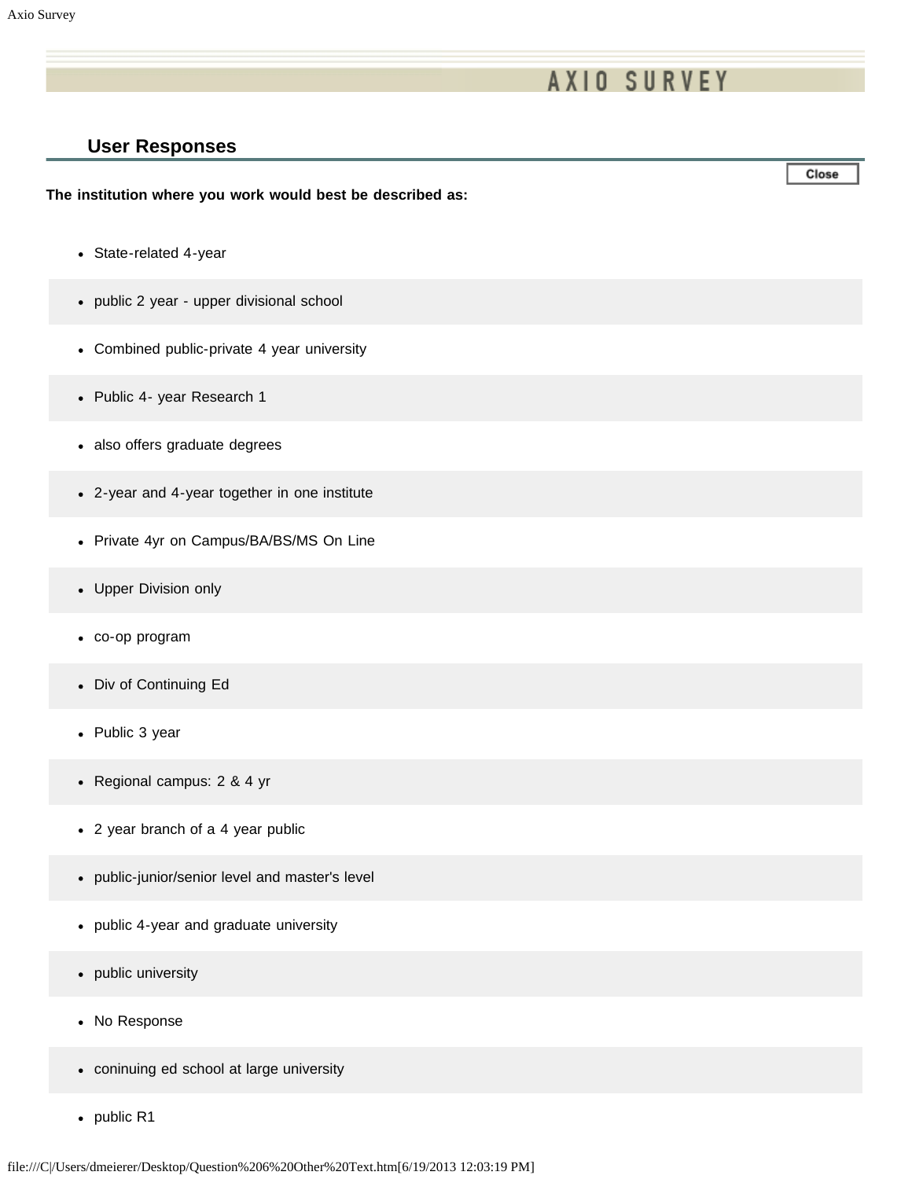# AXIO SURVEY

## User Responses

**The institution where you work would best be described as:**

- State-related 4-year
- public 2 year - upper divisional school
- Combined public-private 4 year university
- Public 4- year Research 1
- also offers graduate degrees
- 2-year and 4-year together in one institute
- Private 4yr on Campus/BA/BS/MS On Line
- Upper Division only
- co-op program
- Div of Continuing Ed
- Public 3 year
- Regional campus: 2 & 4 yr
- 2 year branch of a 4 year public
- public-junior/senior level and master's level
- public 4-year and graduate university
- public university
- No Response
- coninuing ed school at large university
- public R1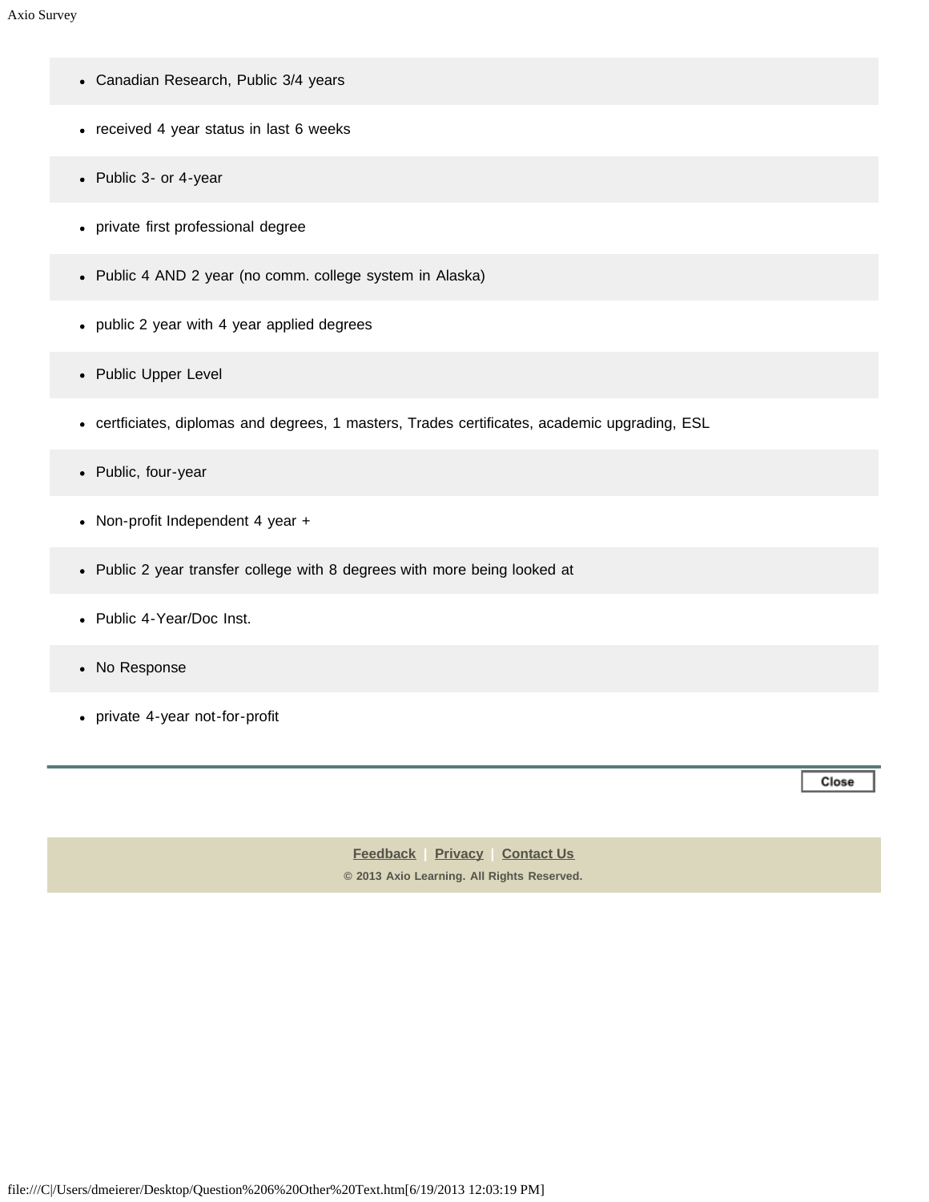- Canadian Research, Public 3/4 years
- received 4 year status in last 6 weeks
- Public 3- or 4-year
- private first professional degree
- Public 4 AND 2 year (no comm. college system in Alaska)
- public 2 year with 4 year applied degrees
- Public Upper Level
- certficiates, diplomas and degrees, 1 masters, Trades certificates, academic upgrading, ESL
- Public, four-year
- Non-profit Independent 4 year +
- Public 2 year transfer college with 8 degrees with more being looked at
- Public 4-Year/Doc Inst.
- No Response
- private 4-year not-for-profit

Close

Feedback | Privacy | Contact Us

© 2013 Axio Learning. All Rights Reserved.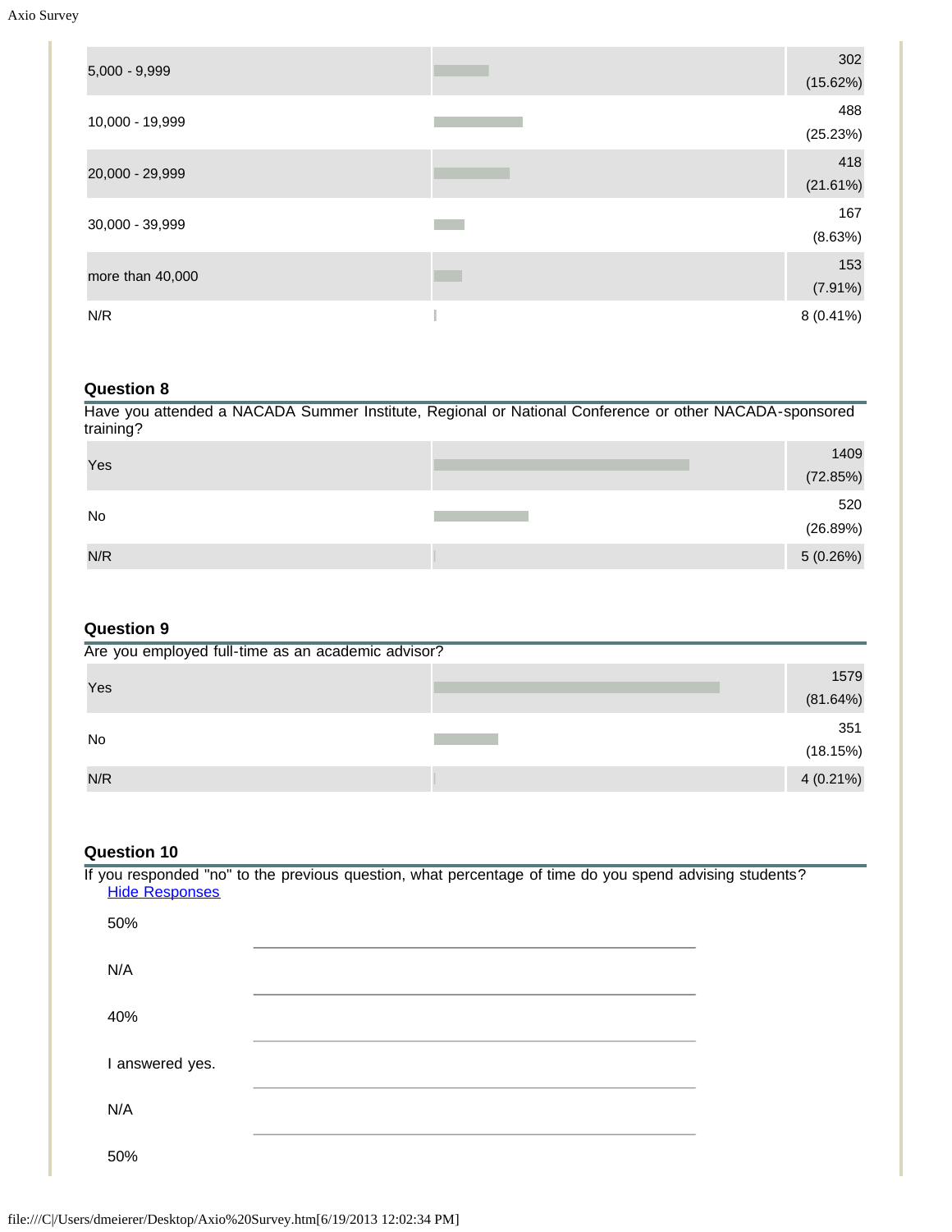| | |
|---|---|
| 5,000 - 9,999 | 302 (15.62%) |
| 10,000 - 19,999 | 488 (25.23%) |
| 20,000 - 29,999 | 418 (21.61%) |
| 30,000 - 39,999 | 167 (8.63%) |
| more than 40,000 | 153 (7.91%) |
| N/R | 8 (0.41%) |

### Question 8

Have you attended a NACADA Summer Institute, Regional or National Conference or other NACADA-sponsored training?

| | |
|---|---|
| Yes | 1409 (72.85%) |
| No | 520 (26.89%) |
| N/R | 5 (0.26%) |

### Question 9

Are you employed full-time as an academic advisor?

| | |
|---|---|
| Yes | 1579 (81.64%) |
| No | 351 (18.15%) |
| N/R | 4 (0.21%) |

### Question 10

If you responded "no" to the previous question, what percentage of time do you spend advising students?

Hide Responses

50%

N/A

40%

I answered yes.

N/A

50%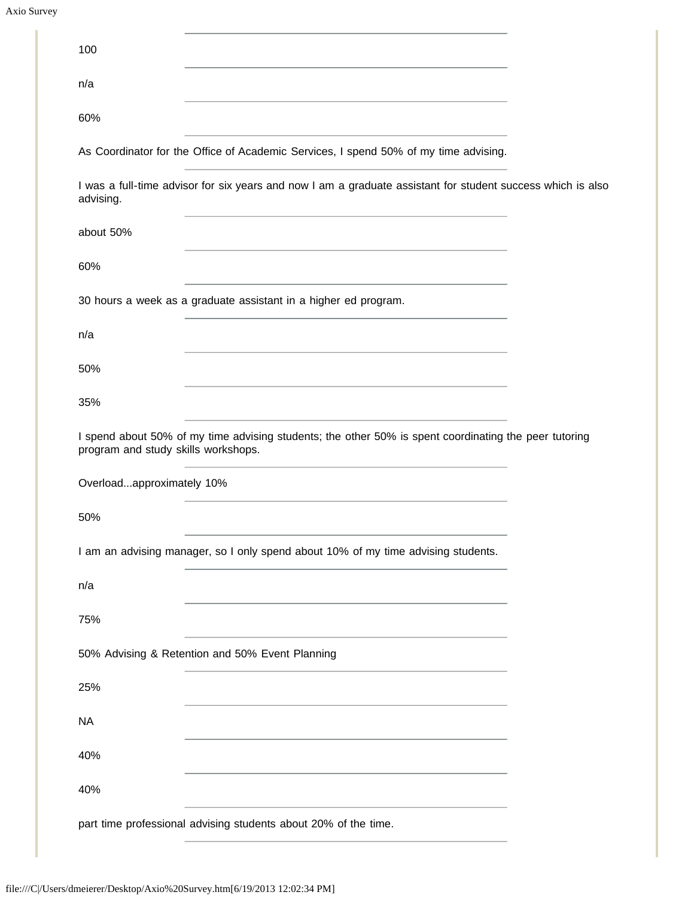100

---

n/a

---

60%

---

As Coordinator for the Office of Academic Services, I spend 50% of my time advising.

---

I was a full-time advisor for six years and now I am a graduate assistant for student success which is also advising.

---

about 50%

---

60%

---

30 hours a week as a graduate assistant in a higher ed program.

---

n/a

---

50%

---

35%

---

I spend about 50% of my time advising students; the other 50% is spent coordinating the peer tutoring program and study skills workshops.

---

Overload...approximately 10%

---

50%

---

I am an advising manager, so I only spend about 10% of my time advising students.

---

n/a

---

75%

---

50% Advising & Retention and 50% Event Planning

---

25%

---

NA

---

40%

---

40%

---

part time professional advising students about 20% of the time.

---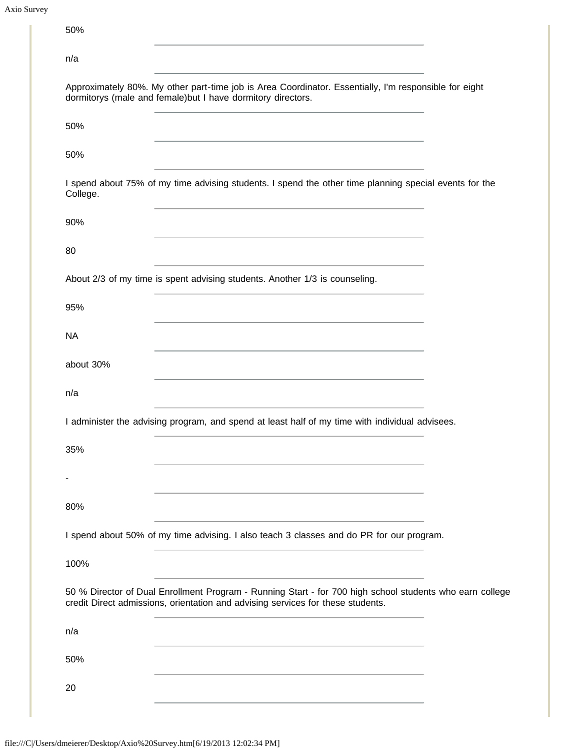50%

---

n/a

---

Approximately 80%. My other part-time job is Area Coordinator. Essentially, I'm responsible for eight dormitorys (male and female)but I have dormitory directors.

---

50%

---

50%

---

I spend about 75% of my time advising students. I spend the other time planning special events for the College.

---

90%

---

80

---

About 2/3 of my time is spent advising students. Another 1/3 is counseling.

---

95%

---

NA

---

about 30%

---

n/a

---

I administer the advising program, and spend at least half of my time with individual advisees.

---

35%

---

-

---

80%

---

I spend about 50% of my time advising. I also teach 3 classes and do PR for our program.

---

100%

---

50 % Director of Dual Enrollment Program - Running Start - for 700 high school students who earn college credit Direct admissions, orientation and advising services for these students.

---

n/a

---

50%

---

20

---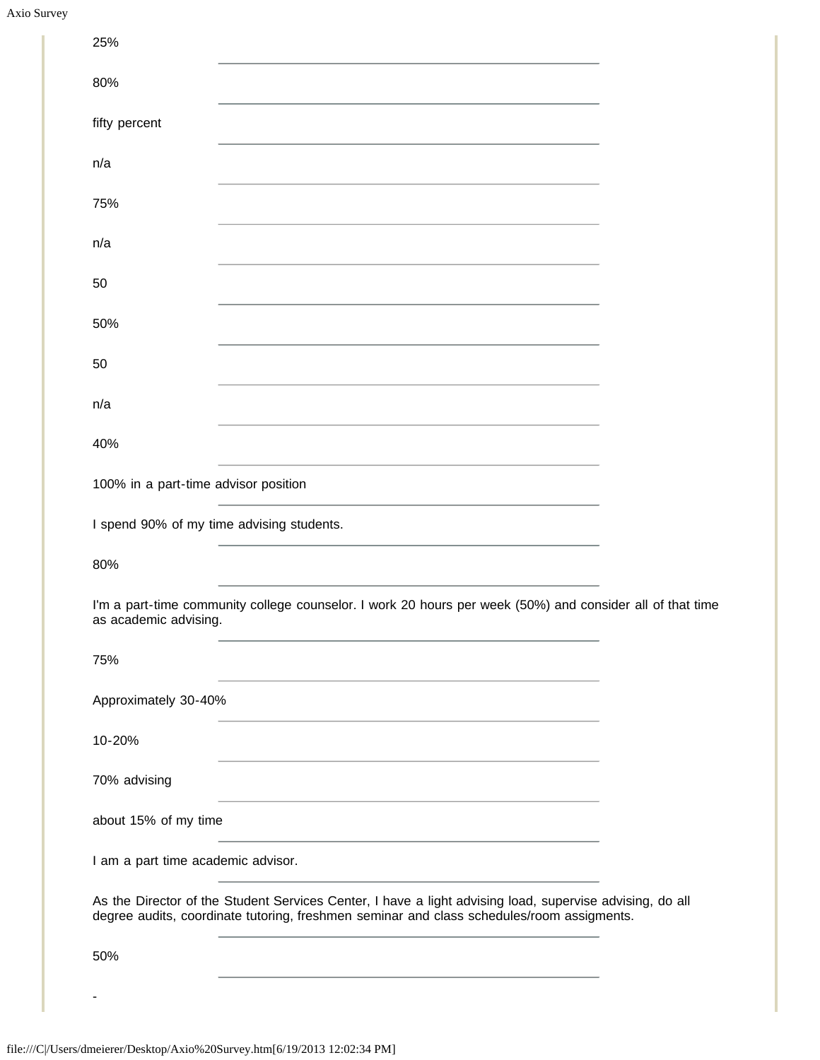25%

---

80%

---

fifty percent

---

n/a

---

75%

---

n/a

---

50

---

50%

---

50

---

n/a

---

40%

---

100% in a part-time advisor position

---

I spend 90% of my time advising students.

---

80%

---

I'm a part-time community college counselor. I work 20 hours per week (50%) and consider all of that time as academic advising.

---

75%

---

Approximately 30-40%

---

10-20%

---

70% advising

---

about 15% of my time

---

I am a part time academic advisor.

---

As the Director of the Student Services Center, I have a light advising load, supervise advising, do all degree audits, coordinate tutoring, freshmen seminar and class schedules/room assigments.

---

50%

---

-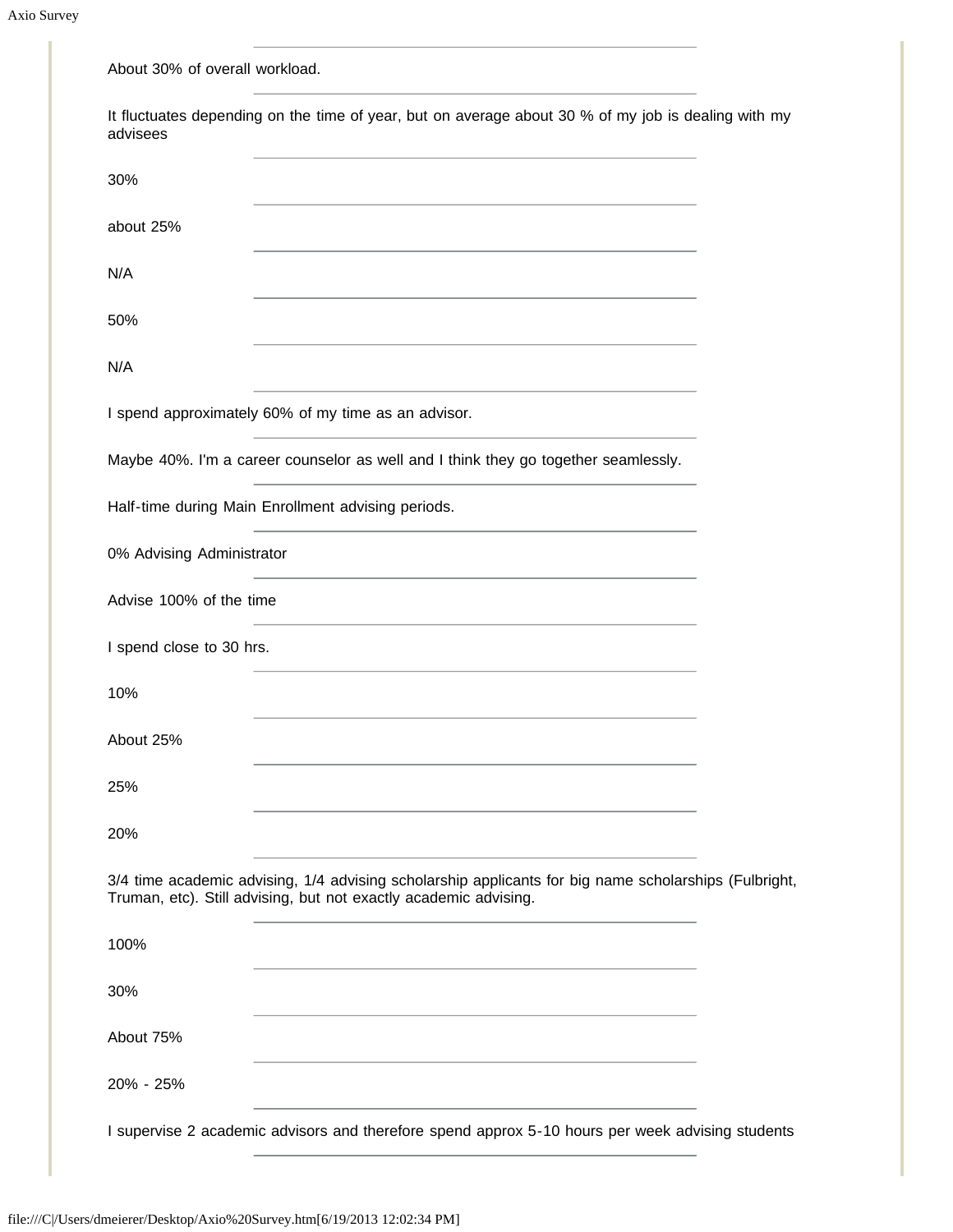About 30% of overall workload.

---

It fluctuates depending on the time of year, but on average about 30 % of my job is dealing with my advisees

---

30%

---

about 25%

---

N/A

---

50%

---

N/A

---

I spend approximately 60% of my time as an advisor.

---

Maybe 40%. I'm a career counselor as well and I think they go together seamlessly.

---

Half-time during Main Enrollment advising periods.

---

0% Advising Administrator

---

Advise 100% of the time

---

I spend close to 30 hrs.

---

10%

---

About 25%

---

25%

---

20%

---

3/4 time academic advising, 1/4 advising scholarship applicants for big name scholarships (Fulbright, Truman, etc). Still advising, but not exactly academic advising.

---

100%

---

30%

---

About 75%

---

20% - 25%

---

I supervise 2 academic advisors and therefore spend approx 5-10 hours per week advising students

---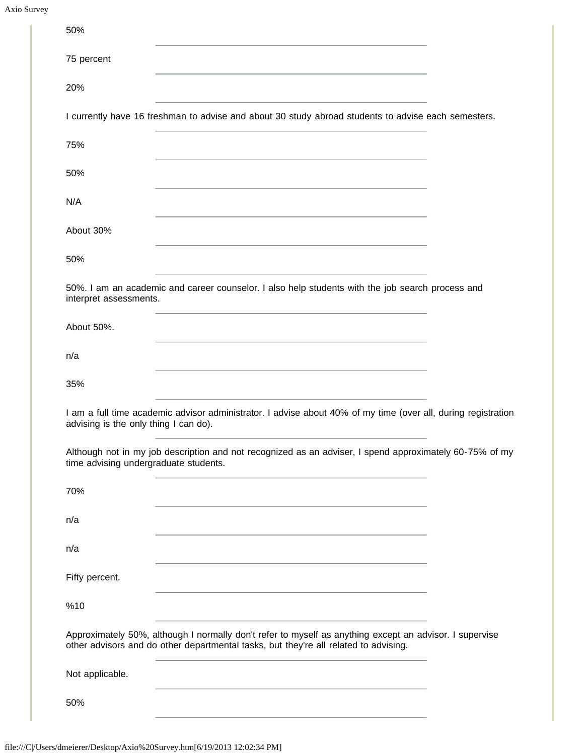50%

---

75 percent

---

20%

---

I currently have 16 freshman to advise and about 30 study abroad students to advise each semesters.

---

75%

---

50%

---

N/A

---

About 30%

---

50%

---

50%. I am an academic and career counselor. I also help students with the job search process and interpret assessments.

---

About 50%.

---

n/a

---

35%

---

I am a full time academic advisor administrator. I advise about 40% of my time (over all, during registration advising is the only thing I can do).

---

Although not in my job description and not recognized as an adviser, I spend approximately 60-75% of my time advising undergraduate students.

---

70%

---

n/a

---

n/a

---

Fifty percent.

---

%10

---

Approximately 50%, although I normally don't refer to myself as anything except an advisor. I supervise other advisors and do other departmental tasks, but they're all related to advising.

---

Not applicable.

---

50%

---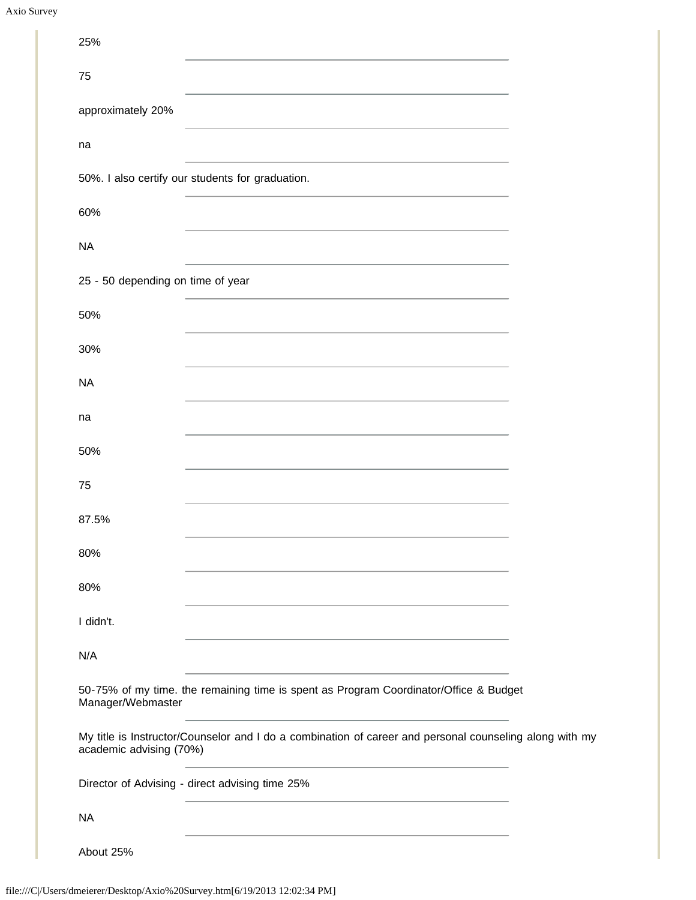25%

---

75

---

approximately 20%

---

na

---

50%. I also certify our students for graduation.

---

60%

---

NA

---

25 - 50 depending on time of year

---

50%

---

30%

---

NA

---

na

---

50%

---

75

---

87.5%

---

80%

---

80%

---

I didn't.

---

N/A

---

50-75% of my time. the remaining time is spent as Program Coordinator/Office & Budget Manager/Webmaster

---

My title is Instructor/Counselor and I do a combination of career and personal counseling along with my academic advising (70%)

---

Director of Advising - direct advising time 25%

---

NA

---

About 25%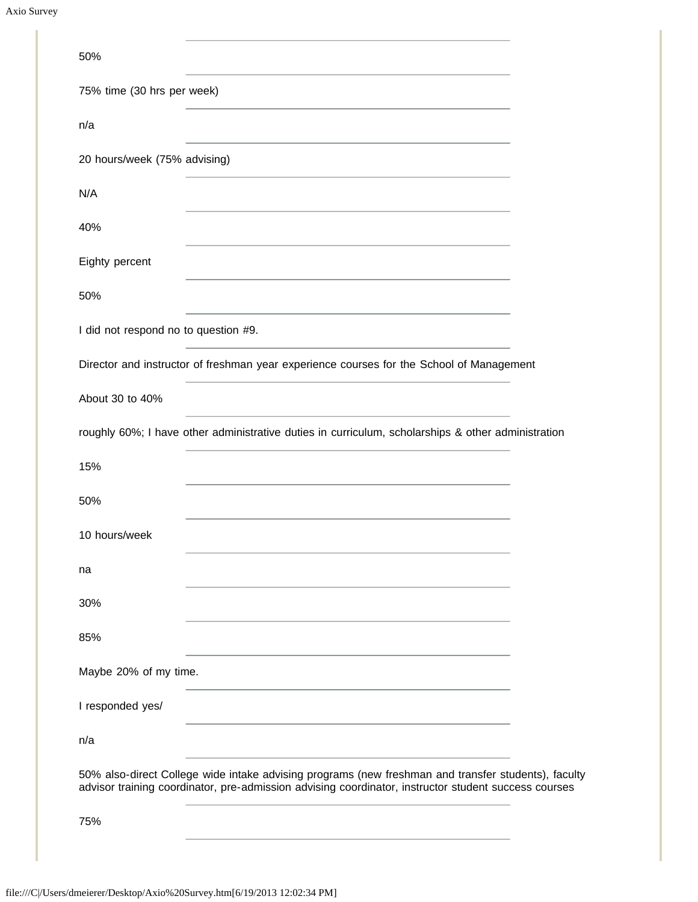50%

75% time (30 hrs per week)

n/a

20 hours/week (75% advising)

N/A

40%

Eighty percent

50%

I did not respond no to question #9.

Director and instructor of freshman year experience courses for the School of Management

About 30 to 40%

roughly 60%; I have other administrative duties in curriculum, scholarships & other administration

15%

50%

10 hours/week

na

30%

85%

Maybe 20% of my time.

I responded yes/

n/a

50% also-direct College wide intake advising programs (new freshman and transfer students), faculty advisor training coordinator, pre-admission advising coordinator, instructor student success courses

75%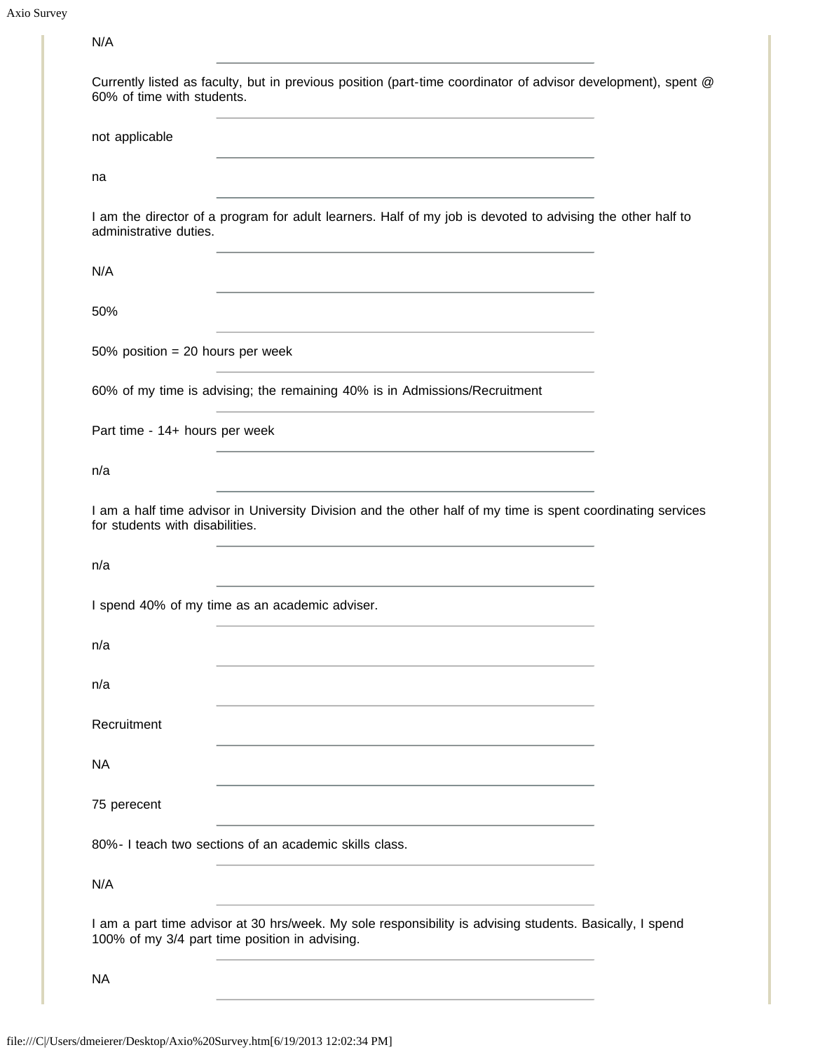N/A

---

Currently listed as faculty, but in previous position (part-time coordinator of advisor development), spent @ 60% of time with students.

---

not applicable

---

na

---

I am the director of a program for adult learners. Half of my job is devoted to advising the other half to administrative duties.

---

N/A

---

50%

---

50% position = 20 hours per week

---

60% of my time is advising; the remaining 40% is in Admissions/Recruitment

---

Part time - 14+ hours per week

---

n/a

---

I am a half time advisor in University Division and the other half of my time is spent coordinating services for students with disabilities.

---

n/a

---

I spend 40% of my time as an academic adviser.

---

n/a

---

n/a

---

Recruitment

---

NA

---

75 perecent

---

80%- I teach two sections of an academic skills class.

---

N/A

---

I am a part time advisor at 30 hrs/week. My sole responsibility is advising students. Basically, I spend 100% of my 3/4 part time position in advising.

---

NA

---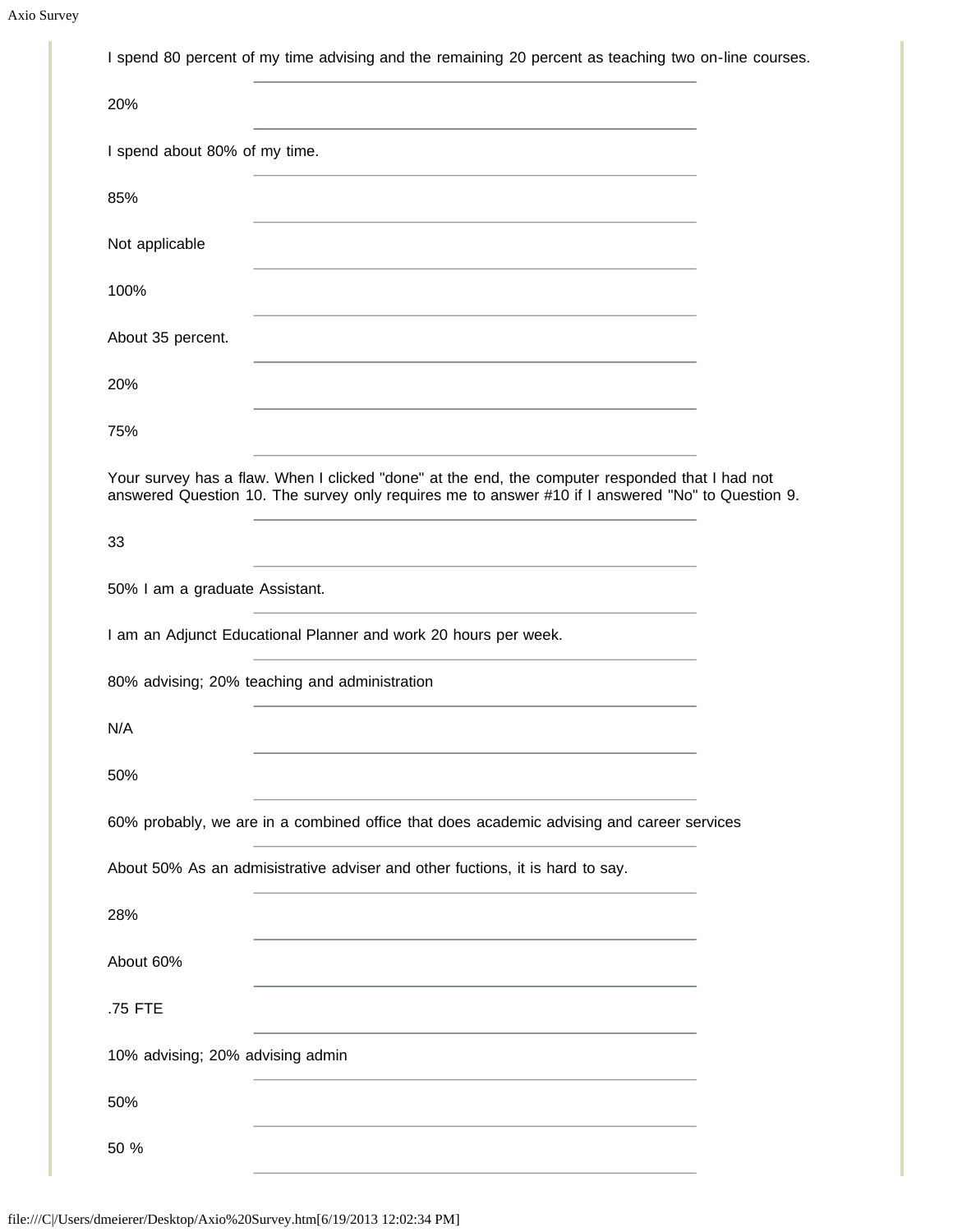I spend 80 percent of my time advising and the remaining 20 percent as teaching two on-line courses.

20%

I spend about 80% of my time.

85%

Not applicable

100%

About 35 percent.

20%

75%

Your survey has a flaw. When I clicked "done" at the end, the computer responded that I had not answered Question 10. The survey only requires me to answer #10 if I answered "No" to Question 9.

33

50% I am a graduate Assistant.

I am an Adjunct Educational Planner and work 20 hours per week.

80% advising; 20% teaching and administration

N/A

50%

60% probably, we are in a combined office that does academic advising and career services

About 50% As an admisistrative adviser and other fuctions, it is hard to say.

28%

About 60%

.75 FTE

10% advising; 20% advising admin

50%

50 %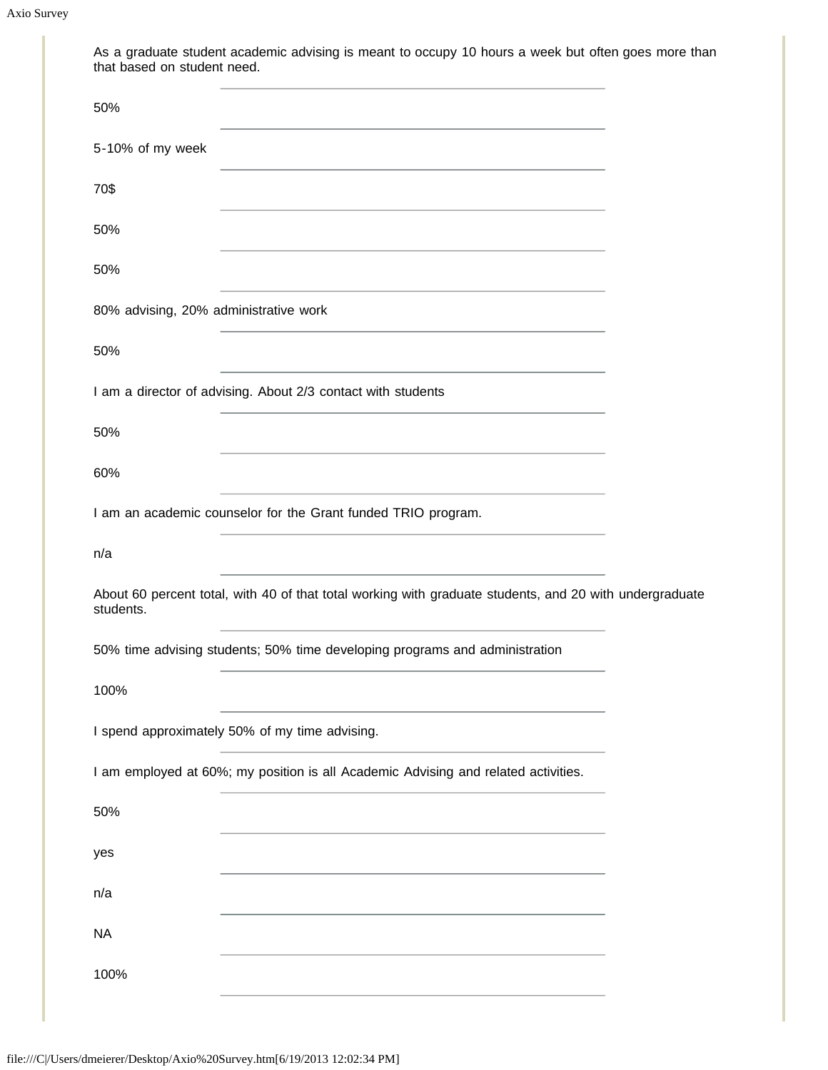As a graduate student academic advising is meant to occupy 10 hours a week but often goes more than that based on student need.

---

50%

---

5-10% of my week

---

70$

---

50%

---

50%

---

80% advising, 20% administrative work

---

50%

---

I am a director of advising. About 2/3 contact with students

---

50%

---

60%

---

I am an academic counselor for the Grant funded TRIO program.

---

n/a

---

About 60 percent total, with 40 of that total working with graduate students, and 20 with undergraduate students.

---

50% time advising students; 50% time developing programs and administration

---

100%

---

I spend approximately 50% of my time advising.

---

I am employed at 60%; my position is all Academic Advising and related activities.

---

50%

---

yes

---

n/a

---

NA

---

100%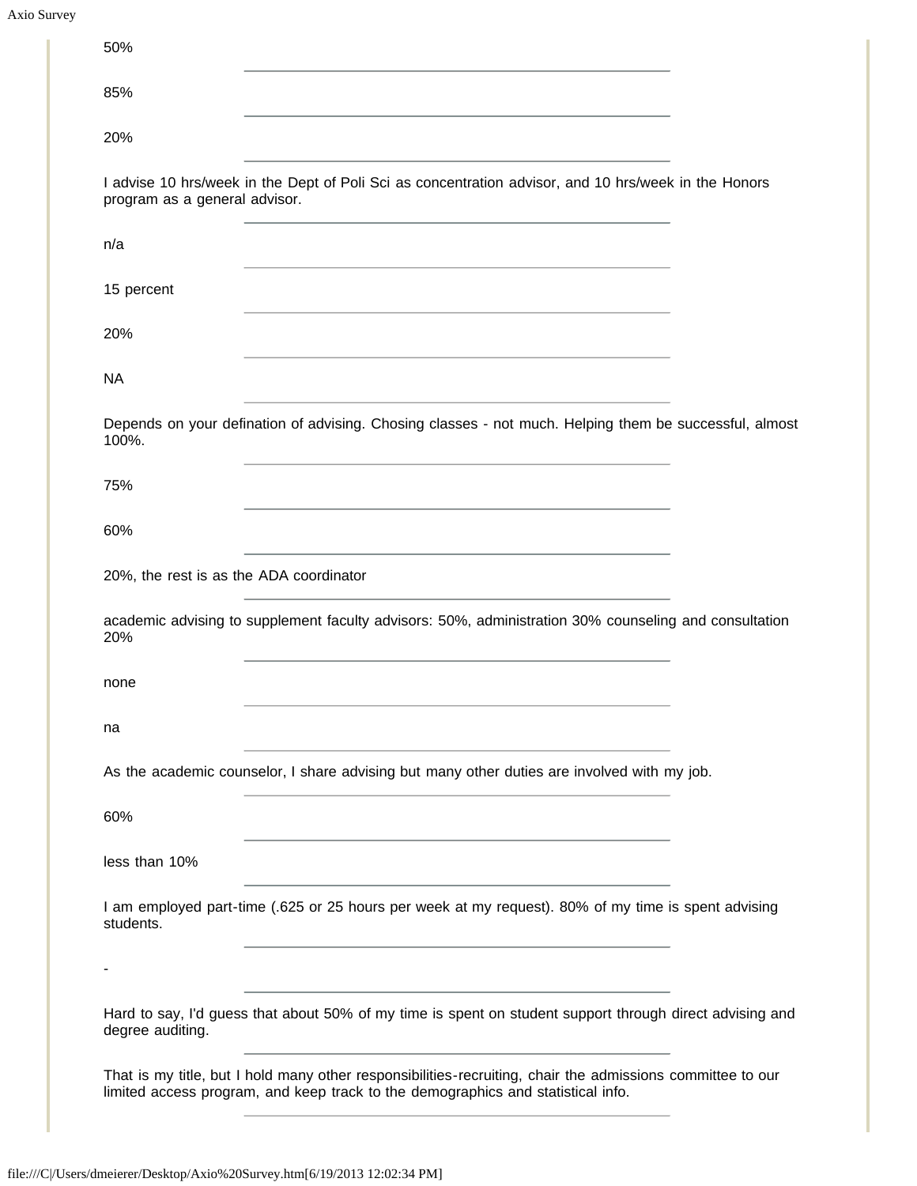50%

---

85%

---

20%

---

I advise 10 hrs/week in the Dept of Poli Sci as concentration advisor, and 10 hrs/week in the Honors program as a general advisor.

---

n/a

---

15 percent

---

20%

---

NA

---

Depends on your defination of advising. Chosing classes - not much. Helping them be successful, almost 100%.

---

75%

---

60%

---

20%, the rest is as the ADA coordinator

---

academic advising to supplement faculty advisors: 50%, administration 30% counseling and consultation 20%

---

none

---

na

---

As the academic counselor, I share advising but many other duties are involved with my job.

---

60%

---

less than 10%

---

I am employed part-time (.625 or 25 hours per week at my request). 80% of my time is spent advising students.

---

-

---

Hard to say, I'd guess that about 50% of my time is spent on student support through direct advising and degree auditing.

---

That is my title, but I hold many other responsibilities-recruiting, chair the admissions committee to our limited access program, and keep track to the demographics and statistical info.

---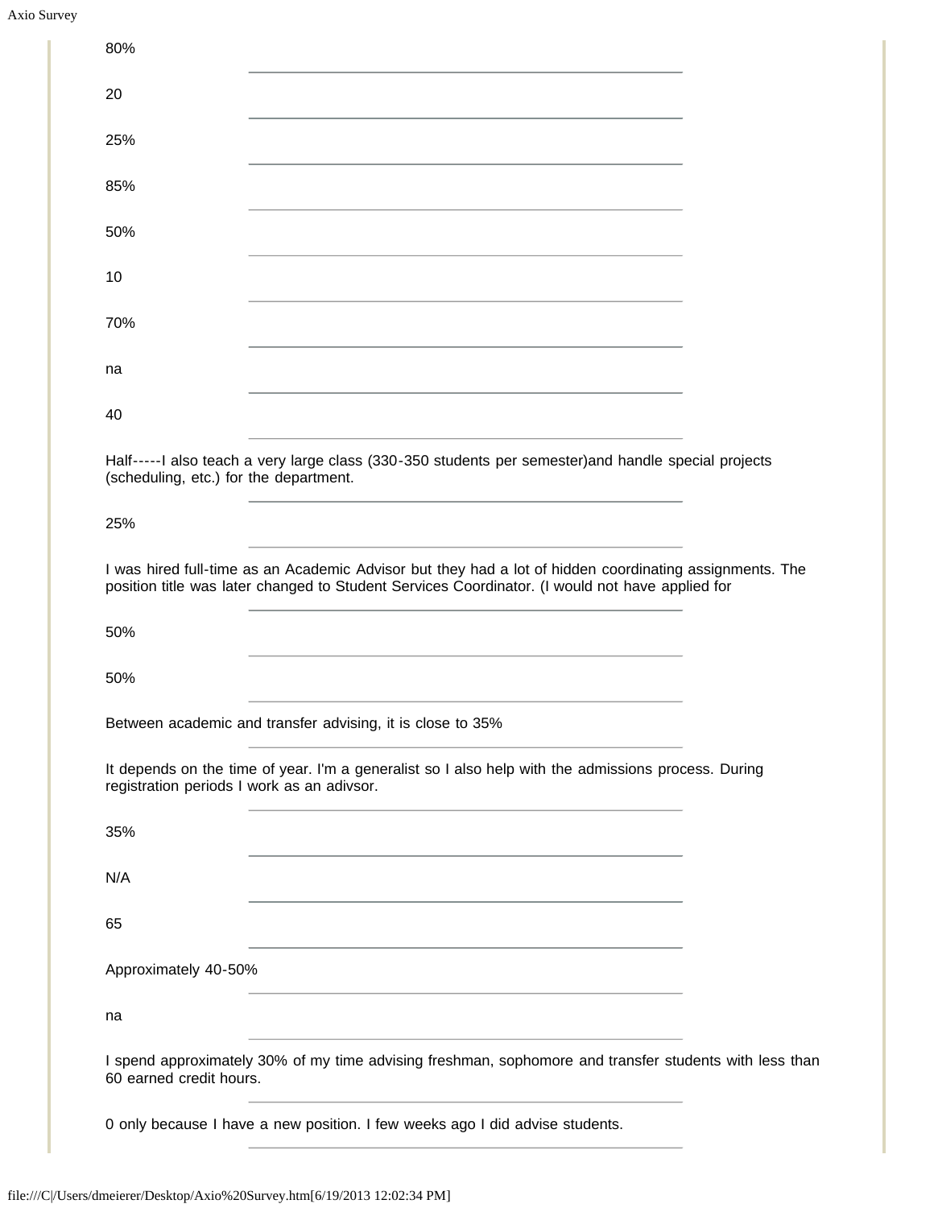80%

---

20

---

25%

---

85%

---

50%

---

10

---

70%

---

na

---

40

---

Half-----I also teach a very large class (330-350 students per semester)and handle special projects (scheduling, etc.) for the department.

---

25%

---

I was hired full-time as an Academic Advisor but they had a lot of hidden coordinating assignments. The position title was later changed to Student Services Coordinator. (I would not have applied for

---

50%

---

50%

---

Between academic and transfer advising, it is close to 35%

---

It depends on the time of year. I'm a generalist so I also help with the admissions process. During registration periods I work as an adivsor.

---

35%

---

N/A

---

65

---

Approximately 40-50%

---

na

---

I spend approximately 30% of my time advising freshman, sophomore and transfer students with less than 60 earned credit hours.

---

0 only because I have a new position. I few weeks ago I did advise students.

---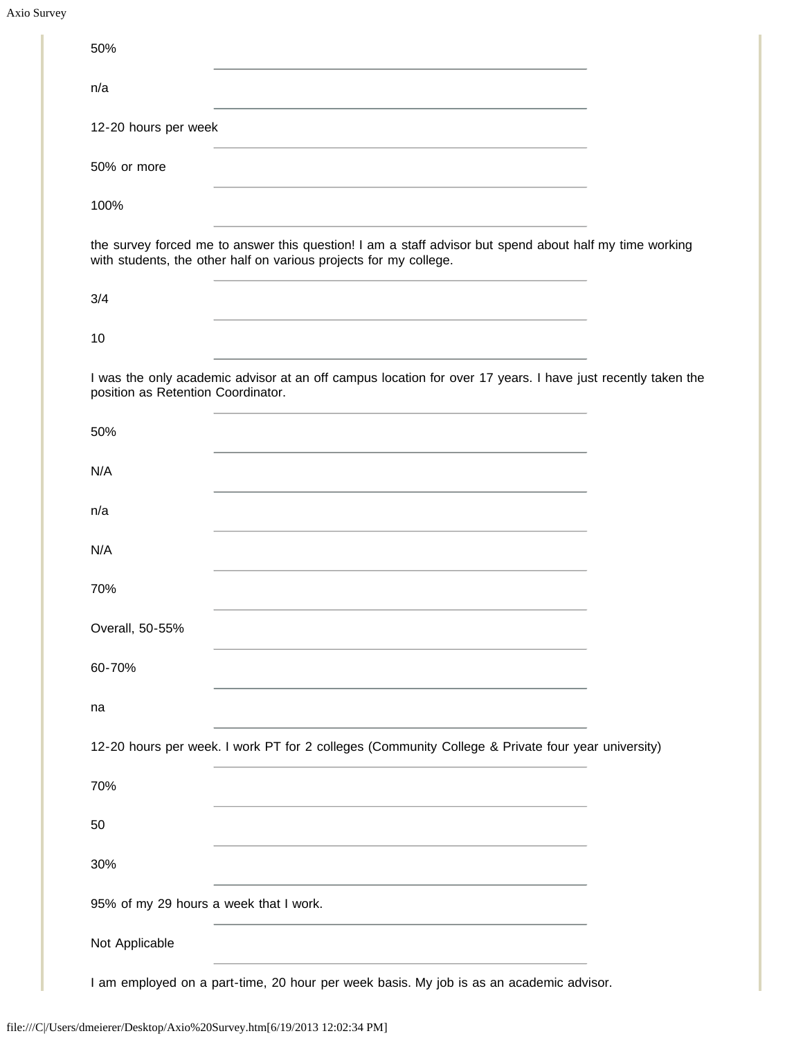50%

---

n/a

---

12-20 hours per week

---

50% or more

---

100%

---

the survey forced me to answer this question! I am a staff advisor but spend about half my time working with students, the other half on various projects for my college.

---

3/4

---

10

---

I was the only academic advisor at an off campus location for over 17 years. I have just recently taken the position as Retention Coordinator.

---

50%

---

N/A

---

n/a

---

N/A

---

70%

---

Overall, 50-55%

---

60-70%

---

na

---

12-20 hours per week. I work PT for 2 colleges (Community College & Private four year university)

---

70%

---

50

---

30%

---

95% of my 29 hours a week that I work.

---

Not Applicable

---

I am employed on a part-time, 20 hour per week basis. My job is as an academic advisor.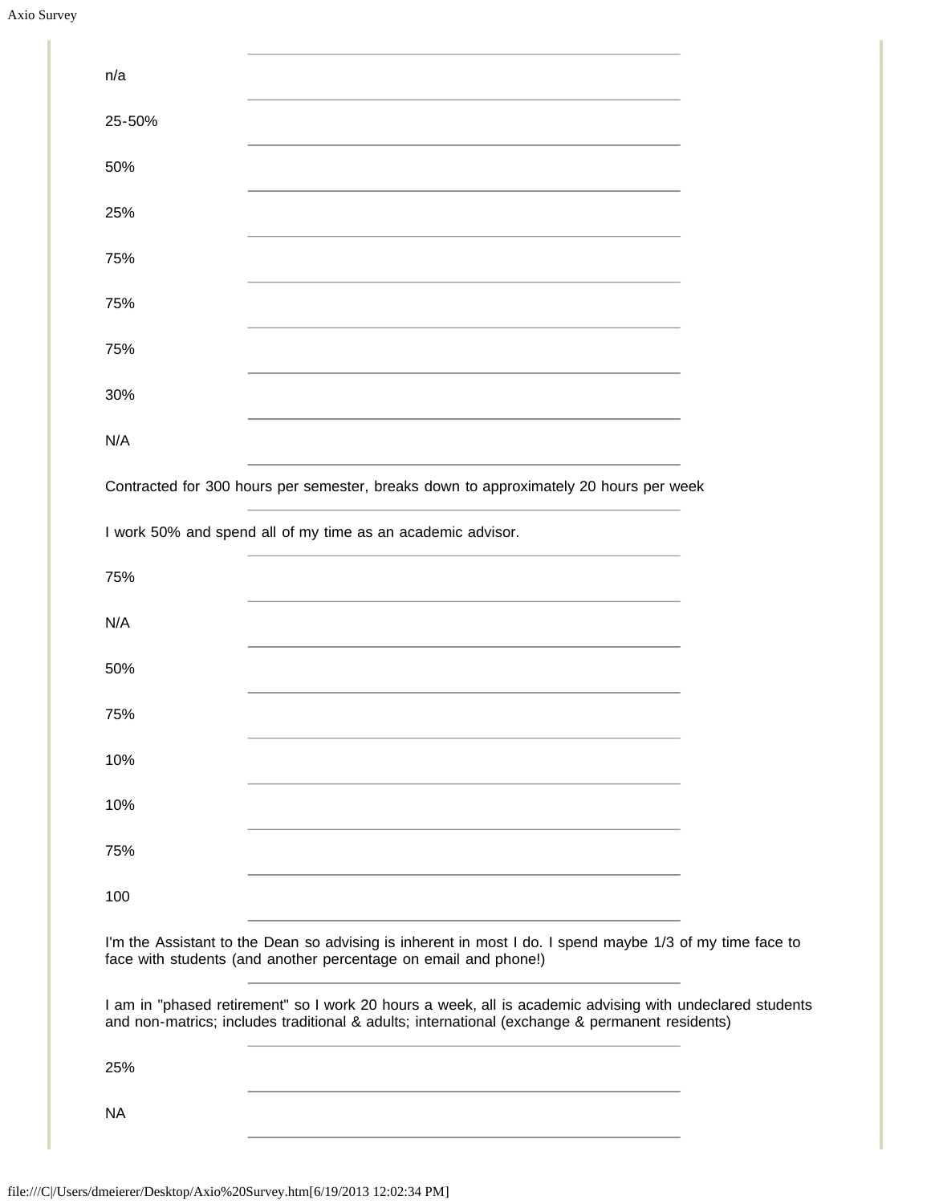n/a

25-50%

50%

25%

75%

75%

75%

30%

N/A

Contracted for 300 hours per semester, breaks down to approximately 20 hours per week

I work 50% and spend all of my time as an academic advisor.

75%

N/A

50%

75%

10%

10%

75%

100

I'm the Assistant to the Dean so advising is inherent in most I do. I spend maybe 1/3 of my time face to face with students (and another percentage on email and phone!)

I am in "phased retirement" so I work 20 hours a week, all is academic advising with undeclared students and non-matrics; includes traditional & adults; international (exchange & permanent residents)

25%

NA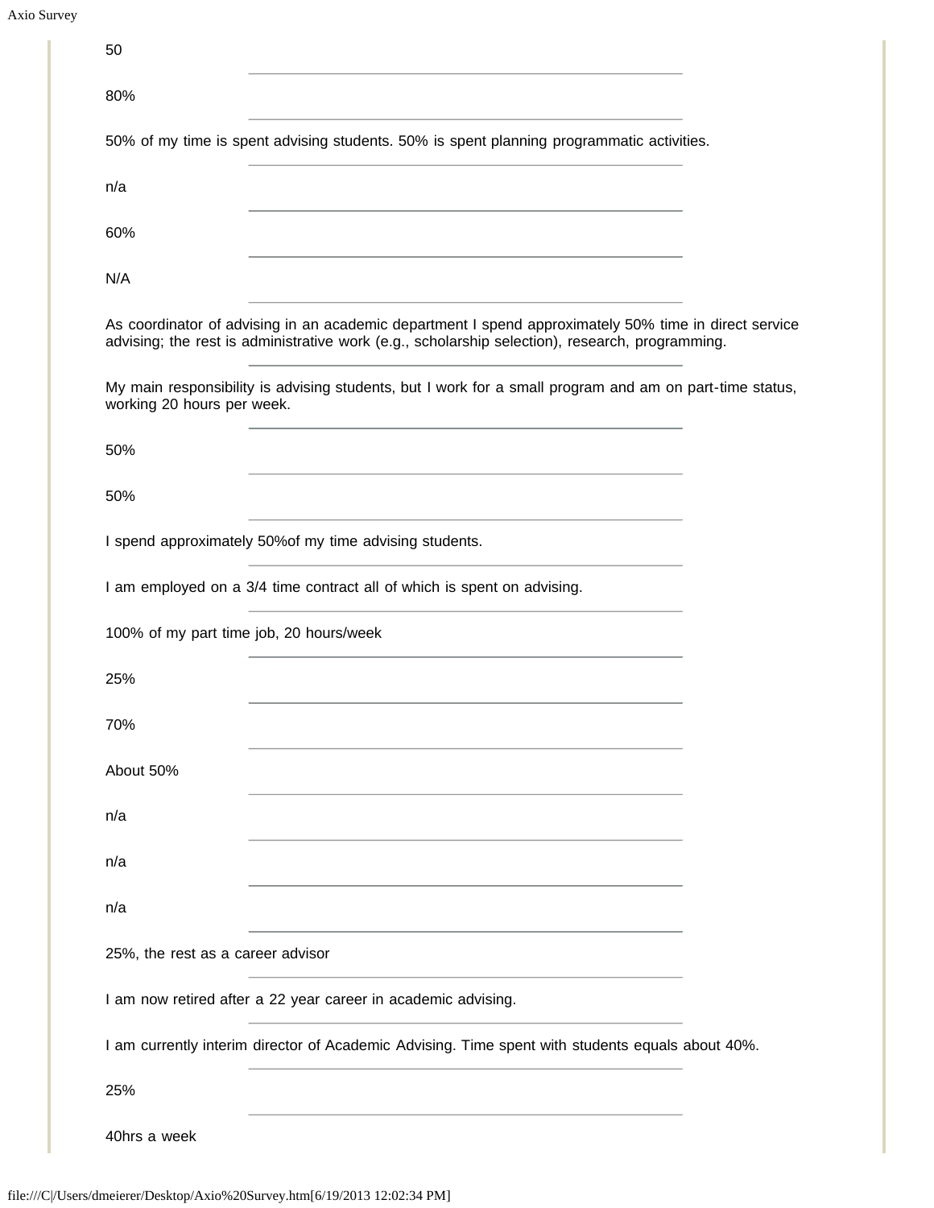50

---

80%

---

50% of my time is spent advising students. 50% is spent planning programmatic activities.

---

n/a

---

60%

---

N/A

---

As coordinator of advising in an academic department I spend approximately 50% time in direct service advising; the rest is administrative work (e.g., scholarship selection), research, programming.

---

My main responsibility is advising students, but I work for a small program and am on part-time status, working 20 hours per week.

---

50%

---

50%

---

I spend approximately 50%of my time advising students.

---

I am employed on a 3/4 time contract all of which is spent on advising.

---

100% of my part time job, 20 hours/week

---

25%

---

70%

---

About 50%

---

n/a

---

n/a

---

n/a

---

25%, the rest as a career advisor

---

I am now retired after a 22 year career in academic advising.

---

I am currently interim director of Academic Advising. Time spent with students equals about 40%.

---

25%

---

40hrs a week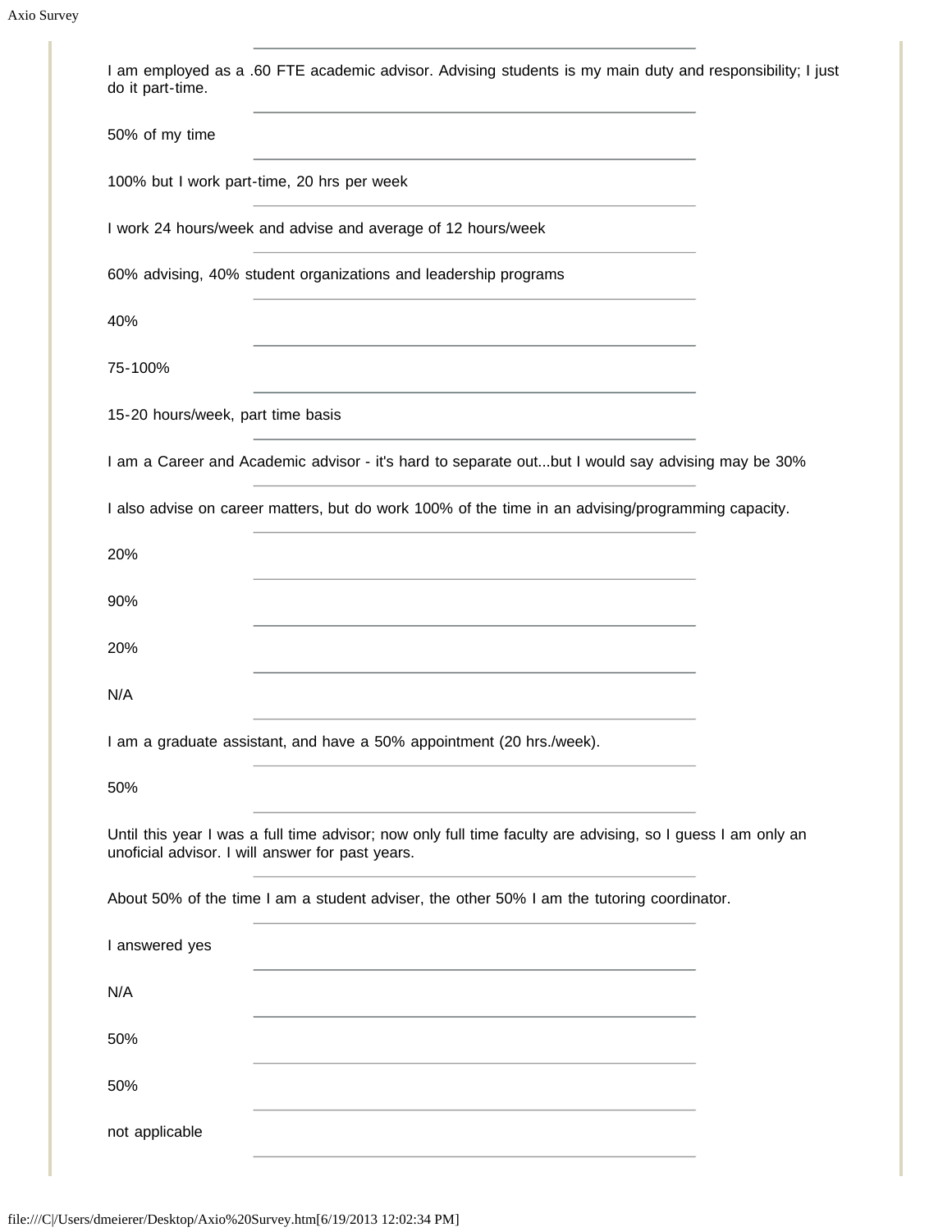I am employed as a .60 FTE academic advisor. Advising students is my main duty and responsibility; I just do it part-time.

---

50% of my time

---

100% but I work part-time, 20 hrs per week

---

I work 24 hours/week and advise and average of 12 hours/week

---

60% advising, 40% student organizations and leadership programs

---

40%

---

75-100%

---

15-20 hours/week, part time basis

---

I am a Career and Academic advisor - it's hard to separate out...but I would say advising may be 30%

---

I also advise on career matters, but do work 100% of the time in an advising/programming capacity.

---

20%

---

90%

---

20%

---

N/A

---

I am a graduate assistant, and have a 50% appointment (20 hrs./week).

---

50%

---

Until this year I was a full time advisor; now only full time faculty are advising, so I guess I am only an unoficial advisor. I will answer for past years.

---

About 50% of the time I am a student adviser, the other 50% I am the tutoring coordinator.

---

I answered yes

---

N/A

---

50%

---

50%

---

not applicable

---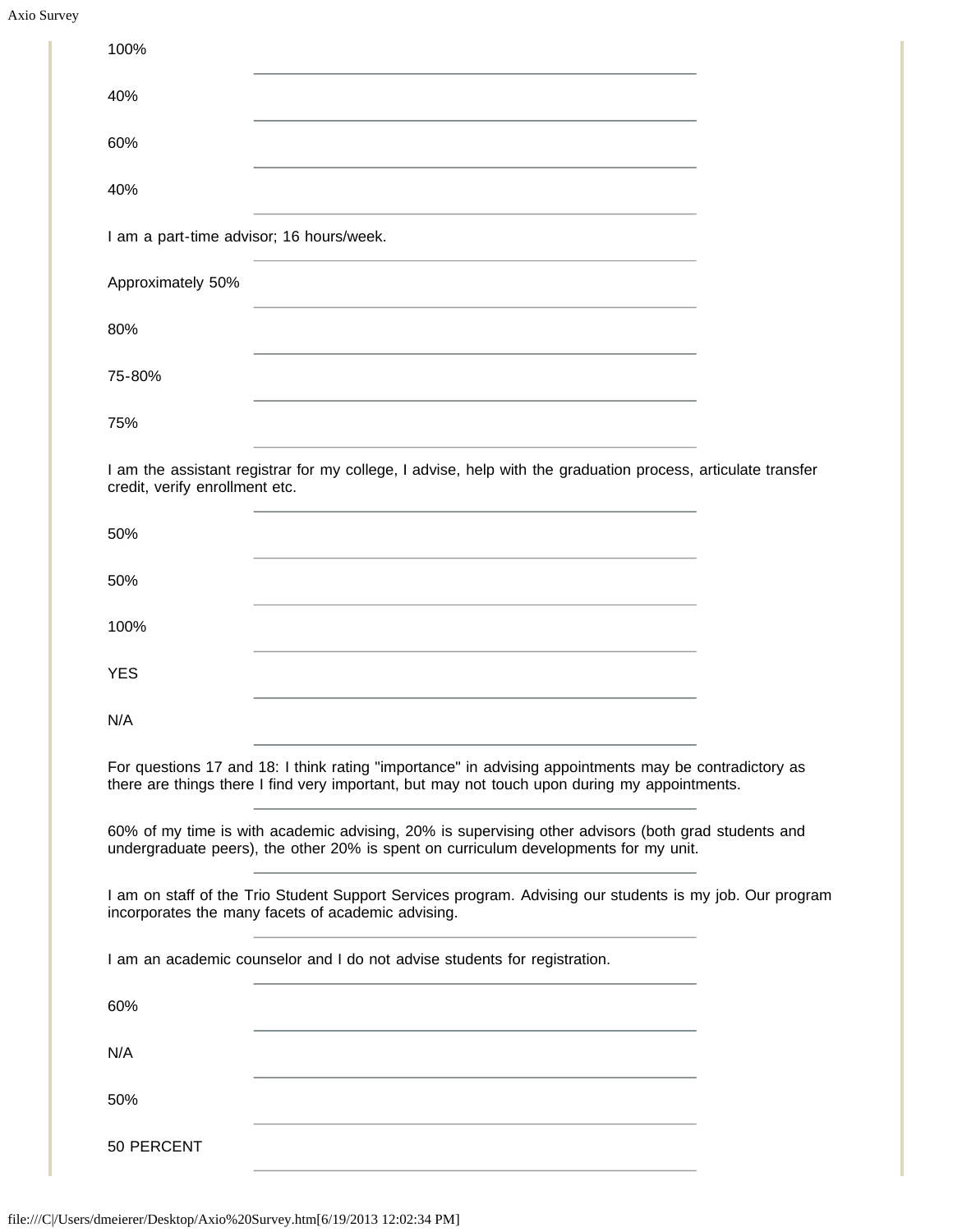100%

---

40%

---

60%

---

40%

---

I am a part-time advisor; 16 hours/week.

---

Approximately 50%

---

80%

---

75-80%

---

75%

---

I am the assistant registrar for my college, I advise, help with the graduation process, articulate transfer credit, verify enrollment etc.

---

50%

---

50%

---

100%

---

YES

---

N/A

---

For questions 17 and 18: I think rating "importance" in advising appointments may be contradictory as there are things there I find very important, but may not touch upon during my appointments.

---

60% of my time is with academic advising, 20% is supervising other advisors (both grad students and undergraduate peers), the other 20% is spent on curriculum developments for my unit.

---

I am on staff of the Trio Student Support Services program. Advising our students is my job. Our program incorporates the many facets of academic advising.

---

I am an academic counselor and I do not advise students for registration.

---

60%

---

N/A

---

50%

---

50 PERCENT

---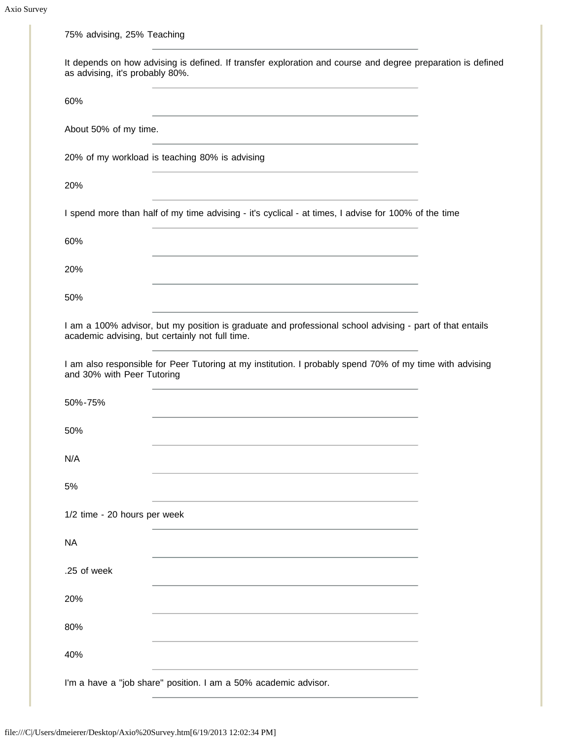75% advising, 25% Teaching

---

It depends on how advising is defined. If transfer exploration and course and degree preparation is defined as advising, it's probably 80%.

---

60%

---

About 50% of my time.

---

20% of my workload is teaching 80% is advising

---

20%

---

I spend more than half of my time advising - it's cyclical - at times, I advise for 100% of the time

---

60%

---

20%

---

50%

---

I am a 100% advisor, but my position is graduate and professional school advising - part of that entails academic advising, but certainly not full time.

---

I am also responsible for Peer Tutoring at my institution. I probably spend 70% of my time with advising and 30% with Peer Tutoring

---

50%-75%

---

50%

---

N/A

---

5%

---

1/2 time - 20 hours per week

---

NA

---

.25 of week

---

20%

---

80%

---

40%

---

I'm a have a "job share" position. I am a 50% academic advisor.

---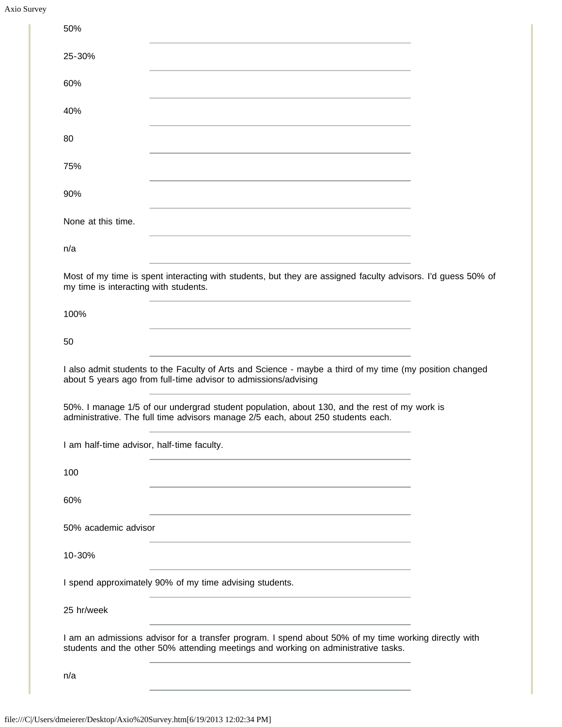50%

---

25-30%

---

60%

---

40%

---

80

---

75%

---

90%

---

None at this time.

---

n/a

---

Most of my time is spent interacting with students, but they are assigned faculty advisors. I'd guess 50% of my time is interacting with students.

---

100%

---

50

---

I also admit students to the Faculty of Arts and Science - maybe a third of my time (my position changed about 5 years ago from full-time advisor to admissions/advising

---

50%. I manage 1/5 of our undergrad student population, about 130, and the rest of my work is administrative. The full time advisors manage 2/5 each, about 250 students each.

---

I am half-time advisor, half-time faculty.

---

100

---

60%

---

50% academic advisor

---

10-30%

---

I spend approximately 90% of my time advising students.

---

25 hr/week

---

I am an admissions advisor for a transfer program. I spend about 50% of my time working directly with students and the other 50% attending meetings and working on administrative tasks.

---

n/a

---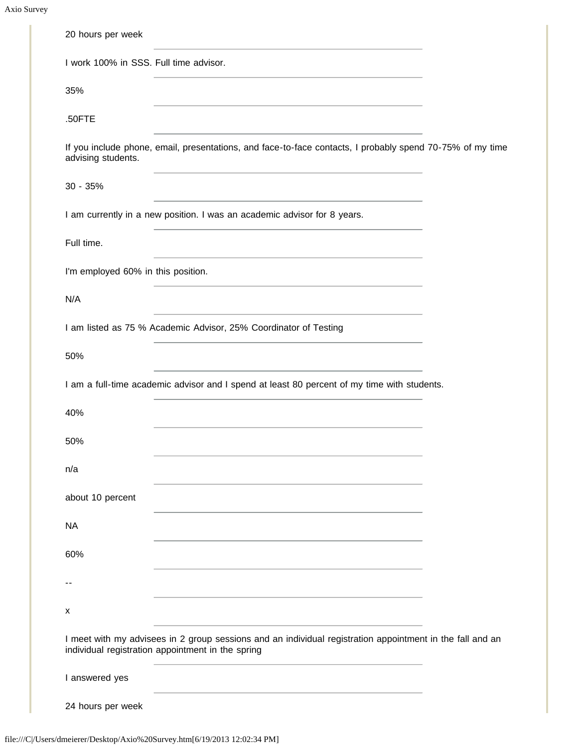20 hours per week

---

I work 100% in SSS. Full time advisor.

---

35%

---

.50FTE

---

If you include phone, email, presentations, and face-to-face contacts, I probably spend 70-75% of my time advising students.

---

30 - 35%

---

I am currently in a new position. I was an academic advisor for 8 years.

---

Full time.

---

I'm employed 60% in this position.

---

N/A

---

I am listed as 75 % Academic Advisor, 25% Coordinator of Testing

---

50%

---

I am a full-time academic advisor and I spend at least 80 percent of my time with students.

---

40%

---

50%

---

n/a

---

about 10 percent

---

NA

---

60%

---

--

---

x

---

I meet with my advisees in 2 group sessions and an individual registration appointment in the fall and an individual registration appointment in the spring

---

I answered yes

---

24 hours per week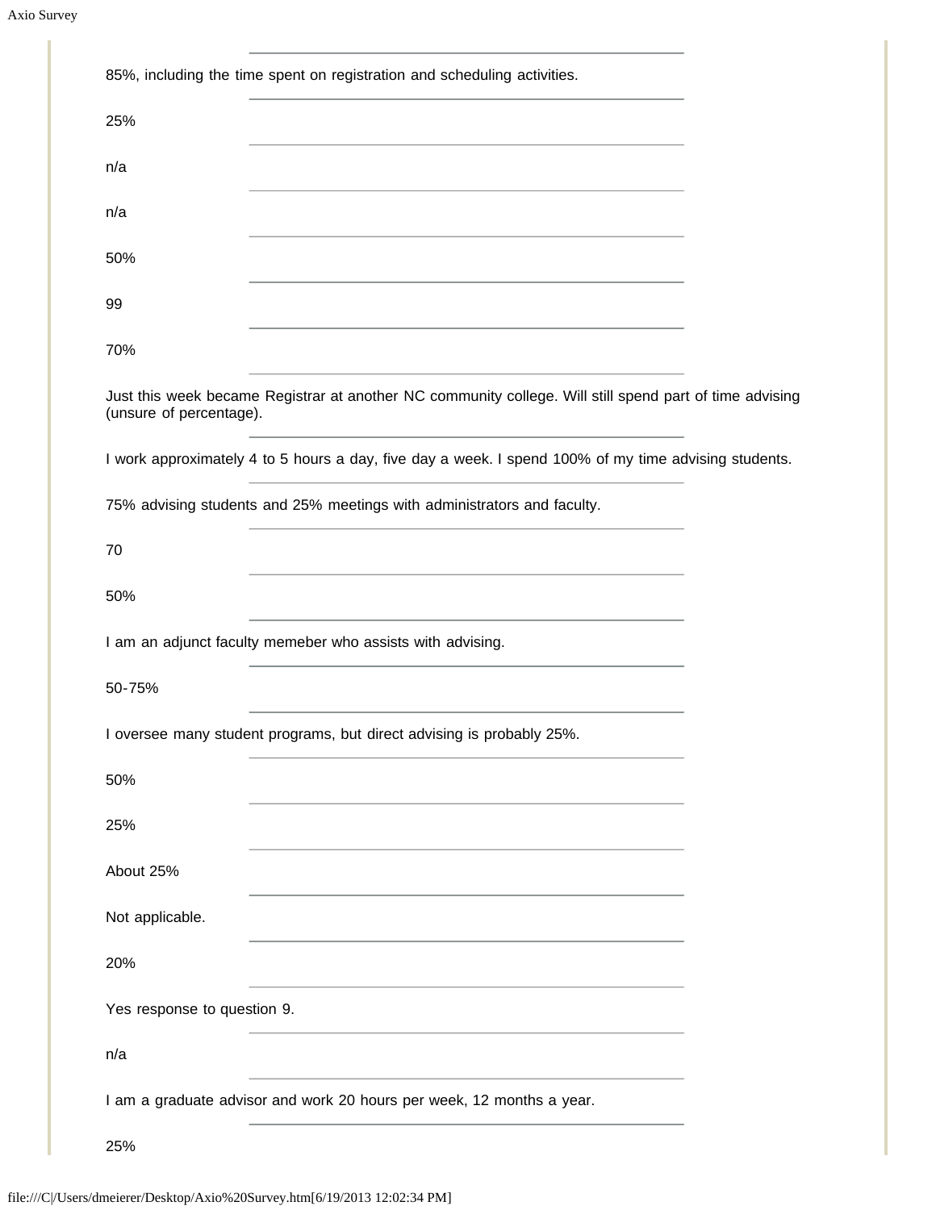85%, including the time spent on registration and scheduling activities.

---

25%

---

n/a

---

n/a

---

50%

---

99

---

70%

---

Just this week became Registrar at another NC community college. Will still spend part of time advising (unsure of percentage).

---

I work approximately 4 to 5 hours a day, five day a week. I spend 100% of my time advising students.

---

75% advising students and 25% meetings with administrators and faculty.

---

70

---

50%

---

I am an adjunct faculty memeber who assists with advising.

---

50-75%

---

I oversee many student programs, but direct advising is probably 25%.

---

50%

---

25%

---

About 25%

---

Not applicable.

---

20%

---

Yes response to question 9.

---

n/a

---

I am a graduate advisor and work 20 hours per week, 12 months a year.

---

25%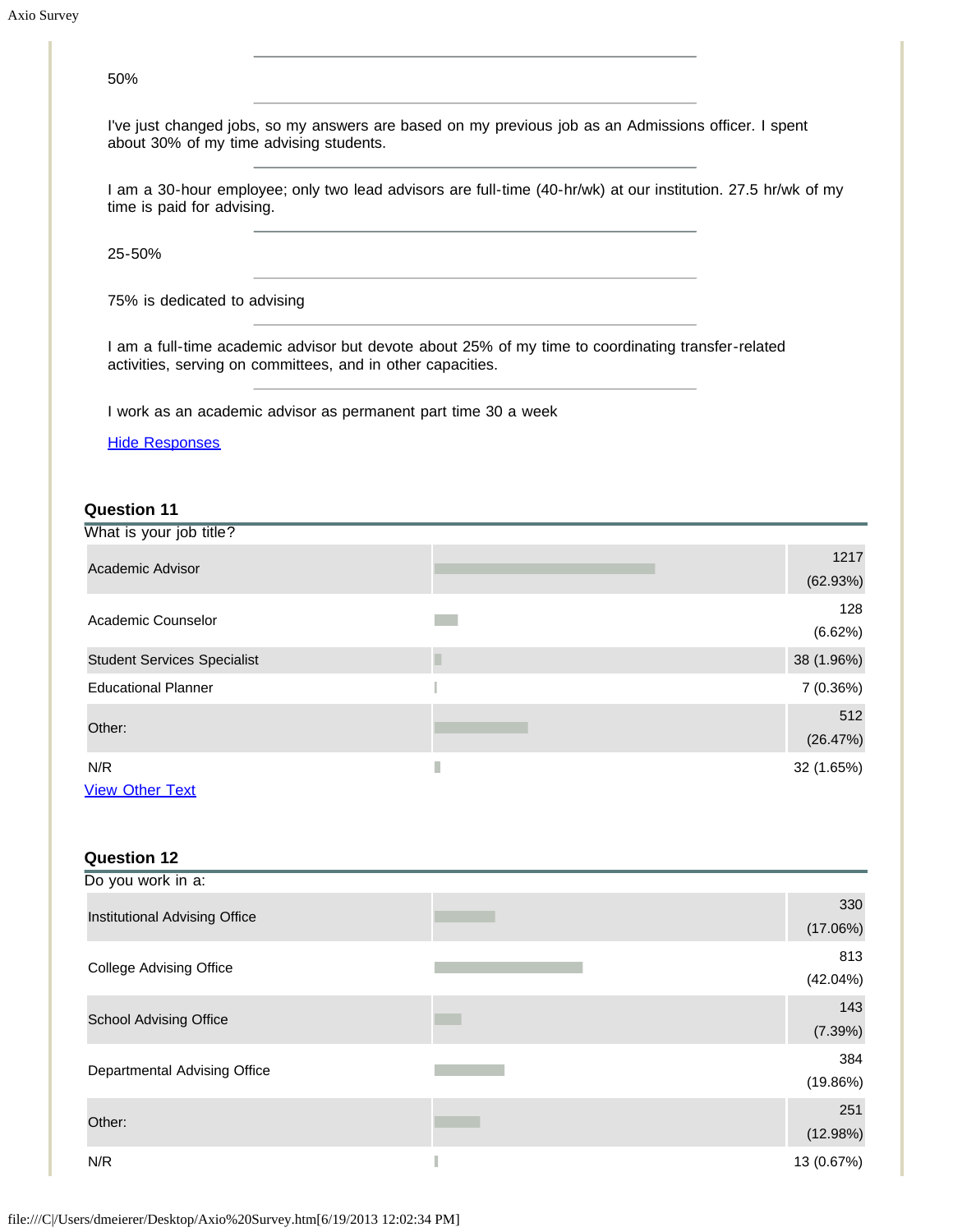50%

---

I've just changed jobs, so my answers are based on my previous job as an Admissions officer. I spent about 30% of my time advising students.

---

I am a 30-hour employee; only two lead advisors are full-time (40-hr/wk) at our institution. 27.5 hr/wk of my time is paid for advising.

---

25-50%

---

75% is dedicated to advising

---

I am a full-time academic advisor but devote about 25% of my time to coordinating transfer-related activities, serving on committees, and in other capacities.

---

I work as an academic advisor as permanent part time 30 a week

Hide Responses

### Question 11

What is your job title?

| Response | Count (%) |
|---|---|
| Academic Advisor | 1217 (62.93%) |
| Academic Counselor | 128 (6.62%) |
| Student Services Specialist | 38 (1.96%) |
| Educational Planner | 7 (0.36%) |
| Other: | 512 (26.47%) |
| N/R | 32 (1.65%) |

View Other Text

### Question 12

Do you work in a:

| Response | Count (%) |
|---|---|
| Institutional Advising Office | 330 (17.06%) |
| College Advising Office | 813 (42.04%) |
| School Advising Office | 143 (7.39%) |
| Departmental Advising Office | 384 (19.86%) |
| Other: | 251 (12.98%) |
| N/R | 13 (0.67%) |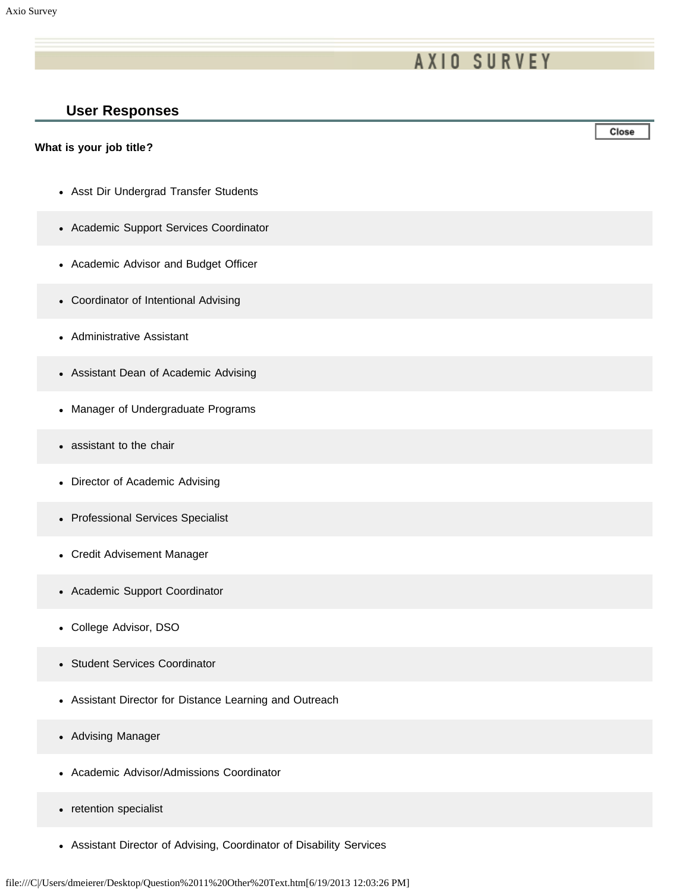# AXIO SURVEY

## User Responses

**What is your job title?**

- Asst Dir Undergrad Transfer Students
- Academic Support Services Coordinator
- Academic Advisor and Budget Officer
- Coordinator of Intentional Advising
- Administrative Assistant
- Assistant Dean of Academic Advising
- Manager of Undergraduate Programs
- assistant to the chair
- Director of Academic Advising
- Professional Services Specialist
- Credit Advisement Manager
- Academic Support Coordinator
- College Advisor, DSO
- Student Services Coordinator
- Assistant Director for Distance Learning and Outreach
- Advising Manager
- Academic Advisor/Admissions Coordinator
- retention specialist
- Assistant Director of Advising, Coordinator of Disability Services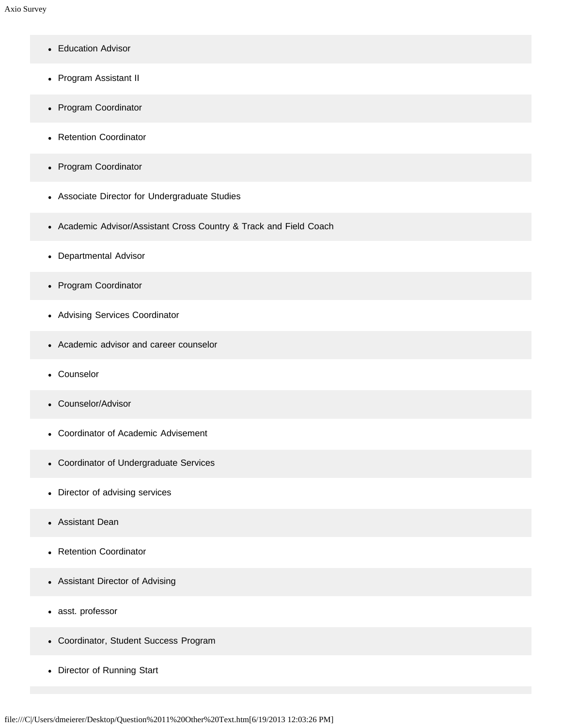- Education Advisor
- Program Assistant II
- Program Coordinator
- Retention Coordinator
- Program Coordinator
- Associate Director for Undergraduate Studies
- Academic Advisor/Assistant Cross Country & Track and Field Coach
- Departmental Advisor
- Program Coordinator
- Advising Services Coordinator
- Academic advisor and career counselor
- Counselor
- Counselor/Advisor
- Coordinator of Academic Advisement
- Coordinator of Undergraduate Services
- Director of advising services
- Assistant Dean
- Retention Coordinator
- Assistant Director of Advising
- asst. professor
- Coordinator, Student Success Program
- Director of Running Start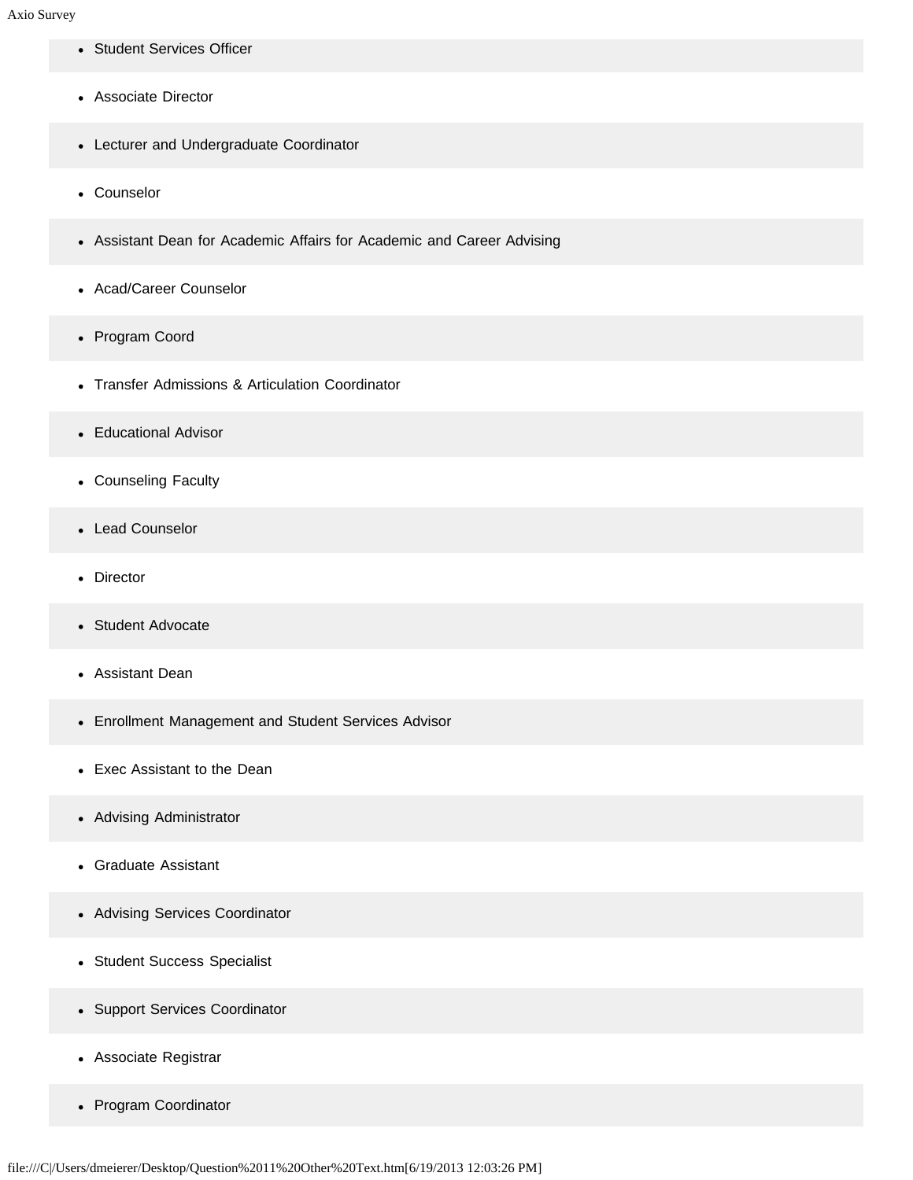- Student Services Officer
- Associate Director
- Lecturer and Undergraduate Coordinator
- Counselor
- Assistant Dean for Academic Affairs for Academic and Career Advising
- Acad/Career Counselor
- Program Coord
- Transfer Admissions & Articulation Coordinator
- Educational Advisor
- Counseling Faculty
- Lead Counselor
- Director
- Student Advocate
- Assistant Dean
- Enrollment Management and Student Services Advisor
- Exec Assistant to the Dean
- Advising Administrator
- Graduate Assistant
- Advising Services Coordinator
- Student Success Specialist
- Support Services Coordinator
- Associate Registrar
- Program Coordinator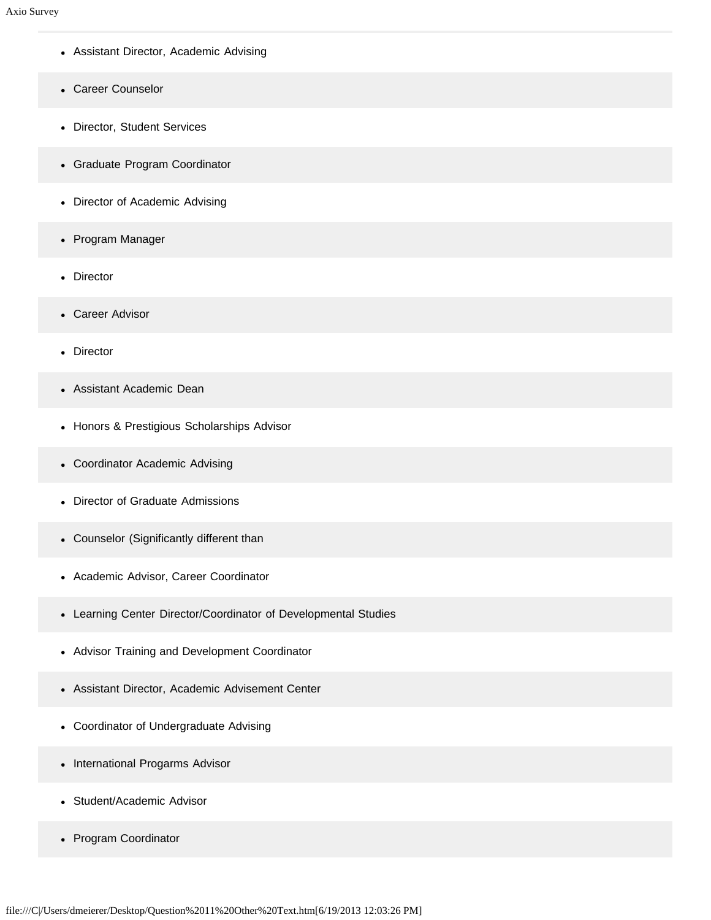- Assistant Director, Academic Advising
- Career Counselor
- Director, Student Services
- Graduate Program Coordinator
- Director of Academic Advising
- Program Manager
- Director
- Career Advisor
- Director
- Assistant Academic Dean
- Honors & Prestigious Scholarships Advisor
- Coordinator Academic Advising
- Director of Graduate Admissions
- Counselor (Significantly different than
- Academic Advisor, Career Coordinator
- Learning Center Director/Coordinator of Developmental Studies
- Advisor Training and Development Coordinator
- Assistant Director, Academic Advisement Center
- Coordinator of Undergraduate Advising
- International Progarms Advisor
- Student/Academic Advisor
- Program Coordinator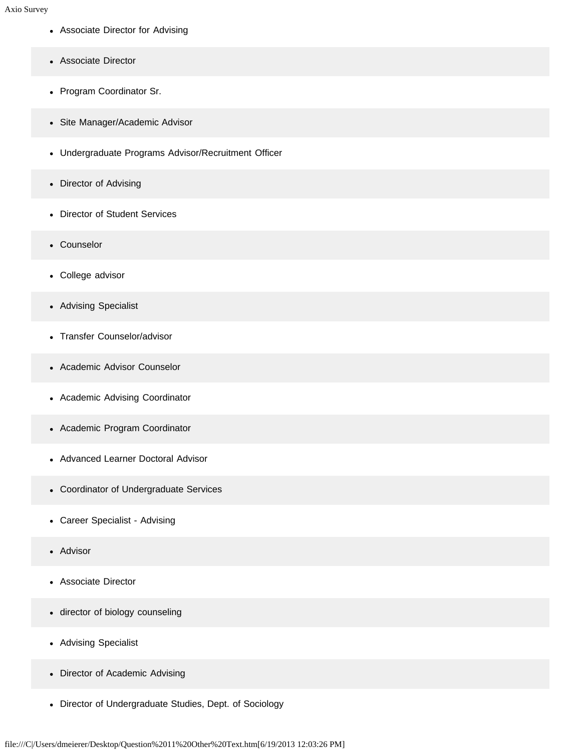- Associate Director for Advising
- Associate Director
- Program Coordinator Sr.
- Site Manager/Academic Advisor
- Undergraduate Programs Advisor/Recruitment Officer
- Director of Advising
- Director of Student Services
- Counselor
- College advisor
- Advising Specialist
- Transfer Counselor/advisor
- Academic Advisor Counselor
- Academic Advising Coordinator
- Academic Program Coordinator
- Advanced Learner Doctoral Advisor
- Coordinator of Undergraduate Services
- Career Specialist - Advising
- Advisor
- Associate Director
- director of biology counseling
- Advising Specialist
- Director of Academic Advising
- Director of Undergraduate Studies, Dept. of Sociology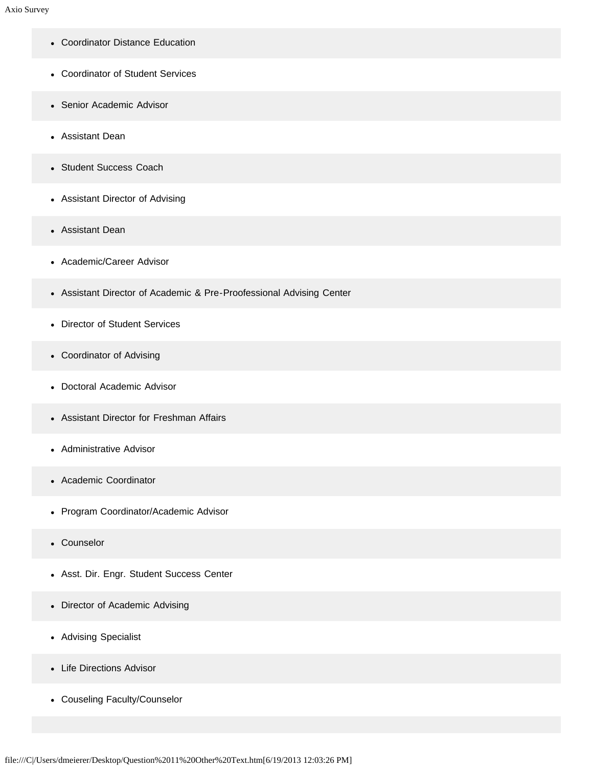- Coordinator Distance Education
- Coordinator of Student Services
- Senior Academic Advisor
- Assistant Dean
- Student Success Coach
- Assistant Director of Advising
- Assistant Dean
- Academic/Career Advisor
- Assistant Director of Academic & Pre-Proofessional Advising Center
- Director of Student Services
- Coordinator of Advising
- Doctoral Academic Advisor
- Assistant Director for Freshman Affairs
- Administrative Advisor
- Academic Coordinator
- Program Coordinator/Academic Advisor
- Counselor
- Asst. Dir. Engr. Student Success Center
- Director of Academic Advising
- Advising Specialist
- Life Directions Advisor
- Couseling Faculty/Counselor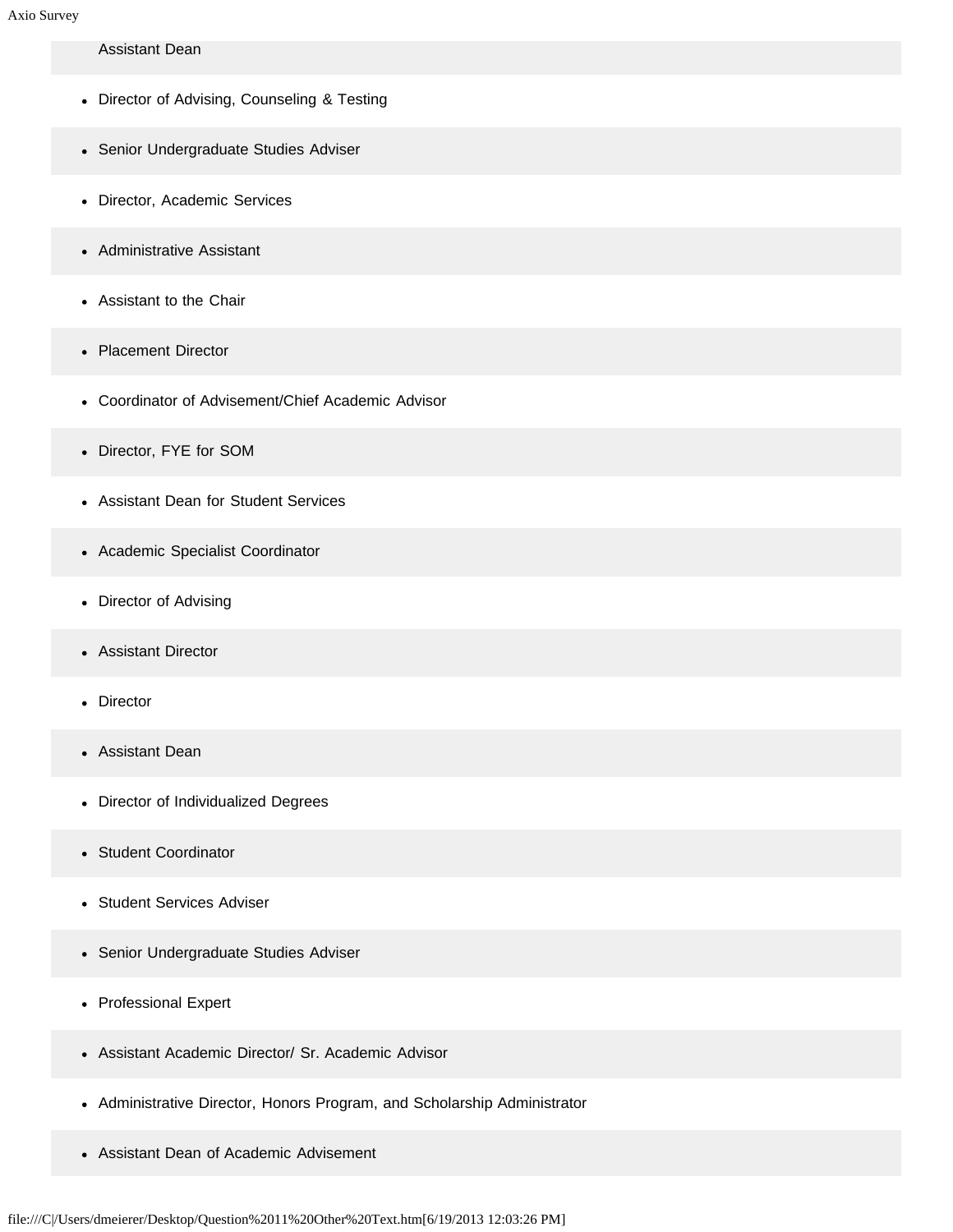Assistant Dean

- Director of Advising, Counseling & Testing
- Senior Undergraduate Studies Adviser
- Director, Academic Services
- Administrative Assistant
- Assistant to the Chair
- Placement Director
- Coordinator of Advisement/Chief Academic Advisor
- Director, FYE for SOM
- Assistant Dean for Student Services
- Academic Specialist Coordinator
- Director of Advising
- Assistant Director
- Director
- Assistant Dean
- Director of Individualized Degrees
- Student Coordinator
- Student Services Adviser
- Senior Undergraduate Studies Adviser
- Professional Expert
- Assistant Academic Director/ Sr. Academic Advisor
- Administrative Director, Honors Program, and Scholarship Administrator
- Assistant Dean of Academic Advisement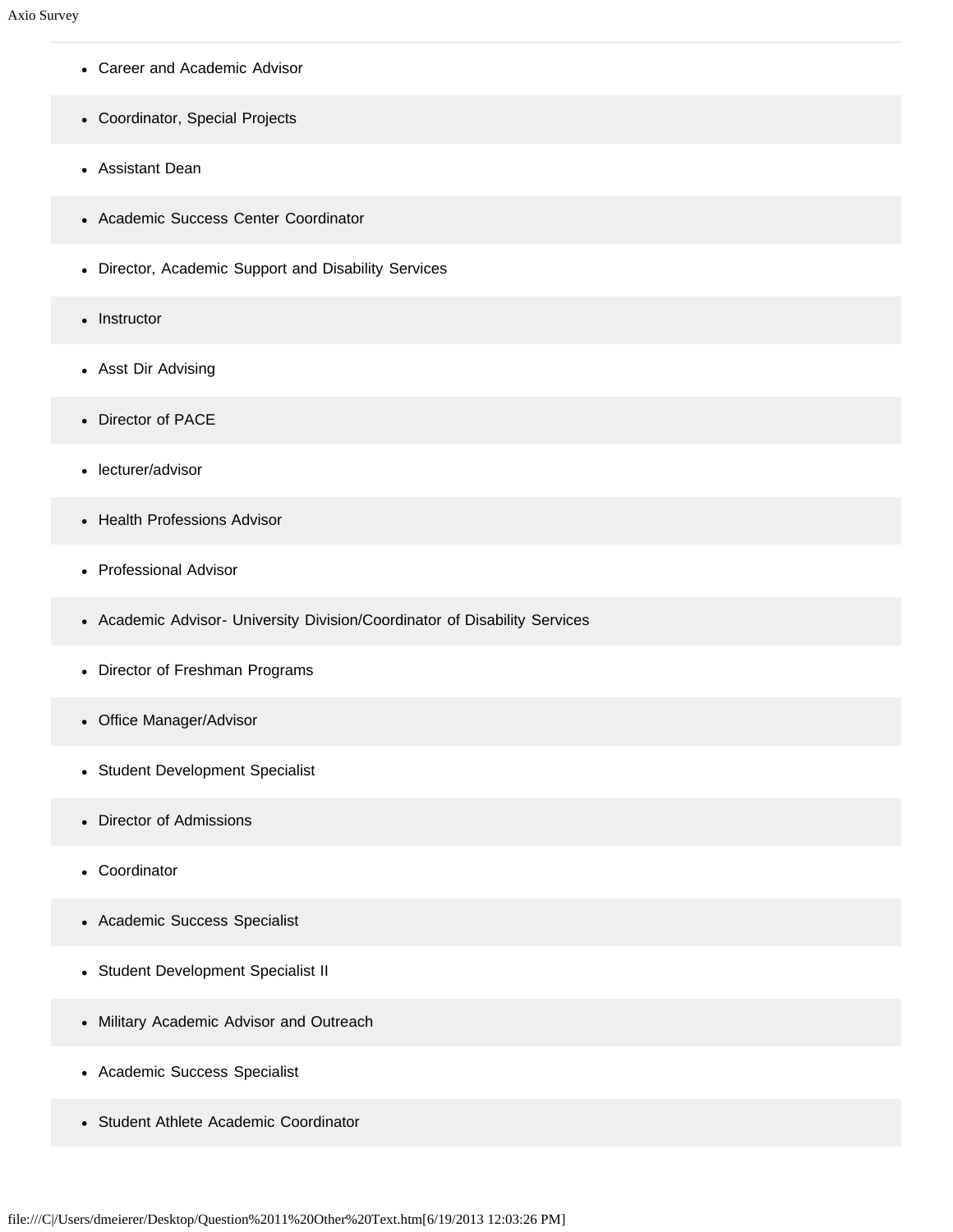- Career and Academic Advisor
- Coordinator, Special Projects
- Assistant Dean
- Academic Success Center Coordinator
- Director, Academic Support and Disability Services
- Instructor
- Asst Dir Advising
- Director of PACE
- lecturer/advisor
- Health Professions Advisor
- Professional Advisor
- Academic Advisor- University Division/Coordinator of Disability Services
- Director of Freshman Programs
- Office Manager/Advisor
- Student Development Specialist
- Director of Admissions
- Coordinator
- Academic Success Specialist
- Student Development Specialist II
- Military Academic Advisor and Outreach
- Academic Success Specialist
- Student Athlete Academic Coordinator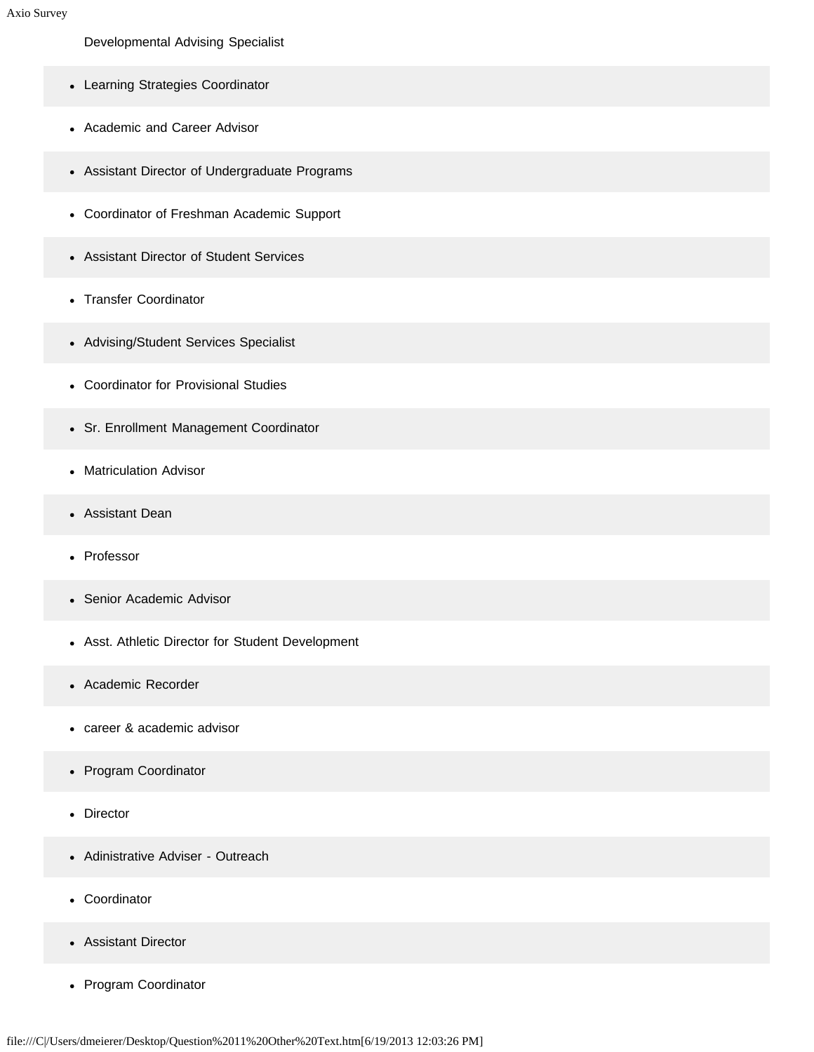Developmental Advising Specialist

- Learning Strategies Coordinator
- Academic and Career Advisor
- Assistant Director of Undergraduate Programs
- Coordinator of Freshman Academic Support
- Assistant Director of Student Services
- Transfer Coordinator
- Advising/Student Services Specialist
- Coordinator for Provisional Studies
- Sr. Enrollment Management Coordinator
- Matriculation Advisor
- Assistant Dean
- Professor
- Senior Academic Advisor
- Asst. Athletic Director for Student Development
- Academic Recorder
- career & academic advisor
- Program Coordinator
- Director
- Adinistrative Adviser - Outreach
- Coordinator
- Assistant Director
- Program Coordinator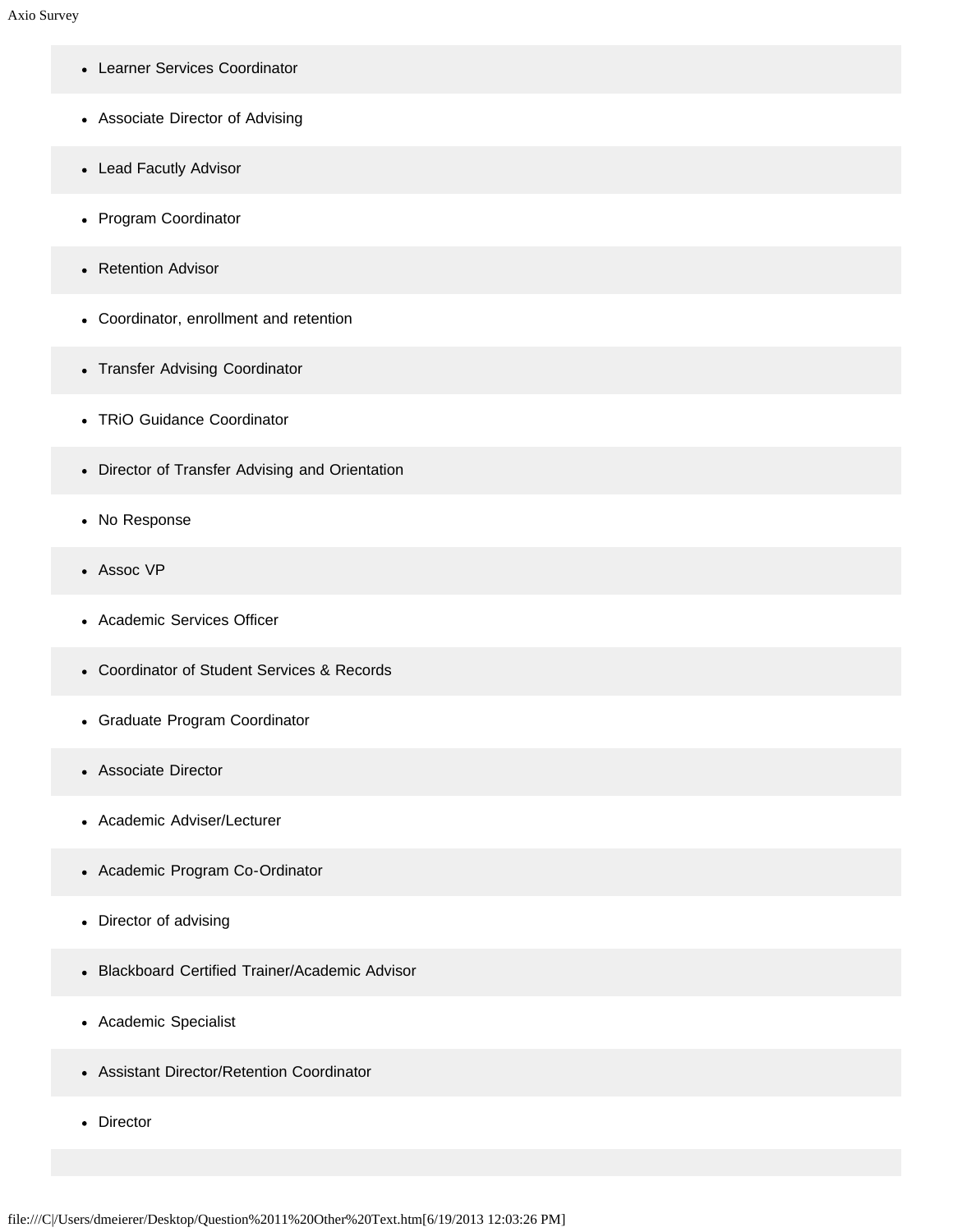- Learner Services Coordinator
- Associate Director of Advising
- Lead Facutly Advisor
- Program Coordinator
- Retention Advisor
- Coordinator, enrollment and retention
- Transfer Advising Coordinator
- TRiO Guidance Coordinator
- Director of Transfer Advising and Orientation
- No Response
- Assoc VP
- Academic Services Officer
- Coordinator of Student Services & Records
- Graduate Program Coordinator
- Associate Director
- Academic Adviser/Lecturer
- Academic Program Co-Ordinator
- Director of advising
- Blackboard Certified Trainer/Academic Advisor
- Academic Specialist
- Assistant Director/Retention Coordinator
- Director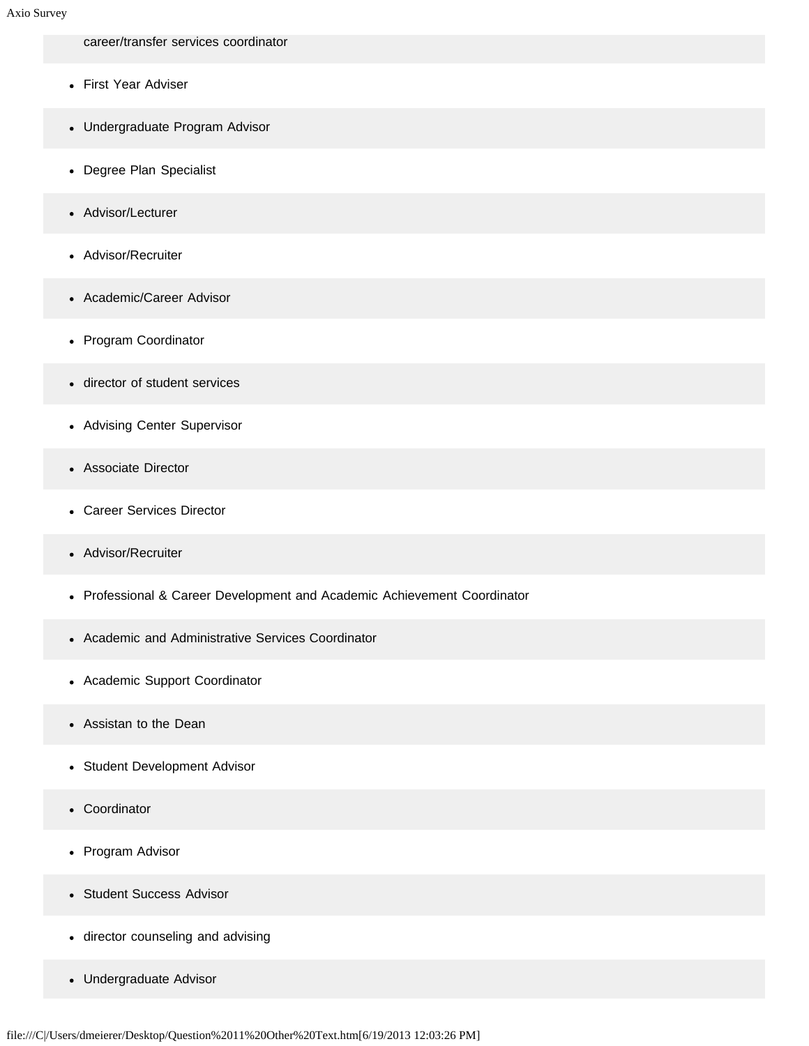career/transfer services coordinator

- First Year Adviser
- Undergraduate Program Advisor
- Degree Plan Specialist
- Advisor/Lecturer
- Advisor/Recruiter
- Academic/Career Advisor
- Program Coordinator
- director of student services
- Advising Center Supervisor
- Associate Director
- Career Services Director
- Advisor/Recruiter
- Professional & Career Development and Academic Achievement Coordinator
- Academic and Administrative Services Coordinator
- Academic Support Coordinator
- Assistan to the Dean
- Student Development Advisor
- Coordinator
- Program Advisor
- Student Success Advisor
- director counseling and advising
- Undergraduate Advisor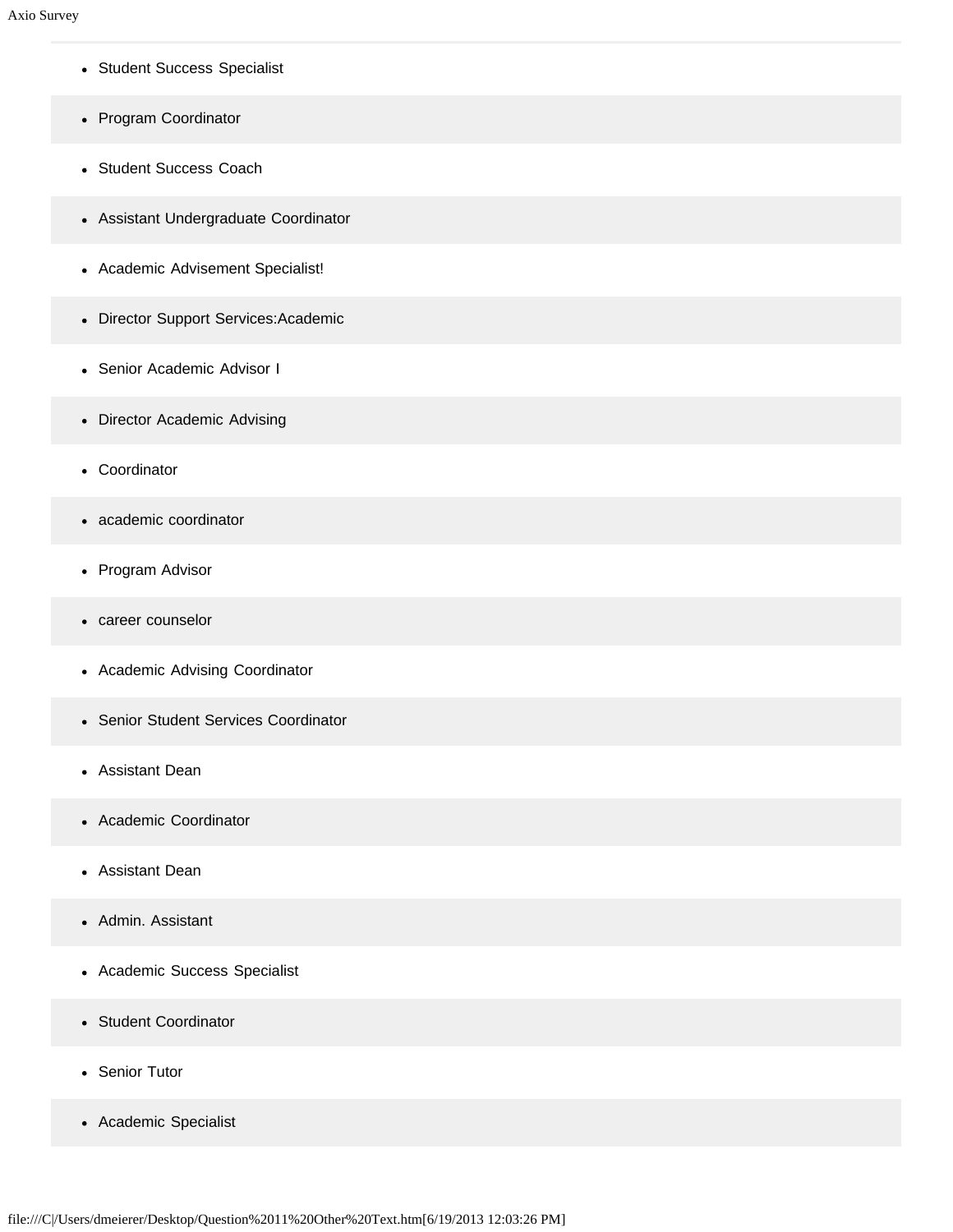- Student Success Specialist
- Program Coordinator
- Student Success Coach
- Assistant Undergraduate Coordinator
- Academic Advisement Specialist!
- Director Support Services:Academic
- Senior Academic Advisor I
- Director Academic Advising
- Coordinator
- academic coordinator
- Program Advisor
- career counselor
- Academic Advising Coordinator
- Senior Student Services Coordinator
- Assistant Dean
- Academic Coordinator
- Assistant Dean
- Admin. Assistant
- Academic Success Specialist
- Student Coordinator
- Senior Tutor
- Academic Specialist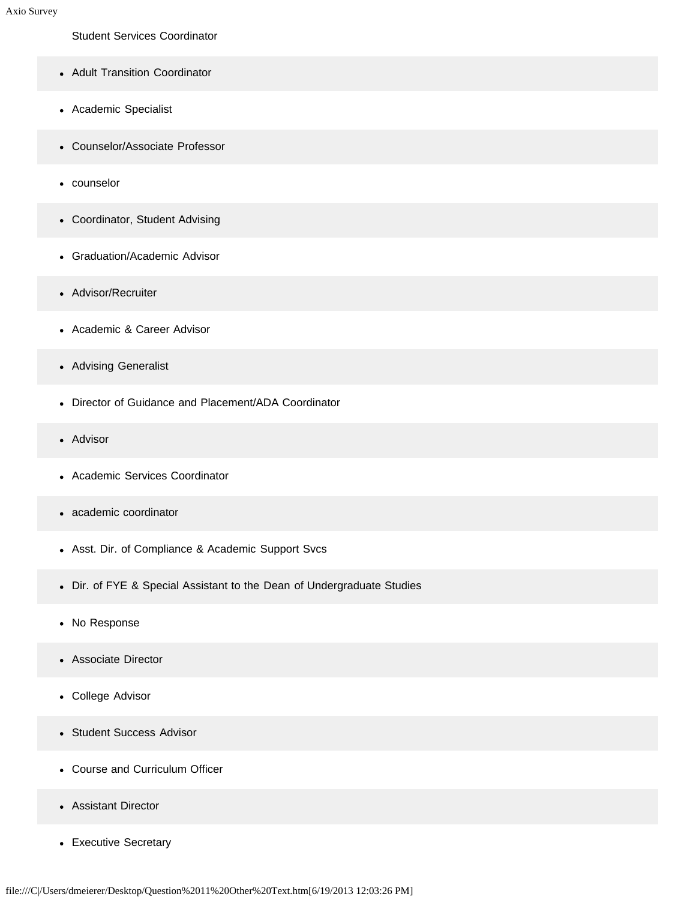Student Services Coordinator

- Adult Transition Coordinator
- Academic Specialist
- Counselor/Associate Professor
- counselor
- Coordinator, Student Advising
- Graduation/Academic Advisor
- Advisor/Recruiter
- Academic & Career Advisor
- Advising Generalist
- Director of Guidance and Placement/ADA Coordinator
- Advisor
- Academic Services Coordinator
- academic coordinator
- Asst. Dir. of Compliance & Academic Support Svcs
- Dir. of FYE & Special Assistant to the Dean of Undergraduate Studies
- No Response
- Associate Director
- College Advisor
- Student Success Advisor
- Course and Curriculum Officer
- Assistant Director
- Executive Secretary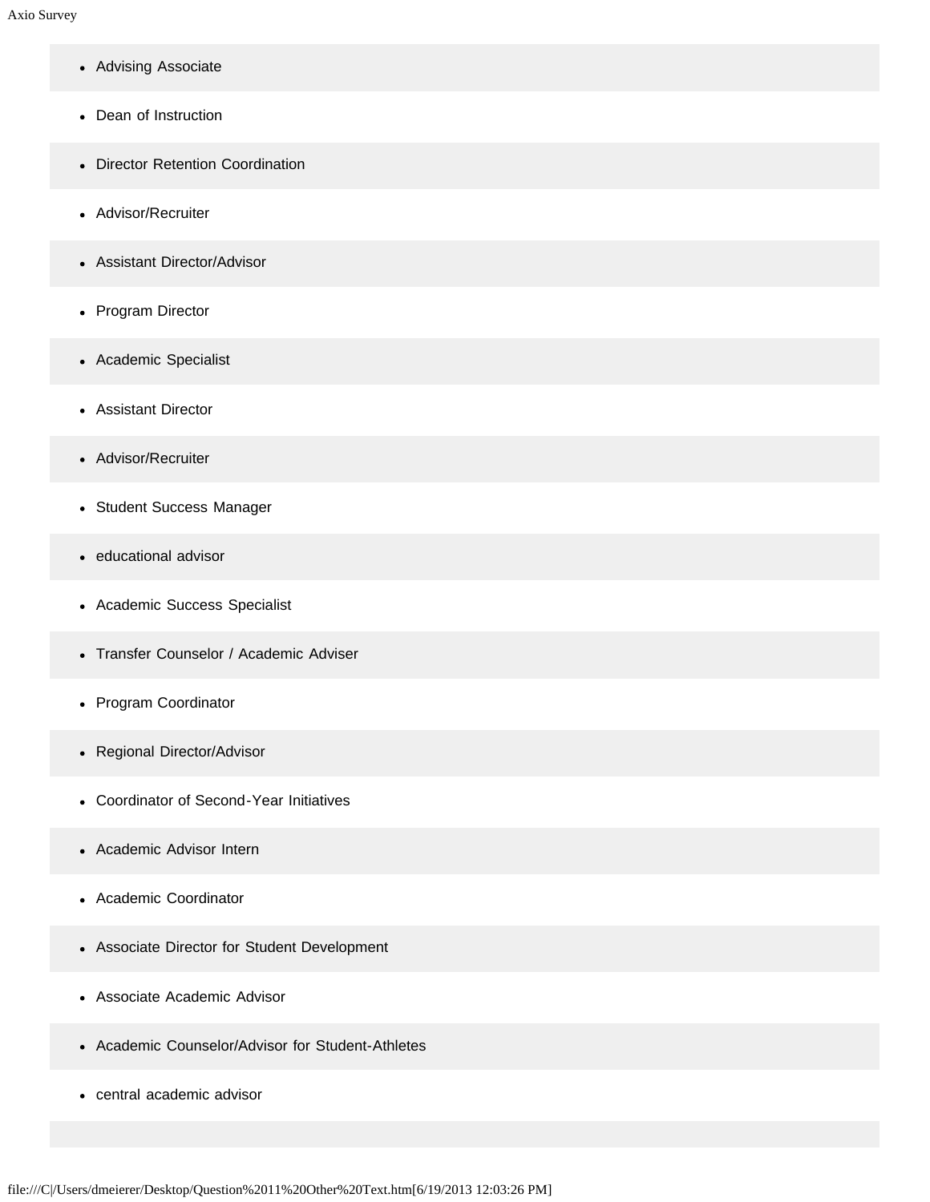- Advising Associate
- Dean of Instruction
- Director Retention Coordination
- Advisor/Recruiter
- Assistant Director/Advisor
- Program Director
- Academic Specialist
- Assistant Director
- Advisor/Recruiter
- Student Success Manager
- educational advisor
- Academic Success Specialist
- Transfer Counselor / Academic Adviser
- Program Coordinator
- Regional Director/Advisor
- Coordinator of Second-Year Initiatives
- Academic Advisor Intern
- Academic Coordinator
- Associate Director for Student Development
- Associate Academic Advisor
- Academic Counselor/Advisor for Student-Athletes
- central academic advisor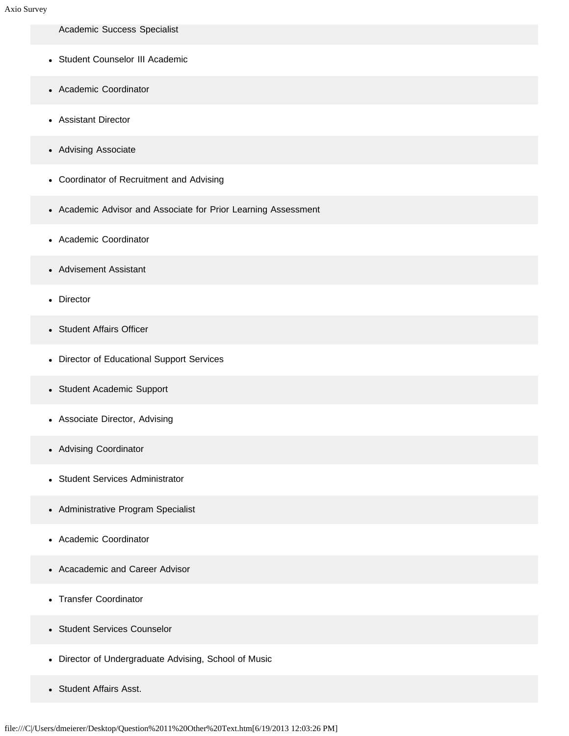Academic Success Specialist

- Student Counselor III Academic
- Academic Coordinator
- Assistant Director
- Advising Associate
- Coordinator of Recruitment and Advising
- Academic Advisor and Associate for Prior Learning Assessment
- Academic Coordinator
- Advisement Assistant
- Director
- Student Affairs Officer
- Director of Educational Support Services
- Student Academic Support
- Associate Director, Advising
- Advising Coordinator
- Student Services Administrator
- Administrative Program Specialist
- Academic Coordinator
- Acacademic and Career Advisor
- Transfer Coordinator
- Student Services Counselor
- Director of Undergraduate Advising, School of Music
- Student Affairs Asst.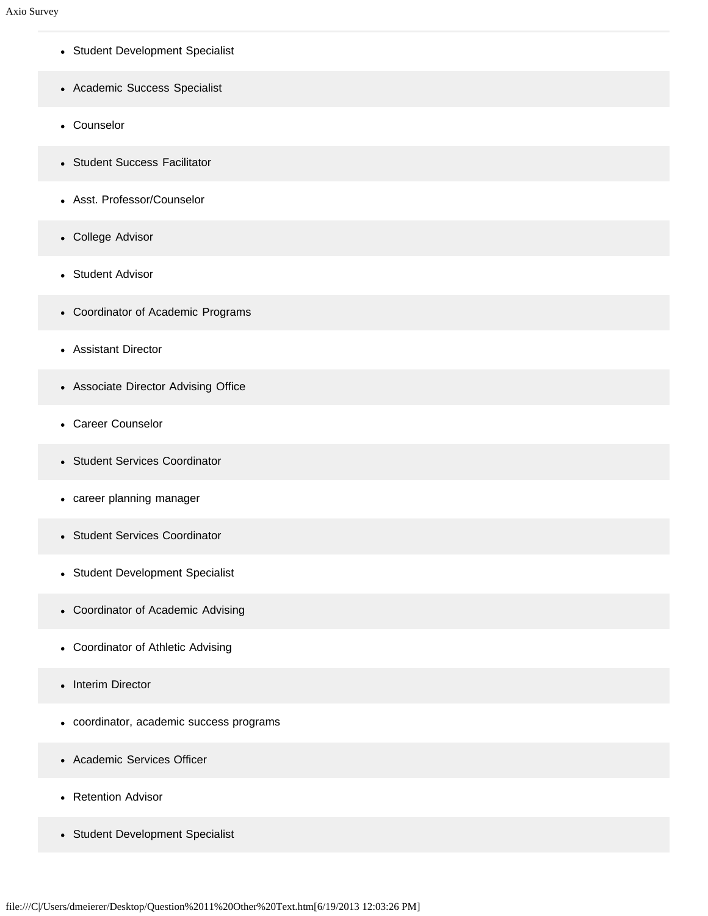- Student Development Specialist
- Academic Success Specialist
- Counselor
- Student Success Facilitator
- Asst. Professor/Counselor
- College Advisor
- Student Advisor
- Coordinator of Academic Programs
- Assistant Director
- Associate Director Advising Office
- Career Counselor
- Student Services Coordinator
- career planning manager
- Student Services Coordinator
- Student Development Specialist
- Coordinator of Academic Advising
- Coordinator of Athletic Advising
- Interim Director
- coordinator, academic success programs
- Academic Services Officer
- Retention Advisor
- Student Development Specialist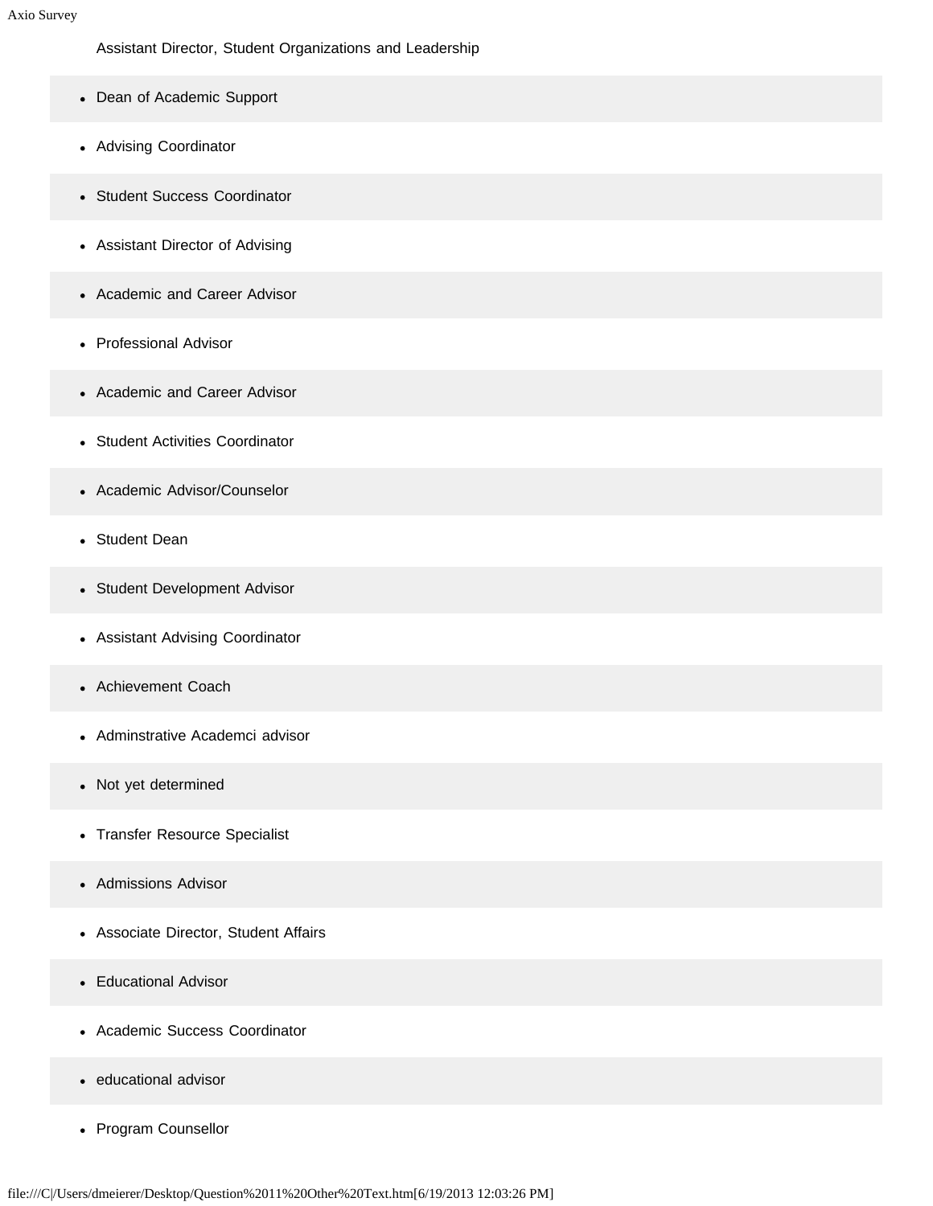Assistant Director, Student Organizations and Leadership

- Dean of Academic Support
- Advising Coordinator
- Student Success Coordinator
- Assistant Director of Advising
- Academic and Career Advisor
- Professional Advisor
- Academic and Career Advisor
- Student Activities Coordinator
- Academic Advisor/Counselor
- Student Dean
- Student Development Advisor
- Assistant Advising Coordinator
- Achievement Coach
- Adminstrative Academci advisor
- Not yet determined
- Transfer Resource Specialist
- Admissions Advisor
- Associate Director, Student Affairs
- Educational Advisor
- Academic Success Coordinator
- educational advisor
- Program Counsellor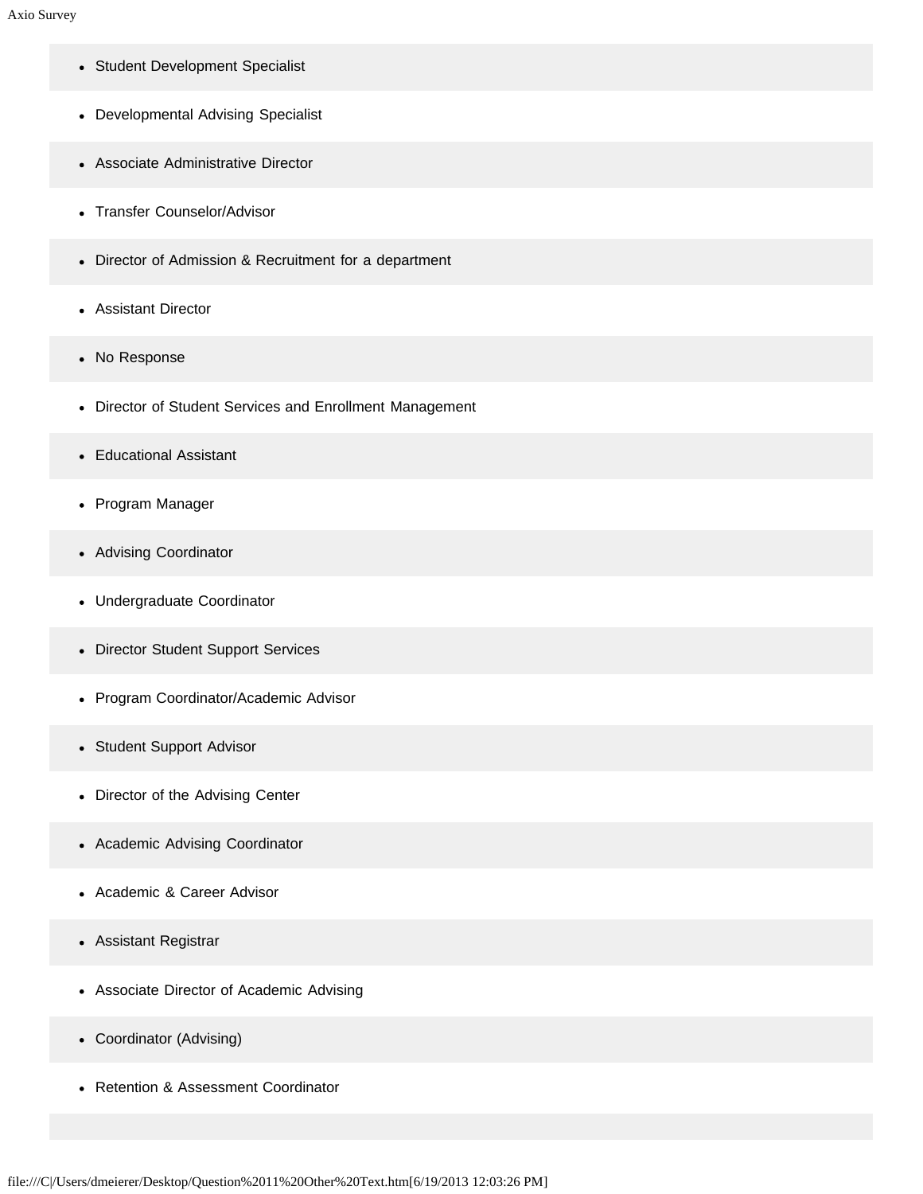- Student Development Specialist
- Developmental Advising Specialist
- Associate Administrative Director
- Transfer Counselor/Advisor
- Director of Admission & Recruitment for a department
- Assistant Director
- No Response
- Director of Student Services and Enrollment Management
- Educational Assistant
- Program Manager
- Advising Coordinator
- Undergraduate Coordinator
- Director Student Support Services
- Program Coordinator/Academic Advisor
- Student Support Advisor
- Director of the Advising Center
- Academic Advising Coordinator
- Academic & Career Advisor
- Assistant Registrar
- Associate Director of Academic Advising
- Coordinator (Advising)
- Retention & Assessment Coordinator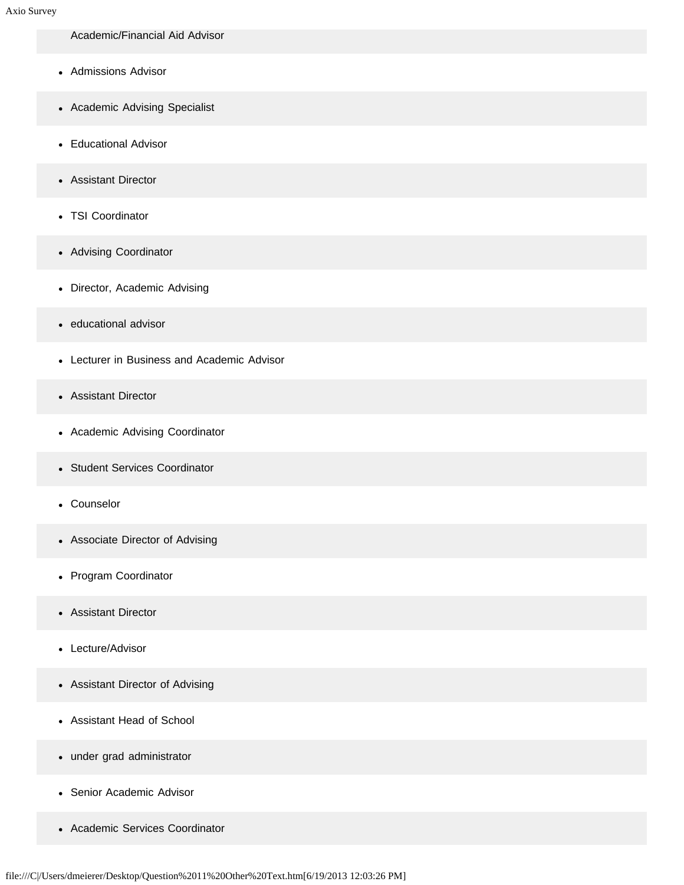Academic/Financial Aid Advisor

- Admissions Advisor
- Academic Advising Specialist
- Educational Advisor
- Assistant Director
- TSI Coordinator
- Advising Coordinator
- Director, Academic Advising
- educational advisor
- Lecturer in Business and Academic Advisor
- Assistant Director
- Academic Advising Coordinator
- Student Services Coordinator
- Counselor
- Associate Director of Advising
- Program Coordinator
- Assistant Director
- Lecture/Advisor
- Assistant Director of Advising
- Assistant Head of School
- under grad administrator
- Senior Academic Advisor
- Academic Services Coordinator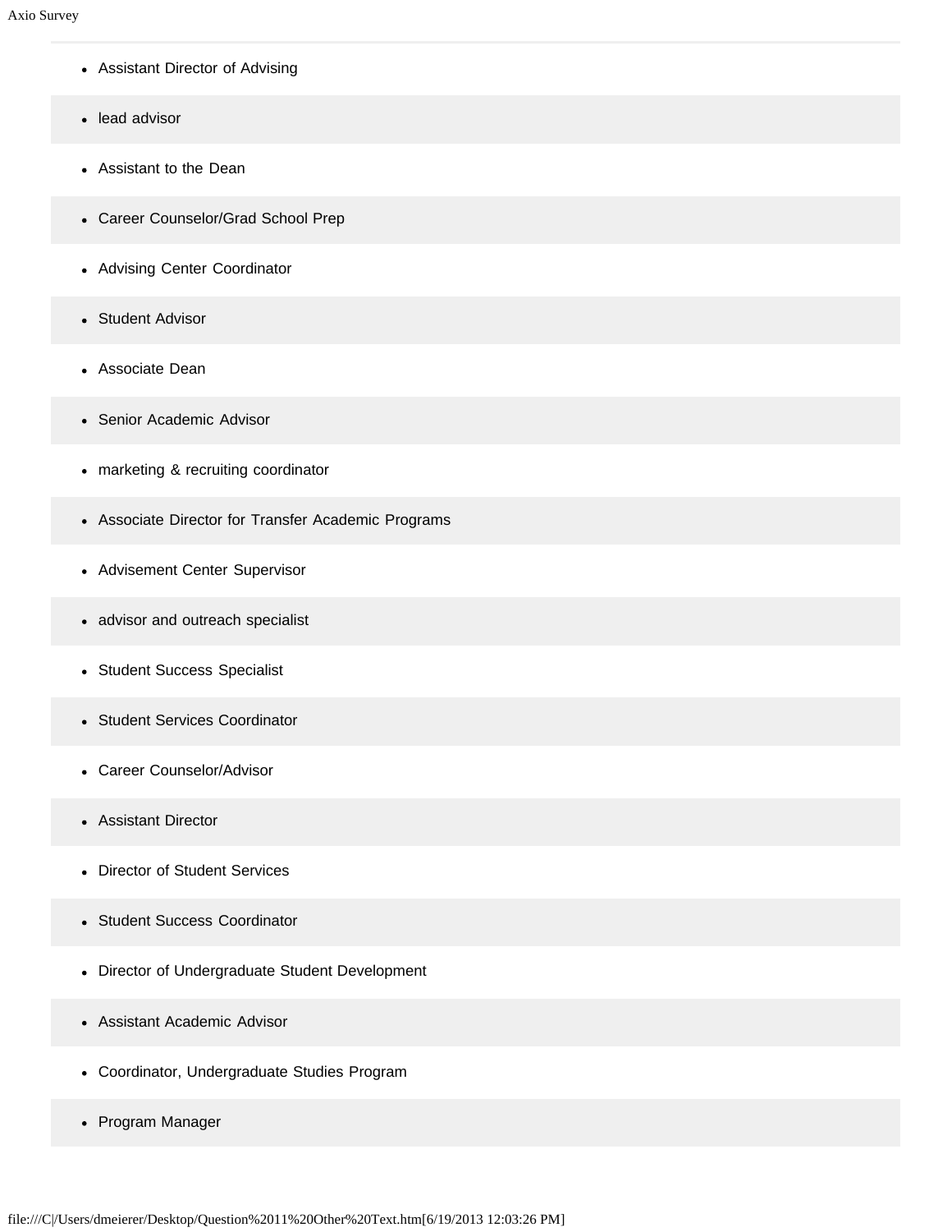- Assistant Director of Advising
- lead advisor
- Assistant to the Dean
- Career Counselor/Grad School Prep
- Advising Center Coordinator
- Student Advisor
- Associate Dean
- Senior Academic Advisor
- marketing & recruiting coordinator
- Associate Director for Transfer Academic Programs
- Advisement Center Supervisor
- advisor and outreach specialist
- Student Success Specialist
- Student Services Coordinator
- Career Counselor/Advisor
- Assistant Director
- Director of Student Services
- Student Success Coordinator
- Director of Undergraduate Student Development
- Assistant Academic Advisor
- Coordinator, Undergraduate Studies Program
- Program Manager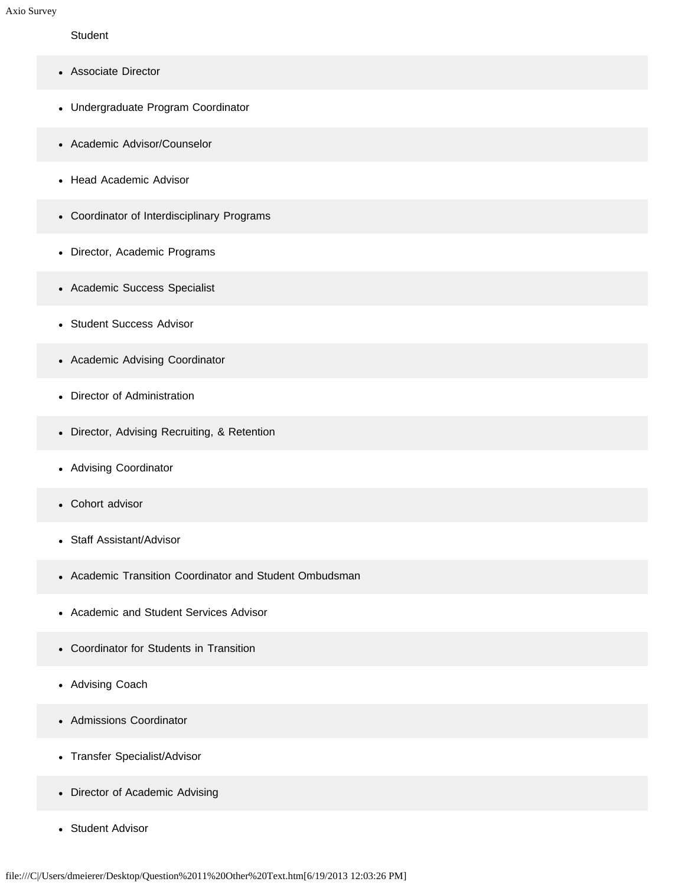Student

- Associate Director
- Undergraduate Program Coordinator
- Academic Advisor/Counselor
- Head Academic Advisor
- Coordinator of Interdisciplinary Programs
- Director, Academic Programs
- Academic Success Specialist
- Student Success Advisor
- Academic Advising Coordinator
- Director of Administration
- Director, Advising Recruiting, & Retention
- Advising Coordinator
- Cohort advisor
- Staff Assistant/Advisor
- Academic Transition Coordinator and Student Ombudsman
- Academic and Student Services Advisor
- Coordinator for Students in Transition
- Advising Coach
- Admissions Coordinator
- Transfer Specialist/Advisor
- Director of Academic Advising
- Student Advisor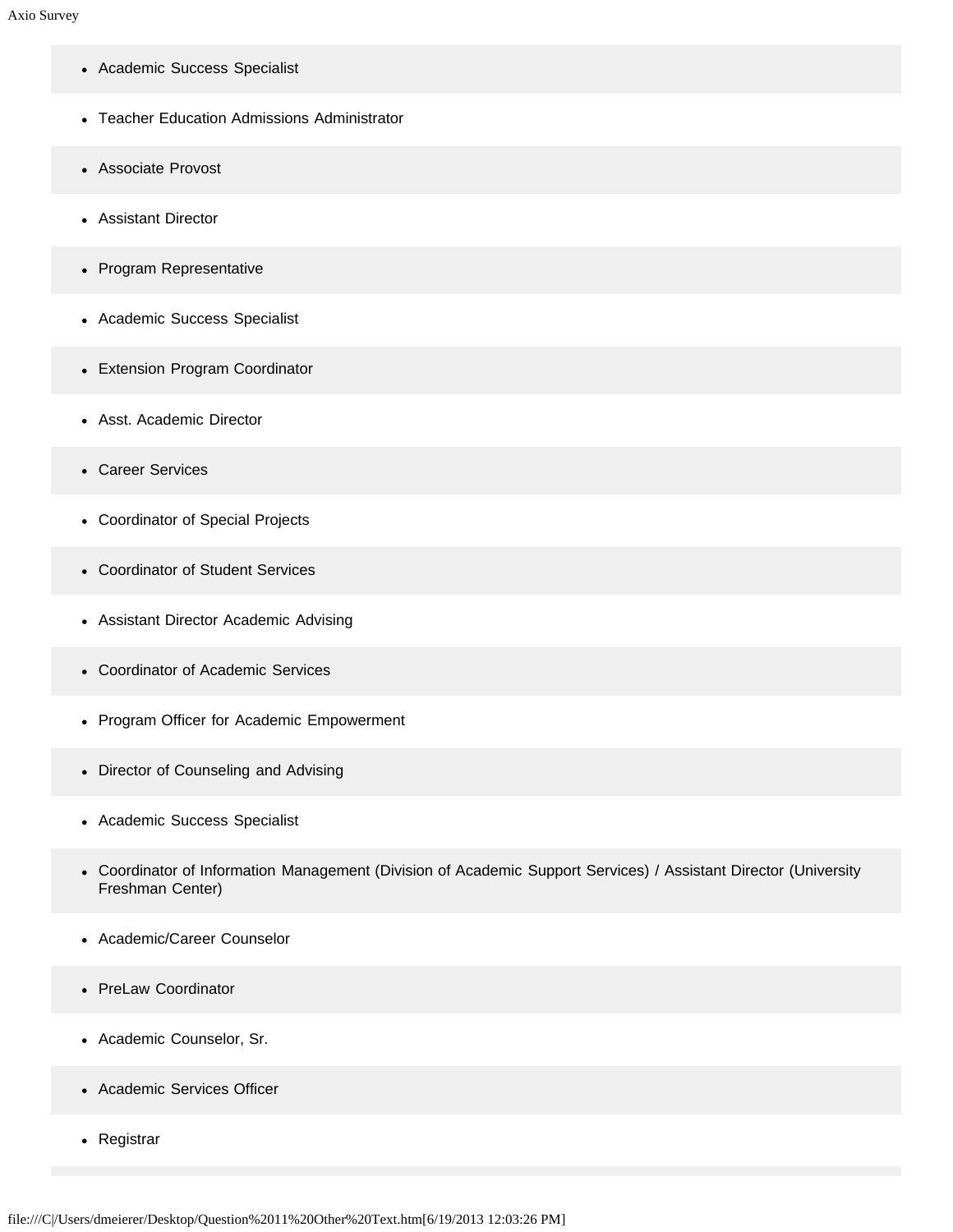- Academic Success Specialist
- Teacher Education Admissions Administrator
- Associate Provost
- Assistant Director
- Program Representative
- Academic Success Specialist
- Extension Program Coordinator
- Asst. Academic Director
- Career Services
- Coordinator of Special Projects
- Coordinator of Student Services
- Assistant Director Academic Advising
- Coordinator of Academic Services
- Program Officer for Academic Empowerment
- Director of Counseling and Advising
- Academic Success Specialist
- Coordinator of Information Management (Division of Academic Support Services) / Assistant Director (University Freshman Center)
- Academic/Career Counselor
- PreLaw Coordinator
- Academic Counselor, Sr.
- Academic Services Officer
- Registrar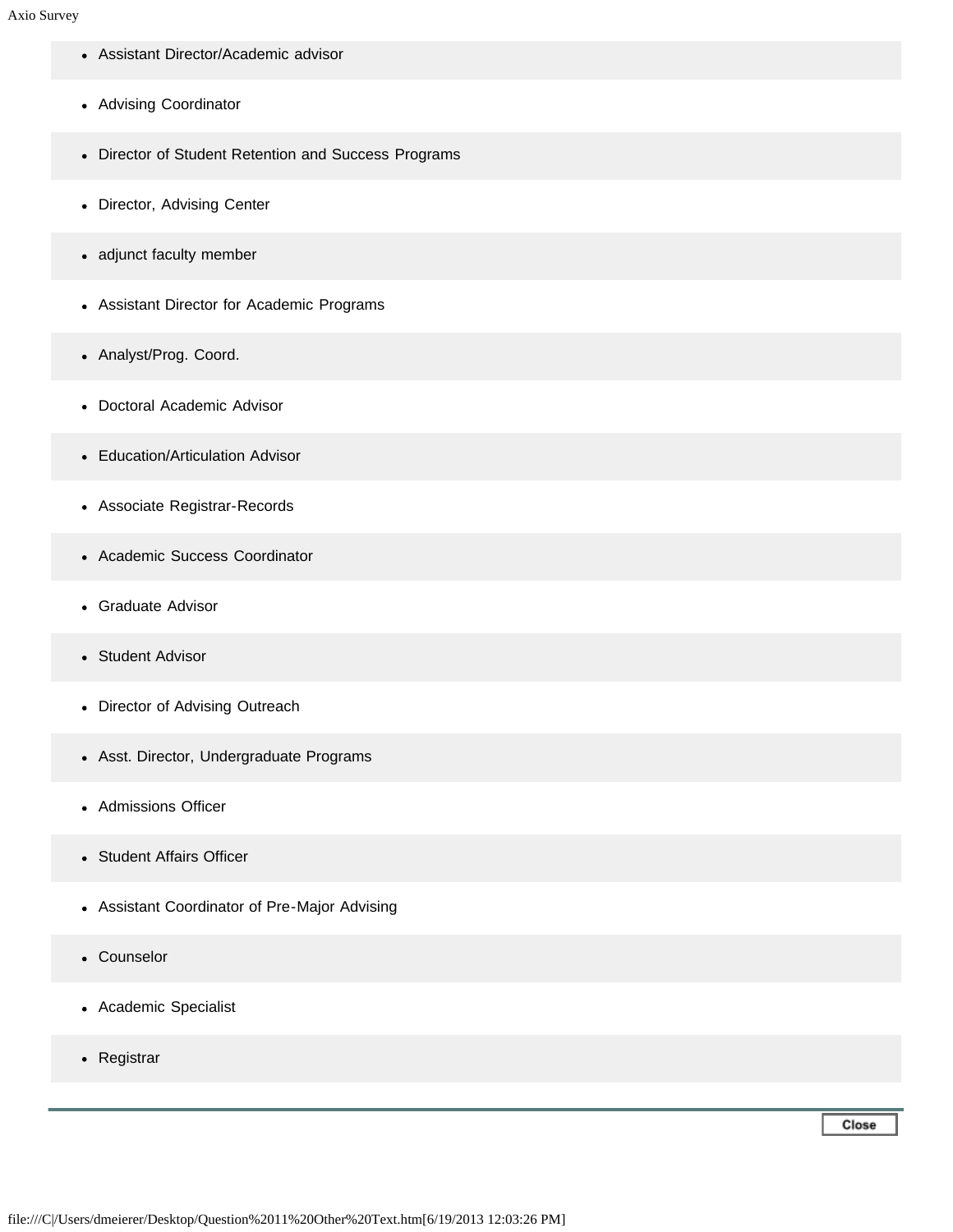- Assistant Director/Academic advisor
- Advising Coordinator
- Director of Student Retention and Success Programs
- Director, Advising Center
- adjunct faculty member
- Assistant Director for Academic Programs
- Analyst/Prog. Coord.
- Doctoral Academic Advisor
- Education/Articulation Advisor
- Associate Registrar-Records
- Academic Success Coordinator
- Graduate Advisor
- Student Advisor
- Director of Advising Outreach
- Asst. Director, Undergraduate Programs
- Admissions Officer
- Student Affairs Officer
- Assistant Coordinator of Pre-Major Advising
- Counselor
- Academic Specialist
- Registrar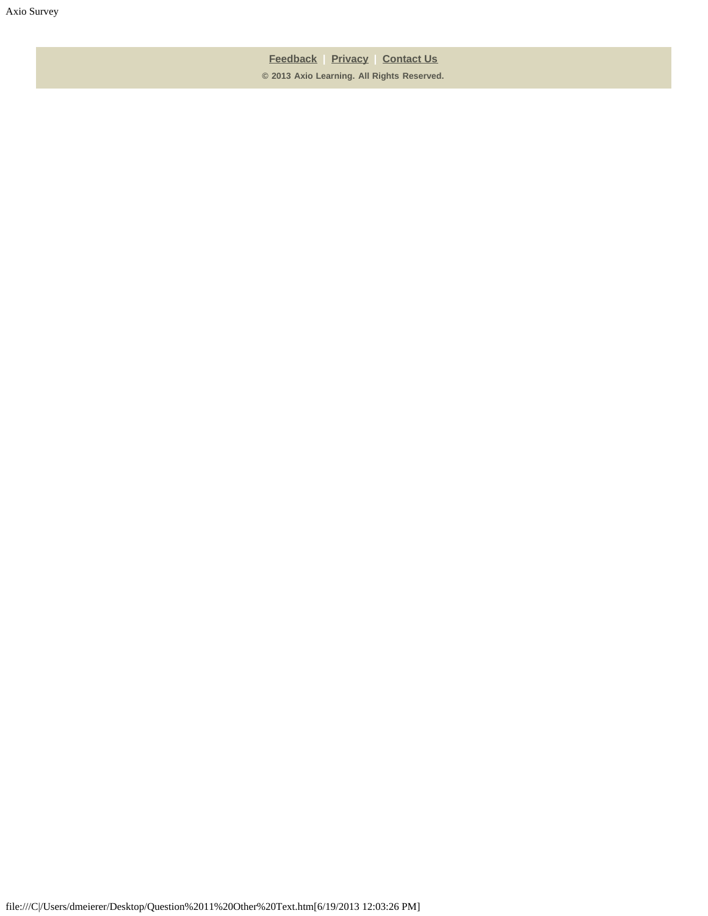Feedback | Privacy | Contact Us

© 2013 Axio Learning. All Rights Reserved.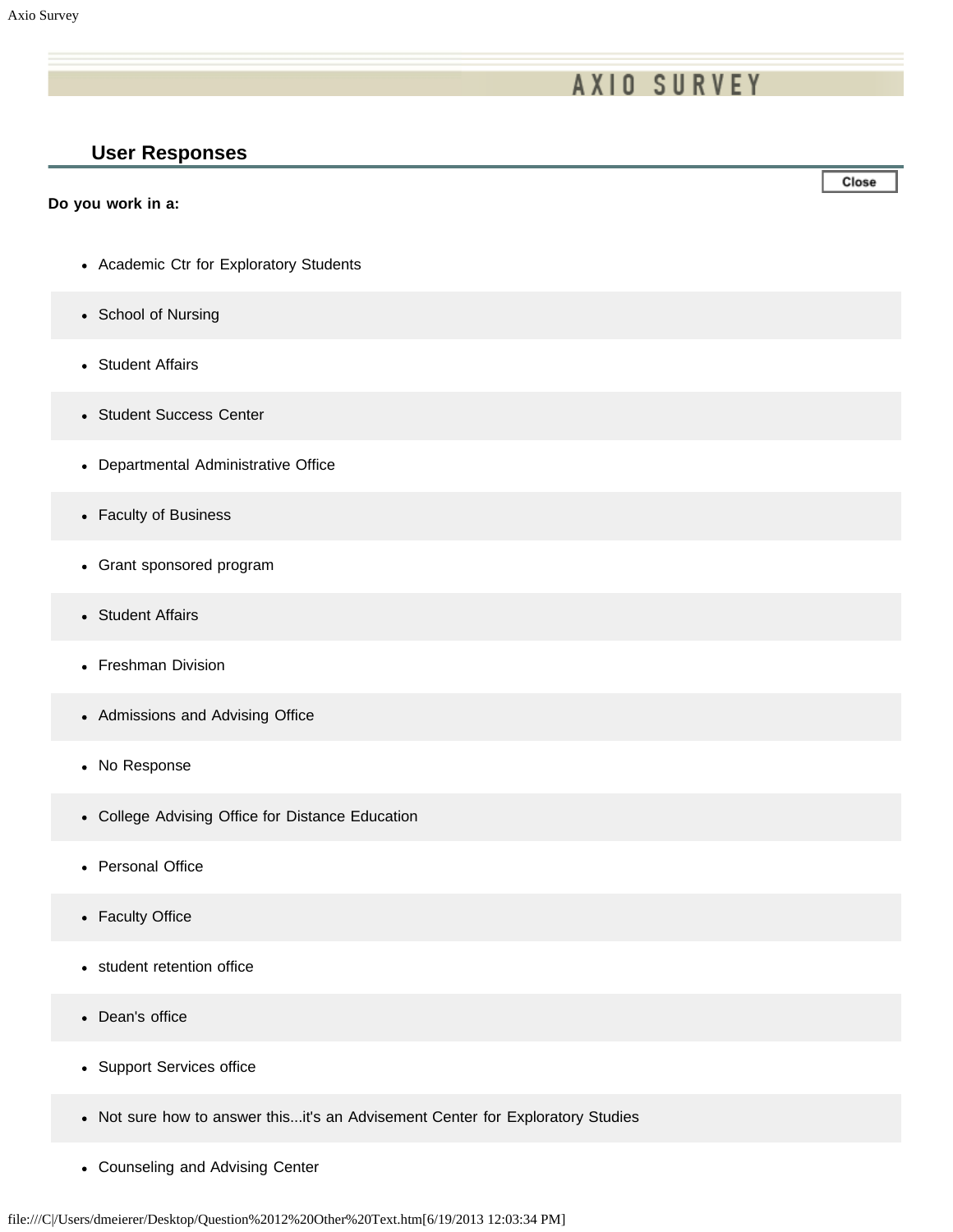## User Responses

**Do you work in a:**

- Academic Ctr for Exploratory Students
- School of Nursing
- Student Affairs
- Student Success Center
- Departmental Administrative Office
- Faculty of Business
- Grant sponsored program
- Student Affairs
- Freshman Division
- Admissions and Advising Office
- No Response
- College Advising Office for Distance Education
- Personal Office
- Faculty Office
- student retention office
- Dean's office
- Support Services office
- Not sure how to answer this...it's an Advisement Center for Exploratory Studies
- Counseling and Advising Center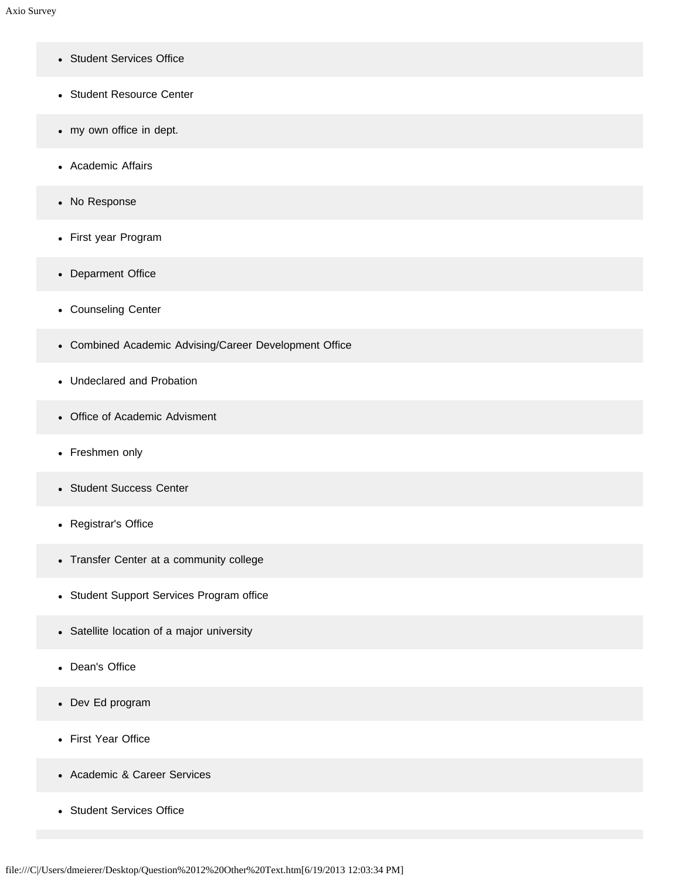- Student Services Office
- Student Resource Center
- my own office in dept.
- Academic Affairs
- No Response
- First year Program
- Deparment Office
- Counseling Center
- Combined Academic Advising/Career Development Office
- Undeclared and Probation
- Office of Academic Advisment
- Freshmen only
- Student Success Center
- Registrar's Office
- Transfer Center at a community college
- Student Support Services Program office
- Satellite location of a major university
- Dean's Office
- Dev Ed program
- First Year Office
- Academic & Career Services
- Student Services Office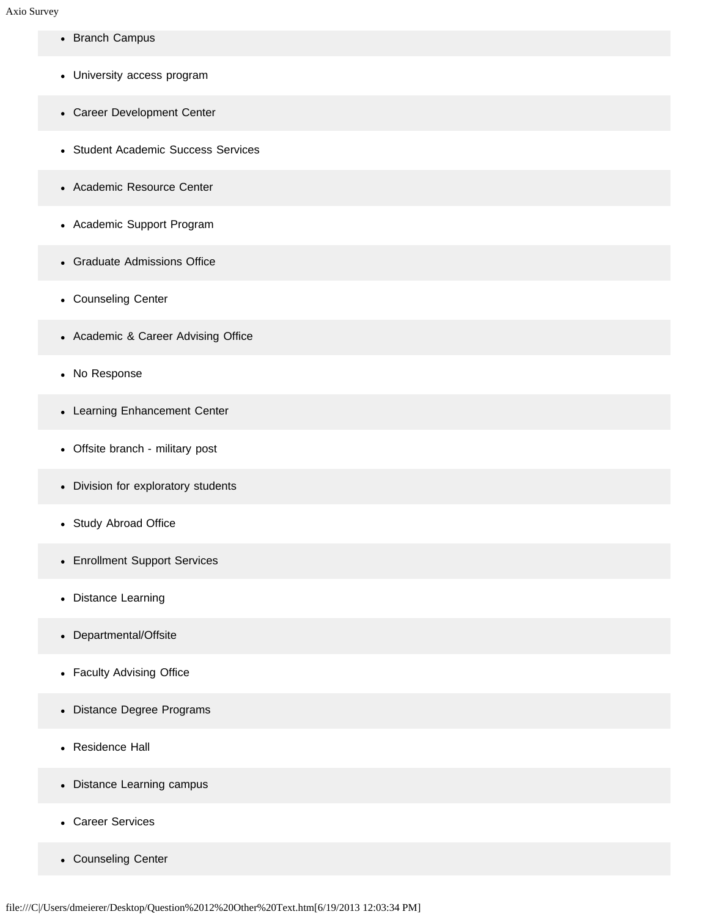- Branch Campus
- University access program
- Career Development Center
- Student Academic Success Services
- Academic Resource Center
- Academic Support Program
- Graduate Admissions Office
- Counseling Center
- Academic & Career Advising Office
- No Response
- Learning Enhancement Center
- Offsite branch - military post
- Division for exploratory students
- Study Abroad Office
- Enrollment Support Services
- Distance Learning
- Departmental/Offsite
- Faculty Advising Office
- Distance Degree Programs
- Residence Hall
- Distance Learning campus
- Career Services
- Counseling Center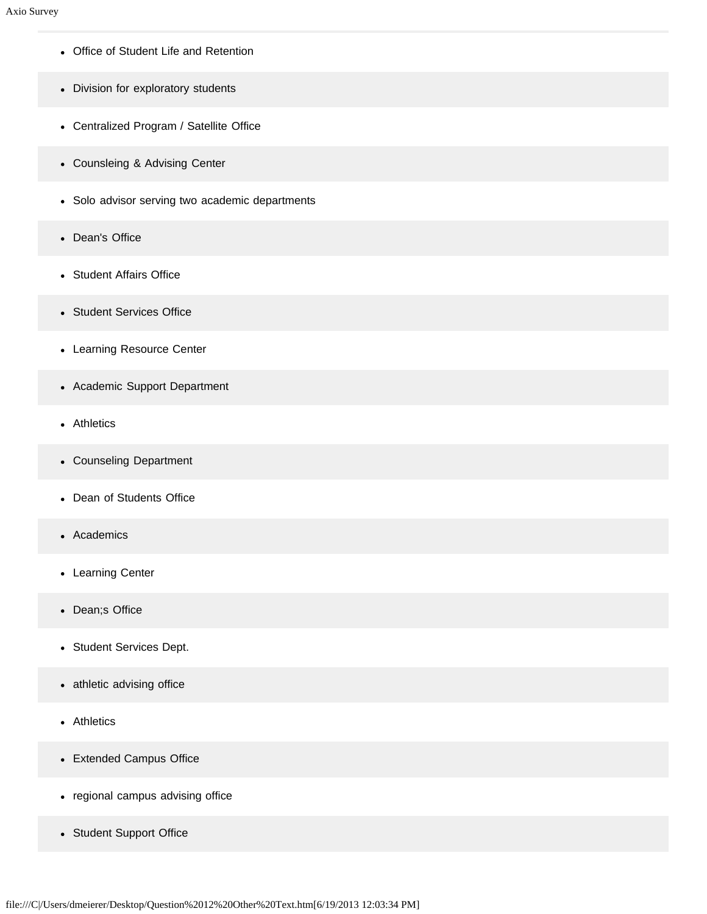- Office of Student Life and Retention
- Division for exploratory students
- Centralized Program / Satellite Office
- Counsleing & Advising Center
- Solo advisor serving two academic departments
- Dean's Office
- Student Affairs Office
- Student Services Office
- Learning Resource Center
- Academic Support Department
- Athletics
- Counseling Department
- Dean of Students Office
- Academics
- Learning Center
- Dean;s Office
- Student Services Dept.
- athletic advising office
- Athletics
- Extended Campus Office
- regional campus advising office
- Student Support Office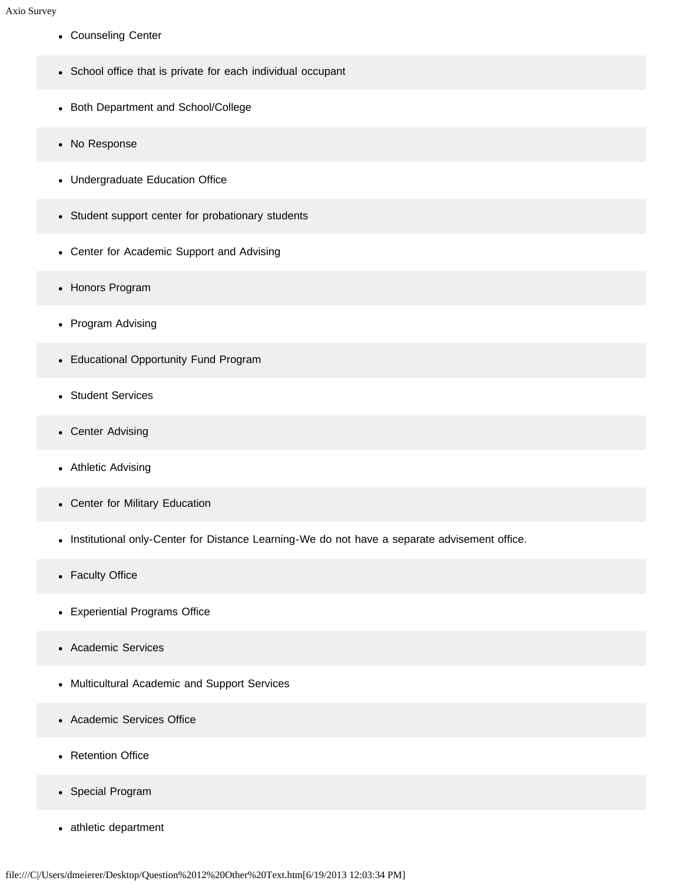- Counseling Center
- School office that is private for each individual occupant
- Both Department and School/College
- No Response
- Undergraduate Education Office
- Student support center for probationary students
- Center for Academic Support and Advising
- Honors Program
- Program Advising
- Educational Opportunity Fund Program
- Student Services
- Center Advising
- Athletic Advising
- Center for Military Education
- Institutional only-Center for Distance Learning-We do not have a separate advisement office.
- Faculty Office
- Experiential Programs Office
- Academic Services
- Multicultural Academic and Support Services
- Academic Services Office
- Retention Office
- Special Program
- athletic department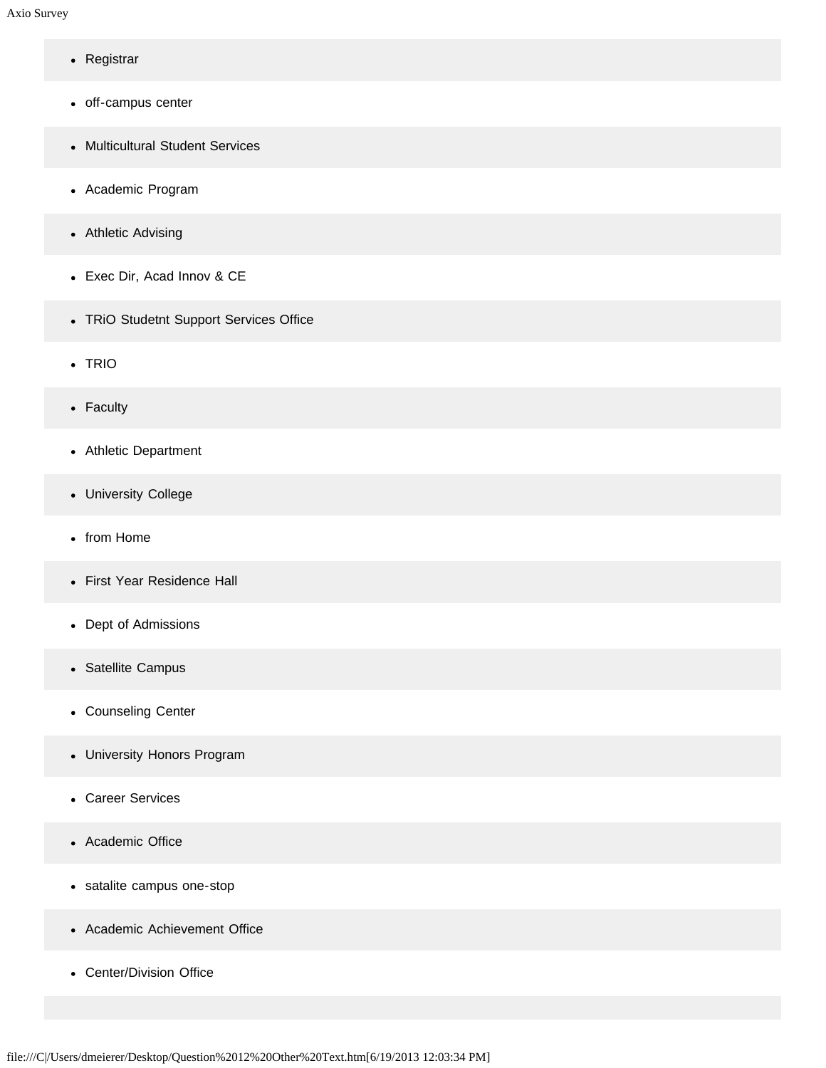- Registrar
- off-campus center
- Multicultural Student Services
- Academic Program
- Athletic Advising
- Exec Dir, Acad Innov & CE
- TRiO Studetnt Support Services Office
- TRIO
- Faculty
- Athletic Department
- University College
- from Home
- First Year Residence Hall
- Dept of Admissions
- Satellite Campus
- Counseling Center
- University Honors Program
- Career Services
- Academic Office
- satalite campus one-stop
- Academic Achievement Office
- Center/Division Office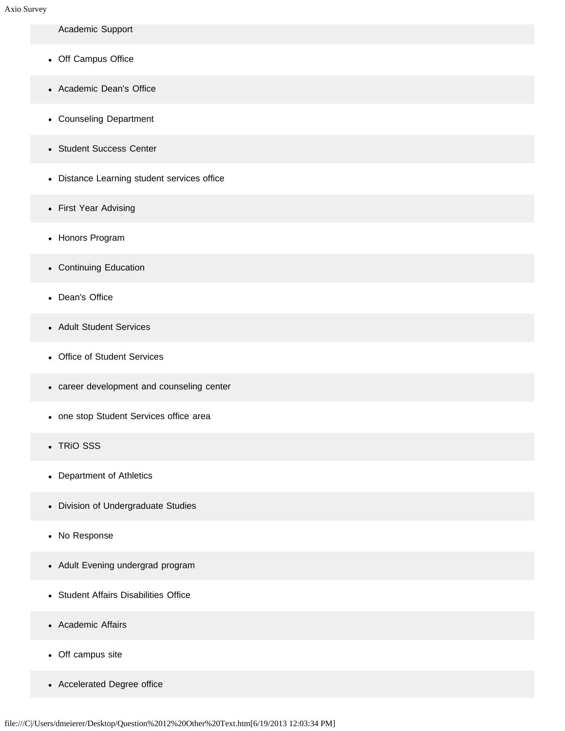Academic Support

- Off Campus Office
- Academic Dean's Office
- Counseling Department
- Student Success Center
- Distance Learning student services office
- First Year Advising
- Honors Program
- Continuing Education
- Dean's Office
- Adult Student Services
- Office of Student Services
- career development and counseling center
- one stop Student Services office area
- TRiO SSS
- Department of Athletics
- Division of Undergraduate Studies
- No Response
- Adult Evening undergrad program
- Student Affairs Disabilities Office
- Academic Affairs
- Off campus site
- Accelerated Degree office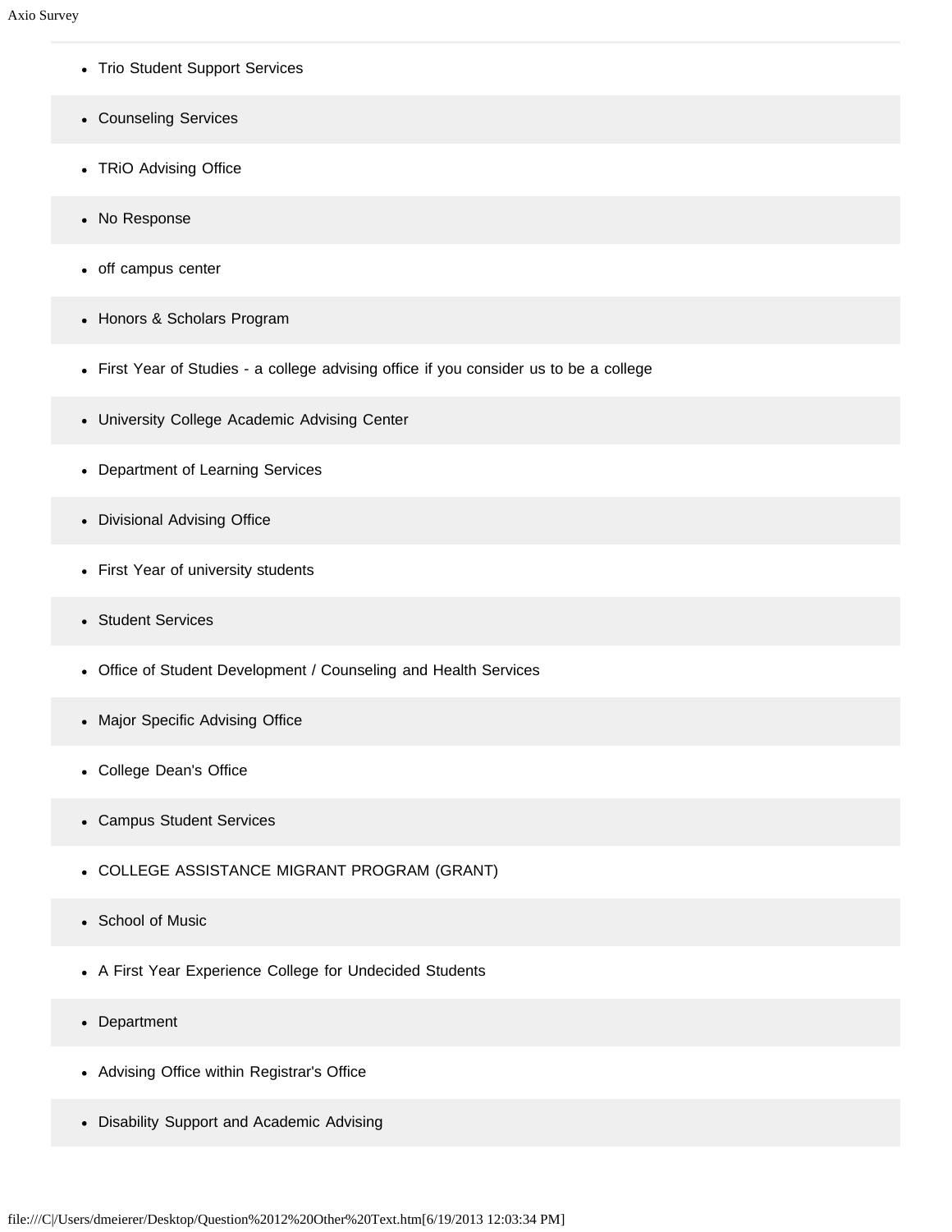- Trio Student Support Services
- Counseling Services
- TRiO Advising Office
- No Response
- off campus center
- Honors & Scholars Program
- First Year of Studies - a college advising office if you consider us to be a college
- University College Academic Advising Center
- Department of Learning Services
- Divisional Advising Office
- First Year of university students
- Student Services
- Office of Student Development / Counseling and Health Services
- Major Specific Advising Office
- College Dean's Office
- Campus Student Services
- COLLEGE ASSISTANCE MIGRANT PROGRAM (GRANT)
- School of Music
- A First Year Experience College for Undecided Students
- Department
- Advising Office within Registrar's Office
- Disability Support and Academic Advising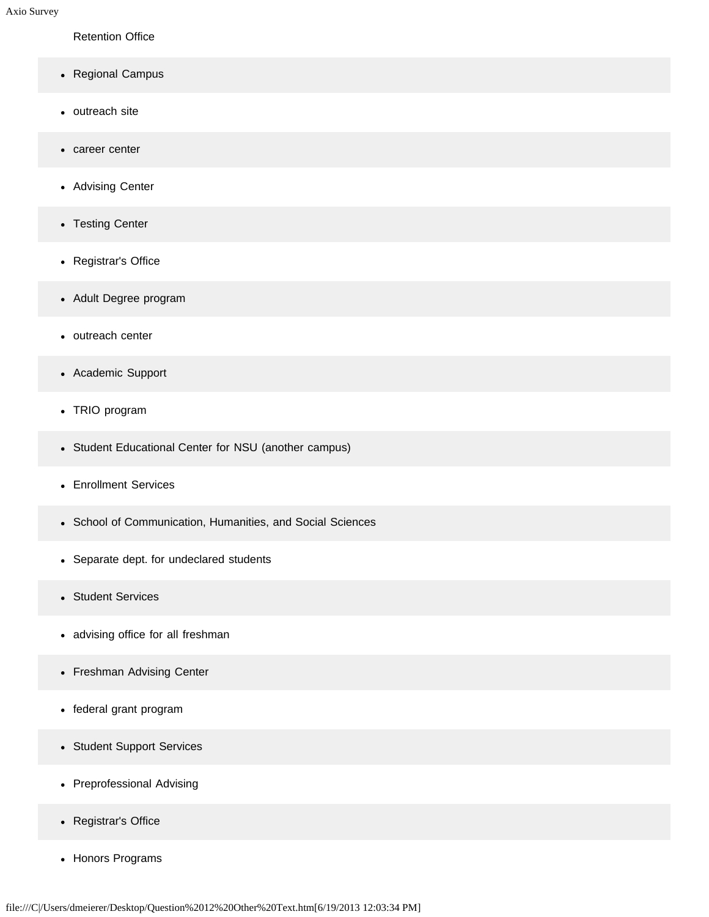Retention Office

- Regional Campus
- outreach site
- career center
- Advising Center
- Testing Center
- Registrar's Office
- Adult Degree program
- outreach center
- Academic Support
- TRIO program
- Student Educational Center for NSU (another campus)
- Enrollment Services
- School of Communication, Humanities, and Social Sciences
- Separate dept. for undeclared students
- Student Services
- advising office for all freshman
- Freshman Advising Center
- federal grant program
- Student Support Services
- Preprofessional Advising
- Registrar's Office
- Honors Programs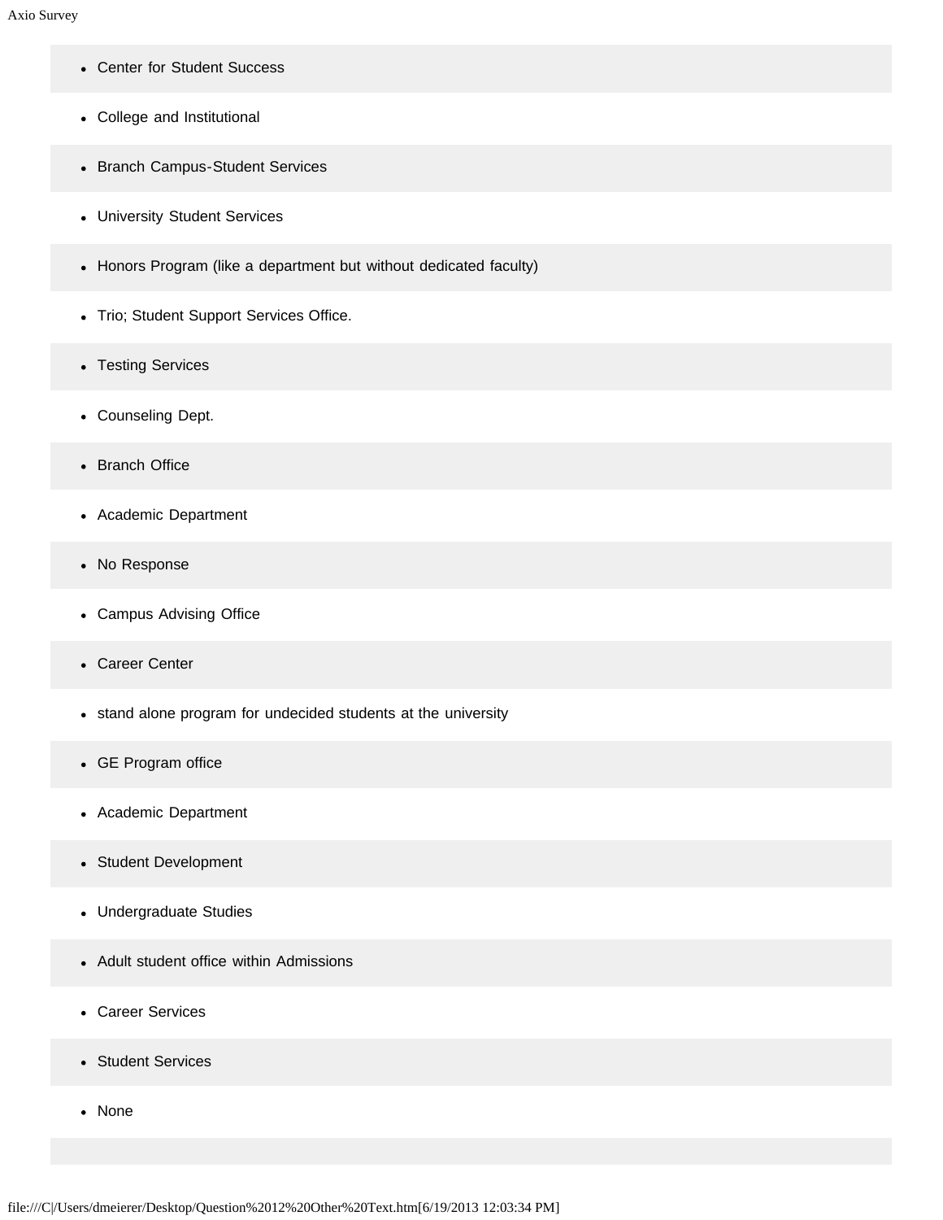- Center for Student Success
- College and Institutional
- Branch Campus-Student Services
- University Student Services
- Honors Program (like a department but without dedicated faculty)
- Trio; Student Support Services Office.
- Testing Services
- Counseling Dept.
- Branch Office
- Academic Department
- No Response
- Campus Advising Office
- Career Center
- stand alone program for undecided students at the university
- GE Program office
- Academic Department
- Student Development
- Undergraduate Studies
- Adult student office within Admissions
- Career Services
- Student Services
- None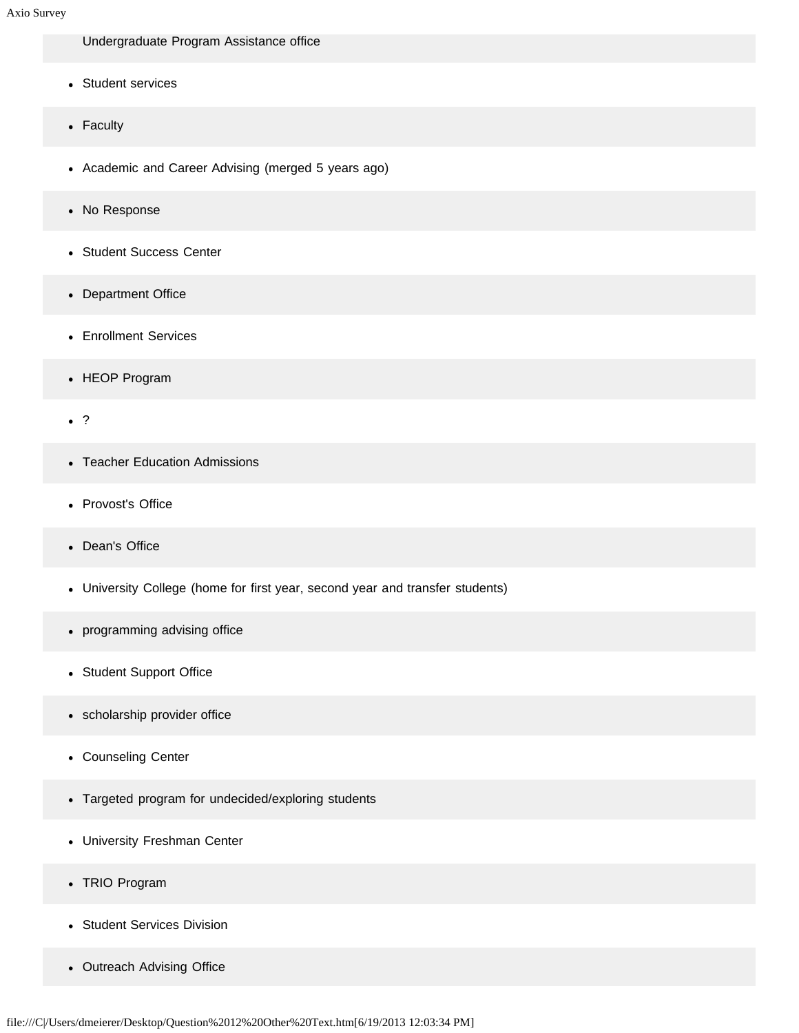Undergraduate Program Assistance office

- Student services
- Faculty
- Academic and Career Advising (merged 5 years ago)
- No Response
- Student Success Center
- Department Office
- Enrollment Services
- HEOP Program
- ?
- Teacher Education Admissions
- Provost's Office
- Dean's Office
- University College (home for first year, second year and transfer students)
- programming advising office
- Student Support Office
- scholarship provider office
- Counseling Center
- Targeted program for undecided/exploring students
- University Freshman Center
- TRIO Program
- Student Services Division
- Outreach Advising Office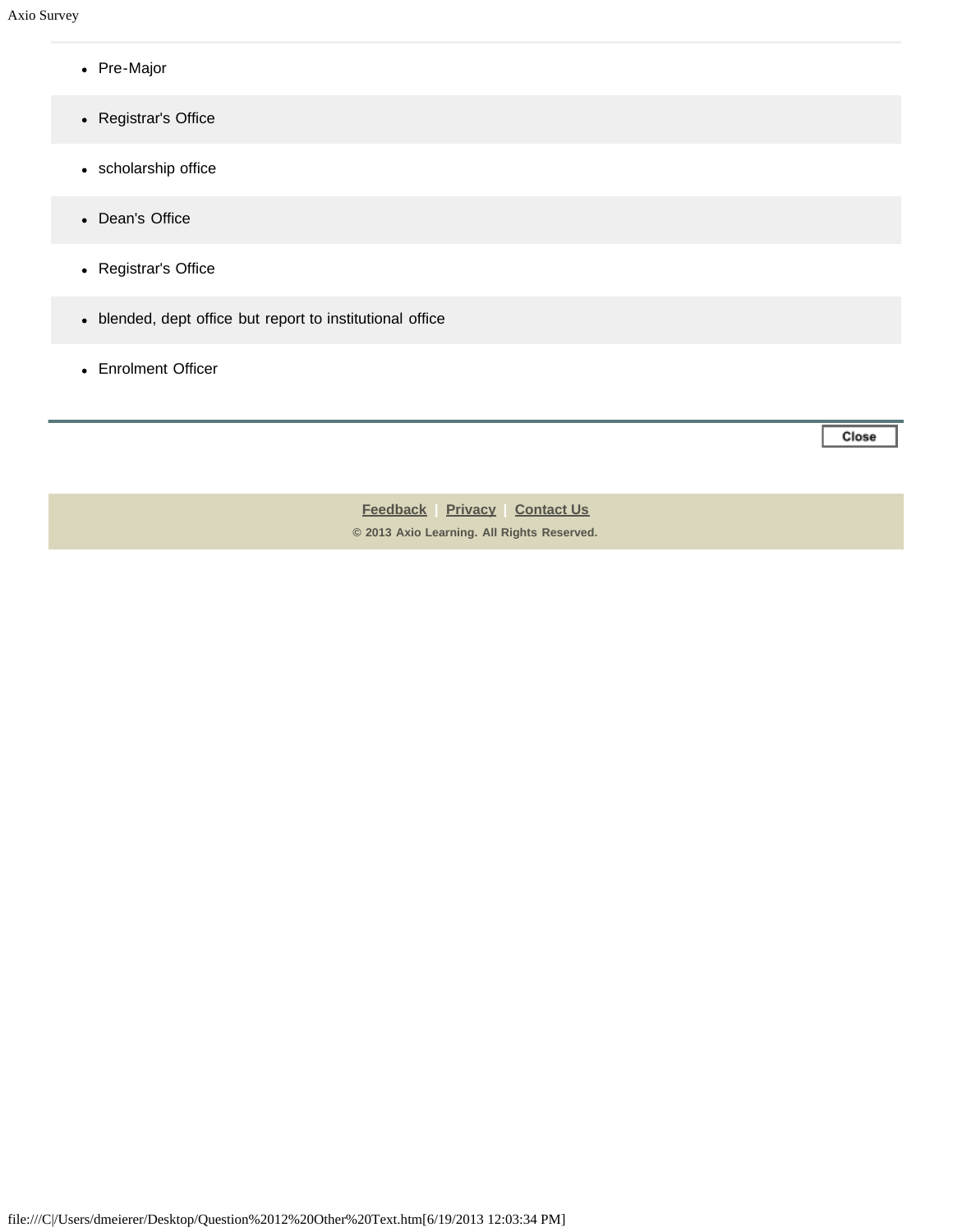- Pre-Major
- Registrar's Office
- scholarship office
- Dean's Office
- Registrar's Office
- blended, dept office but report to institutional office
- Enrolment Officer

Close

Feedback | Privacy | Contact Us

© 2013 Axio Learning. All Rights Reserved.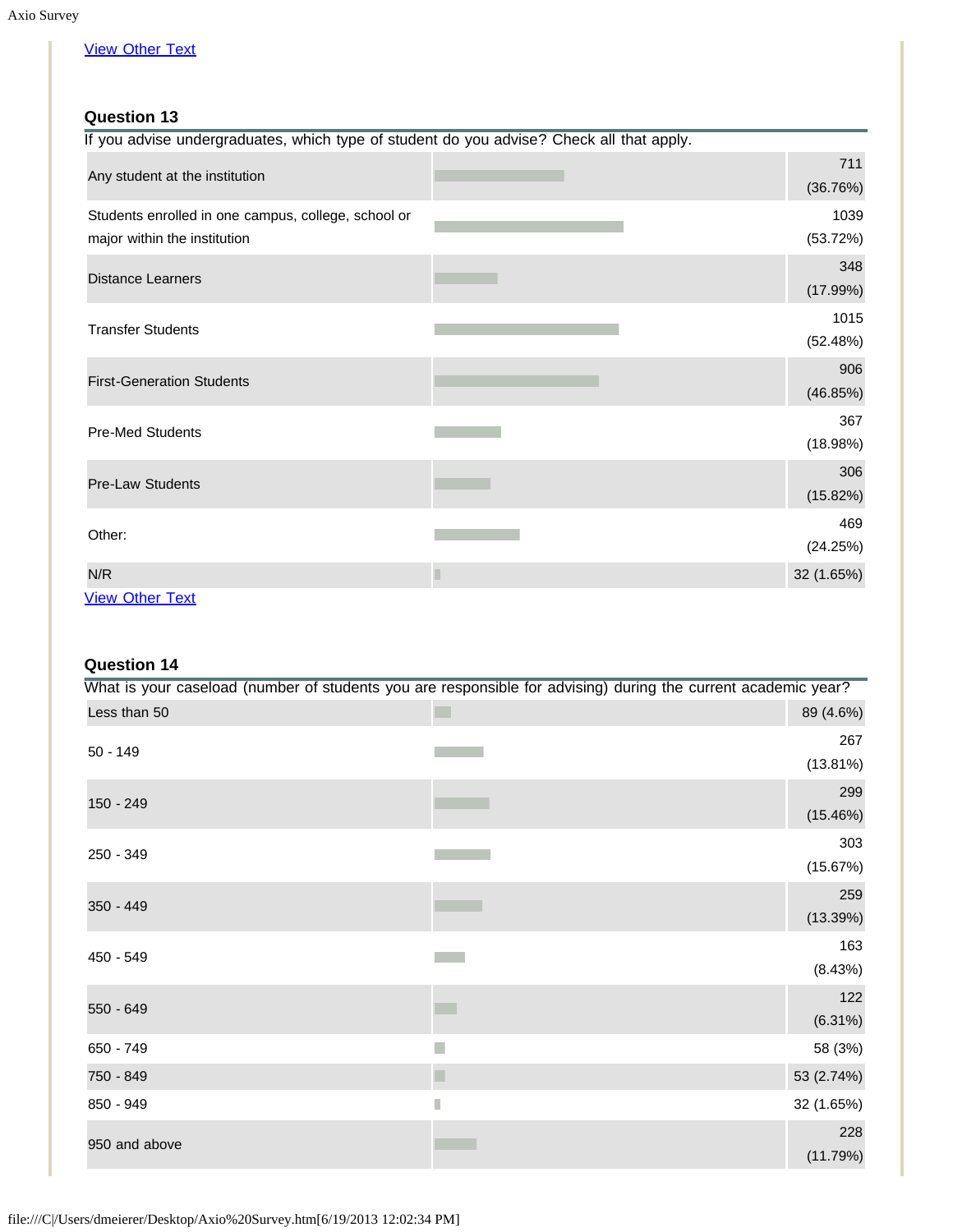View Other Text

### Question 13

If you advise undergraduates, which type of student do you advise? Check all that apply.

| Response | Count (%) |
| --- | --- |
| Any student at the institution | 711 (36.76%) |
| Students enrolled in one campus, college, school or major within the institution | 1039 (53.72%) |
| Distance Learners | 348 (17.99%) |
| Transfer Students | 1015 (52.48%) |
| First-Generation Students | 906 (46.85%) |
| Pre-Med Students | 367 (18.98%) |
| Pre-Law Students | 306 (15.82%) |
| Other: | 469 (24.25%) |
| N/R | 32 (1.65%) |

View Other Text

### Question 14

What is your caseload (number of students you are responsible for advising) during the current academic year?

| Response | Count (%) |
| --- | --- |
| Less than 50 | 89 (4.6%) |
| 50 - 149 | 267 (13.81%) |
| 150 - 249 | 299 (15.46%) |
| 250 - 349 | 303 (15.67%) |
| 350 - 449 | 259 (13.39%) |
| 450 - 549 | 163 (8.43%) |
| 550 - 649 | 122 (6.31%) |
| 650 - 749 | 58 (3%) |
| 750 - 849 | 53 (2.74%) |
| 850 - 949 | 32 (1.65%) |
| 950 and above | 228 (11.79%) |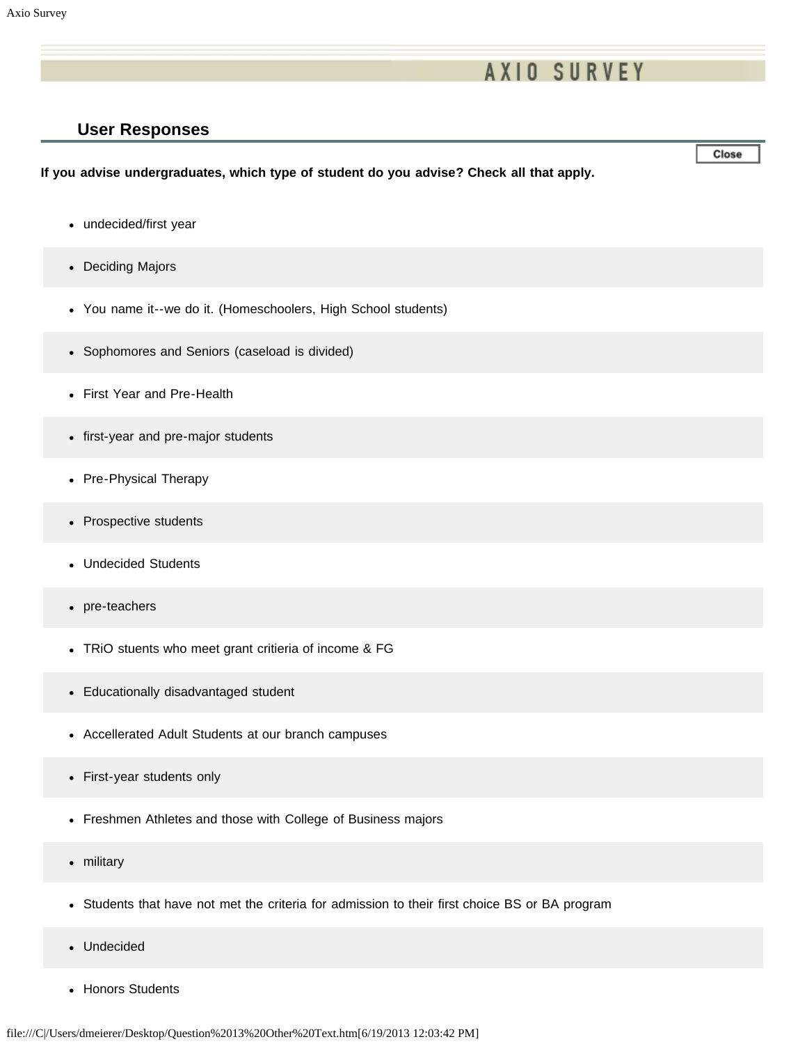## User Responses

**If you advise undergraduates, which type of student do you advise? Check all that apply.**

- undecided/first year
- Deciding Majors
- You name it--we do it. (Homeschoolers, High School students)
- Sophomores and Seniors (caseload is divided)
- First Year and Pre-Health
- first-year and pre-major students
- Pre-Physical Therapy
- Prospective students
- Undecided Students
- pre-teachers
- TRiO stuents who meet grant critieria of income & FG
- Educationally disadvantaged student
- Accellerated Adult Students at our branch campuses
- First-year students only
- Freshmen Athletes and those with College of Business majors
- military
- Students that have not met the criteria for admission to their first choice BS or BA program
- Undecided
- Honors Students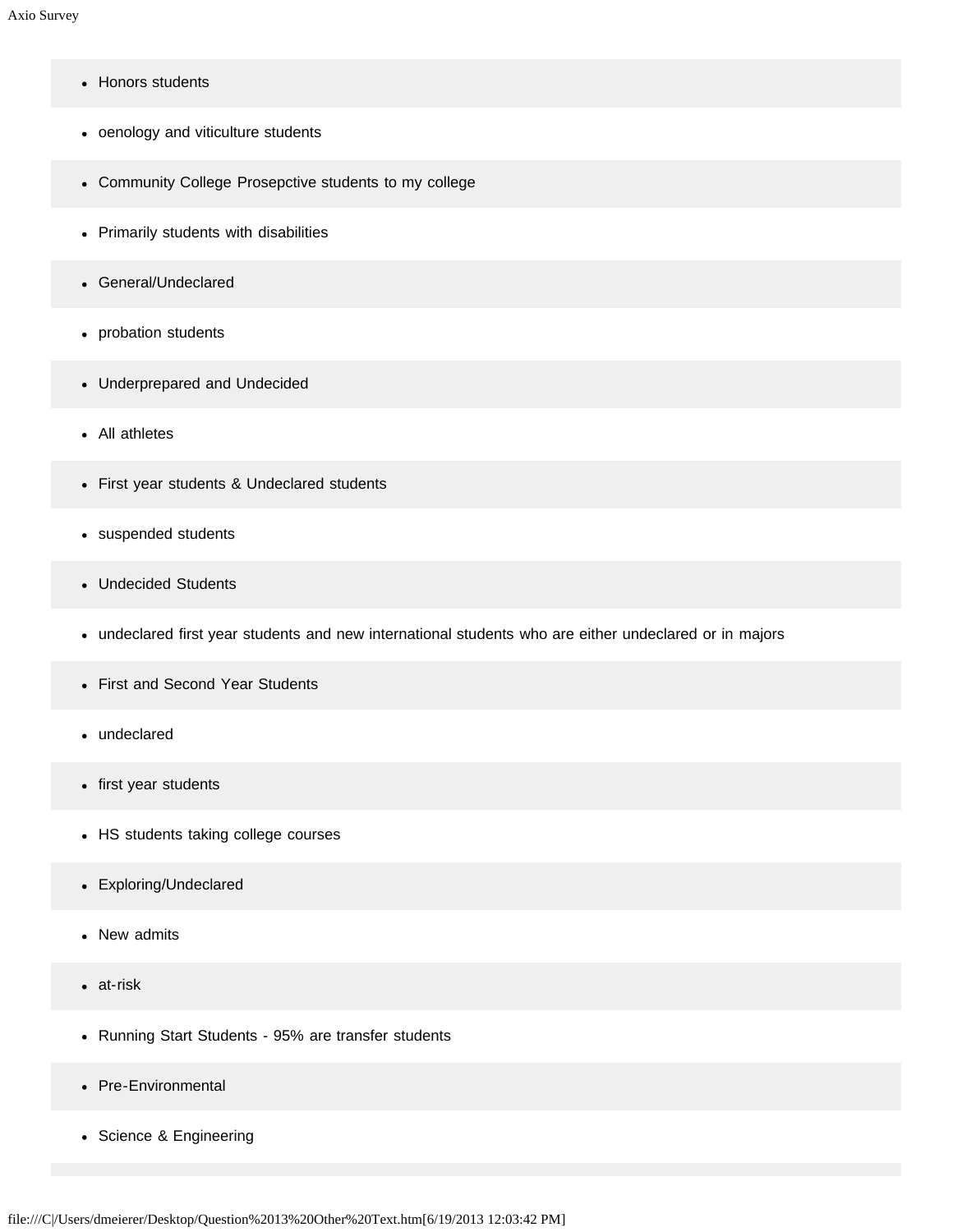- Honors students
- oenology and viticulture students
- Community College Prosepctive students to my college
- Primarily students with disabilities
- General/Undeclared
- probation students
- Underprepared and Undecided
- All athletes
- First year students & Undeclared students
- suspended students
- Undecided Students
- undeclared first year students and new international students who are either undeclared or in majors
- First and Second Year Students
- undeclared
- first year students
- HS students taking college courses
- Exploring/Undeclared
- New admits
- at-risk
- Running Start Students - 95% are transfer students
- Pre-Environmental
- Science & Engineering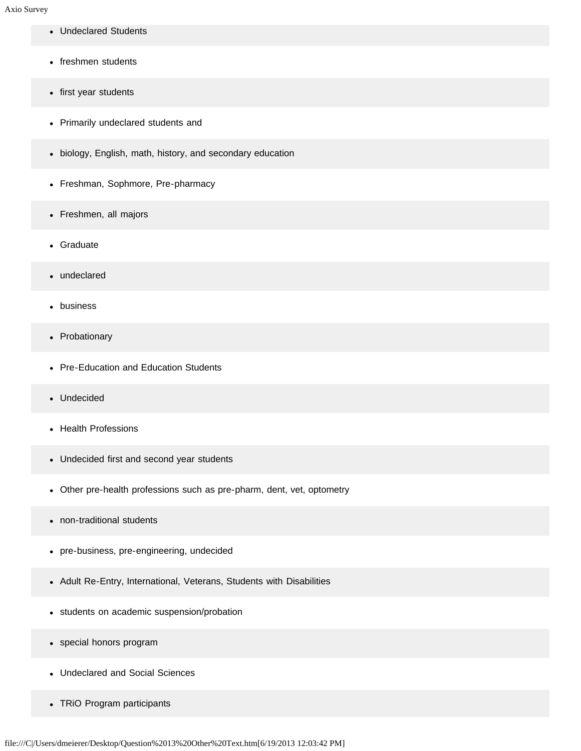- Undeclared Students
- freshmen students
- first year students
- Primarily undeclared students and
- biology, English, math, history, and secondary education
- Freshman, Sophmore, Pre-pharmacy
- Freshmen, all majors
- Graduate
- undeclared
- business
- Probationary
- Pre-Education and Education Students
- Undecided
- Health Professions
- Undecided first and second year students
- Other pre-health professions such as pre-pharm, dent, vet, optometry
- non-traditional students
- pre-business, pre-engineering, undecided
- Adult Re-Entry, International, Veterans, Students with Disabilities
- students on academic suspension/probation
- special honors program
- Undeclared and Social Sciences
- TRiO Program participants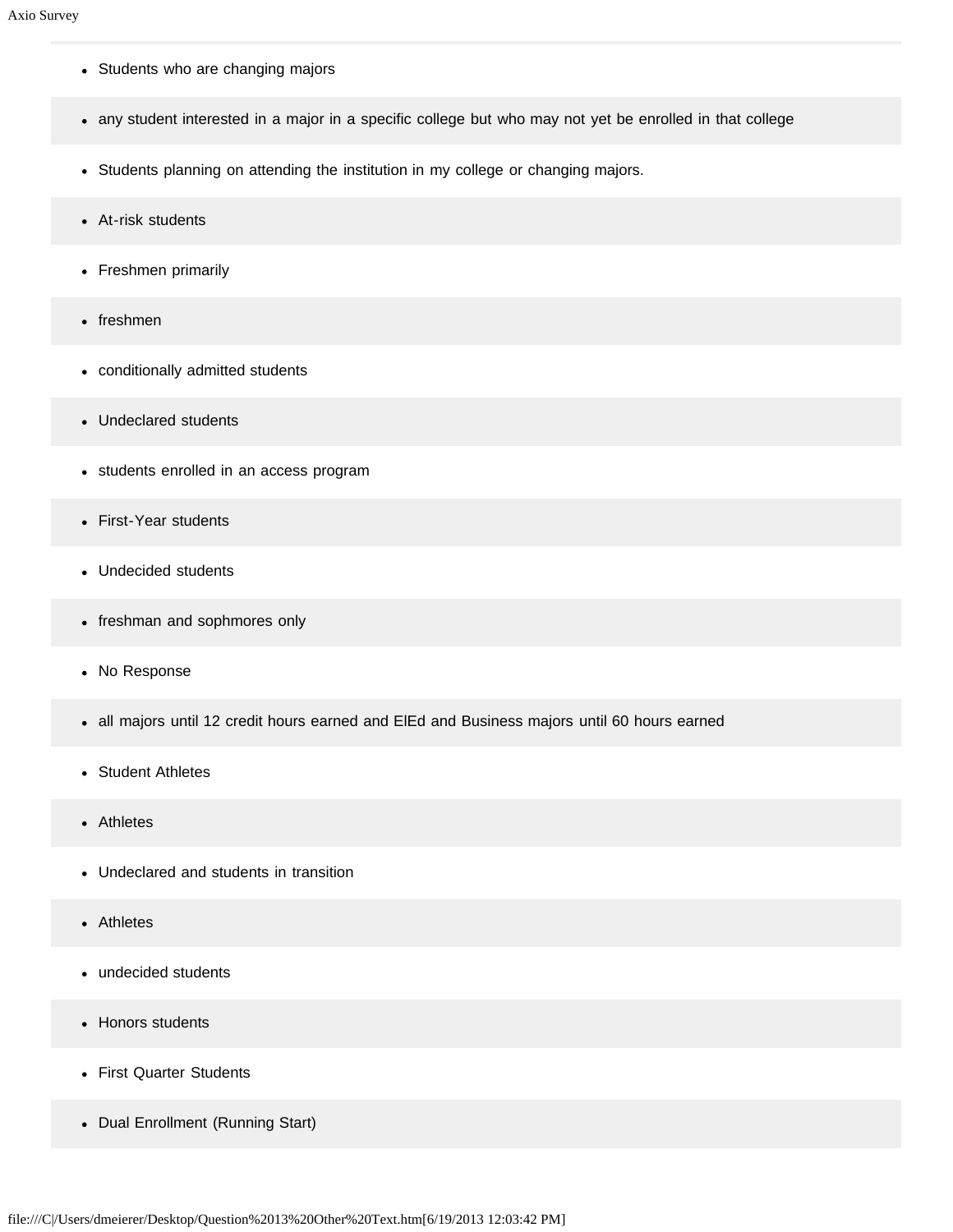- Students who are changing majors
- any student interested in a major in a specific college but who may not yet be enrolled in that college
- Students planning on attending the institution in my college or changing majors.
- At-risk students
- Freshmen primarily
- freshmen
- conditionally admitted students
- Undeclared students
- students enrolled in an access program
- First-Year students
- Undecided students
- freshman and sophmores only
- No Response
- all majors until 12 credit hours earned and ElEd and Business majors until 60 hours earned
- Student Athletes
- Athletes
- Undeclared and students in transition
- Athletes
- undecided students
- Honors students
- First Quarter Students
- Dual Enrollment (Running Start)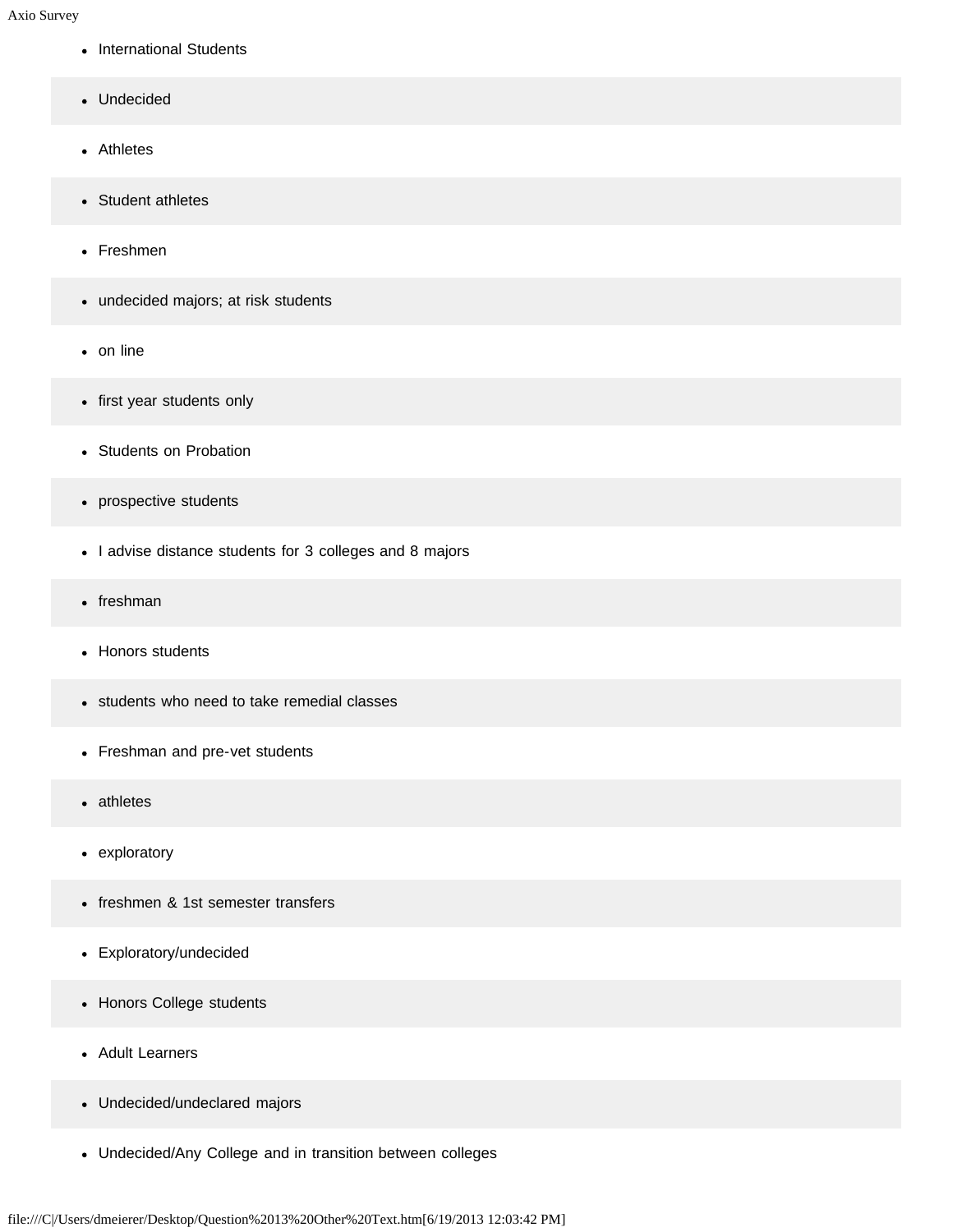- International Students
- Undecided
- Athletes
- Student athletes
- Freshmen
- undecided majors; at risk students
- on line
- first year students only
- Students on Probation
- prospective students
- I advise distance students for 3 colleges and 8 majors
- freshman
- Honors students
- students who need to take remedial classes
- Freshman and pre-vet students
- athletes
- exploratory
- freshmen & 1st semester transfers
- Exploratory/undecided
- Honors College students
- Adult Learners
- Undecided/undeclared majors
- Undecided/Any College and in transition between colleges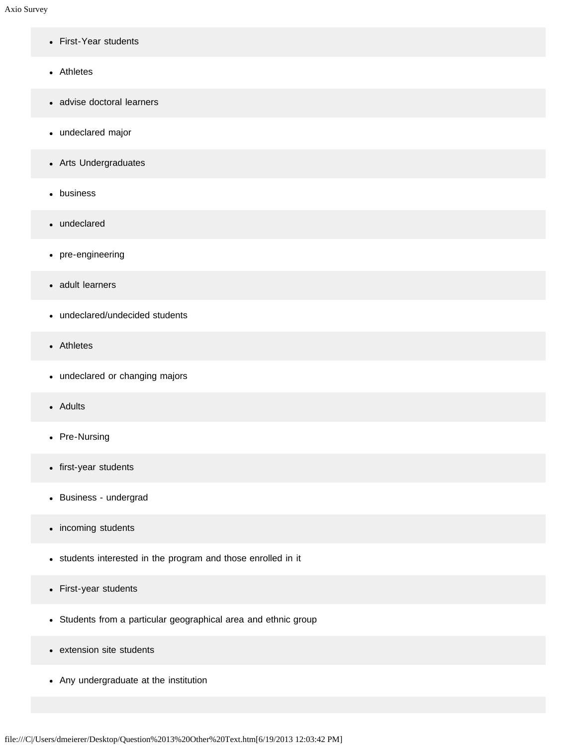- First-Year students
- Athletes
- advise doctoral learners
- undeclared major
- Arts Undergraduates
- business
- undeclared
- pre-engineering
- adult learners
- undeclared/undecided students
- Athletes
- undeclared or changing majors
- Adults
- Pre-Nursing
- first-year students
- Business - undergrad
- incoming students
- students interested in the program and those enrolled in it
- First-year students
- Students from a particular geographical area and ethnic group
- extension site students
- Any undergraduate at the institution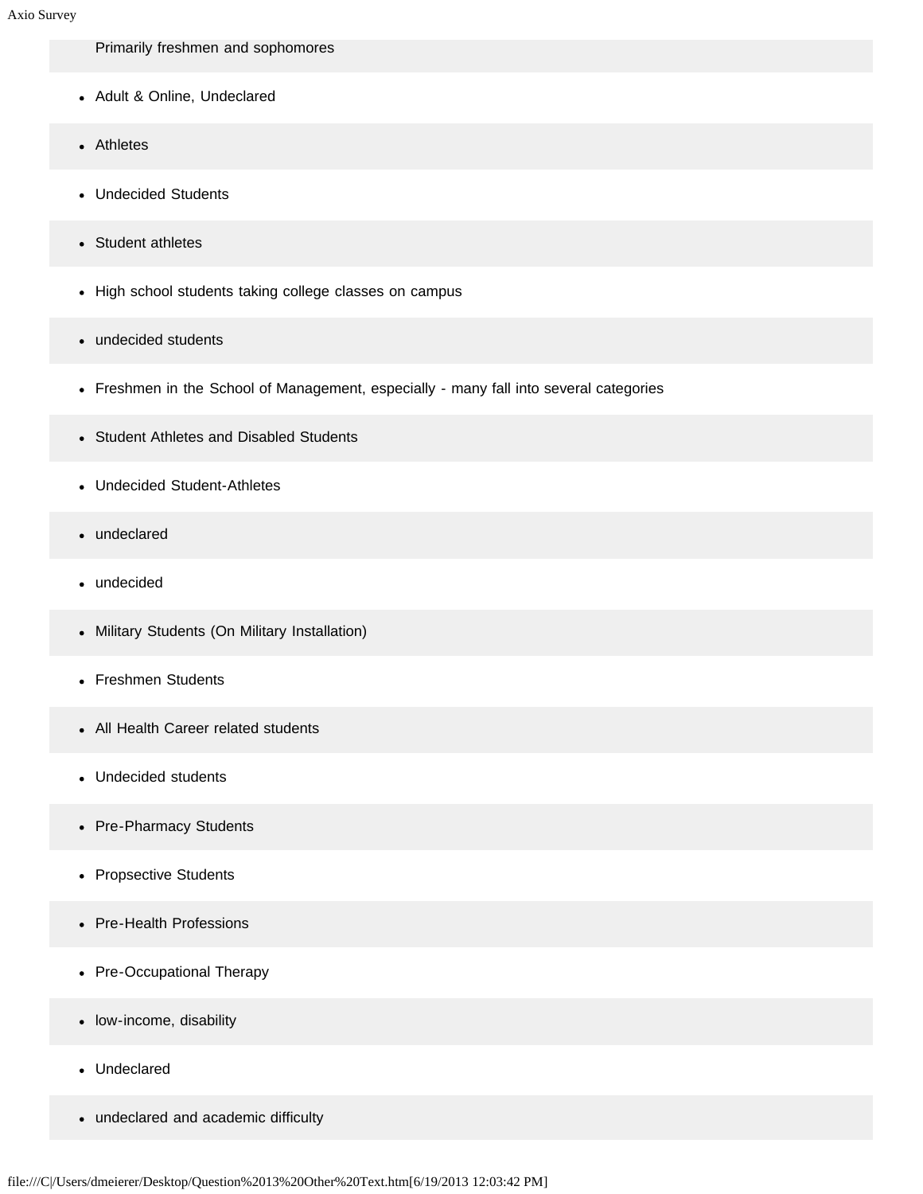Primarily freshmen and sophomores

- Adult & Online, Undeclared
- Athletes
- Undecided Students
- Student athletes
- High school students taking college classes on campus
- undecided students
- Freshmen in the School of Management, especially - many fall into several categories
- Student Athletes and Disabled Students
- Undecided Student-Athletes
- undeclared
- undecided
- Military Students (On Military Installation)
- Freshmen Students
- All Health Career related students
- Undecided students
- Pre-Pharmacy Students
- Propsective Students
- Pre-Health Professions
- Pre-Occupational Therapy
- low-income, disability
- Undeclared
- undeclared and academic difficulty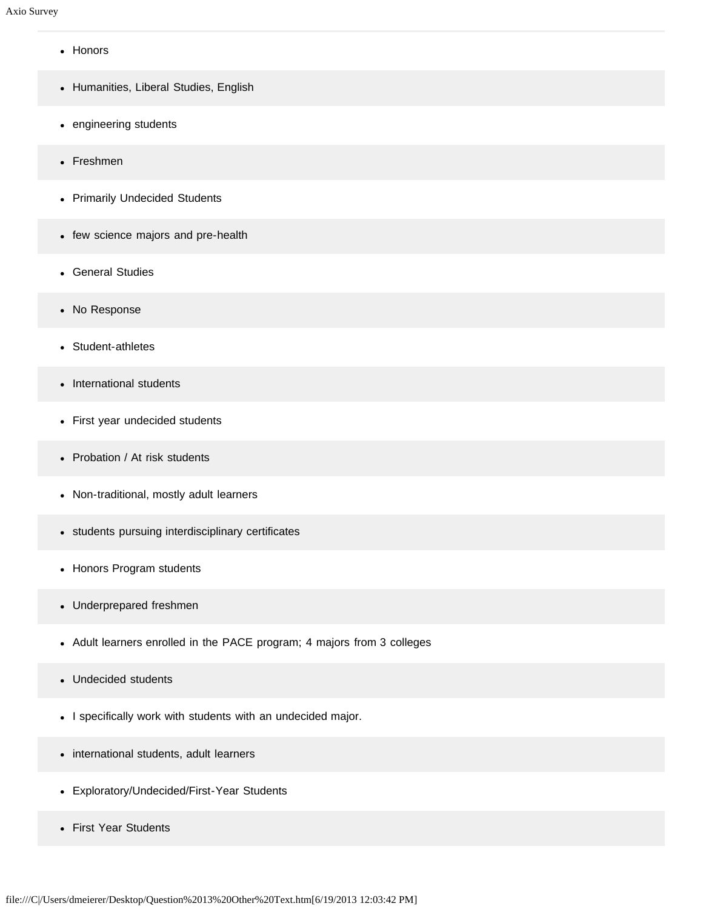- Honors
- Humanities, Liberal Studies, English
- engineering students
- Freshmen
- Primarily Undecided Students
- few science majors and pre-health
- General Studies
- No Response
- Student-athletes
- International students
- First year undecided students
- Probation / At risk students
- Non-traditional, mostly adult learners
- students pursuing interdisciplinary certificates
- Honors Program students
- Underprepared freshmen
- Adult learners enrolled in the PACE program; 4 majors from 3 colleges
- Undecided students
- I specifically work with students with an undecided major.
- international students, adult learners
- Exploratory/Undecided/First-Year Students
- First Year Students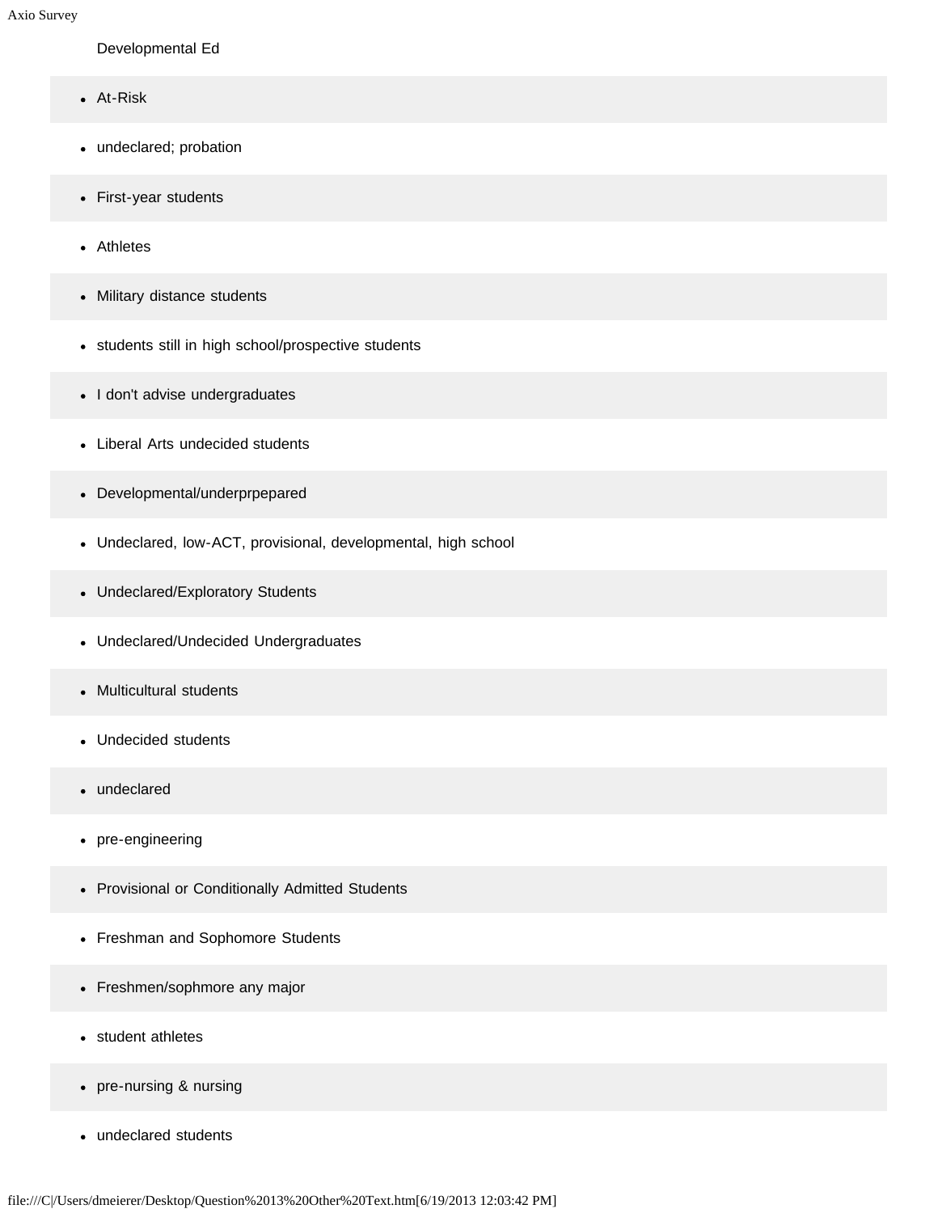Developmental Ed

- At-Risk
- undeclared; probation
- First-year students
- Athletes
- Military distance students
- students still in high school/prospective students
- I don't advise undergraduates
- Liberal Arts undecided students
- Developmental/underprpepared
- Undeclared, low-ACT, provisional, developmental, high school
- Undeclared/Exploratory Students
- Undeclared/Undecided Undergraduates
- Multicultural students
- Undecided students
- undeclared
- pre-engineering
- Provisional or Conditionally Admitted Students
- Freshman and Sophomore Students
- Freshmen/sophmore any major
- student athletes
- pre-nursing & nursing
- undeclared students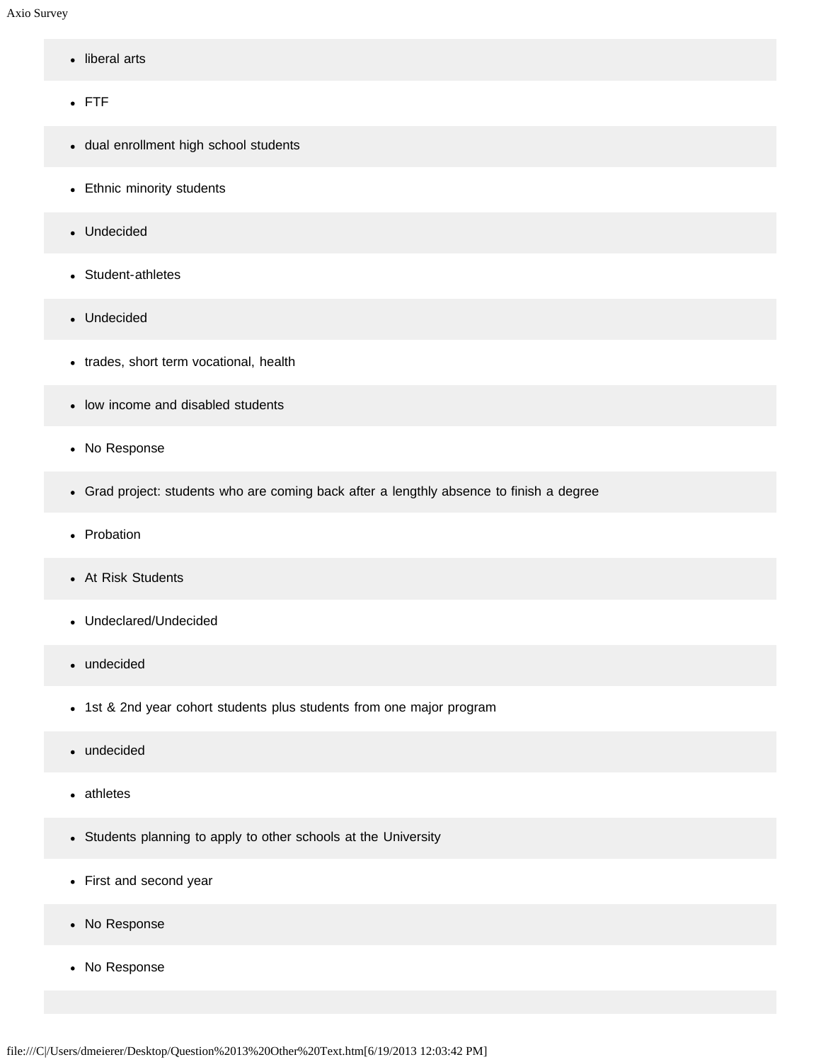- liberal arts
- FTF
- dual enrollment high school students
- Ethnic minority students
- Undecided
- Student-athletes
- Undecided
- trades, short term vocational, health
- low income and disabled students
- No Response
- Grad project: students who are coming back after a lengthly absence to finish a degree
- Probation
- At Risk Students
- Undeclared/Undecided
- undecided
- 1st & 2nd year cohort students plus students from one major program
- undecided
- athletes
- Students planning to apply to other schools at the University
- First and second year
- No Response
- No Response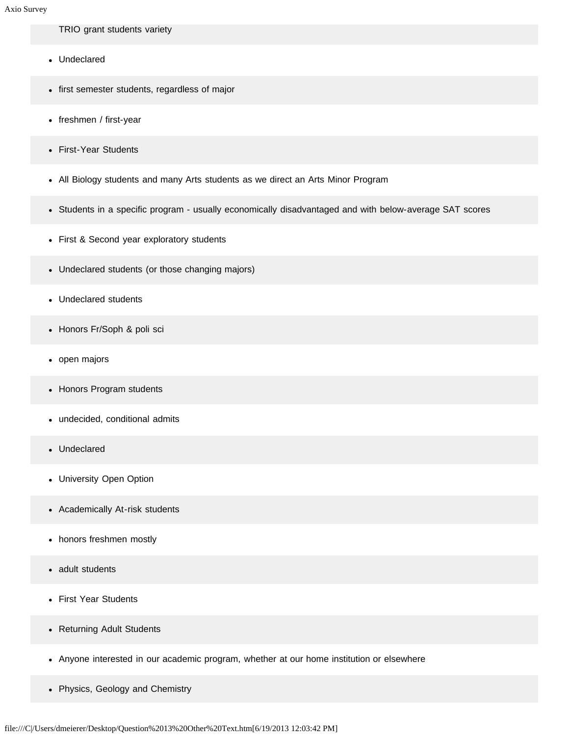TRIO grant students variety

- Undeclared
- first semester students, regardless of major
- freshmen / first-year
- First-Year Students
- All Biology students and many Arts students as we direct an Arts Minor Program
- Students in a specific program - usually economically disadvantaged and with below-average SAT scores
- First & Second year exploratory students
- Undeclared students (or those changing majors)
- Undeclared students
- Honors Fr/Soph & poli sci
- open majors
- Honors Program students
- undecided, conditional admits
- Undeclared
- University Open Option
- Academically At-risk students
- honors freshmen mostly
- adult students
- First Year Students
- Returning Adult Students
- Anyone interested in our academic program, whether at our home institution or elsewhere
- Physics, Geology and Chemistry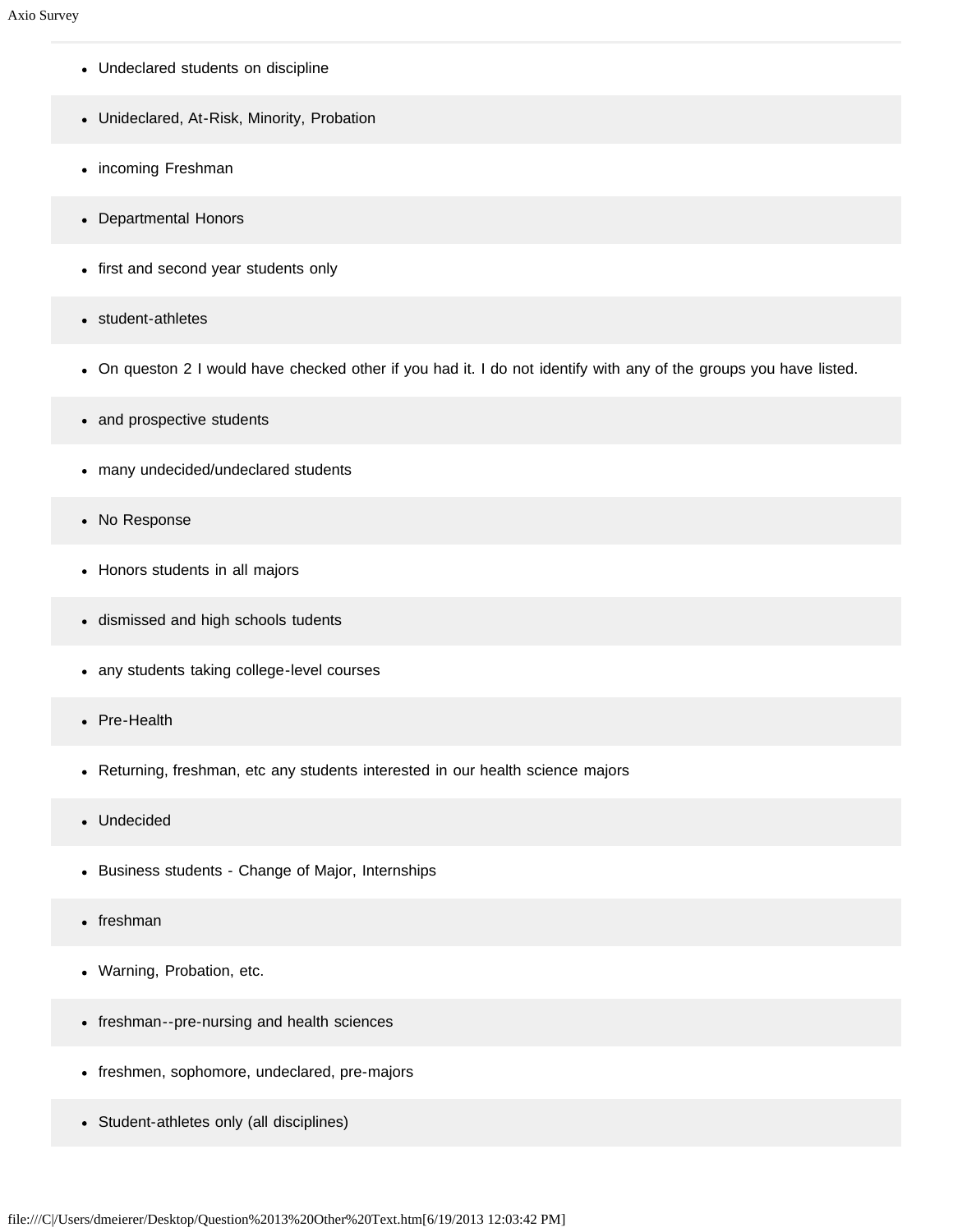- Undeclared students on discipline
- Unideclared, At-Risk, Minority, Probation
- incoming Freshman
- Departmental Honors
- first and second year students only
- student-athletes
- On queston 2 I would have checked other if you had it. I do not identify with any of the groups you have listed.
- and prospective students
- many undecided/undeclared students
- No Response
- Honors students in all majors
- dismissed and high schools tudents
- any students taking college-level courses
- Pre-Health
- Returning, freshman, etc any students interested in our health science majors
- Undecided
- Business students - Change of Major, Internships
- freshman
- Warning, Probation, etc.
- freshman--pre-nursing and health sciences
- freshmen, sophomore, undeclared, pre-majors
- Student-athletes only (all disciplines)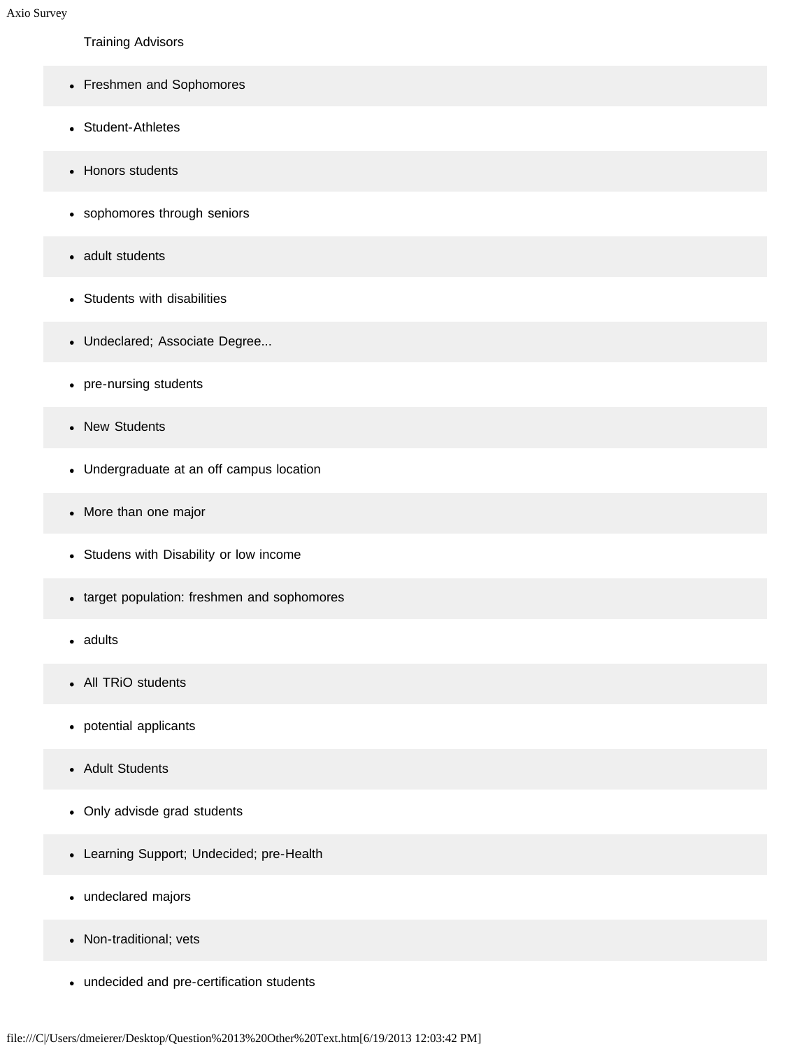Training Advisors

- Freshmen and Sophomores
- Student-Athletes
- Honors students
- sophomores through seniors
- adult students
- Students with disabilities
- Undeclared; Associate Degree...
- pre-nursing students
- New Students
- Undergraduate at an off campus location
- More than one major
- Studens with Disability or low income
- target population: freshmen and sophomores
- adults
- All TRiO students
- potential applicants
- Adult Students
- Only advisde grad students
- Learning Support; Undecided; pre-Health
- undeclared majors
- Non-traditional; vets
- undecided and pre-certification students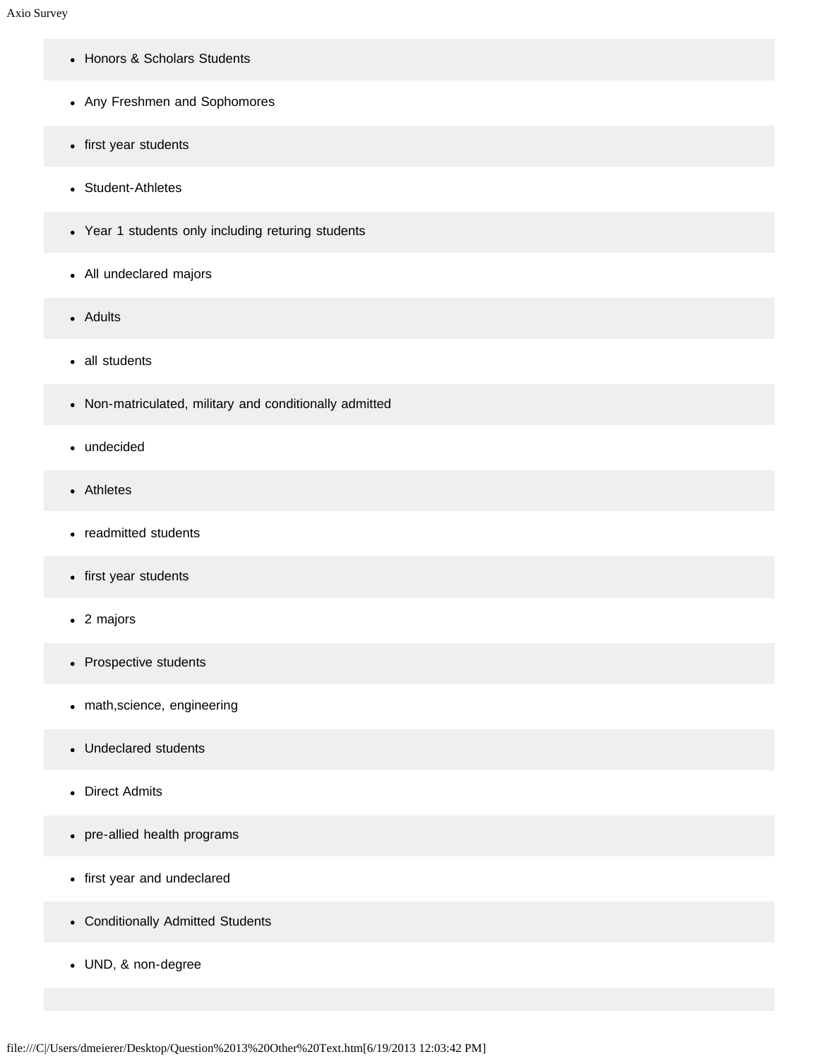- Honors & Scholars Students
- Any Freshmen and Sophomores
- first year students
- Student-Athletes
- Year 1 students only including returing students
- All undeclared majors
- Adults
- all students
- Non-matriculated, military and conditionally admitted
- undecided
- Athletes
- readmitted students
- first year students
- 2 majors
- Prospective students
- math,science, engineering
- Undeclared students
- Direct Admits
- pre-allied health programs
- first year and undeclared
- Conditionally Admitted Students
- UND, & non-degree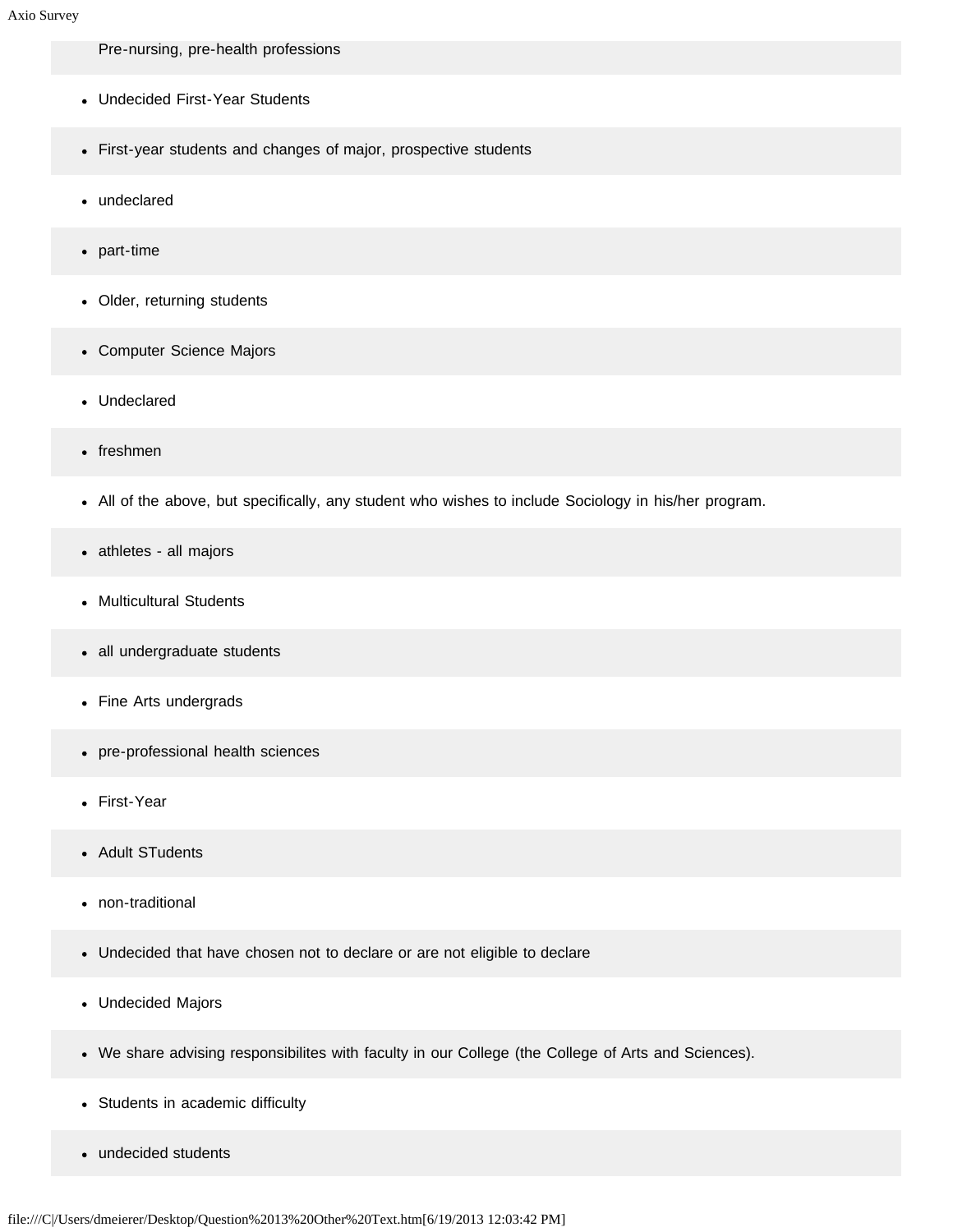Pre-nursing, pre-health professions

- Undecided First-Year Students
- First-year students and changes of major, prospective students
- undeclared
- part-time
- Older, returning students
- Computer Science Majors
- Undeclared
- freshmen
- All of the above, but specifically, any student who wishes to include Sociology in his/her program.
- athletes - all majors
- Multicultural Students
- all undergraduate students
- Fine Arts undergrads
- pre-professional health sciences
- First-Year
- Adult STudents
- non-traditional
- Undecided that have chosen not to declare or are not eligible to declare
- Undecided Majors
- We share advising responsibilites with faculty in our College (the College of Arts and Sciences).
- Students in academic difficulty
- undecided students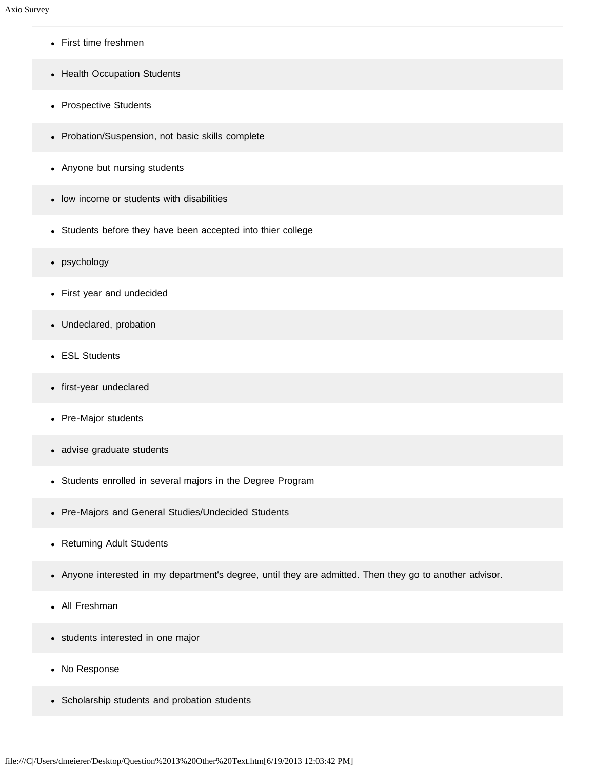- First time freshmen
- Health Occupation Students
- Prospective Students
- Probation/Suspension, not basic skills complete
- Anyone but nursing students
- low income or students with disabilities
- Students before they have been accepted into thier college
- psychology
- First year and undecided
- Undeclared, probation
- ESL Students
- first-year undeclared
- Pre-Major students
- advise graduate students
- Students enrolled in several majors in the Degree Program
- Pre-Majors and General Studies/Undecided Students
- Returning Adult Students
- Anyone interested in my department's degree, until they are admitted. Then they go to another advisor.
- All Freshman
- students interested in one major
- No Response
- Scholarship students and probation students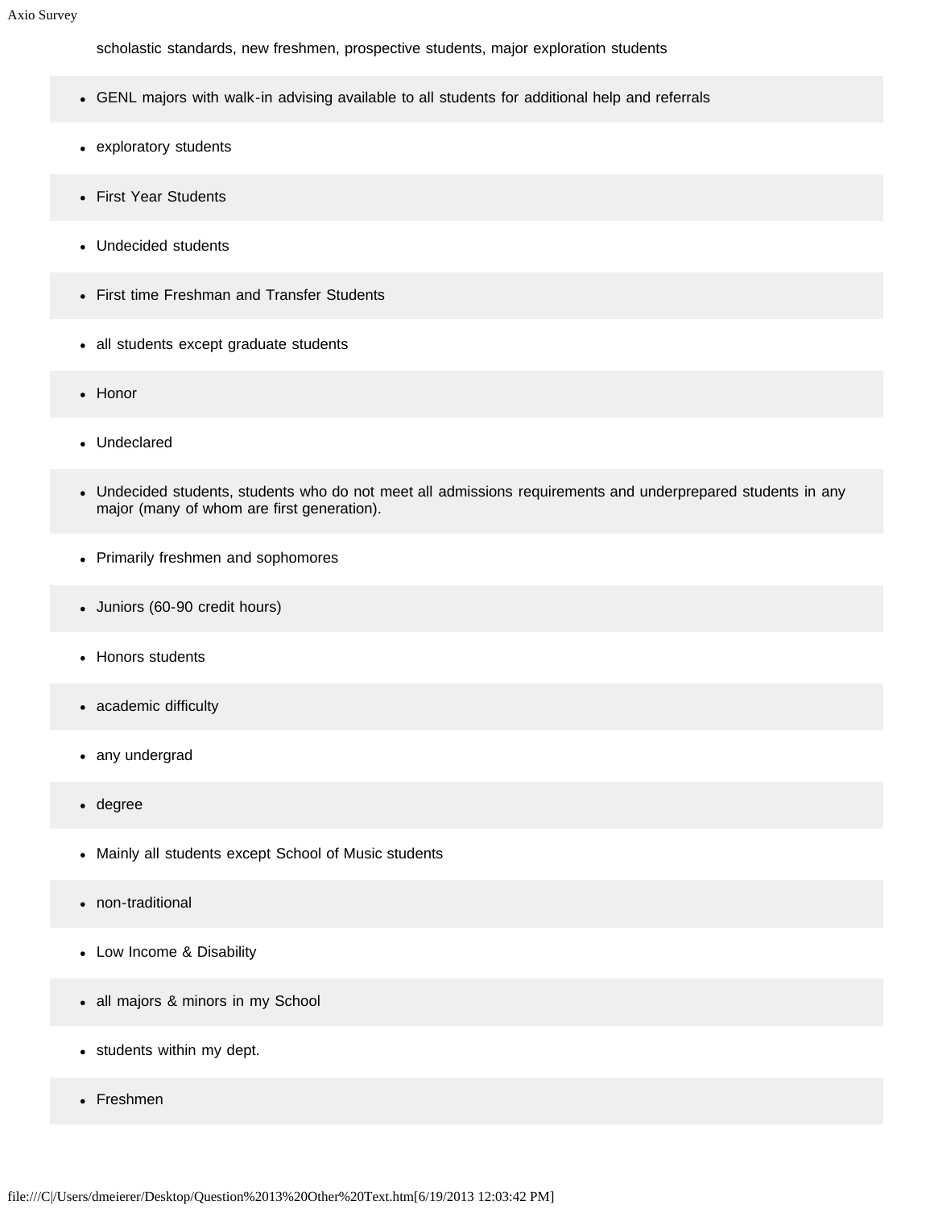scholastic standards, new freshmen, prospective students, major exploration students

- GENL majors with walk-in advising available to all students for additional help and referrals
- exploratory students
- First Year Students
- Undecided students
- First time Freshman and Transfer Students
- all students except graduate students
- Honor
- Undeclared
- Undecided students, students who do not meet all admissions requirements and underprepared students in any major (many of whom are first generation).
- Primarily freshmen and sophomores
- Juniors (60-90 credit hours)
- Honors students
- academic difficulty
- any undergrad
- degree
- Mainly all students except School of Music students
- non-traditional
- Low Income & Disability
- all majors & minors in my School
- students within my dept.
- Freshmen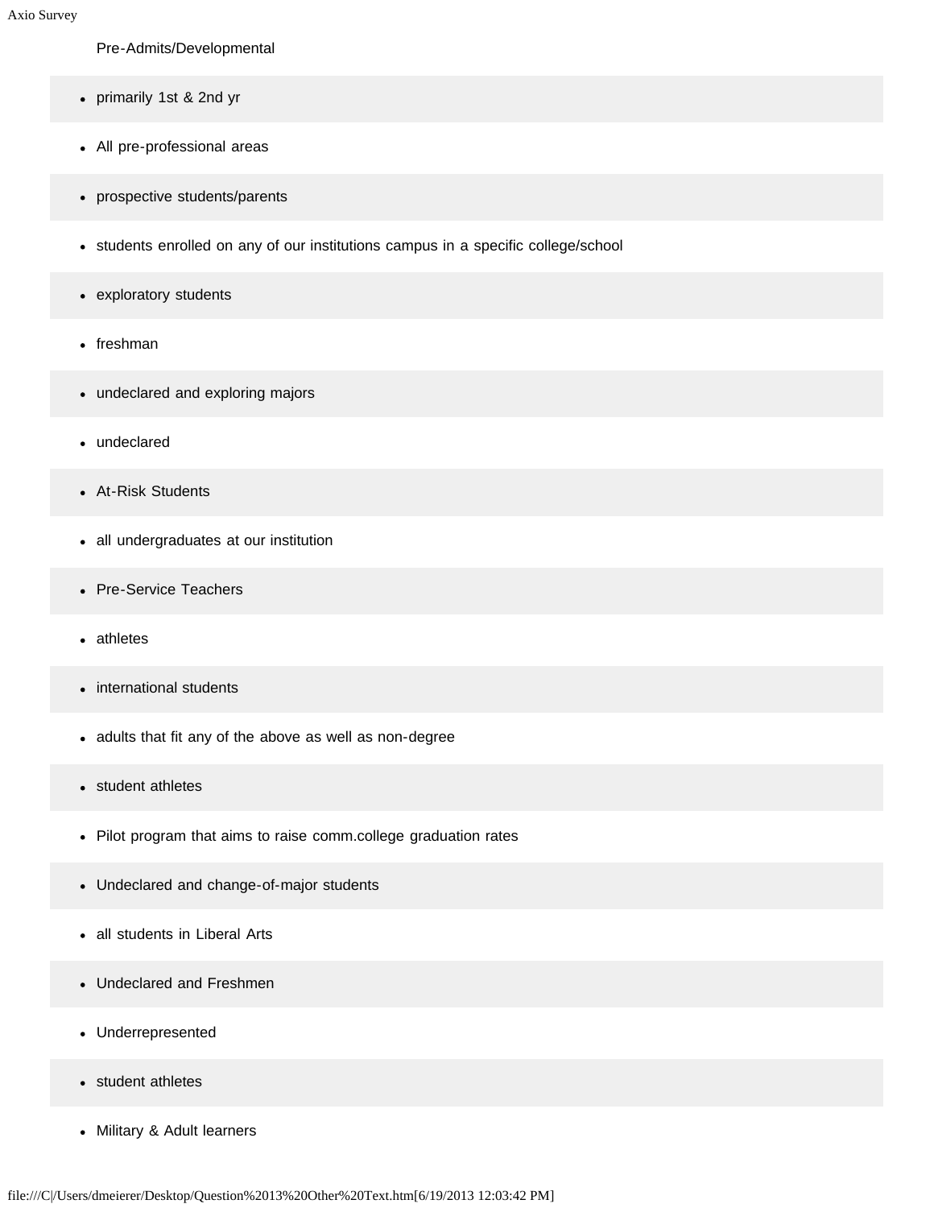Pre-Admits/Developmental

- primarily 1st & 2nd yr
- All pre-professional areas
- prospective students/parents
- students enrolled on any of our institutions campus in a specific college/school
- exploratory students
- freshman
- undeclared and exploring majors
- undeclared
- At-Risk Students
- all undergraduates at our institution
- Pre-Service Teachers
- athletes
- international students
- adults that fit any of the above as well as non-degree
- student athletes
- Pilot program that aims to raise comm.college graduation rates
- Undeclared and change-of-major students
- all students in Liberal Arts
- Undeclared and Freshmen
- Underrepresented
- student athletes
- Military & Adult learners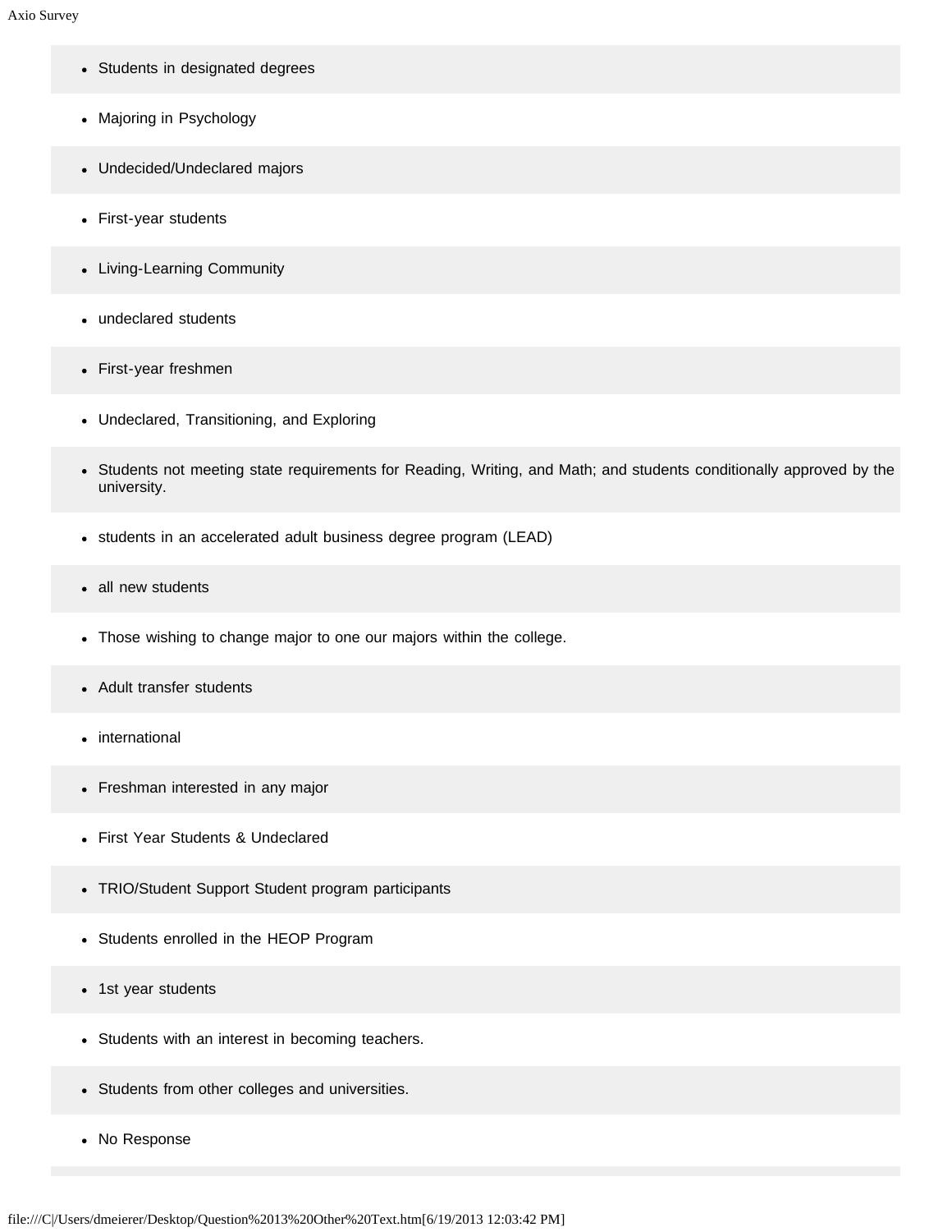- Students in designated degrees
- Majoring in Psychology
- Undecided/Undeclared majors
- First-year students
- Living-Learning Community
- undeclared students
- First-year freshmen
- Undeclared, Transitioning, and Exploring
- Students not meeting state requirements for Reading, Writing, and Math; and students conditionally approved by the university.
- students in an accelerated adult business degree program (LEAD)
- all new students
- Those wishing to change major to one our majors within the college.
- Adult transfer students
- international
- Freshman interested in any major
- First Year Students & Undeclared
- TRIO/Student Support Student program participants
- Students enrolled in the HEOP Program
- 1st year students
- Students with an interest in becoming teachers.
- Students from other colleges and universities.
- No Response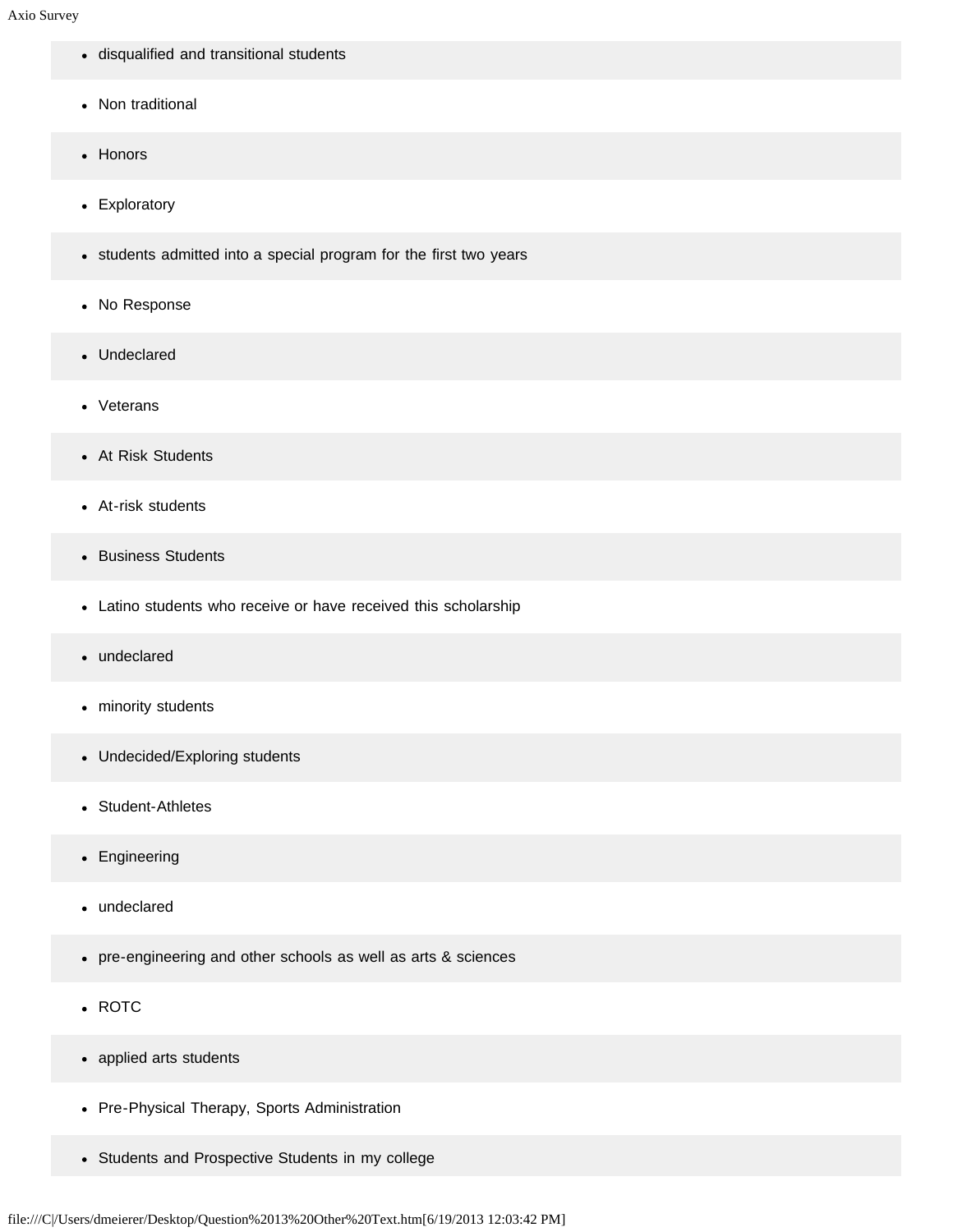- disqualified and transitional students
- Non traditional
- Honors
- Exploratory
- students admitted into a special program for the first two years
- No Response
- Undeclared
- Veterans
- At Risk Students
- At-risk students
- Business Students
- Latino students who receive or have received this scholarship
- undeclared
- minority students
- Undecided/Exploring students
- Student-Athletes
- Engineering
- undeclared
- pre-engineering and other schools as well as arts & sciences
- ROTC
- applied arts students
- Pre-Physical Therapy, Sports Administration
- Students and Prospective Students in my college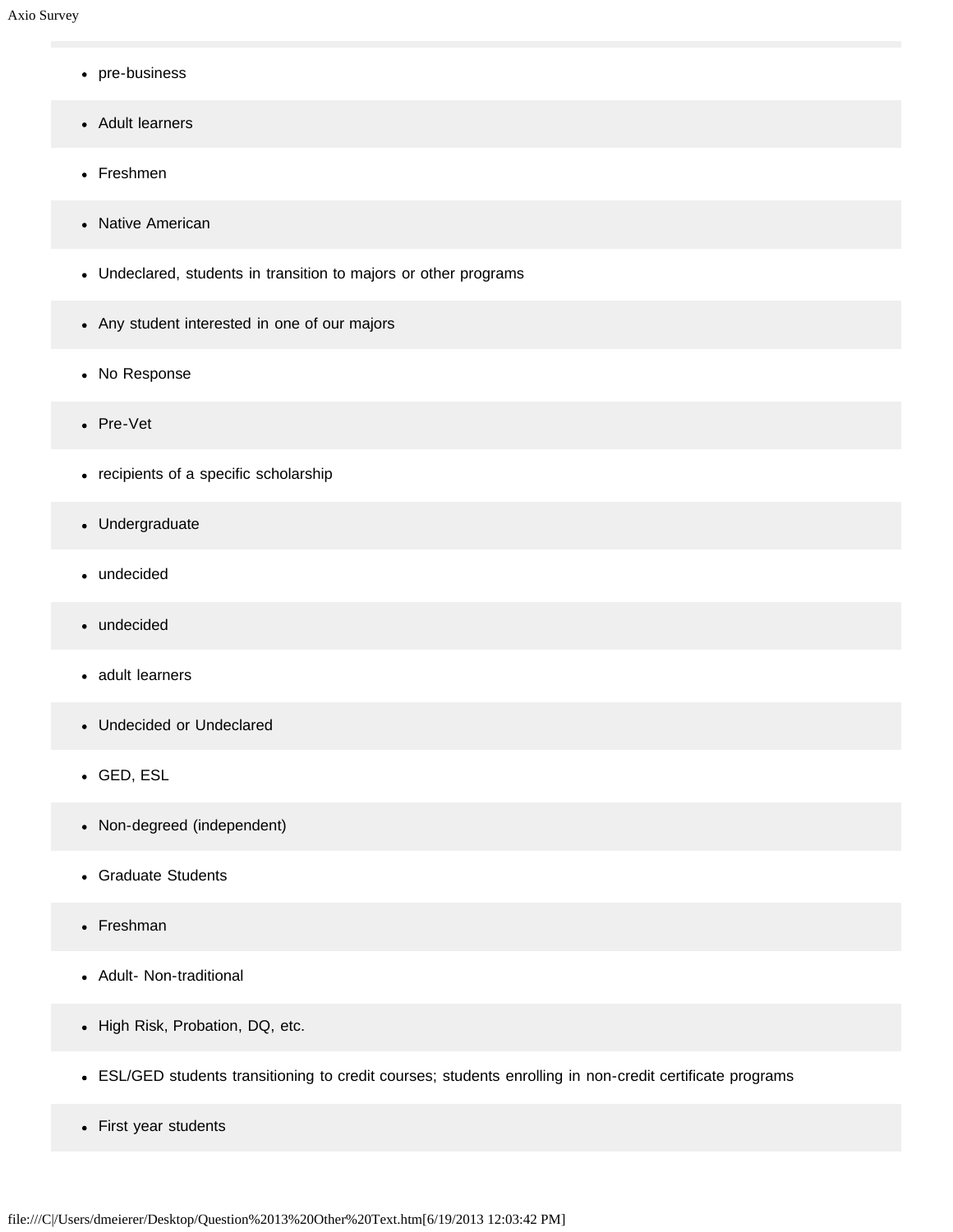- pre-business
- Adult learners
- Freshmen
- Native American
- Undeclared, students in transition to majors or other programs
- Any student interested in one of our majors
- No Response
- Pre-Vet
- recipients of a specific scholarship
- Undergraduate
- undecided
- undecided
- adult learners
- Undecided or Undeclared
- GED, ESL
- Non-degreed (independent)
- Graduate Students
- Freshman
- Adult- Non-traditional
- High Risk, Probation, DQ, etc.
- ESL/GED students transitioning to credit courses; students enrolling in non-credit certificate programs
- First year students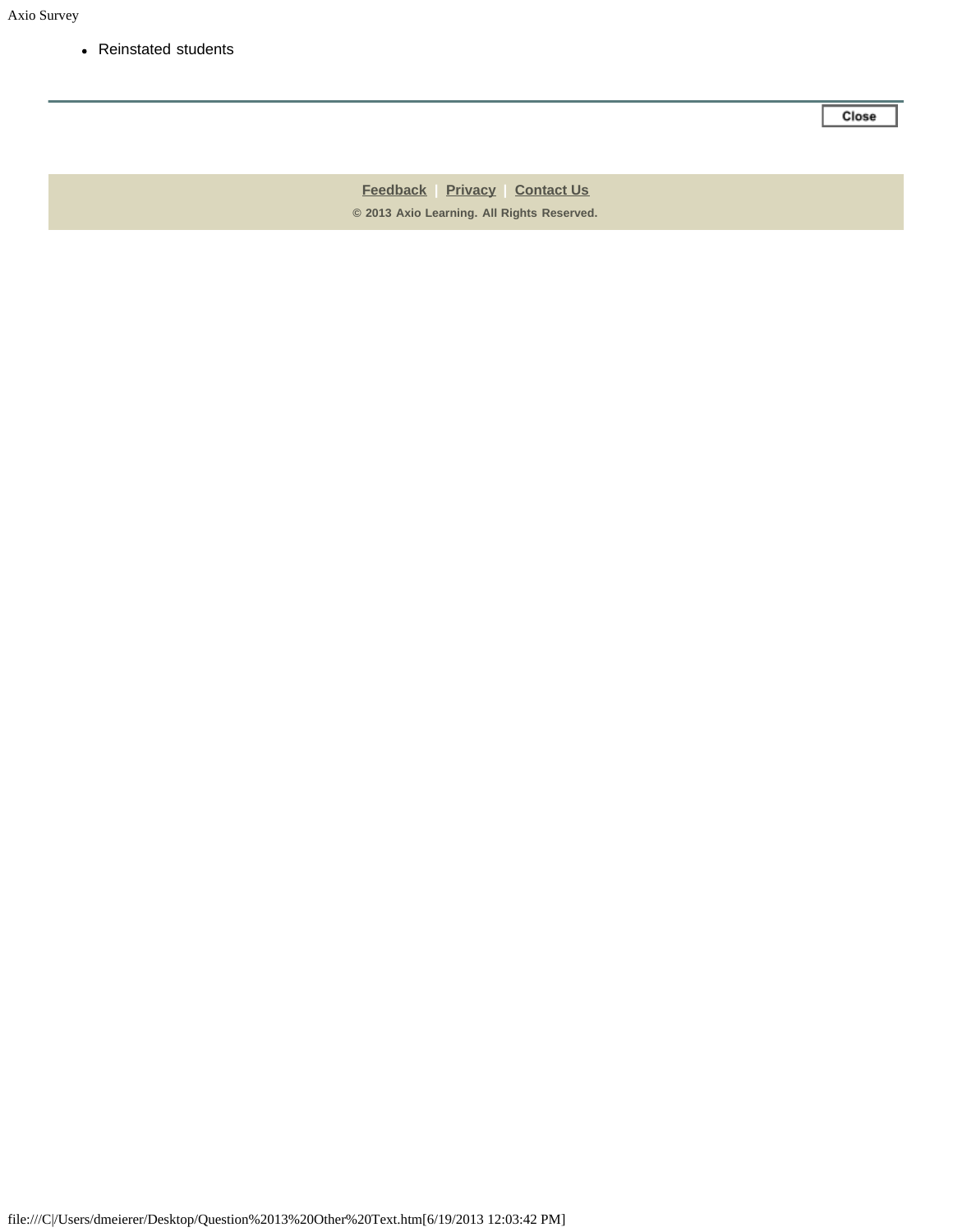- Reinstated students

Close

Feedback | Privacy | Contact Us

© 2013 Axio Learning. All Rights Reserved.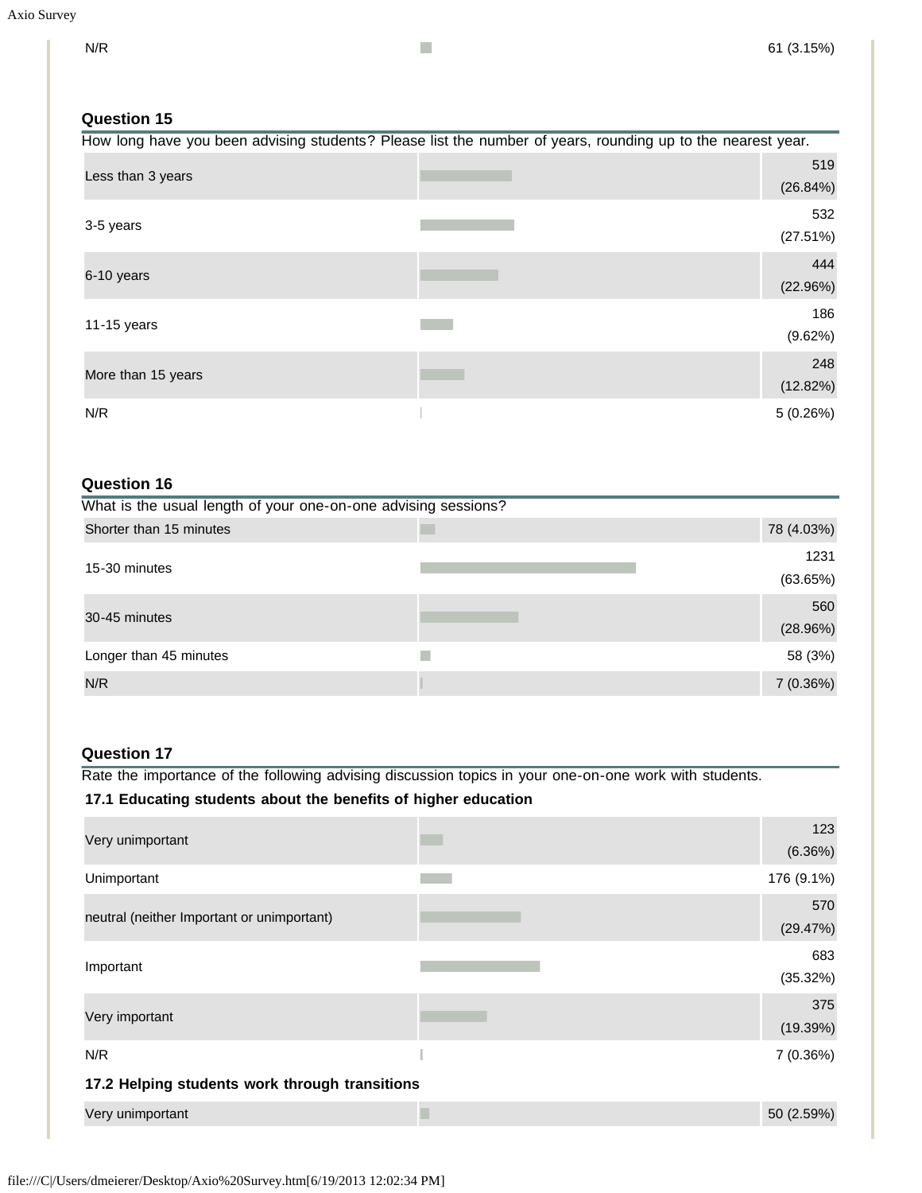| | |
|---|---|
| N/R | 61 (3.15%) |

### Question 15

How long have you been advising students? Please list the number of years, rounding up to the nearest year.

| | |
|---|---|
| Less than 3 years | 519 (26.84%) |
| 3-5 years | 532 (27.51%) |
| 6-10 years | 444 (22.96%) |
| 11-15 years | 186 (9.62%) |
| More than 15 years | 248 (12.82%) |
| N/R | 5 (0.26%) |

### Question 16

What is the usual length of your one-on-one advising sessions?

| | |
|---|---|
| Shorter than 15 minutes | 78 (4.03%) |
| 15-30 minutes | 1231 (63.65%) |
| 30-45 minutes | 560 (28.96%) |
| Longer than 45 minutes | 58 (3%) |
| N/R | 7 (0.36%) |

### Question 17

Rate the importance of the following advising discussion topics in your one-on-one work with students.

**17.1 Educating students about the benefits of higher education**

| | |
|---|---|
| Very unimportant | 123 (6.36%) |
| Unimportant | 176 (9.1%) |
| neutral (neither Important or unimportant) | 570 (29.47%) |
| Important | 683 (35.32%) |
| Very important | 375 (19.39%) |
| N/R | 7 (0.36%) |

**17.2 Helping students work through transitions**

| | |
|---|---|
| Very unimportant | 50 (2.59%) |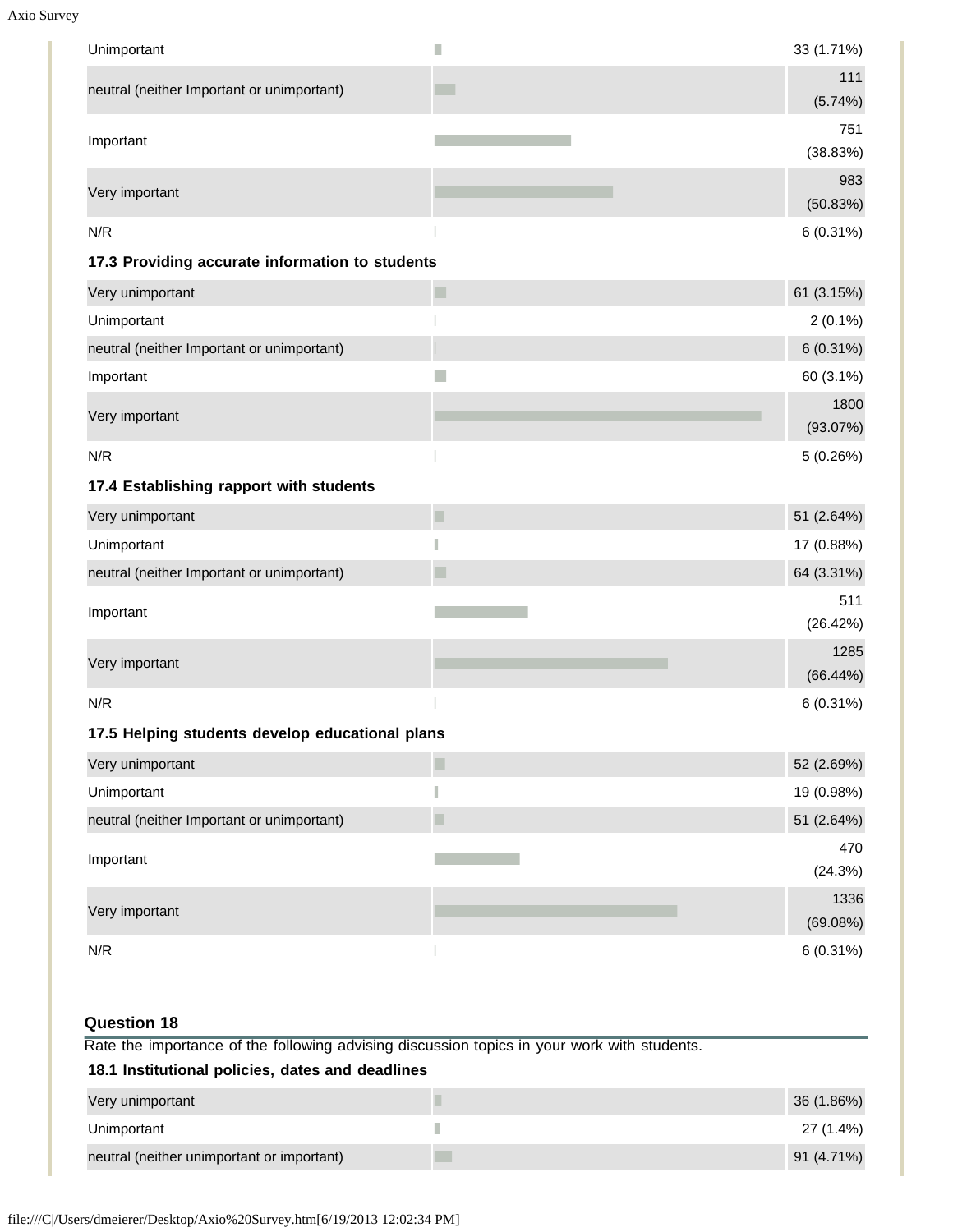| | |
|---|---|
| Unimportant | 33 (1.71%) |
| neutral (neither Important or unimportant) | 111 (5.74%) |
| Important | 751 (38.83%) |
| Very important | 983 (50.83%) |
| N/R | 6 (0.31%) |

**17.3 Providing accurate information to students**

| | |
|---|---|
| Very unimportant | 61 (3.15%) |
| Unimportant | 2 (0.1%) |
| neutral (neither Important or unimportant) | 6 (0.31%) |
| Important | 60 (3.1%) |
| Very important | 1800 (93.07%) |
| N/R | 5 (0.26%) |

**17.4 Establishing rapport with students**

| | |
|---|---|
| Very unimportant | 51 (2.64%) |
| Unimportant | 17 (0.88%) |
| neutral (neither Important or unimportant) | 64 (3.31%) |
| Important | 511 (26.42%) |
| Very important | 1285 (66.44%) |
| N/R | 6 (0.31%) |

**17.5 Helping students develop educational plans**

| | |
|---|---|
| Very unimportant | 52 (2.69%) |
| Unimportant | 19 (0.98%) |
| neutral (neither Important or unimportant) | 51 (2.64%) |
| Important | 470 (24.3%) |
| Very important | 1336 (69.08%) |
| N/R | 6 (0.31%) |

### Question 18

Rate the importance of the following advising discussion topics in your work with students.

**18.1 Institutional policies, dates and deadlines**

| | |
|---|---|
| Very unimportant | 36 (1.86%) |
| Unimportant | 27 (1.4%) |
| neutral (neither unimportant or important) | 91 (4.71%) |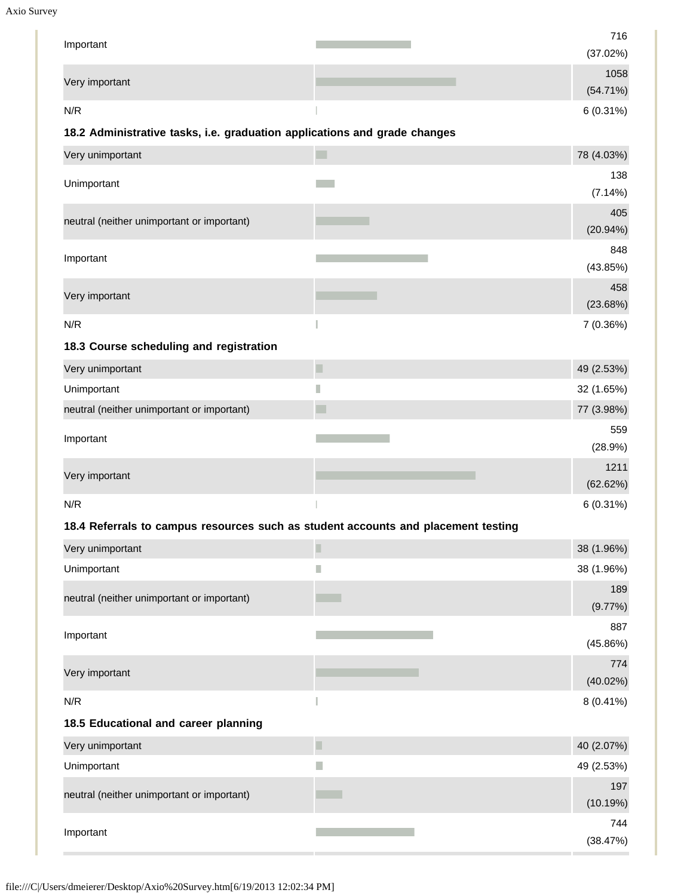| Response | Count (%) |
| --- | --- |
| Important | 716 (37.02%) |
| Very important | 1058 (54.71%) |
| N/R | 6 (0.31%) |

**18.2 Administrative tasks, i.e. graduation applications and grade changes**

| Response | Count (%) |
| --- | --- |
| Very unimportant | 78 (4.03%) |
| Unimportant | 138 (7.14%) |
| neutral (neither unimportant or important) | 405 (20.94%) |
| Important | 848 (43.85%) |
| Very important | 458 (23.68%) |
| N/R | 7 (0.36%) |

**18.3 Course scheduling and registration**

| Response | Count (%) |
| --- | --- |
| Very unimportant | 49 (2.53%) |
| Unimportant | 32 (1.65%) |
| neutral (neither unimportant or important) | 77 (3.98%) |
| Important | 559 (28.9%) |
| Very important | 1211 (62.62%) |
| N/R | 6 (0.31%) |

**18.4 Referrals to campus resources such as student accounts and placement testing**

| Response | Count (%) |
| --- | --- |
| Very unimportant | 38 (1.96%) |
| Unimportant | 38 (1.96%) |
| neutral (neither unimportant or important) | 189 (9.77%) |
| Important | 887 (45.86%) |
| Very important | 774 (40.02%) |
| N/R | 8 (0.41%) |

**18.5 Educational and career planning**

| Response | Count (%) |
| --- | --- |
| Very unimportant | 40 (2.07%) |
| Unimportant | 49 (2.53%) |
| neutral (neither unimportant or important) | 197 (10.19%) |
| Important | 744 (38.47%) |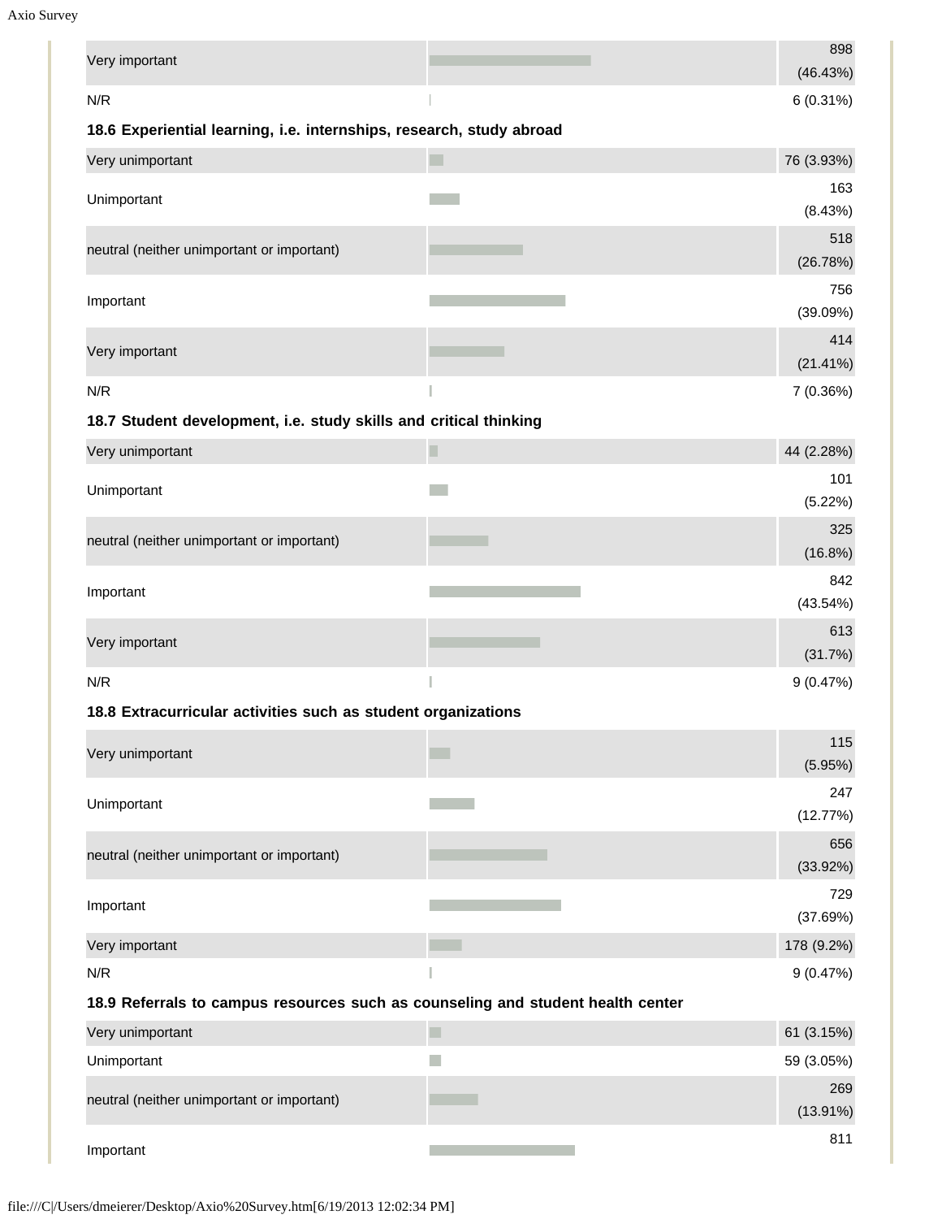| | |
|---|---|
| Very important | 898 (46.43%) |
| N/R | 6 (0.31%) |

**18.6 Experiential learning, i.e. internships, research, study abroad**

| | |
|---|---|
| Very unimportant | 76 (3.93%) |
| Unimportant | 163 (8.43%) |
| neutral (neither unimportant or important) | 518 (26.78%) |
| Important | 756 (39.09%) |
| Very important | 414 (21.41%) |
| N/R | 7 (0.36%) |

**18.7 Student development, i.e. study skills and critical thinking**

| | |
|---|---|
| Very unimportant | 44 (2.28%) |
| Unimportant | 101 (5.22%) |
| neutral (neither unimportant or important) | 325 (16.8%) |
| Important | 842 (43.54%) |
| Very important | 613 (31.7%) |
| N/R | 9 (0.47%) |

**18.8 Extracurricular activities such as student organizations**

| | |
|---|---|
| Very unimportant | 115 (5.95%) |
| Unimportant | 247 (12.77%) |
| neutral (neither unimportant or important) | 656 (33.92%) |
| Important | 729 (37.69%) |
| Very important | 178 (9.2%) |
| N/R | 9 (0.47%) |

**18.9 Referrals to campus resources such as counseling and student health center**

| | |
|---|---|
| Very unimportant | 61 (3.15%) |
| Unimportant | 59 (3.05%) |
| neutral (neither unimportant or important) | 269 (13.91%) |
| Important | 811 |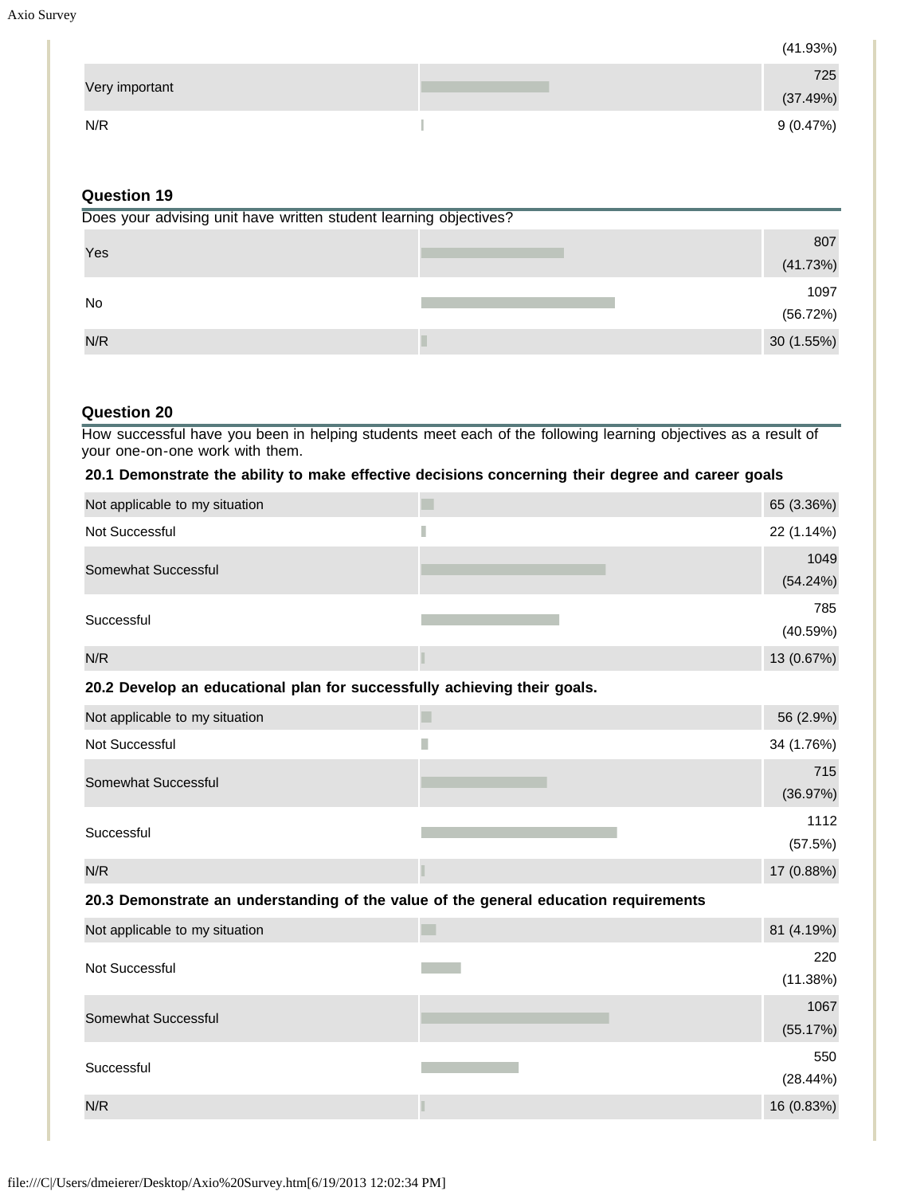| | |
|---|---|
| | (41.93%) |
| Very important | 725 (37.49%) |
| N/R | 9 (0.47%) |

## Question 19

Does your advising unit have written student learning objectives?

| Response | Count |
|---|---|
| Yes | 807 (41.73%) |
| No | 1097 (56.72%) |
| N/R | 30 (1.55%) |

## Question 20

How successful have you been in helping students meet each of the following learning objectives as a result of your one-on-one work with them.

**20.1 Demonstrate the ability to make effective decisions concerning their degree and career goals**

| Response | Count |
|---|---|
| Not applicable to my situation | 65 (3.36%) |
| Not Successful | 22 (1.14%) |
| Somewhat Successful | 1049 (54.24%) |
| Successful | 785 (40.59%) |
| N/R | 13 (0.67%) |

**20.2 Develop an educational plan for successfully achieving their goals.**

| Response | Count |
|---|---|
| Not applicable to my situation | 56 (2.9%) |
| Not Successful | 34 (1.76%) |
| Somewhat Successful | 715 (36.97%) |
| Successful | 1112 (57.5%) |
| N/R | 17 (0.88%) |

**20.3 Demonstrate an understanding of the value of the general education requirements**

| Response | Count |
|---|---|
| Not applicable to my situation | 81 (4.19%) |
| Not Successful | 220 (11.38%) |
| Somewhat Successful | 1067 (55.17%) |
| Successful | 550 (28.44%) |
| N/R | 16 (0.83%) |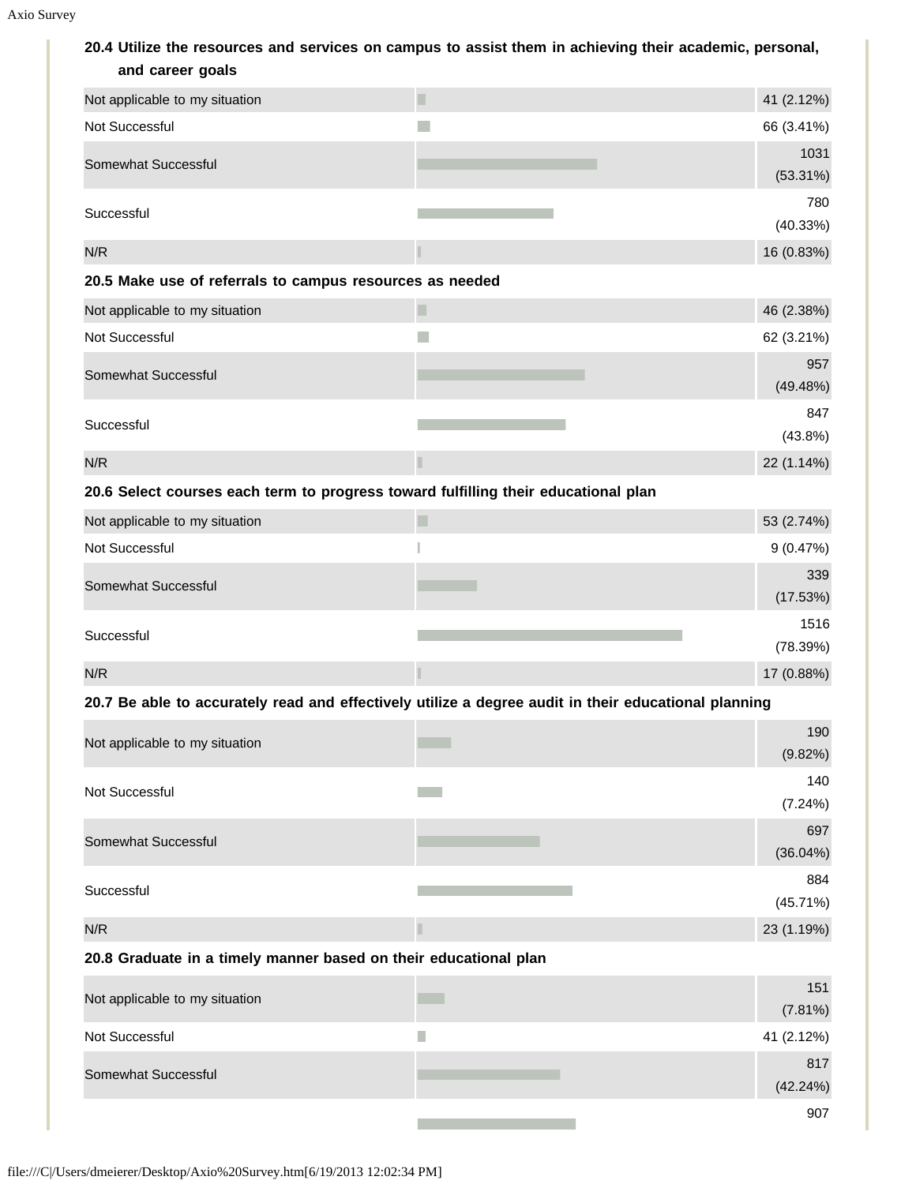**20.4 Utilize the resources and services on campus to assist them in achieving their academic, personal, and career goals**

| Response | Count (%) |
|---|---|
| Not applicable to my situation | 41 (2.12%) |
| Not Successful | 66 (3.41%) |
| Somewhat Successful | 1031 (53.31%) |
| Successful | 780 (40.33%) |
| N/R | 16 (0.83%) |

**20.5 Make use of referrals to campus resources as needed**

| Response | Count (%) |
|---|---|
| Not applicable to my situation | 46 (2.38%) |
| Not Successful | 62 (3.21%) |
| Somewhat Successful | 957 (49.48%) |
| Successful | 847 (43.8%) |
| N/R | 22 (1.14%) |

**20.6 Select courses each term to progress toward fulfilling their educational plan**

| Response | Count (%) |
|---|---|
| Not applicable to my situation | 53 (2.74%) |
| Not Successful | 9 (0.47%) |
| Somewhat Successful | 339 (17.53%) |
| Successful | 1516 (78.39%) |
| N/R | 17 (0.88%) |

**20.7 Be able to accurately read and effectively utilize a degree audit in their educational planning**

| Response | Count (%) |
|---|---|
| Not applicable to my situation | 190 (9.82%) |
| Not Successful | 140 (7.24%) |
| Somewhat Successful | 697 (36.04%) |
| Successful | 884 (45.71%) |
| N/R | 23 (1.19%) |

**20.8 Graduate in a timely manner based on their educational plan**

| Response | Count (%) |
|---|---|
| Not applicable to my situation | 151 (7.81%) |
| Not Successful | 41 (2.12%) |
| Somewhat Successful | 817 (42.24%) |
| | 907 |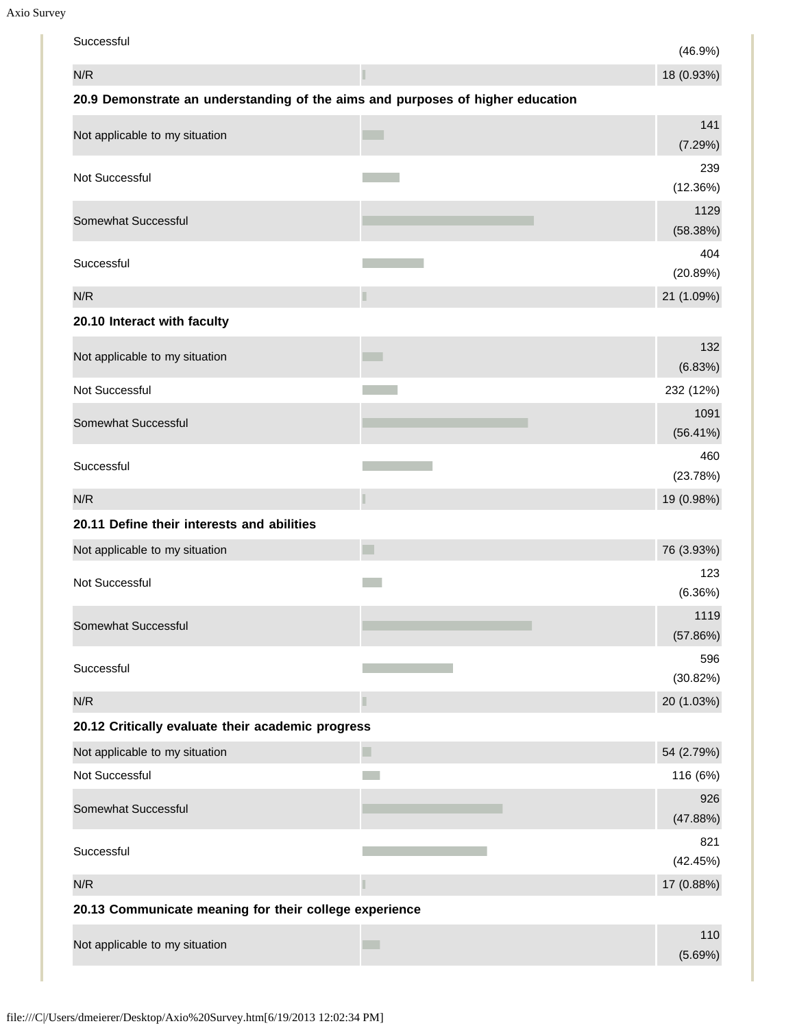| Successful | | (46.9%) |
|---|---|---|
| N/R | | 18 (0.93%) |

**20.9 Demonstrate an understanding of the aims and purposes of higher education**

| Response | | Count |
|---|---|---|
| Not applicable to my situation | | 141 (7.29%) |
| Not Successful | | 239 (12.36%) |
| Somewhat Successful | | 1129 (58.38%) |
| Successful | | 404 (20.89%) |
| N/R | | 21 (1.09%) |

**20.10 Interact with faculty**

| Response | | Count |
|---|---|---|
| Not applicable to my situation | | 132 (6.83%) |
| Not Successful | | 232 (12%) |
| Somewhat Successful | | 1091 (56.41%) |
| Successful | | 460 (23.78%) |
| N/R | | 19 (0.98%) |

**20.11 Define their interests and abilities**

| Response | | Count |
|---|---|---|
| Not applicable to my situation | | 76 (3.93%) |
| Not Successful | | 123 (6.36%) |
| Somewhat Successful | | 1119 (57.86%) |
| Successful | | 596 (30.82%) |
| N/R | | 20 (1.03%) |

**20.12 Critically evaluate their academic progress**

| Response | | Count |
|---|---|---|
| Not applicable to my situation | | 54 (2.79%) |
| Not Successful | | 116 (6%) |
| Somewhat Successful | | 926 (47.88%) |
| Successful | | 821 (42.45%) |
| N/R | | 17 (0.88%) |

**20.13 Communicate meaning for their college experience**

| Response | | Count |
|---|---|---|
| Not applicable to my situation | | 110 (5.69%) |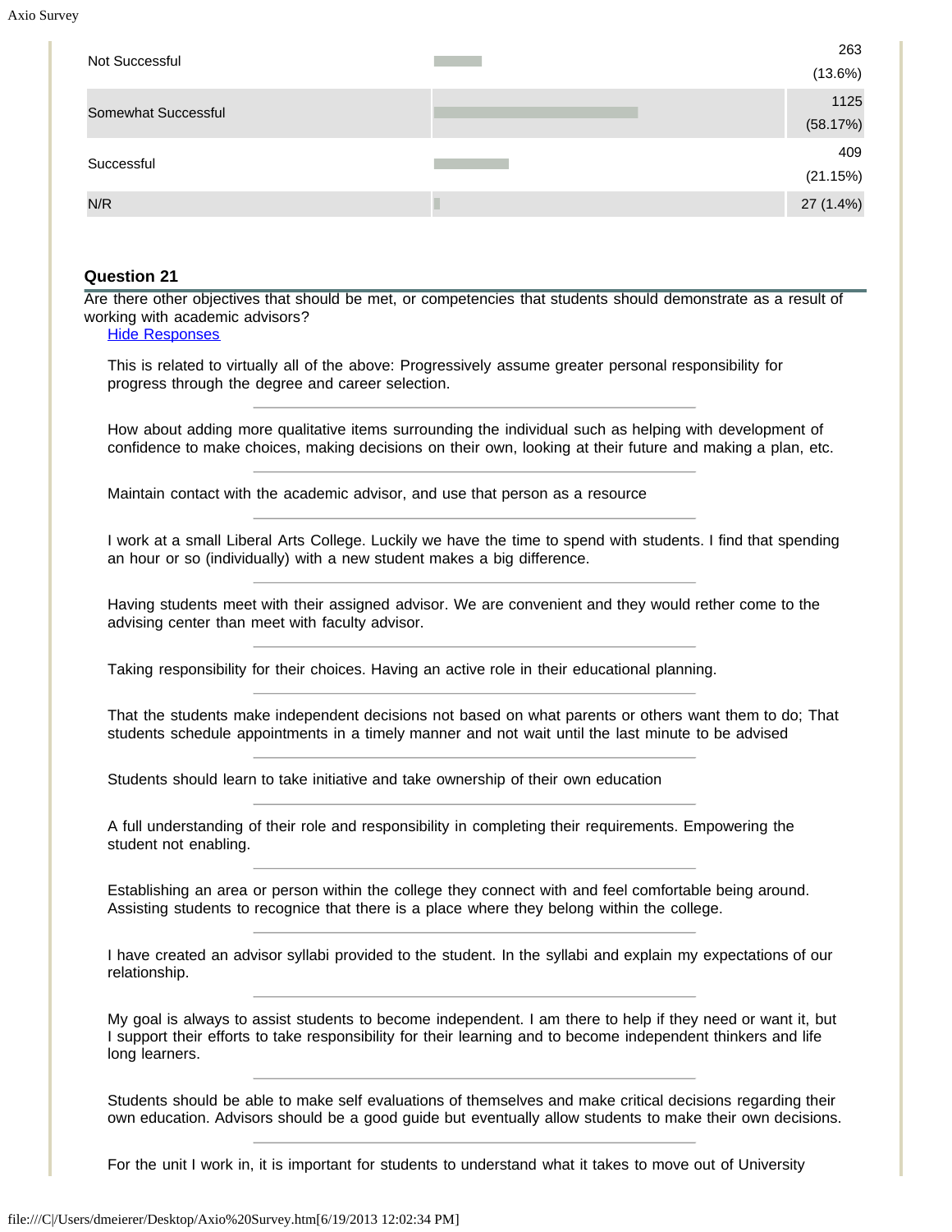| | | |
|---|---|---|
| Not Successful | | 263 (13.6%) |
| Somewhat Successful | | 1125 (58.17%) |
| Successful | | 409 (21.15%) |
| N/R | | 27 (1.4%) |

### Question 21

Are there other objectives that should be met, or competencies that students should demonstrate as a result of working with academic advisors?

Hide Responses

This is related to virtually all of the above: Progressively assume greater personal responsibility for progress through the degree and career selection.

---

How about adding more qualitative items surrounding the individual such as helping with development of confidence to make choices, making decisions on their own, looking at their future and making a plan, etc.

---

Maintain contact with the academic advisor, and use that person as a resource

---

I work at a small Liberal Arts College. Luckily we have the time to spend with students. I find that spending an hour or so (individually) with a new student makes a big difference.

---

Having students meet with their assigned advisor. We are convenient and they would rether come to the advising center than meet with faculty advisor.

---

Taking responsibility for their choices. Having an active role in their educational planning.

---

That the students make independent decisions not based on what parents or others want them to do; That students schedule appointments in a timely manner and not wait until the last minute to be advised

---

Students should learn to take initiative and take ownership of their own education

---

A full understanding of their role and responsibility in completing their requirements. Empowering the student not enabling.

---

Establishing an area or person within the college they connect with and feel comfortable being around. Assisting students to recognice that there is a place where they belong within the college.

---

I have created an advisor syllabi provided to the student. In the syllabi and explain my expectations of our relationship.

---

My goal is always to assist students to become independent. I am there to help if they need or want it, but I support their efforts to take responsibility for their learning and to become independent thinkers and life long learners.

---

Students should be able to make self evaluations of themselves and make critical decisions regarding their own education. Advisors should be a good guide but eventually allow students to make their own decisions.

---

For the unit I work in, it is important for students to understand what it takes to move out of University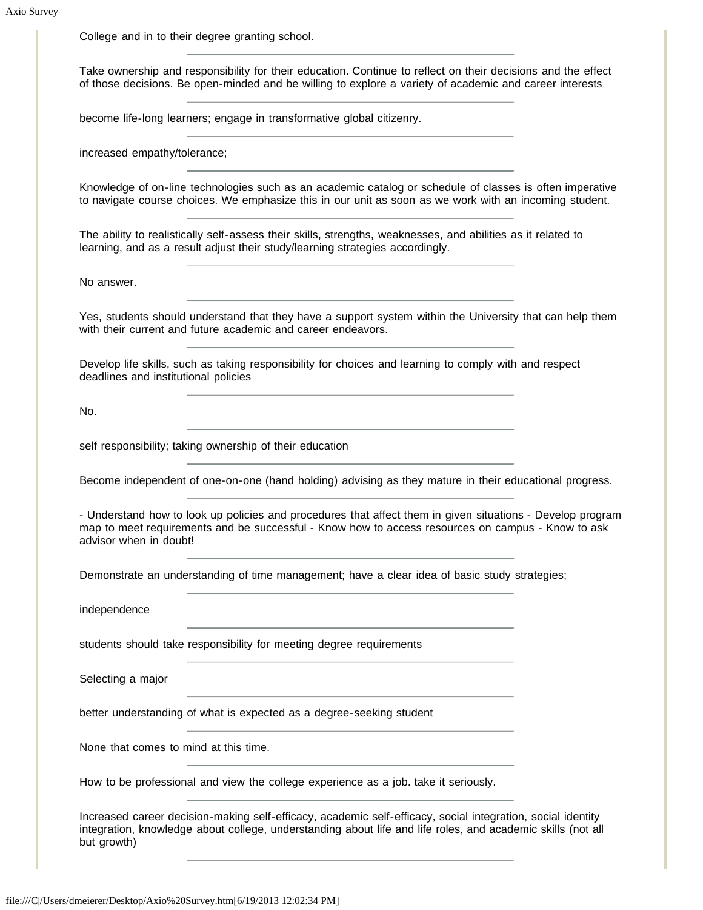College and in to their degree granting school.

---

Take ownership and responsibility for their education. Continue to reflect on their decisions and the effect of those decisions. Be open-minded and be willing to explore a variety of academic and career interests

---

become life-long learners; engage in transformative global citizenry.

---

increased empathy/tolerance;

---

Knowledge of on-line technologies such as an academic catalog or schedule of classes is often imperative to navigate course choices. We emphasize this in our unit as soon as we work with an incoming student.

---

The ability to realistically self-assess their skills, strengths, weaknesses, and abilities as it related to learning, and as a result adjust their study/learning strategies accordingly.

---

No answer.

---

Yes, students should understand that they have a support system within the University that can help them with their current and future academic and career endeavors.

---

Develop life skills, such as taking responsibility for choices and learning to comply with and respect deadlines and institutional policies

---

No.

---

self responsibility; taking ownership of their education

---

Become independent of one-on-one (hand holding) advising as they mature in their educational progress.

---

- Understand how to look up policies and procedures that affect them in given situations - Develop program map to meet requirements and be successful - Know how to access resources on campus - Know to ask advisor when in doubt!

---

Demonstrate an understanding of time management; have a clear idea of basic study strategies;

---

independence

---

students should take responsibility for meeting degree requirements

---

Selecting a major

---

better understanding of what is expected as a degree-seeking student

---

None that comes to mind at this time.

---

How to be professional and view the college experience as a job. take it seriously.

---

Increased career decision-making self-efficacy, academic self-efficacy, social integration, social identity integration, knowledge about college, understanding about life and life roles, and academic skills (not all but growth)

---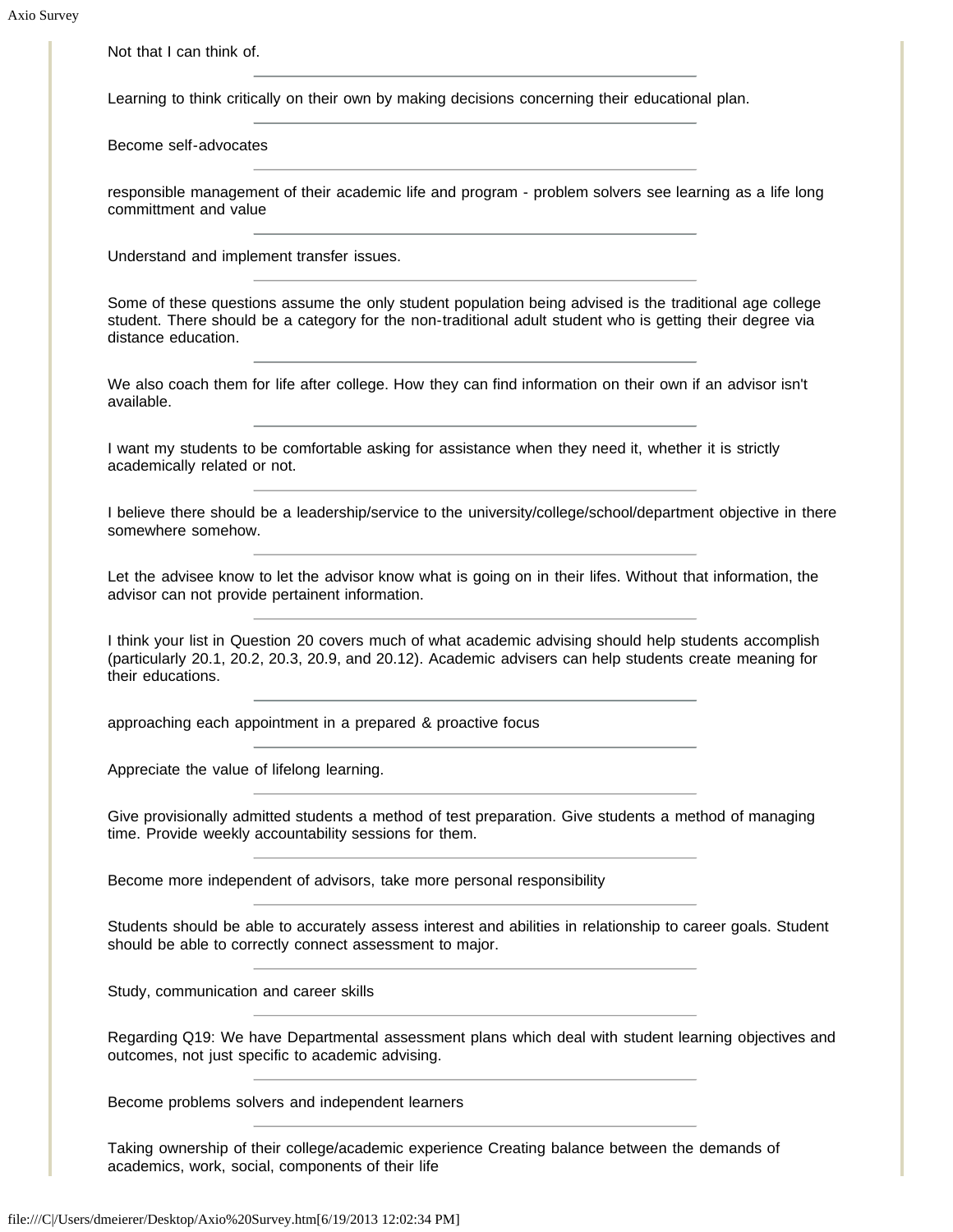Not that I can think of.

---

Learning to think critically on their own by making decisions concerning their educational plan.

---

Become self-advocates

---

responsible management of their academic life and program - problem solvers see learning as a life long committment and value

---

Understand and implement transfer issues.

---

Some of these questions assume the only student population being advised is the traditional age college student. There should be a category for the non-traditional adult student who is getting their degree via distance education.

---

We also coach them for life after college. How they can find information on their own if an advisor isn't available.

---

I want my students to be comfortable asking for assistance when they need it, whether it is strictly academically related or not.

---

I believe there should be a leadership/service to the university/college/school/department objective in there somewhere somehow.

---

Let the advisee know to let the advisor know what is going on in their lifes. Without that information, the advisor can not provide pertainent information.

---

I think your list in Question 20 covers much of what academic advising should help students accomplish (particularly 20.1, 20.2, 20.3, 20.9, and 20.12). Academic advisers can help students create meaning for their educations.

---

approaching each appointment in a prepared & proactive focus

---

Appreciate the value of lifelong learning.

---

Give provisionally admitted students a method of test preparation. Give students a method of managing time. Provide weekly accountability sessions for them.

---

Become more independent of advisors, take more personal responsibility

---

Students should be able to accurately assess interest and abilities in relationship to career goals. Student should be able to correctly connect assessment to major.

---

Study, communication and career skills

---

Regarding Q19: We have Departmental assessment plans which deal with student learning objectives and outcomes, not just specific to academic advising.

---

Become problems solvers and independent learners

---

Taking ownership of their college/academic experience Creating balance between the demands of academics, work, social, components of their life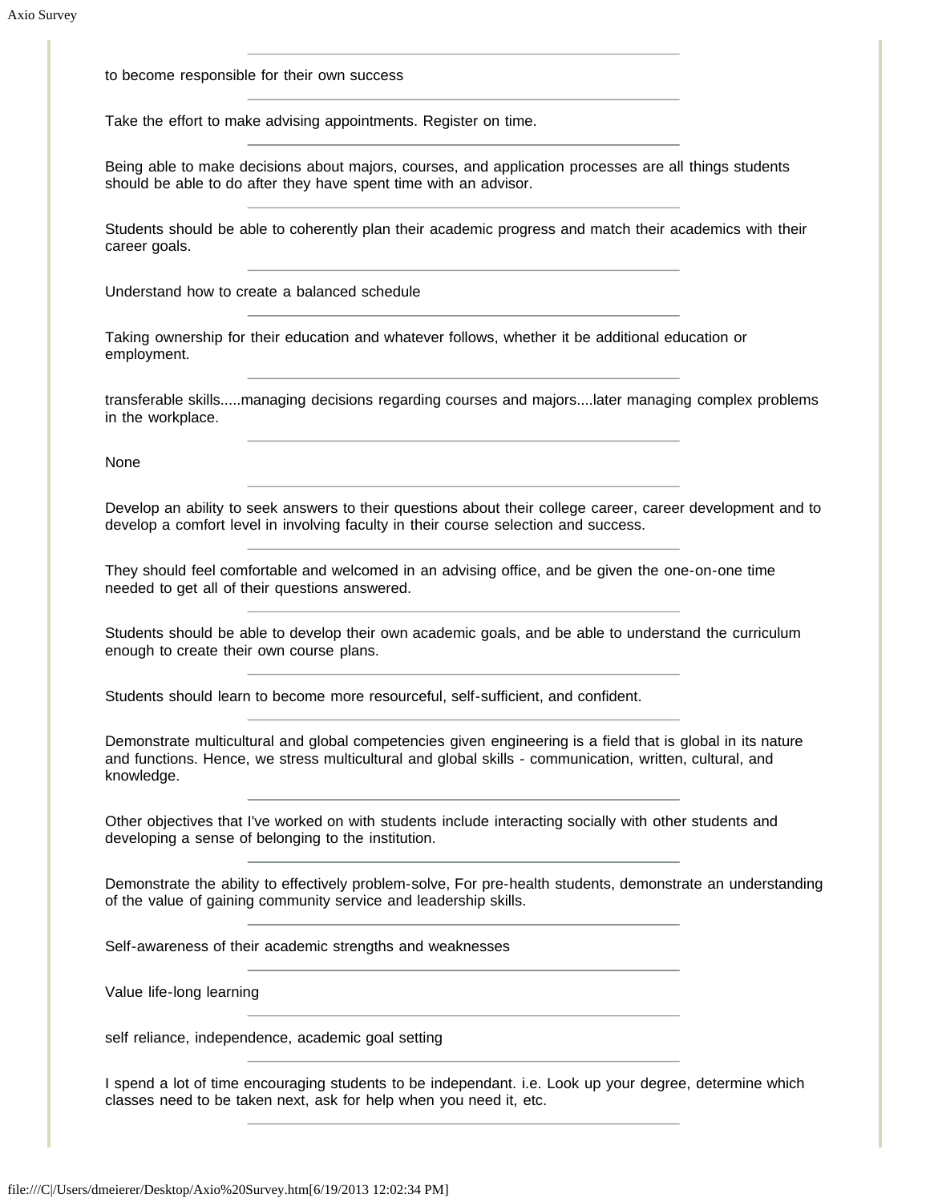to become responsible for their own success

Take the effort to make advising appointments. Register on time.

Being able to make decisions about majors, courses, and application processes are all things students should be able to do after they have spent time with an advisor.

Students should be able to coherently plan their academic progress and match their academics with their career goals.

Understand how to create a balanced schedule

Taking ownership for their education and whatever follows, whether it be additional education or employment.

transferable skills.....managing decisions regarding courses and majors....later managing complex problems in the workplace.

None

Develop an ability to seek answers to their questions about their college career, career development and to develop a comfort level in involving faculty in their course selection and success.

They should feel comfortable and welcomed in an advising office, and be given the one-on-one time needed to get all of their questions answered.

Students should be able to develop their own academic goals, and be able to understand the curriculum enough to create their own course plans.

Students should learn to become more resourceful, self-sufficient, and confident.

Demonstrate multicultural and global competencies given engineering is a field that is global in its nature and functions. Hence, we stress multicultural and global skills - communication, written, cultural, and knowledge.

Other objectives that I've worked on with students include interacting socially with other students and developing a sense of belonging to the institution.

Demonstrate the ability to effectively problem-solve, For pre-health students, demonstrate an understanding of the value of gaining community service and leadership skills.

Self-awareness of their academic strengths and weaknesses

Value life-long learning

self reliance, independence, academic goal setting

I spend a lot of time encouraging students to be independant. i.e. Look up your degree, determine which classes need to be taken next, ask for help when you need it, etc.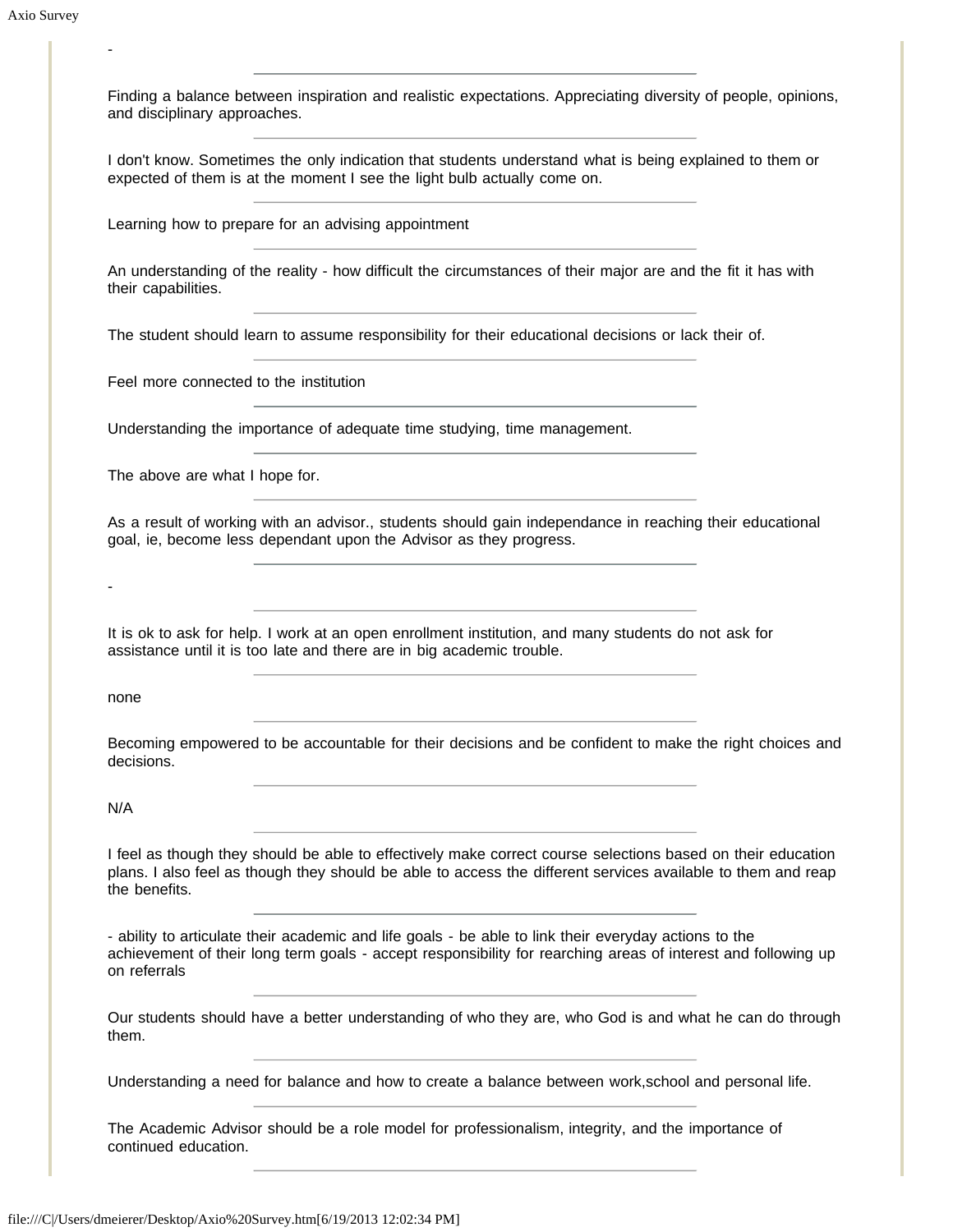-

---

Finding a balance between inspiration and realistic expectations. Appreciating diversity of people, opinions, and disciplinary approaches.

---

I don't know. Sometimes the only indication that students understand what is being explained to them or expected of them is at the moment I see the light bulb actually come on.

---

Learning how to prepare for an advising appointment

---

An understanding of the reality - how difficult the circumstances of their major are and the fit it has with their capabilities.

---

The student should learn to assume responsibility for their educational decisions or lack their of.

---

Feel more connected to the institution

---

Understanding the importance of adequate time studying, time management.

---

The above are what I hope for.

---

As a result of working with an advisor., students should gain independance in reaching their educational goal, ie, become less dependant upon the Advisor as they progress.

---

-

---

It is ok to ask for help. I work at an open enrollment institution, and many students do not ask for assistance until it is too late and there are in big academic trouble.

---

none

---

Becoming empowered to be accountable for their decisions and be confident to make the right choices and decisions.

---

N/A

---

I feel as though they should be able to effectively make correct course selections based on their education plans. I also feel as though they should be able to access the different services available to them and reap the benefits.

---

- ability to articulate their academic and life goals - be able to link their everyday actions to the achievement of their long term goals - accept responsibility for rearching areas of interest and following up on referrals

---

Our students should have a better understanding of who they are, who God is and what he can do through them.

---

Understanding a need for balance and how to create a balance between work,school and personal life.

---

The Academic Advisor should be a role model for professionalism, integrity, and the importance of continued education.

---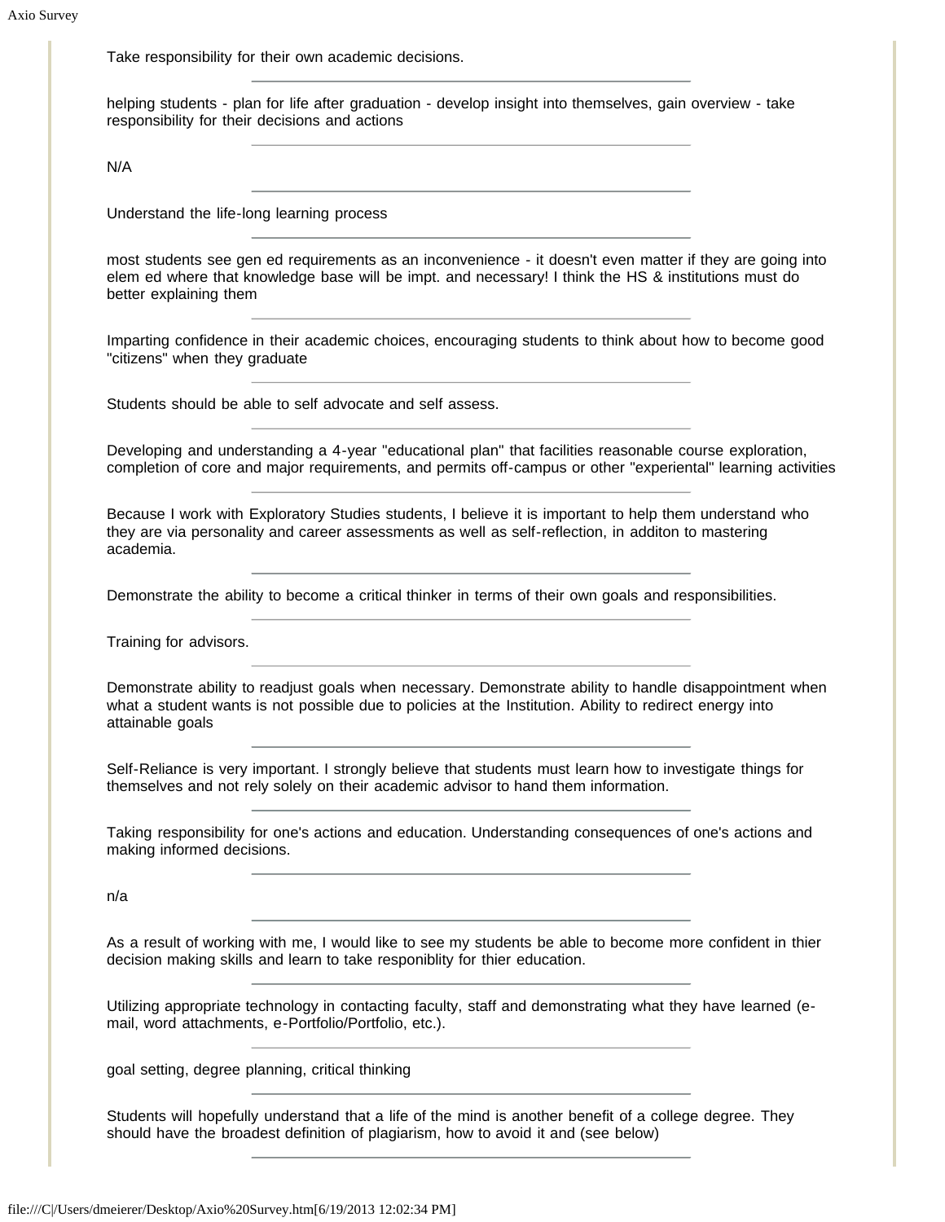Take responsibility for their own academic decisions.

---

helping students - plan for life after graduation - develop insight into themselves, gain overview - take responsibility for their decisions and actions

---

N/A

---

Understand the life-long learning process

---

most students see gen ed requirements as an inconvenience - it doesn't even matter if they are going into elem ed where that knowledge base will be impt. and necessary! I think the HS & institutions must do better explaining them

---

Imparting confidence in their academic choices, encouraging students to think about how to become good "citizens" when they graduate

---

Students should be able to self advocate and self assess.

---

Developing and understanding a 4-year "educational plan" that facilities reasonable course exploration, completion of core and major requirements, and permits off-campus or other "experiental" learning activities

---

Because I work with Exploratory Studies students, I believe it is important to help them understand who they are via personality and career assessments as well as self-reflection, in additon to mastering academia.

---

Demonstrate the ability to become a critical thinker in terms of their own goals and responsibilities.

---

Training for advisors.

---

Demonstrate ability to readjust goals when necessary. Demonstrate ability to handle disappointment when what a student wants is not possible due to policies at the Institution. Ability to redirect energy into attainable goals

---

Self-Reliance is very important. I strongly believe that students must learn how to investigate things for themselves and not rely solely on their academic advisor to hand them information.

---

Taking responsibility for one's actions and education. Understanding consequences of one's actions and making informed decisions.

---

n/a

---

As a result of working with me, I would like to see my students be able to become more confident in thier decision making skills and learn to take responiblity for thier education.

---

Utilizing appropriate technology in contacting faculty, staff and demonstrating what they have learned (e-mail, word attachments, e-Portfolio/Portfolio, etc.).

---

goal setting, degree planning, critical thinking

---

Students will hopefully understand that a life of the mind is another benefit of a college degree. They should have the broadest definition of plagiarism, how to avoid it and (see below)

---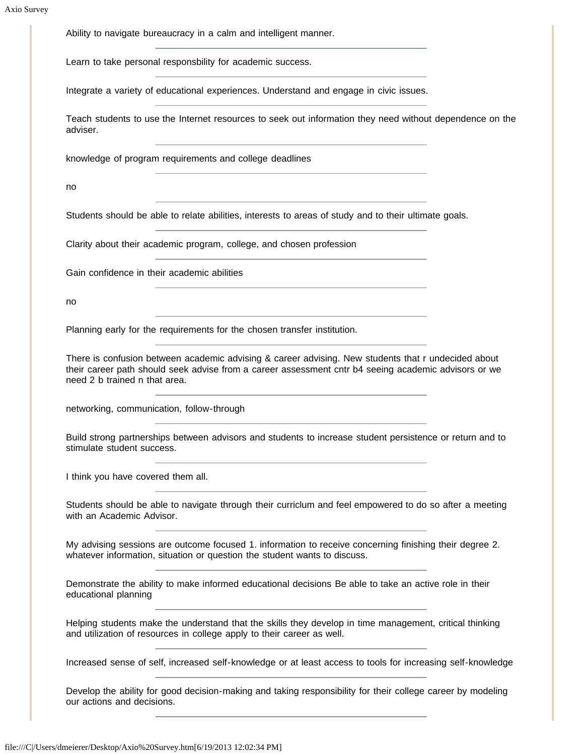Ability to navigate bureaucracy in a calm and intelligent manner.

---

Learn to take personal responsbility for academic success.

---

Integrate a variety of educational experiences. Understand and engage in civic issues.

---

Teach students to use the Internet resources to seek out information they need without dependence on the adviser.

---

knowledge of program requirements and college deadlines

---

no

---

Students should be able to relate abilities, interests to areas of study and to their ultimate goals.

---

Clarity about their academic program, college, and chosen profession

---

Gain confidence in their academic abilities

---

no

---

Planning early for the requirements for the chosen transfer institution.

---

There is confusion between academic advising & career advising. New students that r undecided about their career path should seek advise from a career assessment cntr b4 seeing academic advisors or we need 2 b trained n that area.

---

networking, communication, follow-through

---

Build strong partnerships between advisors and students to increase student persistence or return and to stimulate student success.

---

I think you have covered them all.

---

Students should be able to navigate through their curriclum and feel empowered to do so after a meeting with an Academic Advisor.

---

My advising sessions are outcome focused 1. information to receive concerning finishing their degree 2. whatever information, situation or question the student wants to discuss.

---

Demonstrate the ability to make informed educational decisions Be able to take an active role in their educational planning

---

Helping students make the understand that the skills they develop in time management, critical thinking and utilization of resources in college apply to their career as well.

---

Increased sense of self, increased self-knowledge or at least access to tools for increasing self-knowledge

---

Develop the ability for good decision-making and taking responsibility for their college career by modeling our actions and decisions.

---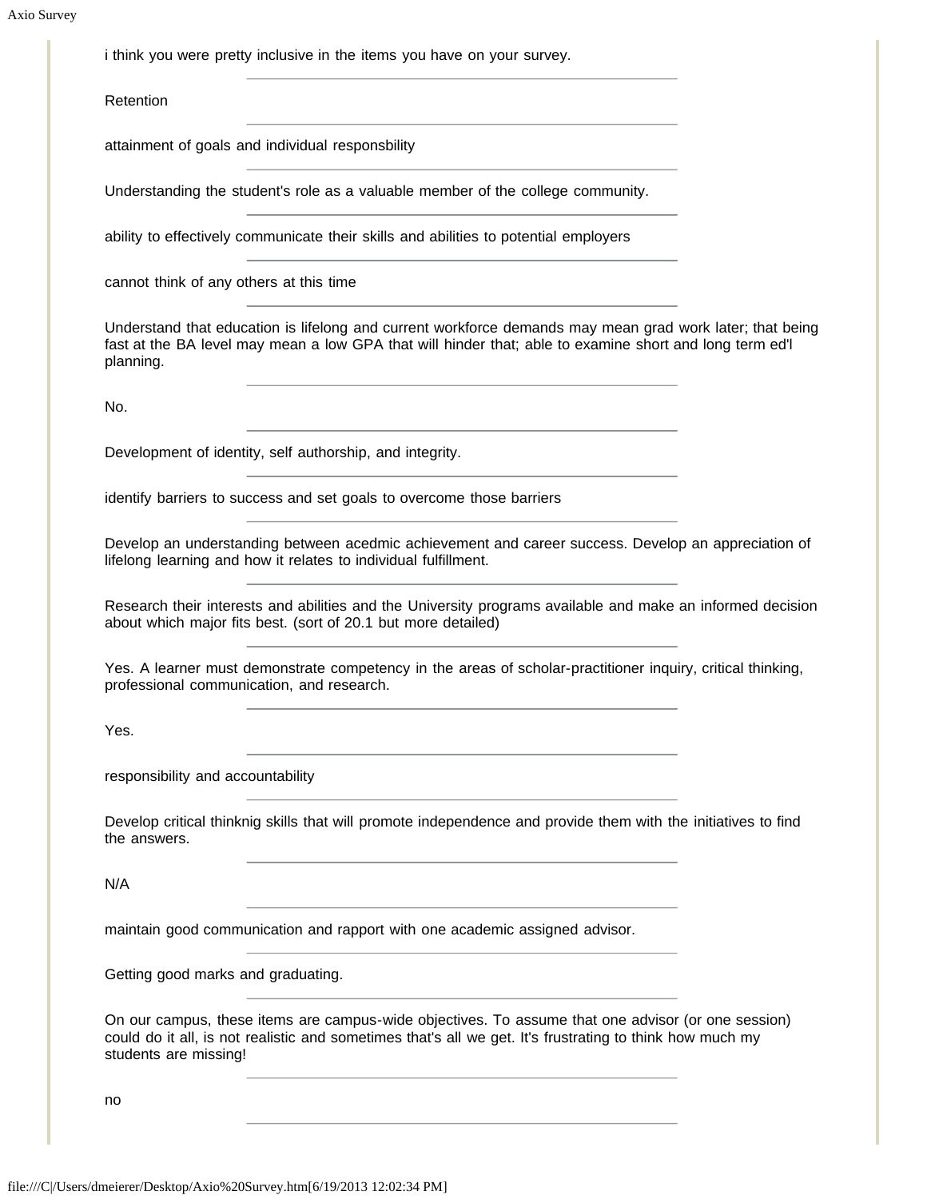i think you were pretty inclusive in the items you have on your survey.

---

Retention

---

attainment of goals and individual responsbility

---

Understanding the student's role as a valuable member of the college community.

---

ability to effectively communicate their skills and abilities to potential employers

---

cannot think of any others at this time

---

Understand that education is lifelong and current workforce demands may mean grad work later; that being fast at the BA level may mean a low GPA that will hinder that; able to examine short and long term ed'l planning.

---

No.

---

Development of identity, self authorship, and integrity.

---

identify barriers to success and set goals to overcome those barriers

---

Develop an understanding between acedmic achievement and career success. Develop an appreciation of lifelong learning and how it relates to individual fulfillment.

---

Research their interests and abilities and the University programs available and make an informed decision about which major fits best. (sort of 20.1 but more detailed)

---

Yes. A learner must demonstrate competency in the areas of scholar-practitioner inquiry, critical thinking, professional communication, and research.

---

Yes.

---

responsibility and accountability

---

Develop critical thinknig skills that will promote independence and provide them with the initiatives to find the answers.

---

N/A

---

maintain good communication and rapport with one academic assigned advisor.

---

Getting good marks and graduating.

---

On our campus, these items are campus-wide objectives. To assume that one advisor (or one session) could do it all, is not realistic and sometimes that's all we get. It's frustrating to think how much my students are missing!

---

no

---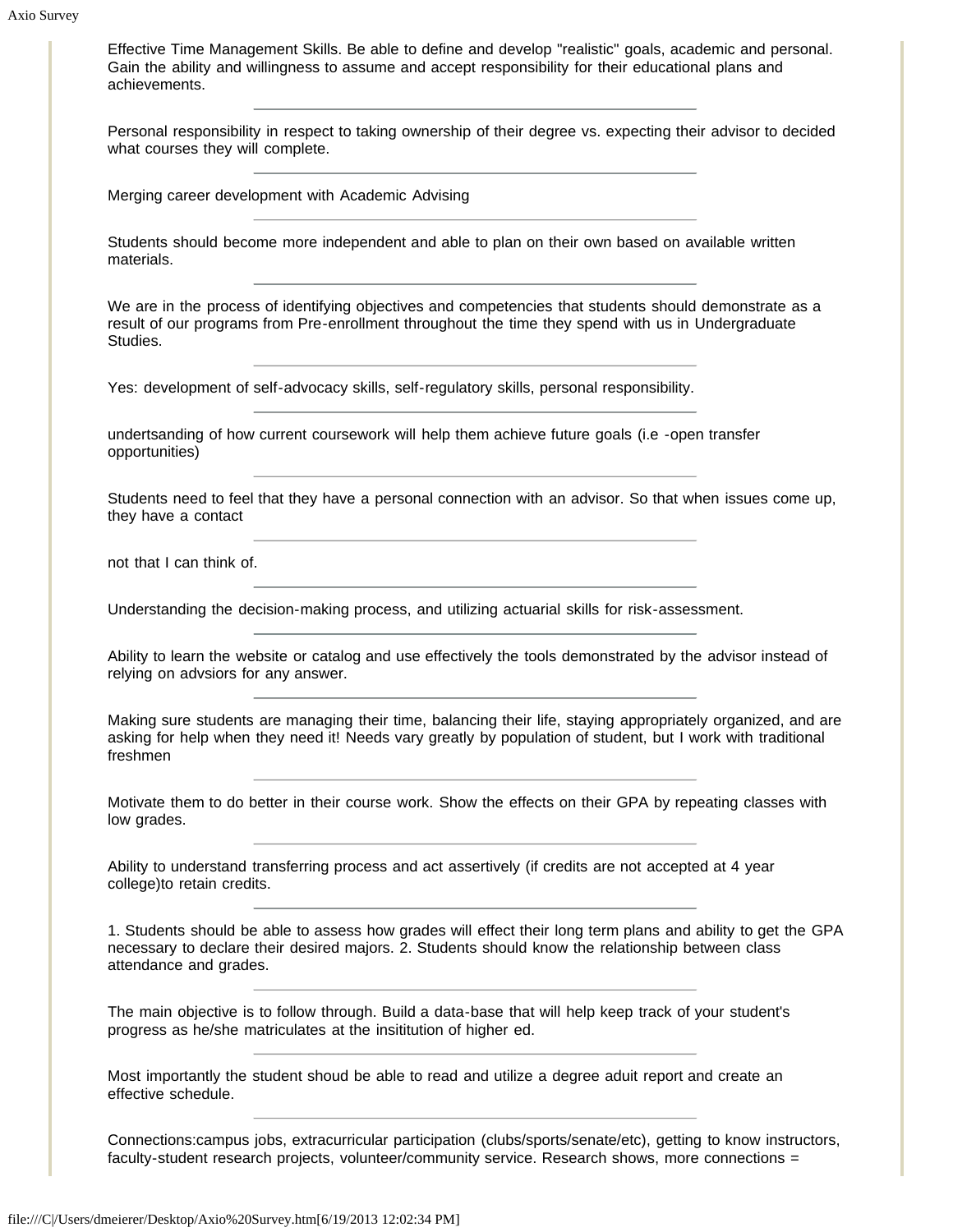Effective Time Management Skills. Be able to define and develop "realistic" goals, academic and personal. Gain the ability and willingness to assume and accept responsibility for their educational plans and achievements.

---

Personal responsibility in respect to taking ownership of their degree vs. expecting their advisor to decided what courses they will complete.

---

Merging career development with Academic Advising

---

Students should become more independent and able to plan on their own based on available written materials.

---

We are in the process of identifying objectives and competencies that students should demonstrate as a result of our programs from Pre-enrollment throughout the time they spend with us in Undergraduate Studies.

---

Yes: development of self-advocacy skills, self-regulatory skills, personal responsibility.

---

undertsanding of how current coursework will help them achieve future goals (i.e -open transfer opportunities)

---

Students need to feel that they have a personal connection with an advisor. So that when issues come up, they have a contact

---

not that I can think of.

---

Understanding the decision-making process, and utilizing actuarial skills for risk-assessment.

---

Ability to learn the website or catalog and use effectively the tools demonstrated by the advisor instead of relying on advsiors for any answer.

---

Making sure students are managing their time, balancing their life, staying appropriately organized, and are asking for help when they need it! Needs vary greatly by population of student, but I work with traditional freshmen

---

Motivate them to do better in their course work. Show the effects on their GPA by repeating classes with low grades.

---

Ability to understand transferring process and act assertively (if credits are not accepted at 4 year college)to retain credits.

---

1. Students should be able to assess how grades will effect their long term plans and ability to get the GPA necessary to declare their desired majors. 2. Students should know the relationship between class attendance and grades.

---

The main objective is to follow through. Build a data-base that will help keep track of your student's progress as he/she matriculates at the insititution of higher ed.

---

Most importantly the student shoud be able to read and utilize a degree aduit report and create an effective schedule.

---

Connections:campus jobs, extracurricular participation (clubs/sports/senate/etc), getting to know instructors, faculty-student research projects, volunteer/community service. Research shows, more connections =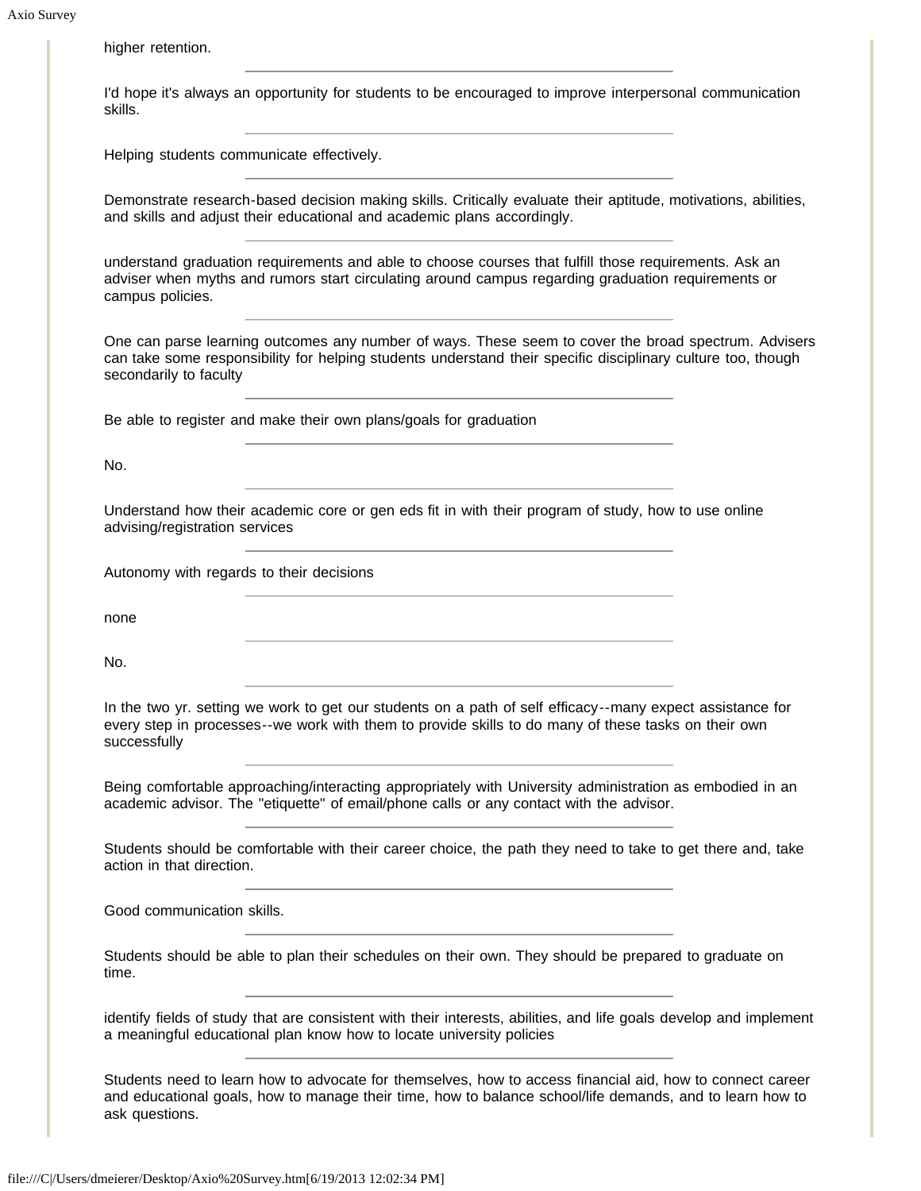higher retention.

---

I'd hope it's always an opportunity for students to be encouraged to improve interpersonal communication skills.

---

Helping students communicate effectively.

---

Demonstrate research-based decision making skills. Critically evaluate their aptitude, motivations, abilities, and skills and adjust their educational and academic plans accordingly.

---

understand graduation requirements and able to choose courses that fulfill those requirements. Ask an adviser when myths and rumors start circulating around campus regarding graduation requirements or campus policies.

---

One can parse learning outcomes any number of ways. These seem to cover the broad spectrum. Advisers can take some responsibility for helping students understand their specific disciplinary culture too, though secondarily to faculty

---

Be able to register and make their own plans/goals for graduation

---

No.

---

Understand how their academic core or gen eds fit in with their program of study, how to use online advising/registration services

---

Autonomy with regards to their decisions

---

none

---

No.

---

In the two yr. setting we work to get our students on a path of self efficacy--many expect assistance for every step in processes--we work with them to provide skills to do many of these tasks on their own successfully

---

Being comfortable approaching/interacting appropriately with University administration as embodied in an academic advisor. The "etiquette" of email/phone calls or any contact with the advisor.

---

Students should be comfortable with their career choice, the path they need to take to get there and, take action in that direction.

---

Good communication skills.

---

Students should be able to plan their schedules on their own. They should be prepared to graduate on time.

---

identify fields of study that are consistent with their interests, abilities, and life goals develop and implement a meaningful educational plan know how to locate university policies

---

Students need to learn how to advocate for themselves, how to access financial aid, how to connect career and educational goals, how to manage their time, how to balance school/life demands, and to learn how to ask questions.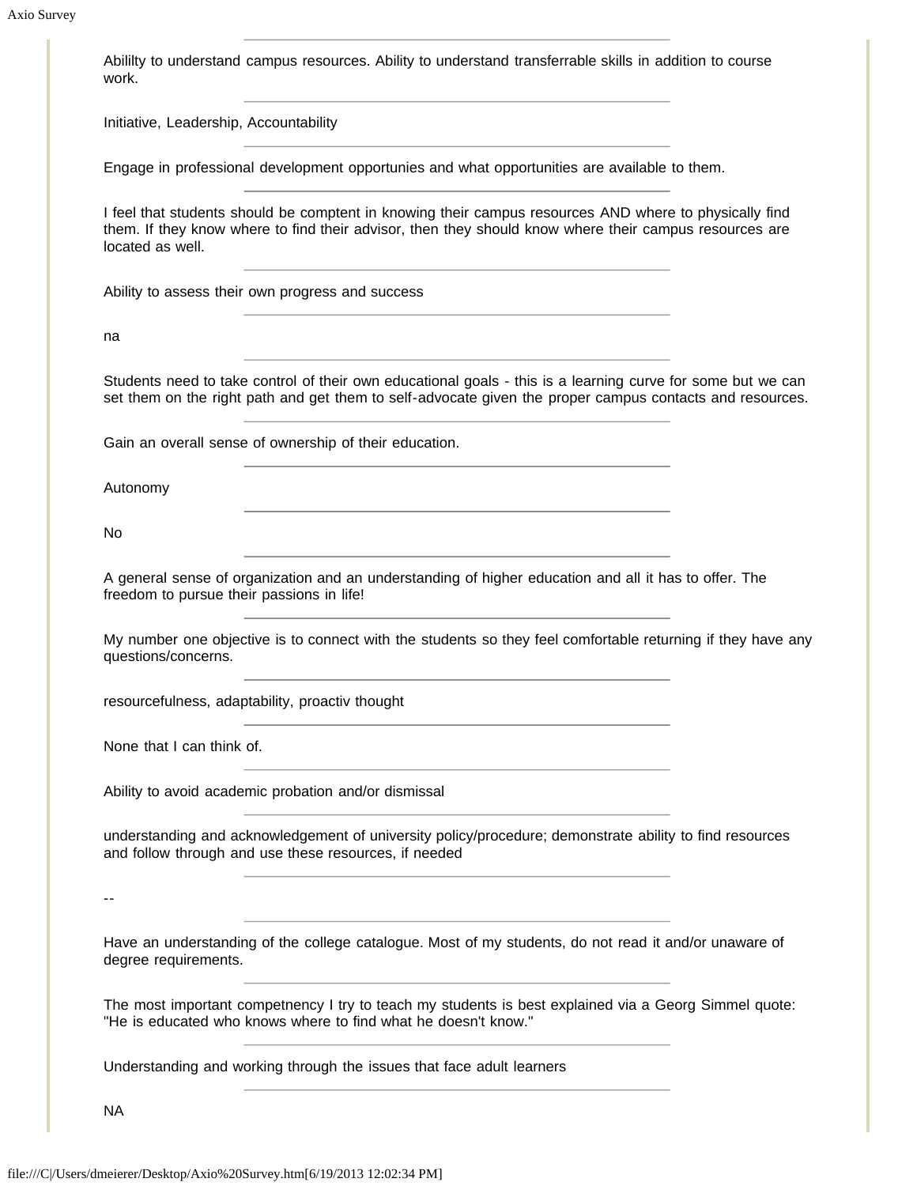Abililty to understand campus resources. Ability to understand transferrable skills in addition to course work.

---

Initiative, Leadership, Accountability

---

Engage in professional development opportunies and what opportunities are available to them.

---

I feel that students should be comptent in knowing their campus resources AND where to physically find them. If they know where to find their advisor, then they should know where their campus resources are located as well.

---

Ability to assess their own progress and success

---

na

---

Students need to take control of their own educational goals - this is a learning curve for some but we can set them on the right path and get them to self-advocate given the proper campus contacts and resources.

---

Gain an overall sense of ownership of their education.

---

Autonomy

---

No

---

A general sense of organization and an understanding of higher education and all it has to offer. The freedom to pursue their passions in life!

---

My number one objective is to connect with the students so they feel comfortable returning if they have any questions/concerns.

---

resourcefulness, adaptability, proactiv thought

---

None that I can think of.

---

Ability to avoid academic probation and/or dismissal

---

understanding and acknowledgement of university policy/procedure; demonstrate ability to find resources and follow through and use these resources, if needed

---

--

---

Have an understanding of the college catalogue. Most of my students, do not read it and/or unaware of degree requirements.

---

The most important competnency I try to teach my students is best explained via a Georg Simmel quote: "He is educated who knows where to find what he doesn't know."

---

Understanding and working through the issues that face adult learners

---

NA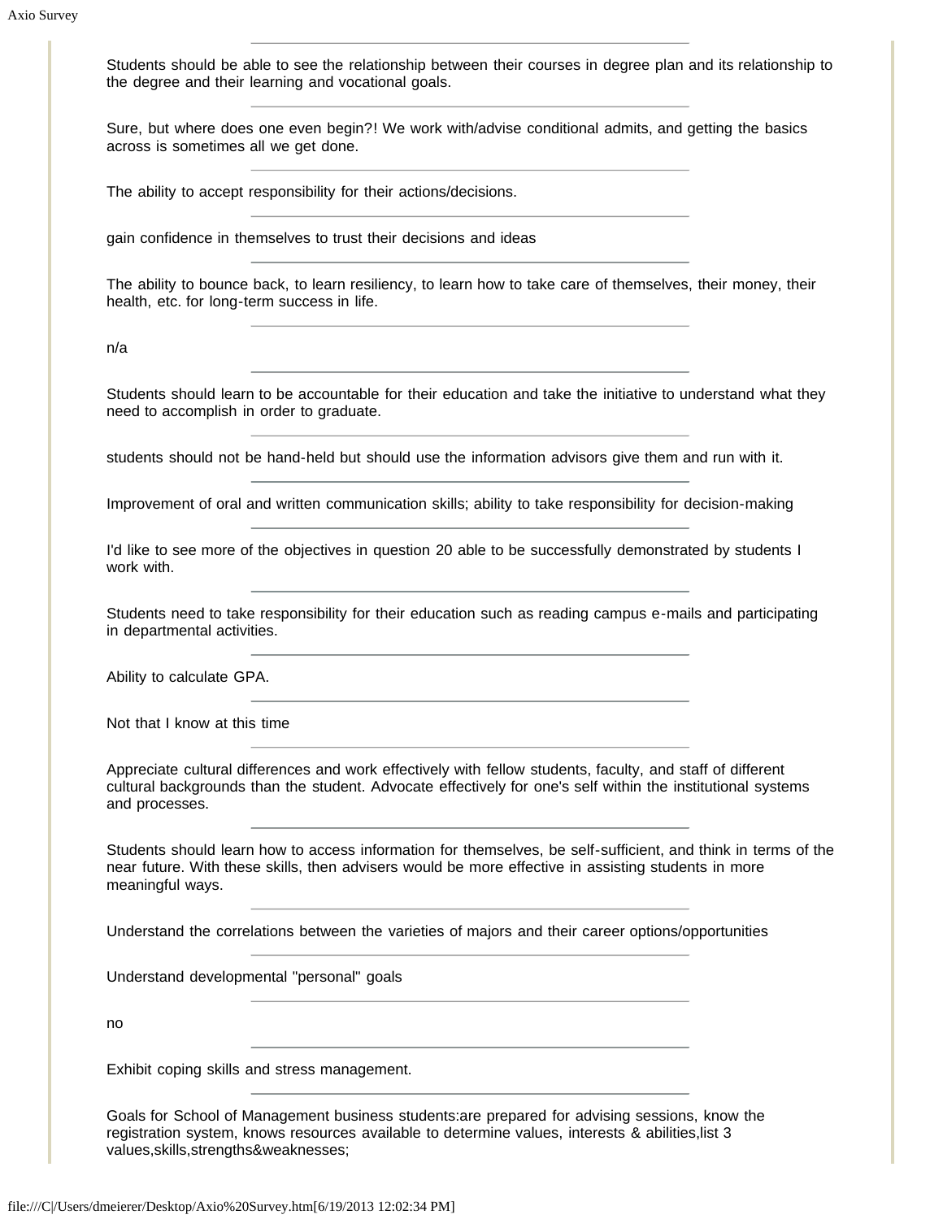Students should be able to see the relationship between their courses in degree plan and its relationship to the degree and their learning and vocational goals.

---

Sure, but where does one even begin?! We work with/advise conditional admits, and getting the basics across is sometimes all we get done.

---

The ability to accept responsibility for their actions/decisions.

---

gain confidence in themselves to trust their decisions and ideas

---

The ability to bounce back, to learn resiliency, to learn how to take care of themselves, their money, their health, etc. for long-term success in life.

---

n/a

---

Students should learn to be accountable for their education and take the initiative to understand what they need to accomplish in order to graduate.

---

students should not be hand-held but should use the information advisors give them and run with it.

---

Improvement of oral and written communication skills; ability to take responsibility for decision-making

---

I'd like to see more of the objectives in question 20 able to be successfully demonstrated by students I work with.

---

Students need to take responsibility for their education such as reading campus e-mails and participating in departmental activities.

---

Ability to calculate GPA.

---

Not that I know at this time

---

Appreciate cultural differences and work effectively with fellow students, faculty, and staff of different cultural backgrounds than the student. Advocate effectively for one's self within the institutional systems and processes.

---

Students should learn how to access information for themselves, be self-sufficient, and think in terms of the near future. With these skills, then advisers would be more effective in assisting students in more meaningful ways.

---

Understand the correlations between the varieties of majors and their career options/opportunities

---

Understand developmental "personal" goals

---

no

---

Exhibit coping skills and stress management.

---

Goals for School of Management business students:are prepared for advising sessions, know the registration system, knows resources available to determine values, interests & abilities,list 3 values,skills,strengths&weaknesses;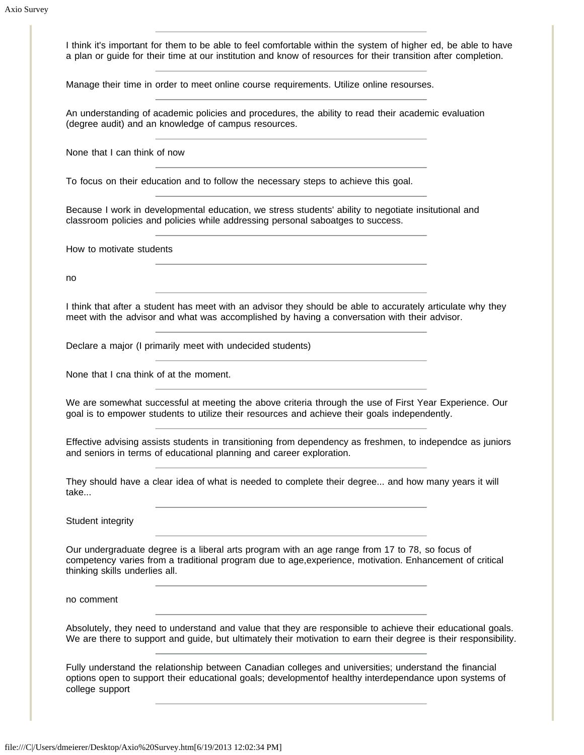I think it's important for them to be able to feel comfortable within the system of higher ed, be able to have a plan or guide for their time at our institution and know of resources for their transition after completion.

---

Manage their time in order to meet online course requirements. Utilize online resourses.

---

An understanding of academic policies and procedures, the ability to read their academic evaluation (degree audit) and an knowledge of campus resources.

---

None that I can think of now

---

To focus on their education and to follow the necessary steps to achieve this goal.

---

Because I work in developmental education, we stress students' ability to negotiate insitutional and classroom policies and policies while addressing personal saboatges to success.

---

How to motivate students

---

no

---

I think that after a student has meet with an advisor they should be able to accurately articulate why they meet with the advisor and what was accomplished by having a conversation with their advisor.

---

Declare a major (I primarily meet with undecided students)

---

None that I cna think of at the moment.

---

We are somewhat successful at meeting the above criteria through the use of First Year Experience. Our goal is to empower students to utilize their resources and achieve their goals independently.

---

Effective advising assists students in transitioning from dependency as freshmen, to independce as juniors and seniors in terms of educational planning and career exploration.

---

They should have a clear idea of what is needed to complete their degree... and how many years it will take...

---

Student integrity

---

Our undergraduate degree is a liberal arts program with an age range from 17 to 78, so focus of competency varies from a traditional program due to age,experience, motivation. Enhancement of critical thinking skills underlies all.

---

no comment

---

Absolutely, they need to understand and value that they are responsible to achieve their educational goals. We are there to support and guide, but ultimately their motivation to earn their degree is their responsibility.

---

Fully understand the relationship between Canadian colleges and universities; understand the financial options open to support their educational goals; developmentof healthy interdependance upon systems of college support

---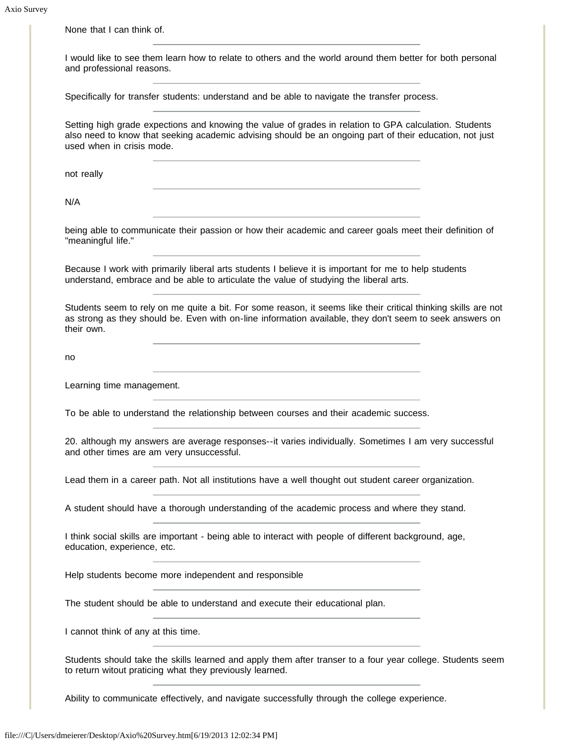None that I can think of.

---

I would like to see them learn how to relate to others and the world around them better for both personal and professional reasons.

---

Specifically for transfer students: understand and be able to navigate the transfer process.

---

Setting high grade expections and knowing the value of grades in relation to GPA calculation. Students also need to know that seeking academic advising should be an ongoing part of their education, not just used when in crisis mode.

---

not really

---

N/A

---

being able to communicate their passion or how their academic and career goals meet their definition of "meaningful life."

---

Because I work with primarily liberal arts students I believe it is important for me to help students understand, embrace and be able to articulate the value of studying the liberal arts.

---

Students seem to rely on me quite a bit. For some reason, it seems like their critical thinking skills are not as strong as they should be. Even with on-line information available, they don't seem to seek answers on their own.

---

no

---

Learning time management.

---

To be able to understand the relationship between courses and their academic success.

---

20. although my answers are average responses--it varies individually. Sometimes I am very successful and other times are am very unsuccessful.

---

Lead them in a career path. Not all institutions have a well thought out student career organization.

---

A student should have a thorough understanding of the academic process and where they stand.

---

I think social skills are important - being able to interact with people of different background, age, education, experience, etc.

---

Help students become more independent and responsible

---

The student should be able to understand and execute their educational plan.

---

I cannot think of any at this time.

---

Students should take the skills learned and apply them after transer to a four year college. Students seem to return witout praticing what they previously learned.

---

Ability to communicate effectively, and navigate successfully through the college experience.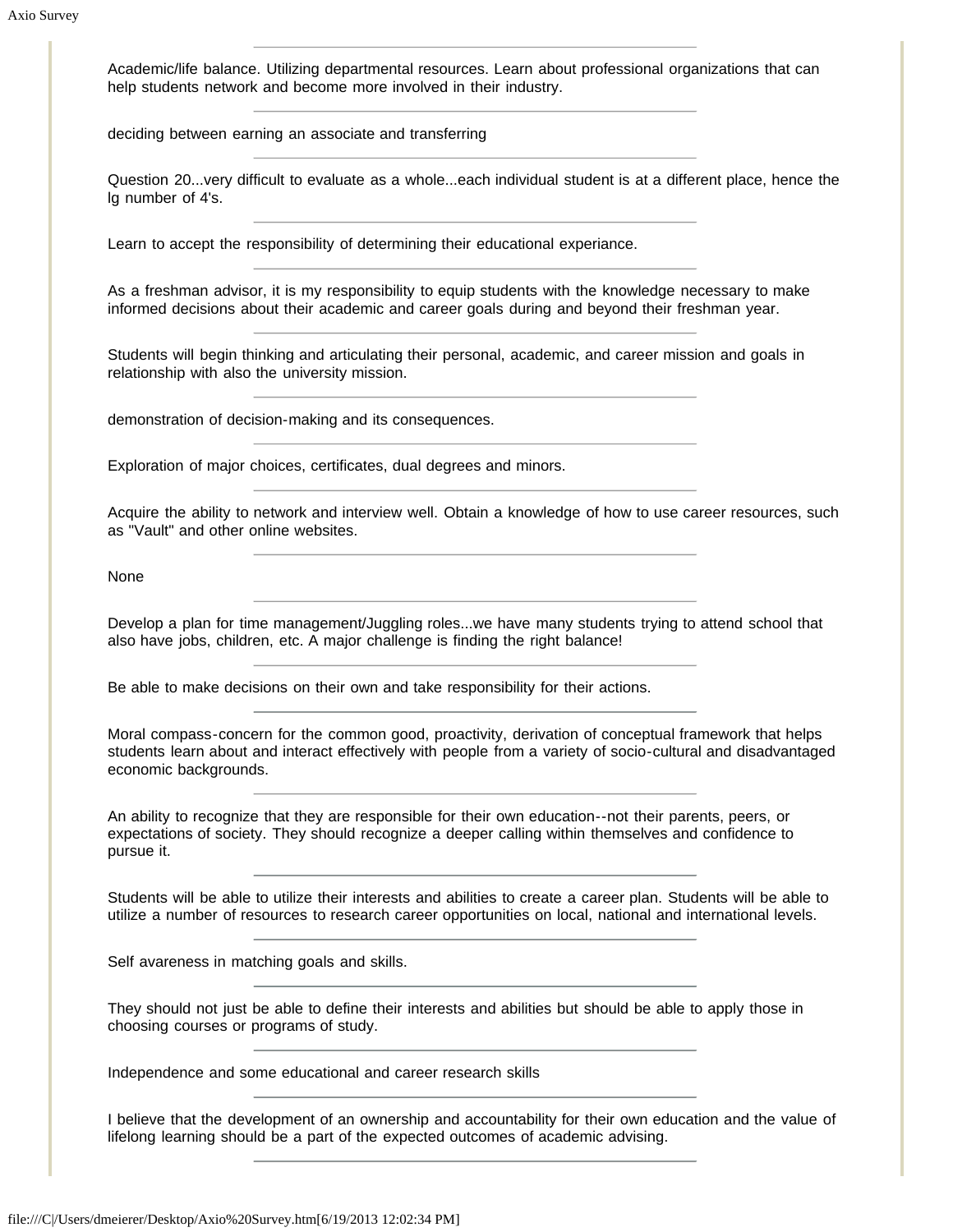Academic/life balance. Utilizing departmental resources. Learn about professional organizations that can help students network and become more involved in their industry.

---

deciding between earning an associate and transferring

---

Question 20...very difficult to evaluate as a whole...each individual student is at a different place, hence the lg number of 4's.

---

Learn to accept the responsibility of determining their educational experiance.

---

As a freshman advisor, it is my responsibility to equip students with the knowledge necessary to make informed decisions about their academic and career goals during and beyond their freshman year.

---

Students will begin thinking and articulating their personal, academic, and career mission and goals in relationship with also the university mission.

---

demonstration of decision-making and its consequences.

---

Exploration of major choices, certificates, dual degrees and minors.

---

Acquire the ability to network and interview well. Obtain a knowledge of how to use career resources, such as "Vault" and other online websites.

---

None

---

Develop a plan for time management/Juggling roles...we have many students trying to attend school that also have jobs, children, etc. A major challenge is finding the right balance!

---

Be able to make decisions on their own and take responsibility for their actions.

---

Moral compass-concern for the common good, proactivity, derivation of conceptual framework that helps students learn about and interact effectively with people from a variety of socio-cultural and disadvantaged economic backgrounds.

---

An ability to recognize that they are responsible for their own education--not their parents, peers, or expectations of society. They should recognize a deeper calling within themselves and confidence to pursue it.

---

Students will be able to utilize their interests and abilities to create a career plan. Students will be able to utilize a number of resources to research career opportunities on local, national and international levels.

---

Self avareness in matching goals and skills.

---

They should not just be able to define their interests and abilities but should be able to apply those in choosing courses or programs of study.

---

Independence and some educational and career research skills

---

I believe that the development of an ownership and accountability for their own education and the value of lifelong learning should be a part of the expected outcomes of academic advising.

---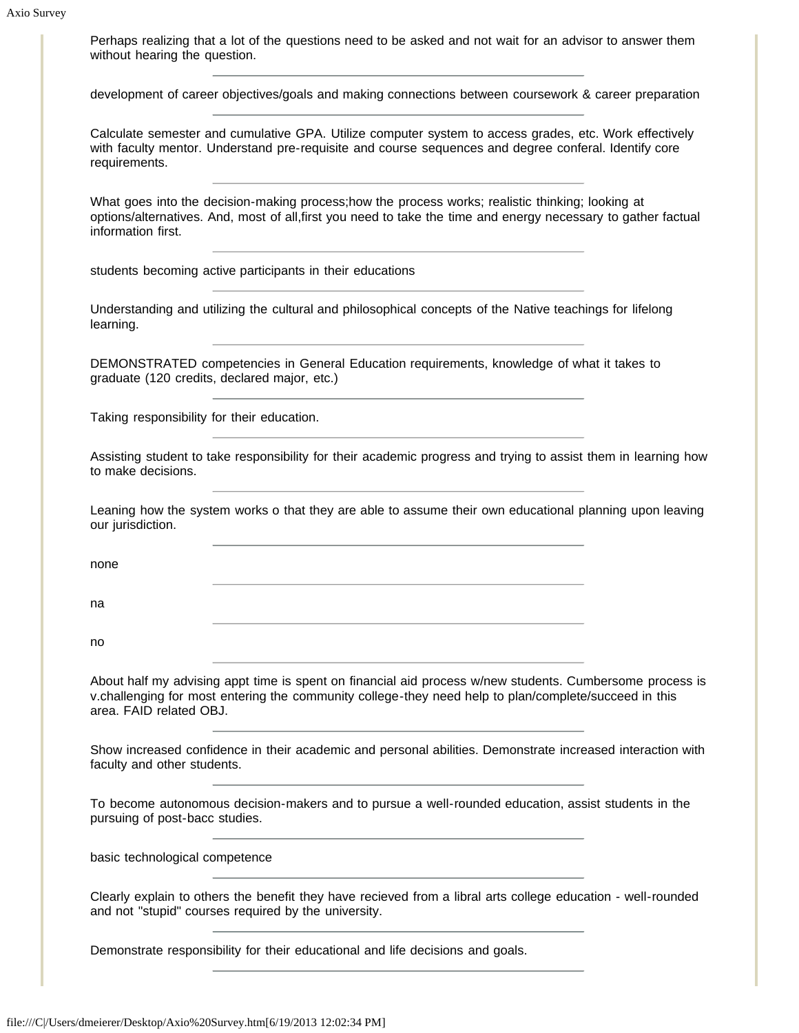Perhaps realizing that a lot of the questions need to be asked and not wait for an advisor to answer them without hearing the question.

---

development of career objectives/goals and making connections between coursework & career preparation

---

Calculate semester and cumulative GPA. Utilize computer system to access grades, etc. Work effectively with faculty mentor. Understand pre-requisite and course sequences and degree conferal. Identify core requirements.

---

What goes into the decision-making process;how the process works; realistic thinking; looking at options/alternatives. And, most of all,first you need to take the time and energy necessary to gather factual information first.

---

students becoming active participants in their educations

---

Understanding and utilizing the cultural and philosophical concepts of the Native teachings for lifelong learning.

---

DEMONSTRATED competencies in General Education requirements, knowledge of what it takes to graduate (120 credits, declared major, etc.)

---

Taking responsibility for their education.

---

Assisting student to take responsibility for their academic progress and trying to assist them in learning how to make decisions.

---

Leaning how the system works o that they are able to assume their own educational planning upon leaving our jurisdiction.

---

none

---

na

---

no

---

About half my advising appt time is spent on financial aid process w/new students. Cumbersome process is v.challenging for most entering the community college-they need help to plan/complete/succeed in this area. FAID related OBJ.

---

Show increased confidence in their academic and personal abilities. Demonstrate increased interaction with faculty and other students.

---

To become autonomous decision-makers and to pursue a well-rounded education, assist students in the pursuing of post-bacc studies.

---

basic technological competence

---

Clearly explain to others the benefit they have recieved from a libral arts college education - well-rounded and not "stupid" courses required by the university.

---

Demonstrate responsibility for their educational and life decisions and goals.

---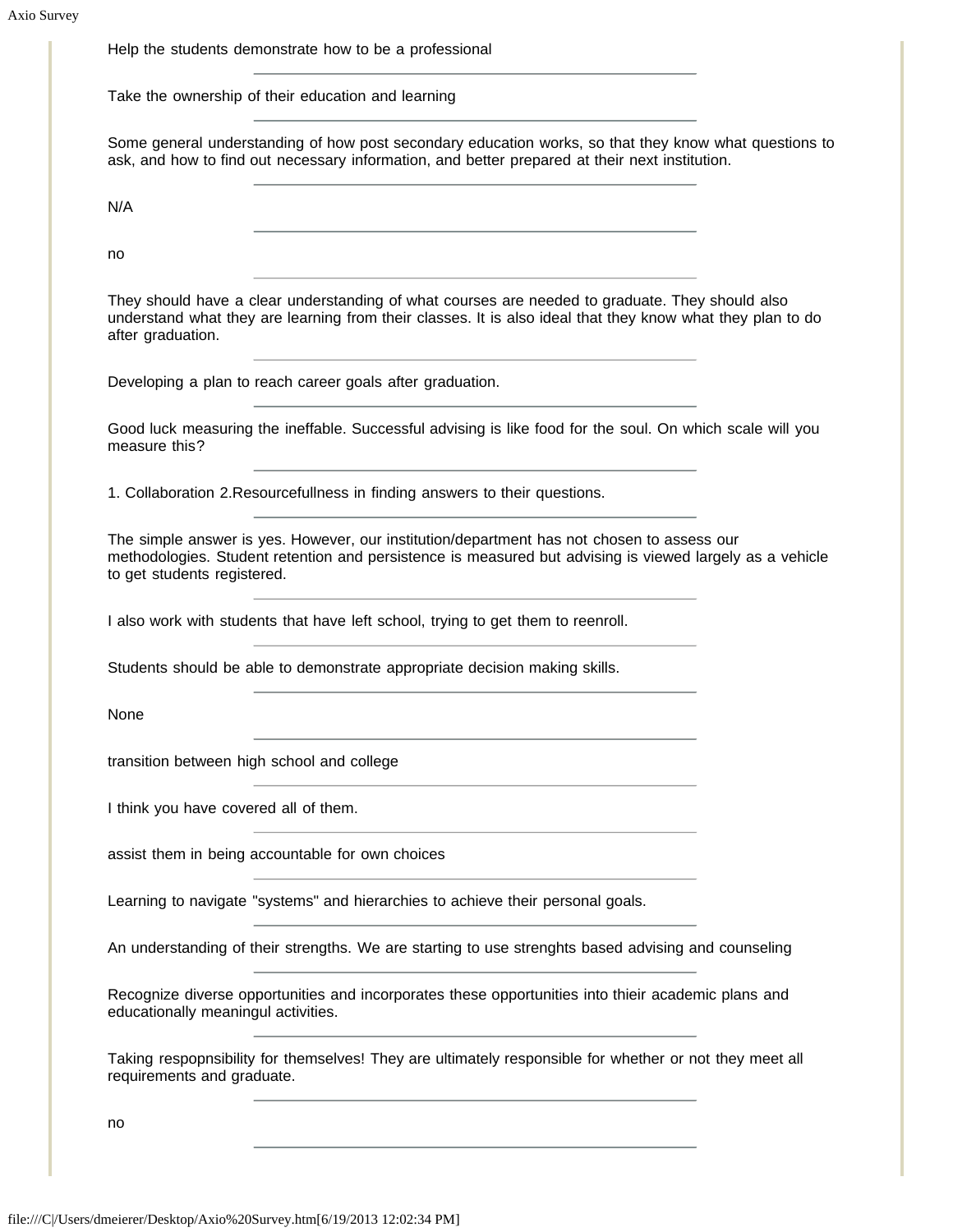Help the students demonstrate how to be a professional

Take the ownership of their education and learning

Some general understanding of how post secondary education works, so that they know what questions to ask, and how to find out necessary information, and better prepared at their next institution.

N/A

no

They should have a clear understanding of what courses are needed to graduate. They should also understand what they are learning from their classes. It is also ideal that they know what they plan to do after graduation.

Developing a plan to reach career goals after graduation.

Good luck measuring the ineffable. Successful advising is like food for the soul. On which scale will you measure this?

1. Collaboration 2.Resourcefullness in finding answers to their questions.

The simple answer is yes. However, our institution/department has not chosen to assess our methodologies. Student retention and persistence is measured but advising is viewed largely as a vehicle to get students registered.

I also work with students that have left school, trying to get them to reenroll.

Students should be able to demonstrate appropriate decision making skills.

None

transition between high school and college

I think you have covered all of them.

assist them in being accountable for own choices

Learning to navigate "systems" and hierarchies to achieve their personal goals.

An understanding of their strengths. We are starting to use strenghts based advising and counseling

Recognize diverse opportunities and incorporates these opportunities into thieir academic plans and educationally meaningul activities.

Taking respopnsibility for themselves! They are ultimately responsible for whether or not they meet all requirements and graduate.

no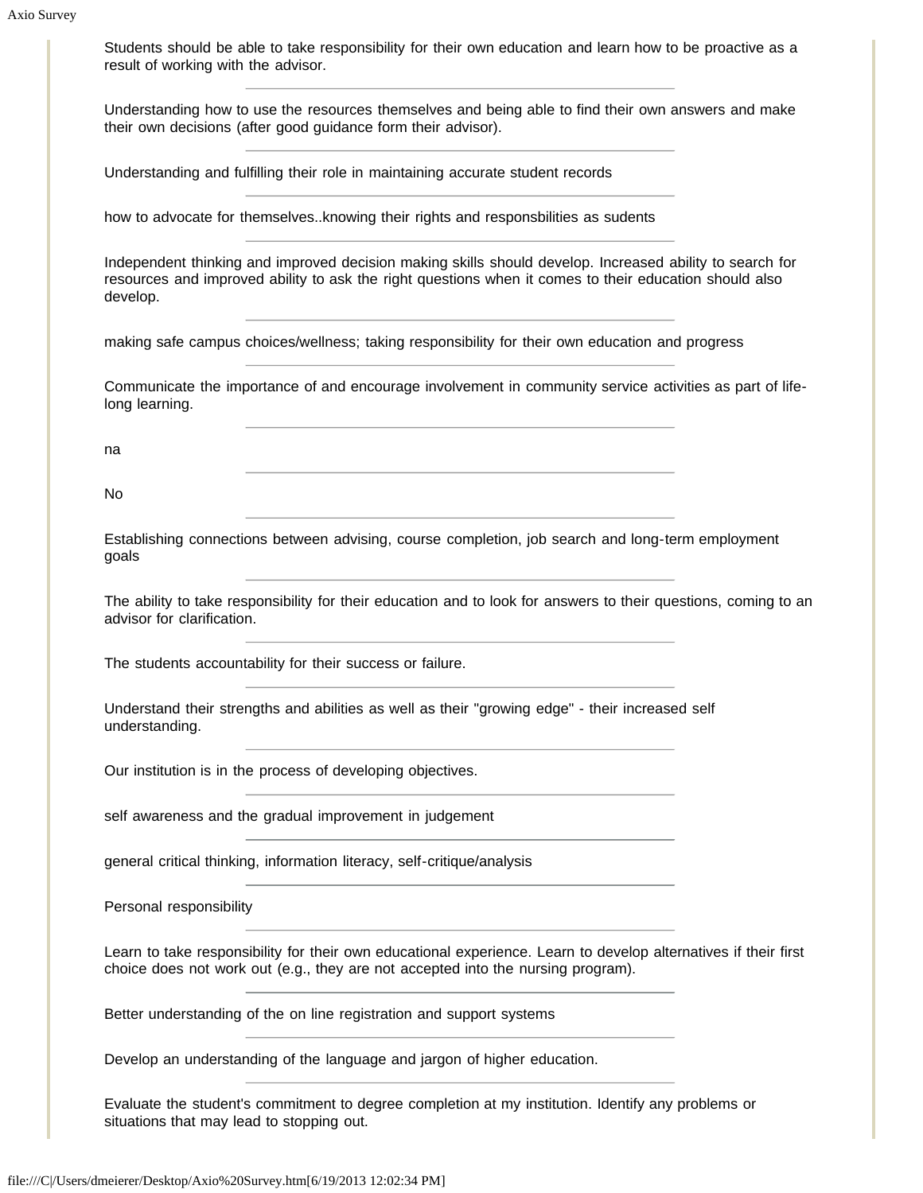Students should be able to take responsibility for their own education and learn how to be proactive as a result of working with the advisor.

---

Understanding how to use the resources themselves and being able to find their own answers and make their own decisions (after good guidance form their advisor).

---

Understanding and fulfilling their role in maintaining accurate student records

---

how to advocate for themselves..knowing their rights and responsbilities as sudents

---

Independent thinking and improved decision making skills should develop. Increased ability to search for resources and improved ability to ask the right questions when it comes to their education should also develop.

---

making safe campus choices/wellness; taking responsibility for their own education and progress

---

Communicate the importance of and encourage involvement in community service activities as part of life-long learning.

---

na

---

No

---

Establishing connections between advising, course completion, job search and long-term employment goals

---

The ability to take responsibility for their education and to look for answers to their questions, coming to an advisor for clarification.

---

The students accountability for their success or failure.

---

Understand their strengths and abilities as well as their "growing edge" - their increased self understanding.

---

Our institution is in the process of developing objectives.

---

self awareness and the gradual improvement in judgement

---

general critical thinking, information literacy, self-critique/analysis

---

Personal responsibility

---

Learn to take responsibility for their own educational experience. Learn to develop alternatives if their first choice does not work out (e.g., they are not accepted into the nursing program).

---

Better understanding of the on line registration and support systems

---

Develop an understanding of the language and jargon of higher education.

---

Evaluate the student's commitment to degree completion at my institution. Identify any problems or situations that may lead to stopping out.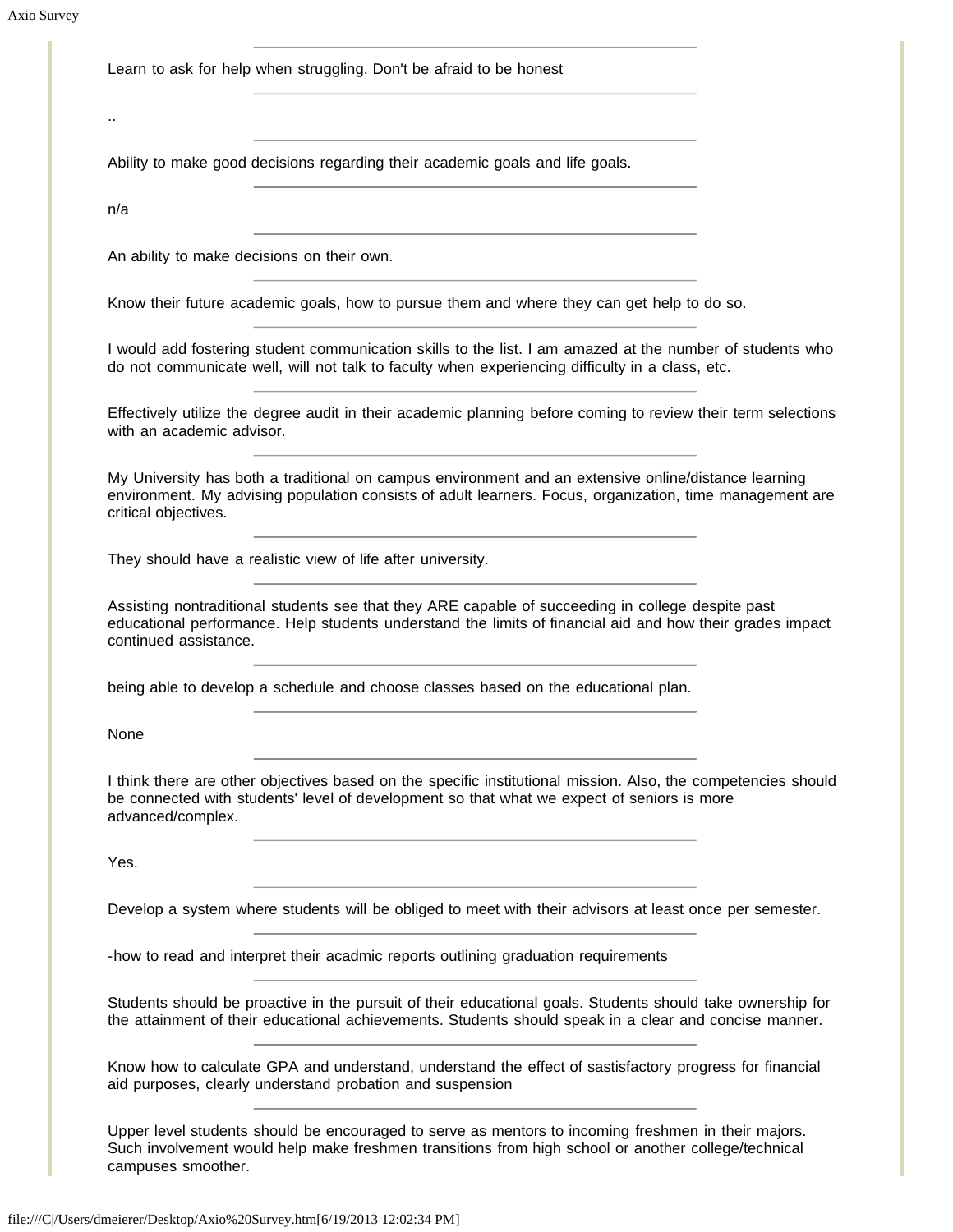Learn to ask for help when struggling. Don't be afraid to be honest

---

..

---

Ability to make good decisions regarding their academic goals and life goals.

---

n/a

---

An ability to make decisions on their own.

---

Know their future academic goals, how to pursue them and where they can get help to do so.

---

I would add fostering student communication skills to the list. I am amazed at the number of students who do not communicate well, will not talk to faculty when experiencing difficulty in a class, etc.

---

Effectively utilize the degree audit in their academic planning before coming to review their term selections with an academic advisor.

---

My University has both a traditional on campus environment and an extensive online/distance learning environment. My advising population consists of adult learners. Focus, organization, time management are critical objectives.

---

They should have a realistic view of life after university.

---

Assisting nontraditional students see that they ARE capable of succeeding in college despite past educational performance. Help students understand the limits of financial aid and how their grades impact continued assistance.

---

being able to develop a schedule and choose classes based on the educational plan.

---

None

---

I think there are other objectives based on the specific institutional mission. Also, the competencies should be connected with students' level of development so that what we expect of seniors is more advanced/complex.

---

Yes.

---

Develop a system where students will be obliged to meet with their advisors at least once per semester.

---

-how to read and interpret their acadmic reports outlining graduation requirements

---

Students should be proactive in the pursuit of their educational goals. Students should take ownership for the attainment of their educational achievements. Students should speak in a clear and concise manner.

---

Know how to calculate GPA and understand, understand the effect of sastisfactory progress for financial aid purposes, clearly understand probation and suspension

---

Upper level students should be encouraged to serve as mentors to incoming freshmen in their majors. Such involvement would help make freshmen transitions from high school or another college/technical campuses smoother.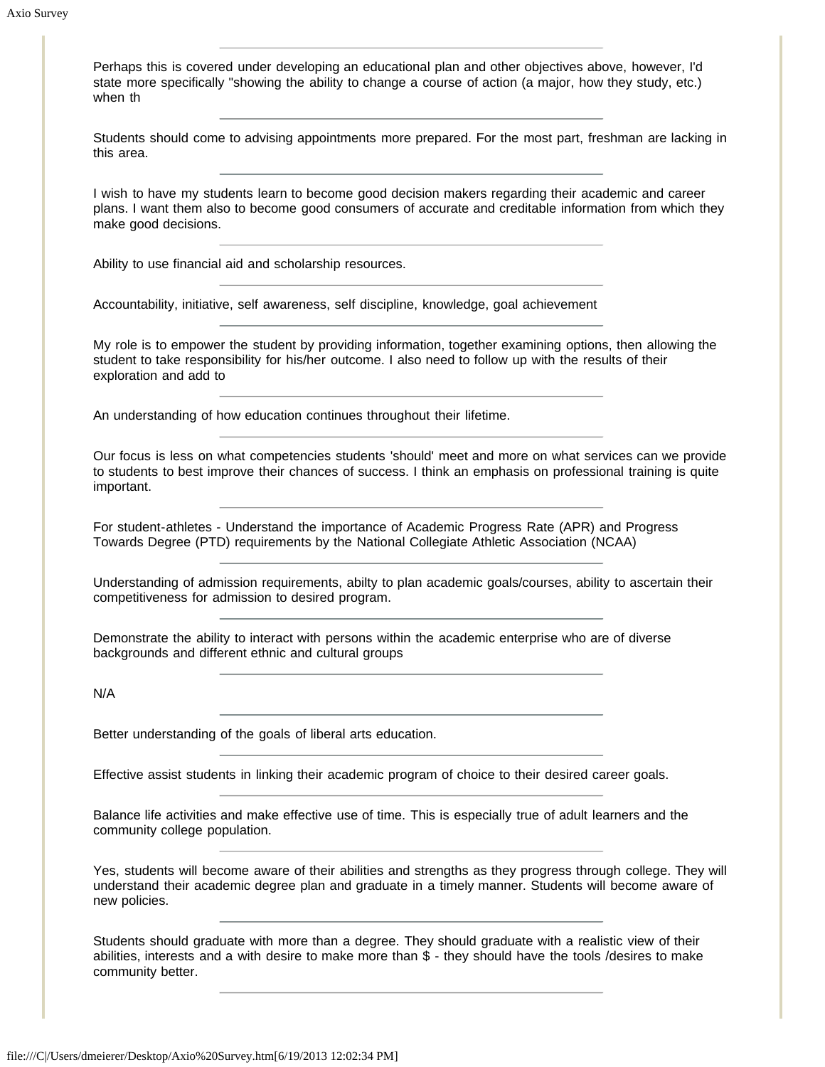Perhaps this is covered under developing an educational plan and other objectives above, however, I'd state more specifically "showing the ability to change a course of action (a major, how they study, etc.) when th

---

Students should come to advising appointments more prepared. For the most part, freshman are lacking in this area.

---

I wish to have my students learn to become good decision makers regarding their academic and career plans. I want them also to become good consumers of accurate and creditable information from which they make good decisions.

---

Ability to use financial aid and scholarship resources.

---

Accountability, initiative, self awareness, self discipline, knowledge, goal achievement

---

My role is to empower the student by providing information, together examining options, then allowing the student to take responsibility for his/her outcome. I also need to follow up with the results of their exploration and add to

---

An understanding of how education continues throughout their lifetime.

---

Our focus is less on what competencies students 'should' meet and more on what services can we provide to students to best improve their chances of success. I think an emphasis on professional training is quite important.

---

For student-athletes - Understand the importance of Academic Progress Rate (APR) and Progress Towards Degree (PTD) requirements by the National Collegiate Athletic Association (NCAA)

---

Understanding of admission requirements, abilty to plan academic goals/courses, ability to ascertain their competitiveness for admission to desired program.

---

Demonstrate the ability to interact with persons within the academic enterprise who are of diverse backgrounds and different ethnic and cultural groups

---

N/A

---

Better understanding of the goals of liberal arts education.

---

Effective assist students in linking their academic program of choice to their desired career goals.

---

Balance life activities and make effective use of time. This is especially true of adult learners and the community college population.

---

Yes, students will become aware of their abilities and strengths as they progress through college. They will understand their academic degree plan and graduate in a timely manner. Students will become aware of new policies.

---

Students should graduate with more than a degree. They should graduate with a realistic view of their abilities, interests and a with desire to make more than $ - they should have the tools /desires to make community better.

---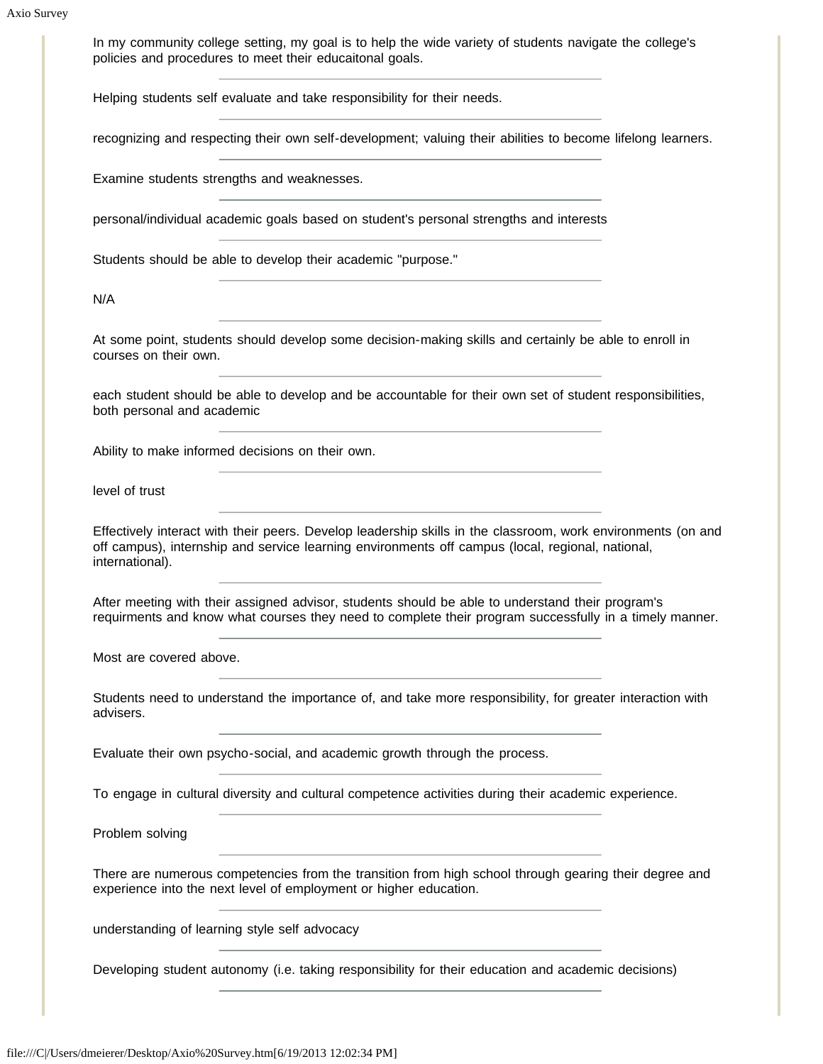In my community college setting, my goal is to help the wide variety of students navigate the college's policies and procedures to meet their educaitonal goals.

---

Helping students self evaluate and take responsibility for their needs.

---

recognizing and respecting their own self-development; valuing their abilities to become lifelong learners.

---

Examine students strengths and weaknesses.

---

personal/individual academic goals based on student's personal strengths and interests

---

Students should be able to develop their academic "purpose."

---

N/A

---

At some point, students should develop some decision-making skills and certainly be able to enroll in courses on their own.

---

each student should be able to develop and be accountable for their own set of student responsibilities, both personal and academic

---

Ability to make informed decisions on their own.

---

level of trust

---

Effectively interact with their peers. Develop leadership skills in the classroom, work environments (on and off campus), internship and service learning environments off campus (local, regional, national, international).

---

After meeting with their assigned advisor, students should be able to understand their program's requirments and know what courses they need to complete their program successfully in a timely manner.

---

Most are covered above.

---

Students need to understand the importance of, and take more responsibility, for greater interaction with advisers.

---

Evaluate their own psycho-social, and academic growth through the process.

---

To engage in cultural diversity and cultural competence activities during their academic experience.

---

Problem solving

---

There are numerous competencies from the transition from high school through gearing their degree and experience into the next level of employment or higher education.

---

understanding of learning style self advocacy

---

Developing student autonomy (i.e. taking responsibility for their education and academic decisions)

---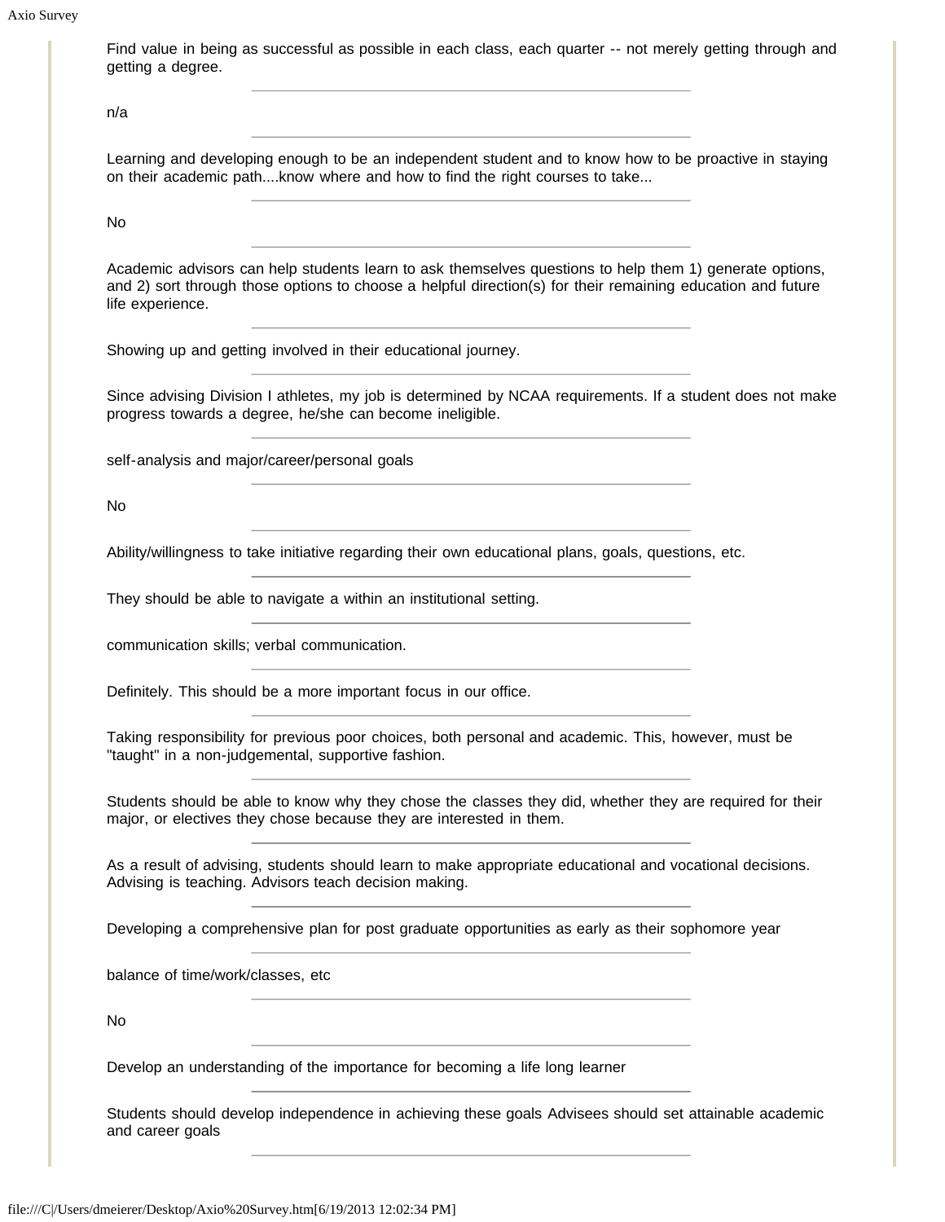Find value in being as successful as possible in each class, each quarter -- not merely getting through and getting a degree.

---

n/a

---

Learning and developing enough to be an independent student and to know how to be proactive in staying on their academic path....know where and how to find the right courses to take...

---

No

---

Academic advisors can help students learn to ask themselves questions to help them 1) generate options, and 2) sort through those options to choose a helpful direction(s) for their remaining education and future life experience.

---

Showing up and getting involved in their educational journey.

---

Since advising Division I athletes, my job is determined by NCAA requirements. If a student does not make progress towards a degree, he/she can become ineligible.

---

self-analysis and major/career/personal goals

---

No

---

Ability/willingness to take initiative regarding their own educational plans, goals, questions, etc.

---

They should be able to navigate a within an institutional setting.

---

communication skills; verbal communication.

---

Definitely. This should be a more important focus in our office.

---

Taking responsibility for previous poor choices, both personal and academic. This, however, must be "taught" in a non-judgemental, supportive fashion.

---

Students should be able to know why they chose the classes they did, whether they are required for their major, or electives they chose because they are interested in them.

---

As a result of advising, students should learn to make appropriate educational and vocational decisions. Advising is teaching. Advisors teach decision making.

---

Developing a comprehensive plan for post graduate opportunities as early as their sophomore year

---

balance of time/work/classes, etc

---

No

---

Develop an understanding of the importance for becoming a life long learner

---

Students should develop independence in achieving these goals Advisees should set attainable academic and career goals

---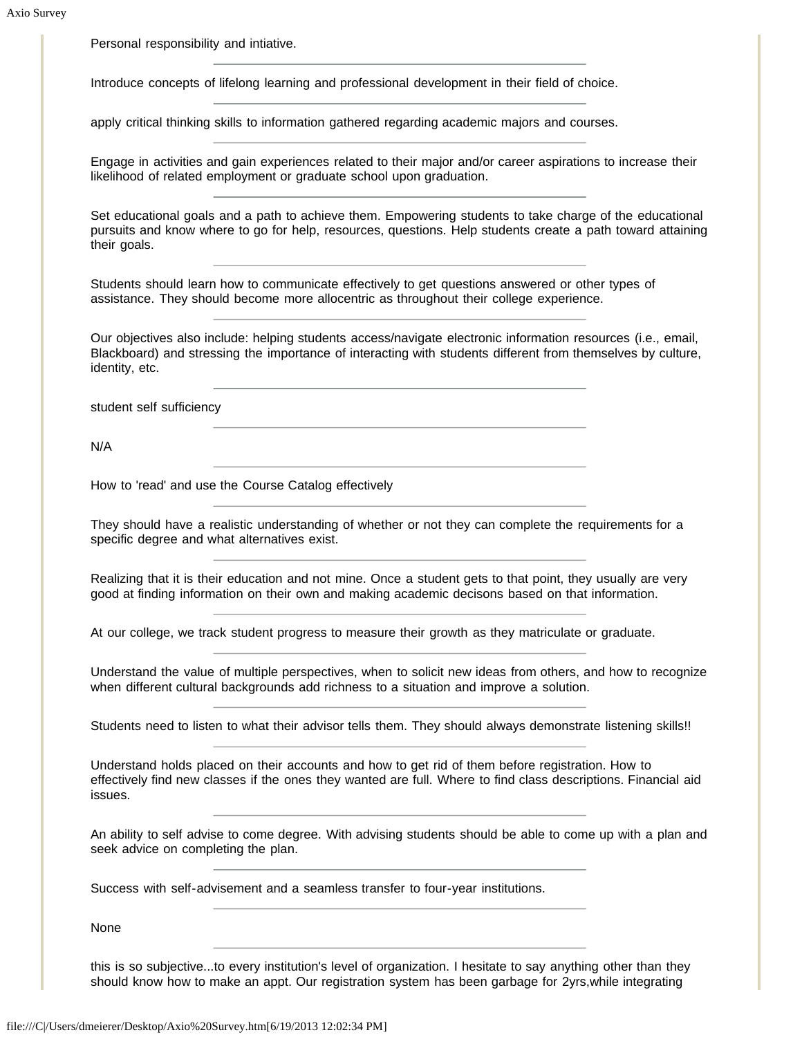Personal responsibility and intiative.

---

Introduce concepts of lifelong learning and professional development in their field of choice.

---

apply critical thinking skills to information gathered regarding academic majors and courses.

---

Engage in activities and gain experiences related to their major and/or career aspirations to increase their likelihood of related employment or graduate school upon graduation.

---

Set educational goals and a path to achieve them. Empowering students to take charge of the educational pursuits and know where to go for help, resources, questions. Help students create a path toward attaining their goals.

---

Students should learn how to communicate effectively to get questions answered or other types of assistance. They should become more allocentric as throughout their college experience.

---

Our objectives also include: helping students access/navigate electronic information resources (i.e., email, Blackboard) and stressing the importance of interacting with students different from themselves by culture, identity, etc.

---

student self sufficiency

---

N/A

---

How to 'read' and use the Course Catalog effectively

---

They should have a realistic understanding of whether or not they can complete the requirements for a specific degree and what alternatives exist.

---

Realizing that it is their education and not mine. Once a student gets to that point, they usually are very good at finding information on their own and making academic decisons based on that information.

---

At our college, we track student progress to measure their growth as they matriculate or graduate.

---

Understand the value of multiple perspectives, when to solicit new ideas from others, and how to recognize when different cultural backgrounds add richness to a situation and improve a solution.

---

Students need to listen to what their advisor tells them. They should always demonstrate listening skills!!

---

Understand holds placed on their accounts and how to get rid of them before registration. How to effectively find new classes if the ones they wanted are full. Where to find class descriptions. Financial aid issues.

---

An ability to self advise to come degree. With advising students should be able to come up with a plan and seek advice on completing the plan.

---

Success with self-advisement and a seamless transfer to four-year institutions.

---

None

---

this is so subjective...to every institution's level of organization. I hesitate to say anything other than they should know how to make an appt. Our registration system has been garbage for 2yrs,while integrating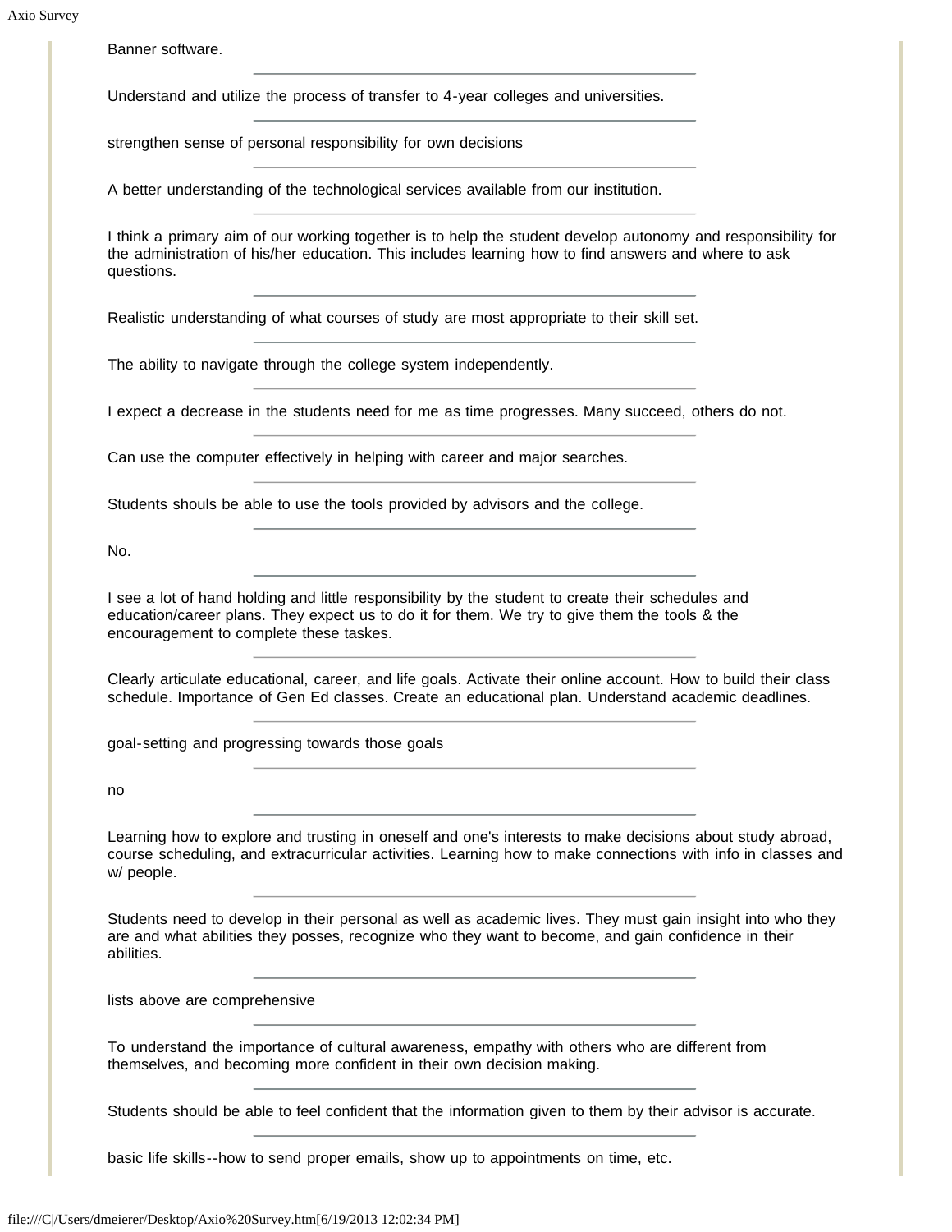Banner software.

---

Understand and utilize the process of transfer to 4-year colleges and universities.

---

strengthen sense of personal responsibility for own decisions

---

A better understanding of the technological services available from our institution.

---

I think a primary aim of our working together is to help the student develop autonomy and responsibility for the administration of his/her education. This includes learning how to find answers and where to ask questions.

---

Realistic understanding of what courses of study are most appropriate to their skill set.

---

The ability to navigate through the college system independently.

---

I expect a decrease in the students need for me as time progresses. Many succeed, others do not.

---

Can use the computer effectively in helping with career and major searches.

---

Students shouls be able to use the tools provided by advisors and the college.

---

No.

---

I see a lot of hand holding and little responsibility by the student to create their schedules and education/career plans. They expect us to do it for them. We try to give them the tools & the encouragement to complete these taskes.

---

Clearly articulate educational, career, and life goals. Activate their online account. How to build their class schedule. Importance of Gen Ed classes. Create an educational plan. Understand academic deadlines.

---

goal-setting and progressing towards those goals

---

no

---

Learning how to explore and trusting in oneself and one's interests to make decisions about study abroad, course scheduling, and extracurricular activities. Learning how to make connections with info in classes and w/ people.

---

Students need to develop in their personal as well as academic lives. They must gain insight into who they are and what abilities they posses, recognize who they want to become, and gain confidence in their abilities.

---

lists above are comprehensive

---

To understand the importance of cultural awareness, empathy with others who are different from themselves, and becoming more confident in their own decision making.

---

Students should be able to feel confident that the information given to them by their advisor is accurate.

---

basic life skills--how to send proper emails, show up to appointments on time, etc.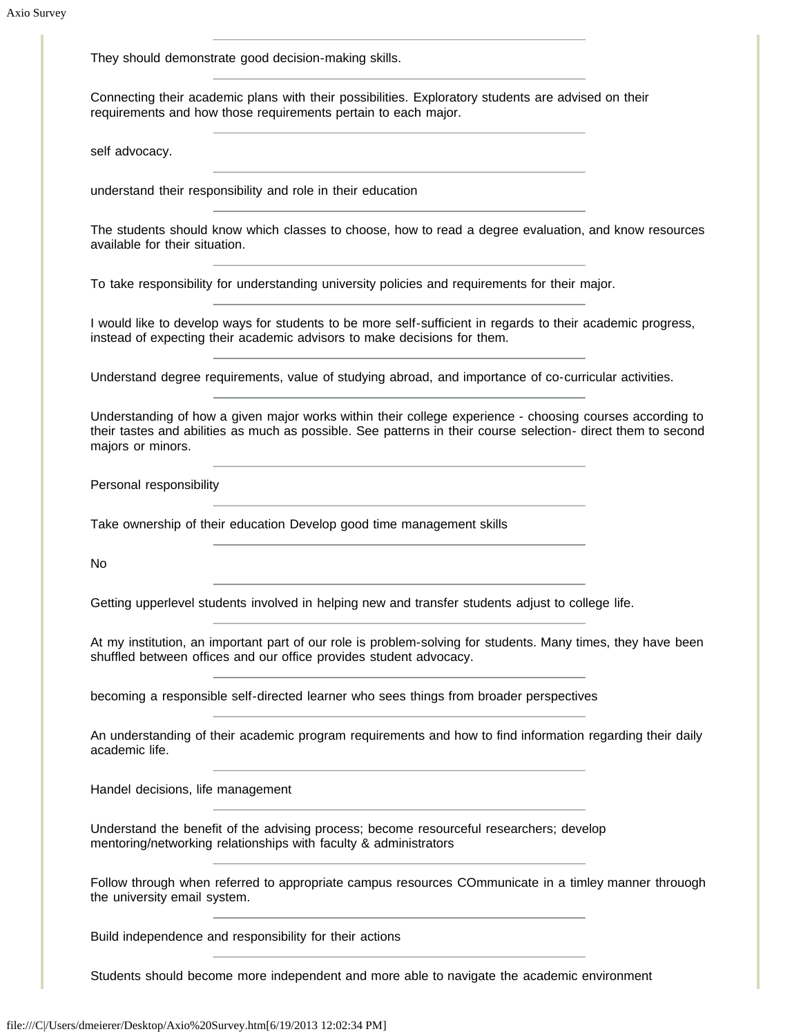They should demonstrate good decision-making skills.

---

Connecting their academic plans with their possibilities. Exploratory students are advised on their requirements and how those requirements pertain to each major.

---

self advocacy.

---

understand their responsibility and role in their education

---

The students should know which classes to choose, how to read a degree evaluation, and know resources available for their situation.

---

To take responsibility for understanding university policies and requirements for their major.

---

I would like to develop ways for students to be more self-sufficient in regards to their academic progress, instead of expecting their academic advisors to make decisions for them.

---

Understand degree requirements, value of studying abroad, and importance of co-curricular activities.

---

Understanding of how a given major works within their college experience - choosing courses according to their tastes and abilities as much as possible. See patterns in their course selection- direct them to second majors or minors.

---

Personal responsibility

---

Take ownership of their education Develop good time management skills

---

No

---

Getting upperlevel students involved in helping new and transfer students adjust to college life.

---

At my institution, an important part of our role is problem-solving for students. Many times, they have been shuffled between offices and our office provides student advocacy.

---

becoming a responsible self-directed learner who sees things from broader perspectives

---

An understanding of their academic program requirements and how to find information regarding their daily academic life.

---

Handel decisions, life management

---

Understand the benefit of the advising process; become resourceful researchers; develop mentoring/networking relationships with faculty & administrators

---

Follow through when referred to appropriate campus resources COmmunicate in a timley manner throuogh the university email system.

---

Build independence and responsibility for their actions

---

Students should become more independent and more able to navigate the academic environment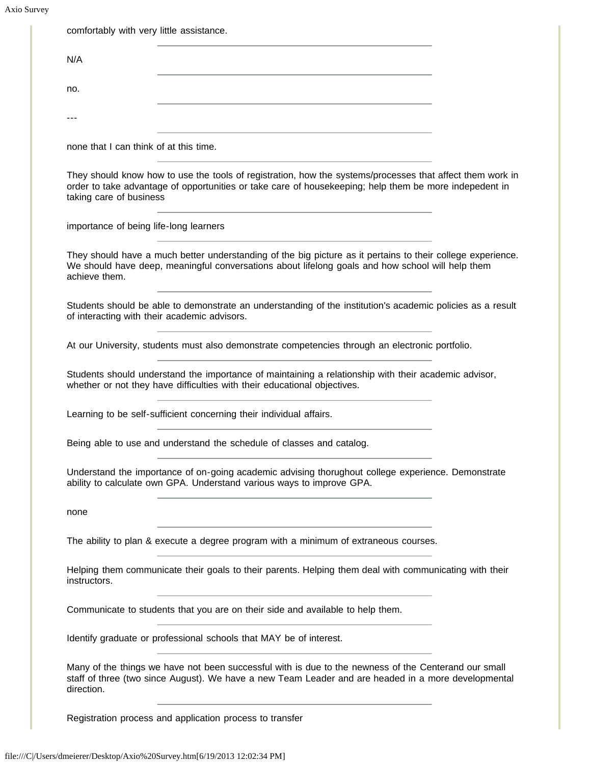comfortably with very little assistance.

---

N/A

---

no.

---

---

---

none that I can think of at this time.

---

They should know how to use the tools of registration, how the systems/processes that affect them work in order to take advantage of opportunities or take care of housekeeping; help them be more indepedent in taking care of business

---

importance of being life-long learners

---

They should have a much better understanding of the big picture as it pertains to their college experience. We should have deep, meaningful conversations about lifelong goals and how school will help them achieve them.

---

Students should be able to demonstrate an understanding of the institution's academic policies as a result of interacting with their academic advisors.

---

At our University, students must also demonstrate competencies through an electronic portfolio.

---

Students should understand the importance of maintaining a relationship with their academic advisor, whether or not they have difficulties with their educational objectives.

---

Learning to be self-sufficient concerning their individual affairs.

---

Being able to use and understand the schedule of classes and catalog.

---

Understand the importance of on-going academic advising thorughout college experience. Demonstrate ability to calculate own GPA. Understand various ways to improve GPA.

---

none

---

The ability to plan & execute a degree program with a minimum of extraneous courses.

---

Helping them communicate their goals to their parents. Helping them deal with communicating with their instructors.

---

Communicate to students that you are on their side and available to help them.

---

Identify graduate or professional schools that MAY be of interest.

---

Many of the things we have not been successful with is due to the newness of the Centerand our small staff of three (two since August). We have a new Team Leader and are headed in a more developmental direction.

---

Registration process and application process to transfer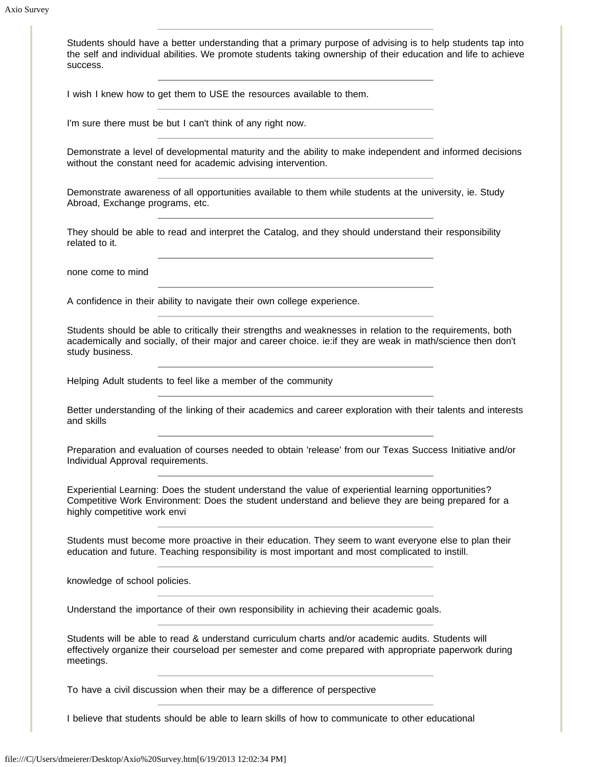Students should have a better understanding that a primary purpose of advising is to help students tap into the self and individual abilities. We promote students taking ownership of their education and life to achieve success.

---

I wish I knew how to get them to USE the resources available to them.

---

I'm sure there must be but I can't think of any right now.

---

Demonstrate a level of developmental maturity and the ability to make independent and informed decisions without the constant need for academic advising intervention.

---

Demonstrate awareness of all opportunities available to them while students at the university, ie. Study Abroad, Exchange programs, etc.

---

They should be able to read and interpret the Catalog, and they should understand their responsibility related to it.

---

none come to mind

---

A confidence in their ability to navigate their own college experience.

---

Students should be able to critically their strengths and weaknesses in relation to the requirements, both academically and socially, of their major and career choice. ie:if they are weak in math/science then don't study business.

---

Helping Adult students to feel like a member of the community

---

Better understanding of the linking of their academics and career exploration with their talents and interests and skills

---

Preparation and evaluation of courses needed to obtain 'release' from our Texas Success Initiative and/or Individual Approval requirements.

---

Experiential Learning: Does the student understand the value of experiential learning opportunities? Competitive Work Environment: Does the student understand and believe they are being prepared for a highly competitive work envi

---

Students must become more proactive in their education. They seem to want everyone else to plan their education and future. Teaching responsibility is most important and most complicated to instill.

---

knowledge of school policies.

---

Understand the importance of their own responsibility in achieving their academic goals.

---

Students will be able to read & understand curriculum charts and/or academic audits. Students will effectively organize their courseload per semester and come prepared with appropriate paperwork during meetings.

---

To have a civil discussion when their may be a difference of perspective

---

I believe that students should be able to learn skills of how to communicate to other educational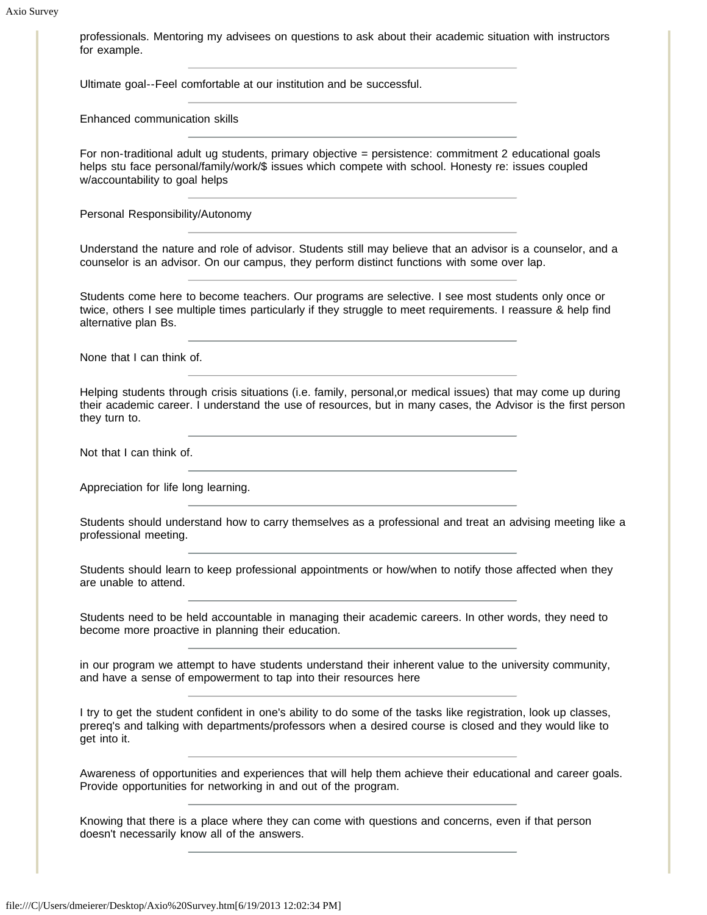professionals. Mentoring my advisees on questions to ask about their academic situation with instructors for example.

---

Ultimate goal--Feel comfortable at our institution and be successful.

---

Enhanced communication skills

---

For non-traditional adult ug students, primary objective = persistence: commitment 2 educational goals helps stu face personal/family/work/$ issues which compete with school. Honesty re: issues coupled w/accountability to goal helps

---

Personal Responsibility/Autonomy

---

Understand the nature and role of advisor. Students still may believe that an advisor is a counselor, and a counselor is an advisor. On our campus, they perform distinct functions with some over lap.

---

Students come here to become teachers. Our programs are selective. I see most students only once or twice, others I see multiple times particularly if they struggle to meet requirements. I reassure & help find alternative plan Bs.

---

None that I can think of.

---

Helping students through crisis situations (i.e. family, personal,or medical issues) that may come up during their academic career. I understand the use of resources, but in many cases, the Advisor is the first person they turn to.

---

Not that I can think of.

---

Appreciation for life long learning.

---

Students should understand how to carry themselves as a professional and treat an advising meeting like a professional meeting.

---

Students should learn to keep professional appointments or how/when to notify those affected when they are unable to attend.

---

Students need to be held accountable in managing their academic careers. In other words, they need to become more proactive in planning their education.

---

in our program we attempt to have students understand their inherent value to the university community, and have a sense of empowerment to tap into their resources here

---

I try to get the student confident in one's ability to do some of the tasks like registration, look up classes, prereq's and talking with departments/professors when a desired course is closed and they would like to get into it.

---

Awareness of opportunities and experiences that will help them achieve their educational and career goals. Provide opportunities for networking in and out of the program.

---

Knowing that there is a place where they can come with questions and concerns, even if that person doesn't necessarily know all of the answers.

---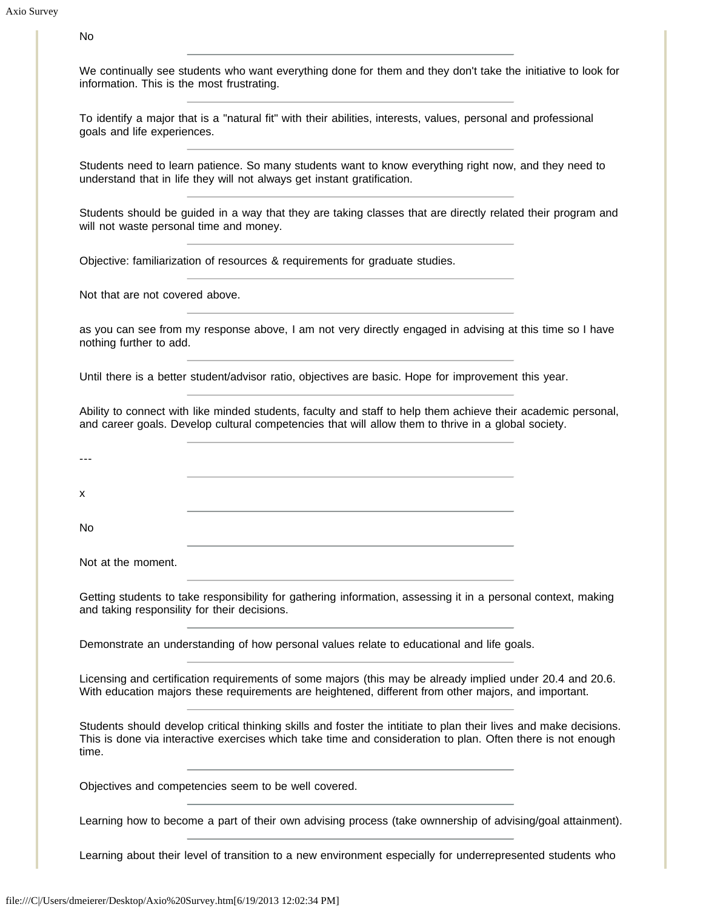No

---

We continually see students who want everything done for them and they don't take the initiative to look for information. This is the most frustrating.

---

To identify a major that is a "natural fit" with their abilities, interests, values, personal and professional goals and life experiences.

---

Students need to learn patience. So many students want to know everything right now, and they need to understand that in life they will not always get instant gratification.

---

Students should be guided in a way that they are taking classes that are directly related their program and will not waste personal time and money.

---

Objective: familiarization of resources & requirements for graduate studies.

---

Not that are not covered above.

---

as you can see from my response above, I am not very directly engaged in advising at this time so I have nothing further to add.

---

Until there is a better student/advisor ratio, objectives are basic. Hope for improvement this year.

---

Ability to connect with like minded students, faculty and staff to help them achieve their academic personal, and career goals. Develop cultural competencies that will allow them to thrive in a global society.

---

\---

---

x

---

No

---

Not at the moment.

---

Getting students to take responsibility for gathering information, assessing it in a personal context, making and taking responsibility for their decisions.

---

Demonstrate an understanding of how personal values relate to educational and life goals.

---

Licensing and certification requirements of some majors (this may be already implied under 20.4 and 20.6. With education majors these requirements are heightened, different from other majors, and important.

---

Students should develop critical thinking skills and foster the intitiate to plan their lives and make decisions. This is done via interactive exercises which take time and consideration to plan. Often there is not enough time.

---

Objectives and competencies seem to be well covered.

---

Learning how to become a part of their own advising process (take ownnership of advising/goal attainment).

---

Learning about their level of transition to a new environment especially for underrepresented students who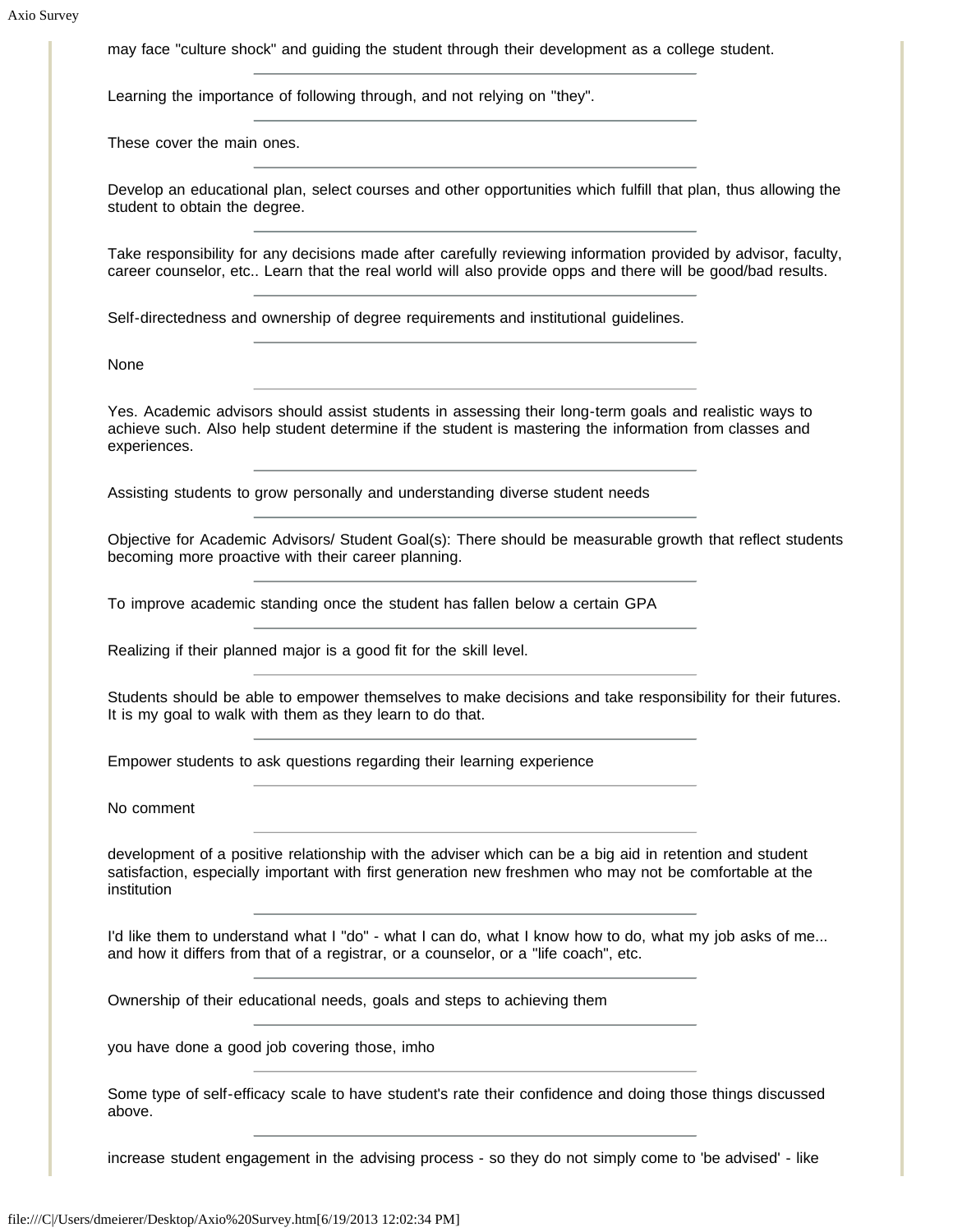may face "culture shock" and guiding the student through their development as a college student.

---

Learning the importance of following through, and not relying on "they".

---

These cover the main ones.

---

Develop an educational plan, select courses and other opportunities which fulfill that plan, thus allowing the student to obtain the degree.

---

Take responsibility for any decisions made after carefully reviewing information provided by advisor, faculty, career counselor, etc.. Learn that the real world will also provide opps and there will be good/bad results.

---

Self-directedness and ownership of degree requirements and institutional guidelines.

---

None

---

Yes. Academic advisors should assist students in assessing their long-term goals and realistic ways to achieve such. Also help student determine if the student is mastering the information from classes and experiences.

---

Assisting students to grow personally and understanding diverse student needs

---

Objective for Academic Advisors/ Student Goal(s): There should be measurable growth that reflect students becoming more proactive with their career planning.

---

To improve academic standing once the student has fallen below a certain GPA

---

Realizing if their planned major is a good fit for the skill level.

---

Students should be able to empower themselves to make decisions and take responsibility for their futures. It is my goal to walk with them as they learn to do that.

---

Empower students to ask questions regarding their learning experience

---

No comment

---

development of a positive relationship with the adviser which can be a big aid in retention and student satisfaction, especially important with first generation new freshmen who may not be comfortable at the institution

---

I'd like them to understand what I "do" - what I can do, what I know how to do, what my job asks of me... and how it differs from that of a registrar, or a counselor, or a "life coach", etc.

---

Ownership of their educational needs, goals and steps to achieving them

---

you have done a good job covering those, imho

---

Some type of self-efficacy scale to have student's rate their confidence and doing those things discussed above.

---

increase student engagement in the advising process - so they do not simply come to 'be advised' - like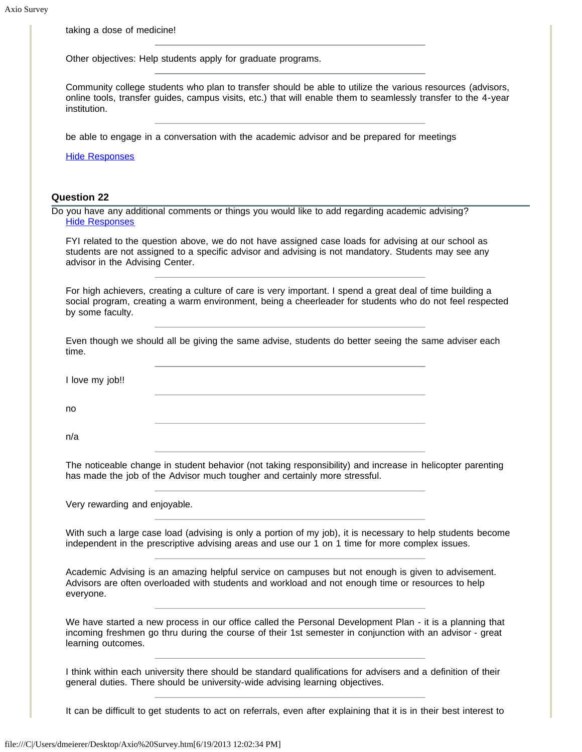taking a dose of medicine!

---

Other objectives: Help students apply for graduate programs.

---

Community college students who plan to transfer should be able to utilize the various resources (advisors, online tools, transfer guides, campus visits, etc.) that will enable them to seamlessly transfer to the 4-year institution.

---

be able to engage in a conversation with the academic advisor and be prepared for meetings

Hide Responses

### Question 22

Do you have any additional comments or things you would like to add regarding academic advising?

Hide Responses

FYI related to the question above, we do not have assigned case loads for advising at our school as students are not assigned to a specific advisor and advising is not mandatory. Students may see any advisor in the Advising Center.

---

For high achievers, creating a culture of care is very important. I spend a great deal of time building a social program, creating a warm environment, being a cheerleader for students who do not feel respected by some faculty.

---

Even though we should all be giving the same advise, students do better seeing the same adviser each time.

---

I love my job!!

---

no

---

n/a

---

The noticeable change in student behavior (not taking responsibility) and increase in helicopter parenting has made the job of the Advisor much tougher and certainly more stressful.

---

Very rewarding and enjoyable.

---

With such a large case load (advising is only a portion of my job), it is necessary to help students become independent in the prescriptive advising areas and use our 1 on 1 time for more complex issues.

---

Academic Advising is an amazing helpful service on campuses but not enough is given to advisement. Advisors are often overloaded with students and workload and not enough time or resources to help everyone.

---

We have started a new process in our office called the Personal Development Plan - it is a planning that incoming freshmen go thru during the course of their 1st semester in conjunction with an advisor - great learning outcomes.

---

I think within each university there should be standard qualifications for advisers and a definition of their general duties. There should be university-wide advising learning objectives.

---

It can be difficult to get students to act on referrals, even after explaining that it is in their best interest to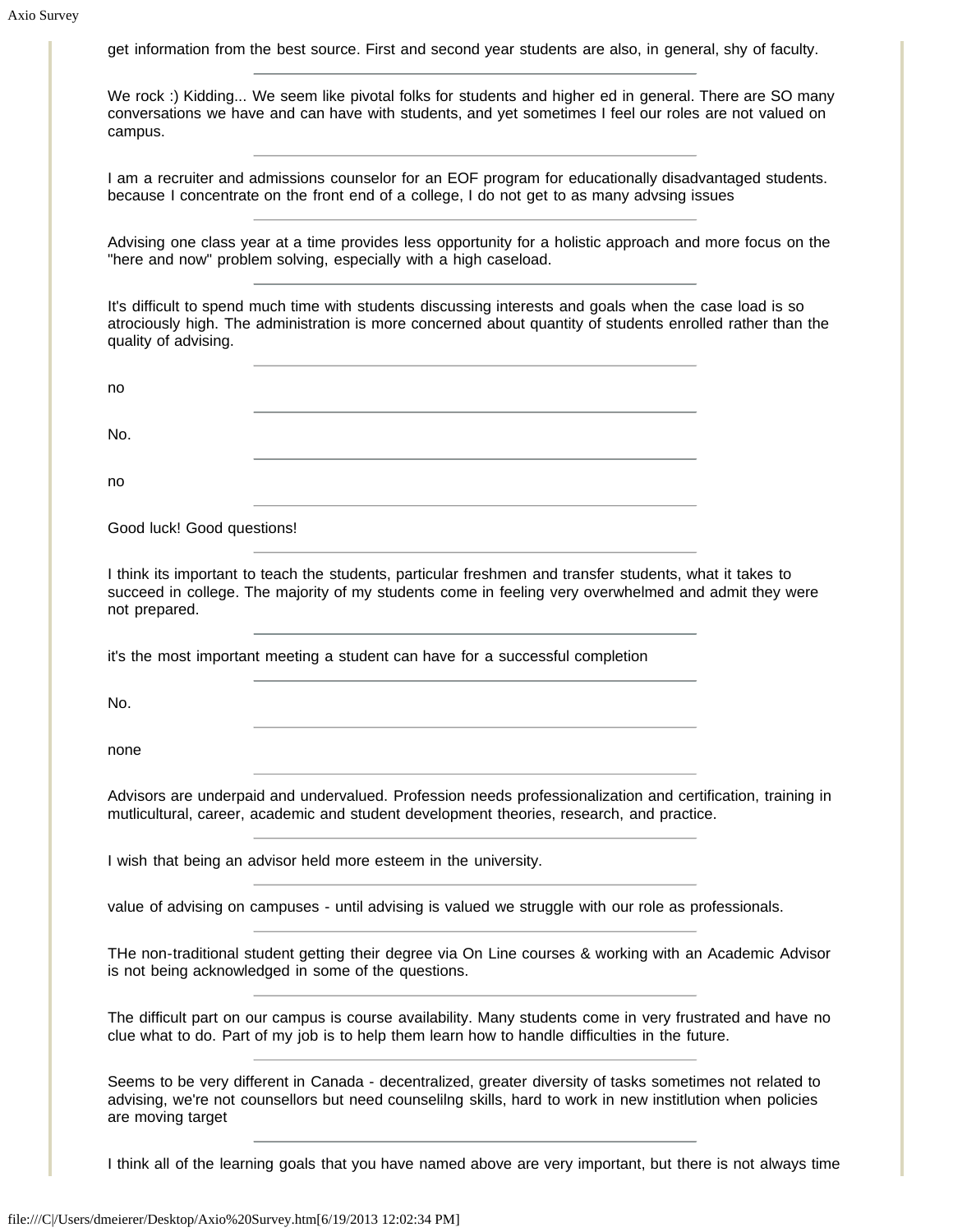get information from the best source. First and second year students are also, in general, shy of faculty.

---

We rock :) Kidding... We seem like pivotal folks for students and higher ed in general. There are SO many conversations we have and can have with students, and yet sometimes I feel our roles are not valued on campus.

---

I am a recruiter and admissions counselor for an EOF program for educationally disadvantaged students. because I concentrate on the front end of a college, I do not get to as many advsing issues

---

Advising one class year at a time provides less opportunity for a holistic approach and more focus on the "here and now" problem solving, especially with a high caseload.

---

It's difficult to spend much time with students discussing interests and goals when the case load is so atrociously high. The administration is more concerned about quantity of students enrolled rather than the quality of advising.

---

no

---

No.

---

no

---

Good luck! Good questions!

---

I think its important to teach the students, particular freshmen and transfer students, what it takes to succeed in college. The majority of my students come in feeling very overwhelmed and admit they were not prepared.

---

it's the most important meeting a student can have for a successful completion

---

No.

---

none

---

Advisors are underpaid and undervalued. Profession needs professionalization and certification, training in mutlicultural, career, academic and student development theories, research, and practice.

---

I wish that being an advisor held more esteem in the university.

---

value of advising on campuses - until advising is valued we struggle with our role as professionals.

---

THe non-traditional student getting their degree via On Line courses & working with an Academic Advisor is not being acknowledged in some of the questions.

---

The difficult part on our campus is course availability. Many students come in very frustrated and have no clue what to do. Part of my job is to help them learn how to handle difficulties in the future.

---

Seems to be very different in Canada - decentralized, greater diversity of tasks sometimes not related to advising, we're not counsellors but need counselilng skills, hard to work in new institlution when policies are moving target

---

I think all of the learning goals that you have named above are very important, but there is not always time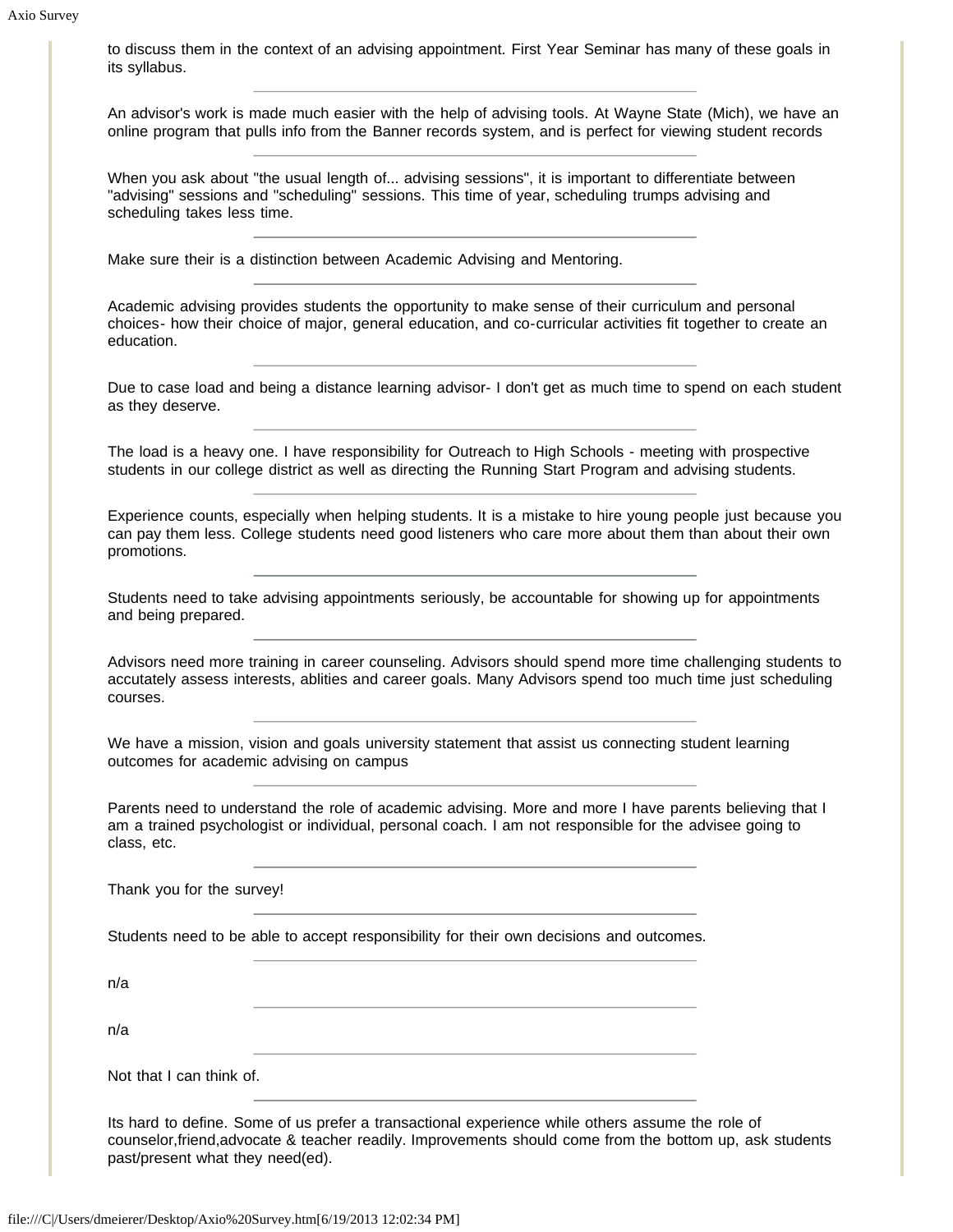to discuss them in the context of an advising appointment. First Year Seminar has many of these goals in its syllabus.

---

An advisor's work is made much easier with the help of advising tools. At Wayne State (Mich), we have an online program that pulls info from the Banner records system, and is perfect for viewing student records

---

When you ask about "the usual length of... advising sessions", it is important to differentiate between "advising" sessions and "scheduling" sessions. This time of year, scheduling trumps advising and scheduling takes less time.

---

Make sure their is a distinction between Academic Advising and Mentoring.

---

Academic advising provides students the opportunity to make sense of their curriculum and personal choices- how their choice of major, general education, and co-curricular activities fit together to create an education.

---

Due to case load and being a distance learning advisor- I don't get as much time to spend on each student as they deserve.

---

The load is a heavy one. I have responsibility for Outreach to High Schools - meeting with prospective students in our college district as well as directing the Running Start Program and advising students.

---

Experience counts, especially when helping students. It is a mistake to hire young people just because you can pay them less. College students need good listeners who care more about them than about their own promotions.

---

Students need to take advising appointments seriously, be accountable for showing up for appointments and being prepared.

---

Advisors need more training in career counseling. Advisors should spend more time challenging students to accutately assess interests, ablities and career goals. Many Advisors spend too much time just scheduling courses.

---

We have a mission, vision and goals university statement that assist us connecting student learning outcomes for academic advising on campus

---

Parents need to understand the role of academic advising. More and more I have parents believing that I am a trained psychologist or individual, personal coach. I am not responsible for the advisee going to class, etc.

---

Thank you for the survey!

---

Students need to be able to accept responsibility for their own decisions and outcomes.

---

n/a

---

n/a

---

Not that I can think of.

---

Its hard to define. Some of us prefer a transactional experience while others assume the role of counselor,friend,advocate & teacher readily. Improvements should come from the bottom up, ask students past/present what they need(ed).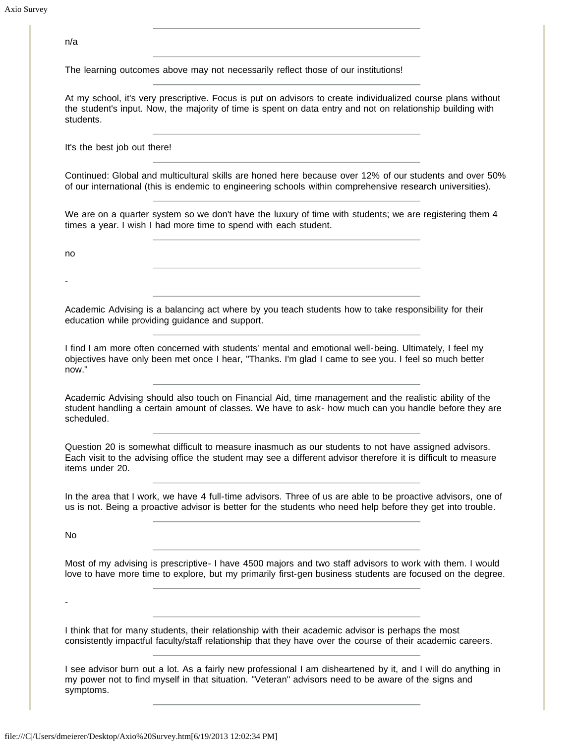n/a

---

The learning outcomes above may not necessarily reflect those of our institutions!

---

At my school, it's very prescriptive. Focus is put on advisors to create individualized course plans without the student's input. Now, the majority of time is spent on data entry and not on relationship building with students.

---

It's the best job out there!

---

Continued: Global and multicultural skills are honed here because over 12% of our students and over 50% of our international (this is endemic to engineering schools within comprehensive research universities).

---

We are on a quarter system so we don't have the luxury of time with students; we are registering them 4 times a year. I wish I had more time to spend with each student.

---

no

---

-

---

Academic Advising is a balancing act where by you teach students how to take responsibility for their education while providing guidance and support.

---

I find I am more often concerned with students' mental and emotional well-being. Ultimately, I feel my objectives have only been met once I hear, "Thanks. I'm glad I came to see you. I feel so much better now."

---

Academic Advising should also touch on Financial Aid, time management and the realistic ability of the student handling a certain amount of classes. We have to ask- how much can you handle before they are scheduled.

---

Question 20 is somewhat difficult to measure inasmuch as our students to not have assigned advisors. Each visit to the advising office the student may see a different advisor therefore it is difficult to measure items under 20.

---

In the area that I work, we have 4 full-time advisors. Three of us are able to be proactive advisors, one of us is not. Being a proactive advisor is better for the students who need help before they get into trouble.

---

No

---

Most of my advising is prescriptive- I have 4500 majors and two staff advisors to work with them. I would love to have more time to explore, but my primarily first-gen business students are focused on the degree.

---

-

---

I think that for many students, their relationship with their academic advisor is perhaps the most consistently impactful faculty/staff relationship that they have over the course of their academic careers.

---

I see advisor burn out a lot. As a fairly new professional I am disheartened by it, and I will do anything in my power not to find myself in that situation. "Veteran" advisors need to be aware of the signs and symptoms.

---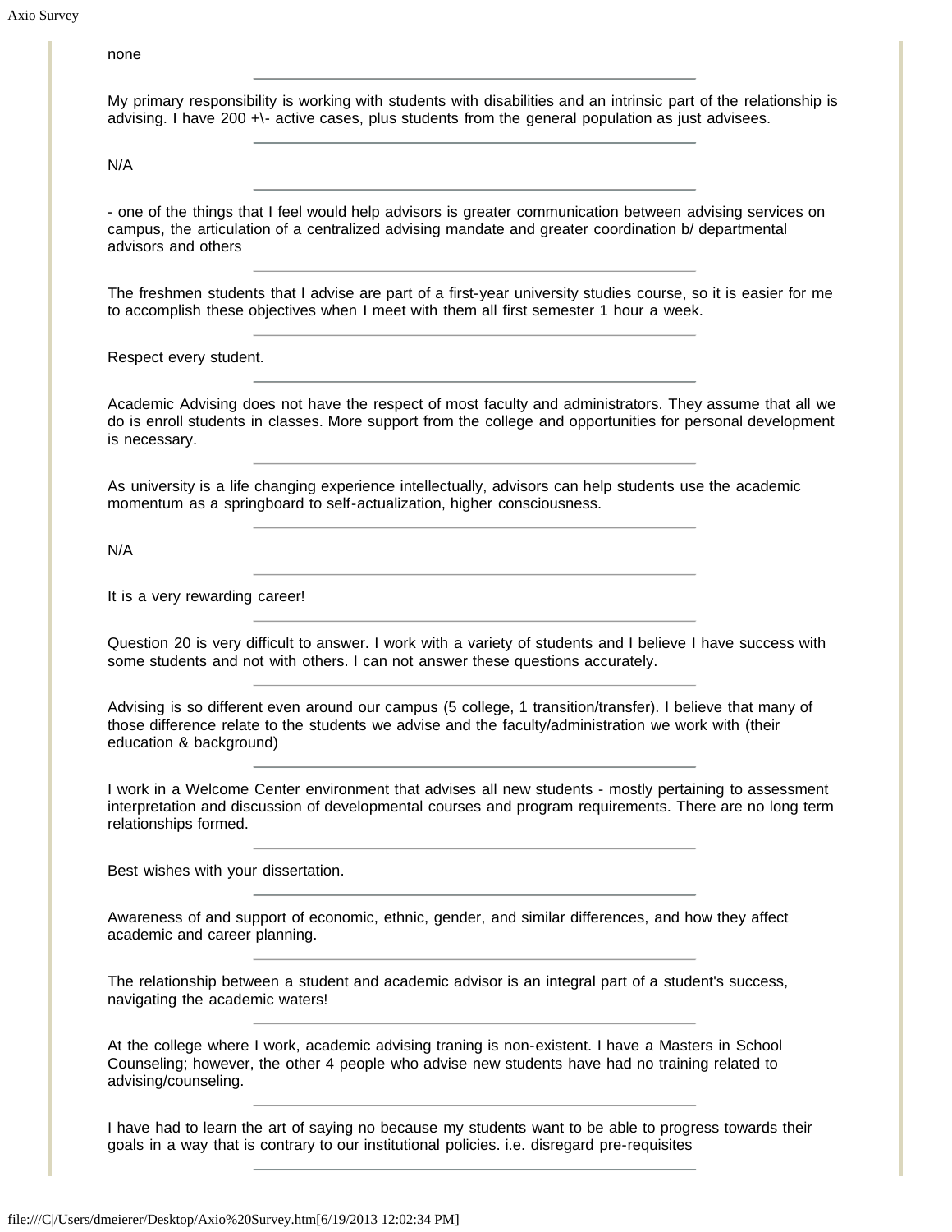none

---

My primary responsibility is working with students with disabilities and an intrinsic part of the relationship is advising. I have 200 +\- active cases, plus students from the general population as just advisees.

---

N/A

---

- one of the things that I feel would help advisors is greater communication between advising services on campus, the articulation of a centralized advising mandate and greater coordination b/ departmental advisors and others

---

The freshmen students that I advise are part of a first-year university studies course, so it is easier for me to accomplish these objectives when I meet with them all first semester 1 hour a week.

---

Respect every student.

---

Academic Advising does not have the respect of most faculty and administrators. They assume that all we do is enroll students in classes. More support from the college and opportunities for personal development is necessary.

---

As university is a life changing experience intellectually, advisors can help students use the academic momentum as a springboard to self-actualization, higher consciousness.

---

N/A

---

It is a very rewarding career!

---

Question 20 is very difficult to answer. I work with a variety of students and I believe I have success with some students and not with others. I can not answer these questions accurately.

---

Advising is so different even around our campus (5 college, 1 transition/transfer). I believe that many of those difference relate to the students we advise and the faculty/administration we work with (their education & background)

---

I work in a Welcome Center environment that advises all new students - mostly pertaining to assessment interpretation and discussion of developmental courses and program requirements. There are no long term relationships formed.

---

Best wishes with your dissertation.

---

Awareness of and support of economic, ethnic, gender, and similar differences, and how they affect academic and career planning.

---

The relationship between a student and academic advisor is an integral part of a student's success, navigating the academic waters!

---

At the college where I work, academic advising traning is non-existent. I have a Masters in School Counseling; however, the other 4 people who advise new students have had no training related to advising/counseling.

---

I have had to learn the art of saying no because my students want to be able to progress towards their goals in a way that is contrary to our institutional policies. i.e. disregard pre-requisites

---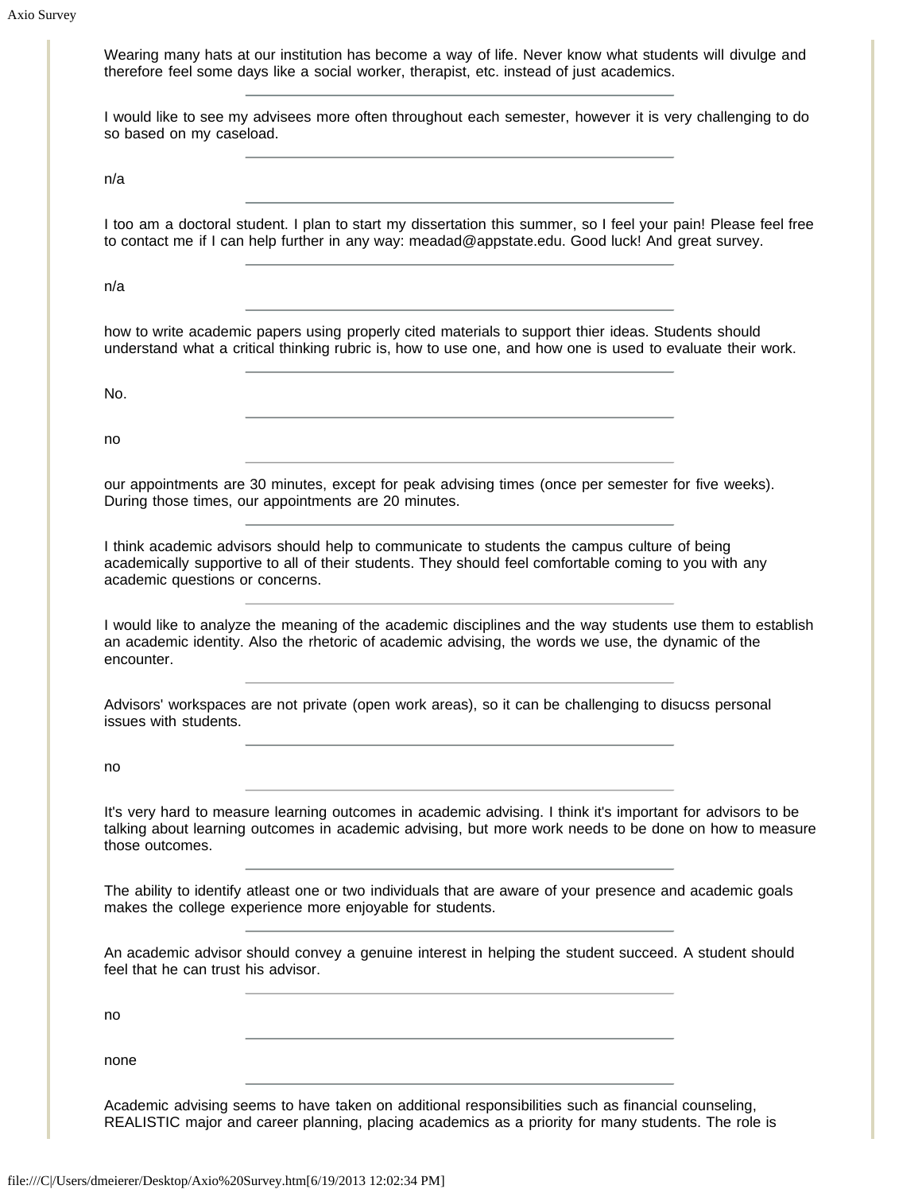Wearing many hats at our institution has become a way of life. Never know what students will divulge and therefore feel some days like a social worker, therapist, etc. instead of just academics.

---

I would like to see my advisees more often throughout each semester, however it is very challenging to do so based on my caseload.

---

n/a

---

I too am a doctoral student. I plan to start my dissertation this summer, so I feel your pain! Please feel free to contact me if I can help further in any way: meadad@appstate.edu. Good luck! And great survey.

---

n/a

---

how to write academic papers using properly cited materials to support thier ideas. Students should understand what a critical thinking rubric is, how to use one, and how one is used to evaluate their work.

---

No.

---

no

---

our appointments are 30 minutes, except for peak advising times (once per semester for five weeks). During those times, our appointments are 20 minutes.

---

I think academic advisors should help to communicate to students the campus culture of being academically supportive to all of their students. They should feel comfortable coming to you with any academic questions or concerns.

---

I would like to analyze the meaning of the academic disciplines and the way students use them to establish an academic identity. Also the rhetoric of academic advising, the words we use, the dynamic of the encounter.

---

Advisors' workspaces are not private (open work areas), so it can be challenging to disucss personal issues with students.

---

no

---

It's very hard to measure learning outcomes in academic advising. I think it's important for advisors to be talking about learning outcomes in academic advising, but more work needs to be done on how to measure those outcomes.

---

The ability to identify atleast one or two individuals that are aware of your presence and academic goals makes the college experience more enjoyable for students.

---

An academic advisor should convey a genuine interest in helping the student succeed. A student should feel that he can trust his advisor.

---

no

---

none

---

Academic advising seems to have taken on additional responsibilities such as financial counseling, REALISTIC major and career planning, placing academics as a priority for many students. The role is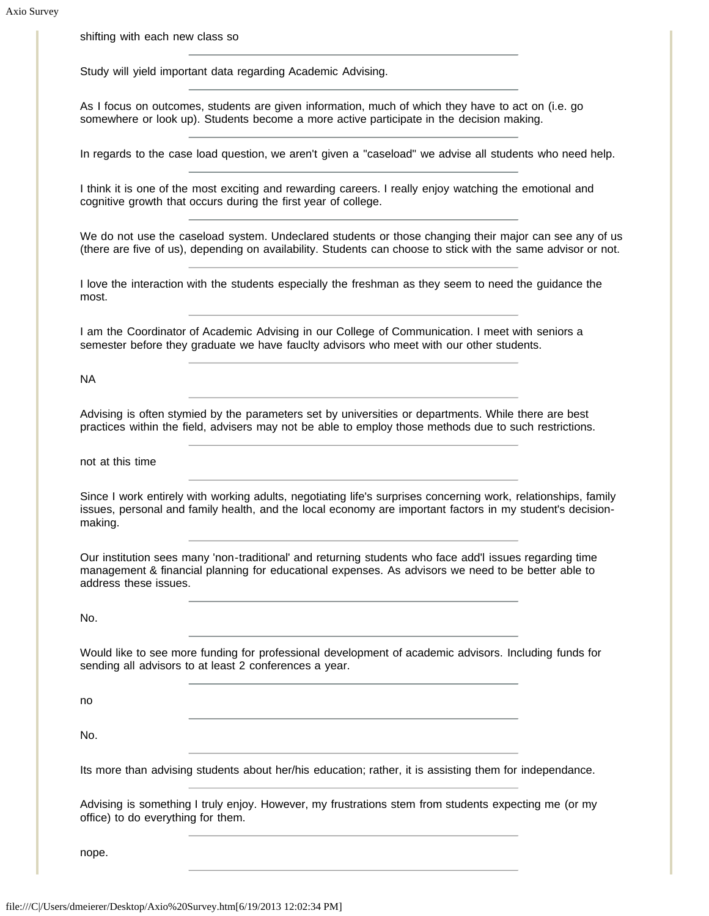shifting with each new class so

---

Study will yield important data regarding Academic Advising.

---

As I focus on outcomes, students are given information, much of which they have to act on (i.e. go somewhere or look up). Students become a more active participate in the decision making.

---

In regards to the case load question, we aren't given a "caseload" we advise all students who need help.

---

I think it is one of the most exciting and rewarding careers. I really enjoy watching the emotional and cognitive growth that occurs during the first year of college.

---

We do not use the caseload system. Undeclared students or those changing their major can see any of us (there are five of us), depending on availability. Students can choose to stick with the same advisor or not.

---

I love the interaction with the students especially the freshman as they seem to need the guidance the most.

---

I am the Coordinator of Academic Advising in our College of Communication. I meet with seniors a semester before they graduate we have fauclty advisors who meet with our other students.

---

NA

---

Advising is often stymied by the parameters set by universities or departments. While there are best practices within the field, advisers may not be able to employ those methods due to such restrictions.

---

not at this time

---

Since I work entirely with working adults, negotiating life's surprises concerning work, relationships, family issues, personal and family health, and the local economy are important factors in my student's decision-making.

---

Our institution sees many 'non-traditional' and returning students who face add'l issues regarding time management & financial planning for educational expenses. As advisors we need to be better able to address these issues.

---

No.

---

Would like to see more funding for professional development of academic advisors. Including funds for sending all advisors to at least 2 conferences a year.

---

no

---

No.

---

Its more than advising students about her/his education; rather, it is assisting them for independance.

---

Advising is something I truly enjoy. However, my frustrations stem from students expecting me (or my office) to do everything for them.

---

nope.

---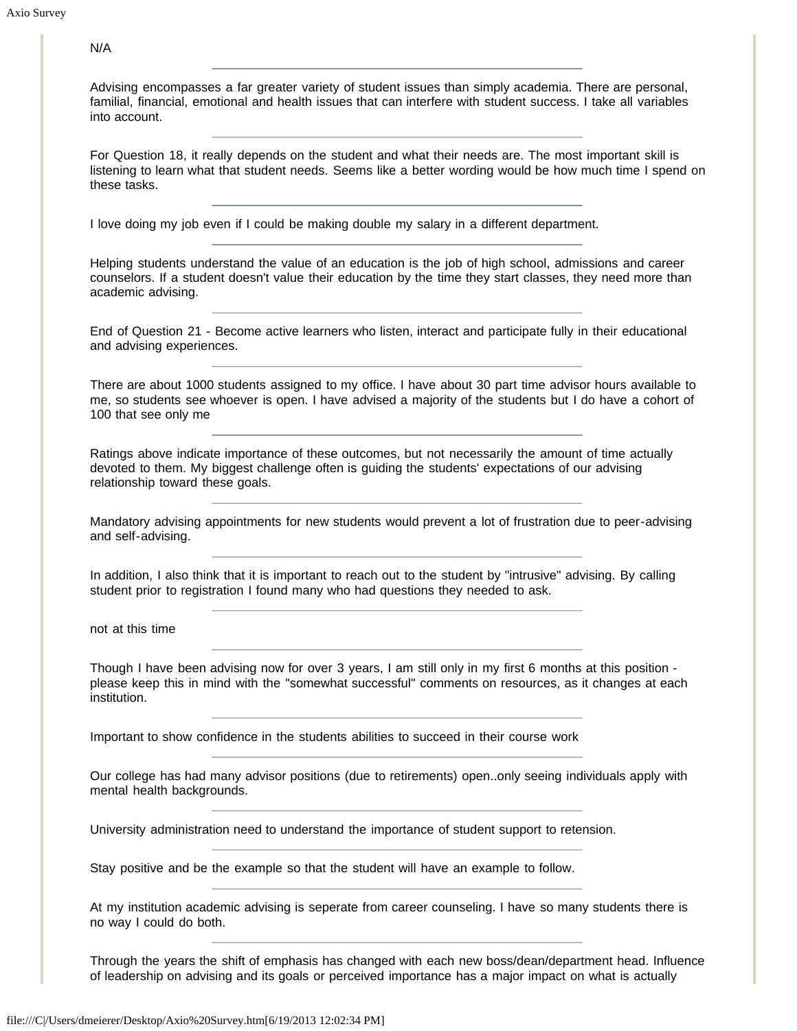N/A

---

Advising encompasses a far greater variety of student issues than simply academia. There are personal, familial, financial, emotional and health issues that can interfere with student success. I take all variables into account.

---

For Question 18, it really depends on the student and what their needs are. The most important skill is listening to learn what that student needs. Seems like a better wording would be how much time I spend on these tasks.

---

I love doing my job even if I could be making double my salary in a different department.

---

Helping students understand the value of an education is the job of high school, admissions and career counselors. If a student doesn't value their education by the time they start classes, they need more than academic advising.

---

End of Question 21 - Become active learners who listen, interact and participate fully in their educational and advising experiences.

---

There are about 1000 students assigned to my office. I have about 30 part time advisor hours available to me, so students see whoever is open. I have advised a majority of the students but I do have a cohort of 100 that see only me

---

Ratings above indicate importance of these outcomes, but not necessarily the amount of time actually devoted to them. My biggest challenge often is guiding the students' expectations of our advising relationship toward these goals.

---

Mandatory advising appointments for new students would prevent a lot of frustration due to peer-advising and self-advising.

---

In addition, I also think that it is important to reach out to the student by "intrusive" advising. By calling student prior to registration I found many who had questions they needed to ask.

---

not at this time

---

Though I have been advising now for over 3 years, I am still only in my first 6 months at this position - please keep this in mind with the "somewhat successful" comments on resources, as it changes at each institution.

---

Important to show confidence in the students abilities to succeed in their course work

---

Our college has had many advisor positions (due to retirements) open..only seeing individuals apply with mental health backgrounds.

---

University administration need to understand the importance of student support to retension.

---

Stay positive and be the example so that the student will have an example to follow.

---

At my institution academic advising is seperate from career counseling. I have so many students there is no way I could do both.

---

Through the years the shift of emphasis has changed with each new boss/dean/department head. Influence of leadership on advising and its goals or perceived importance has a major impact on what is actually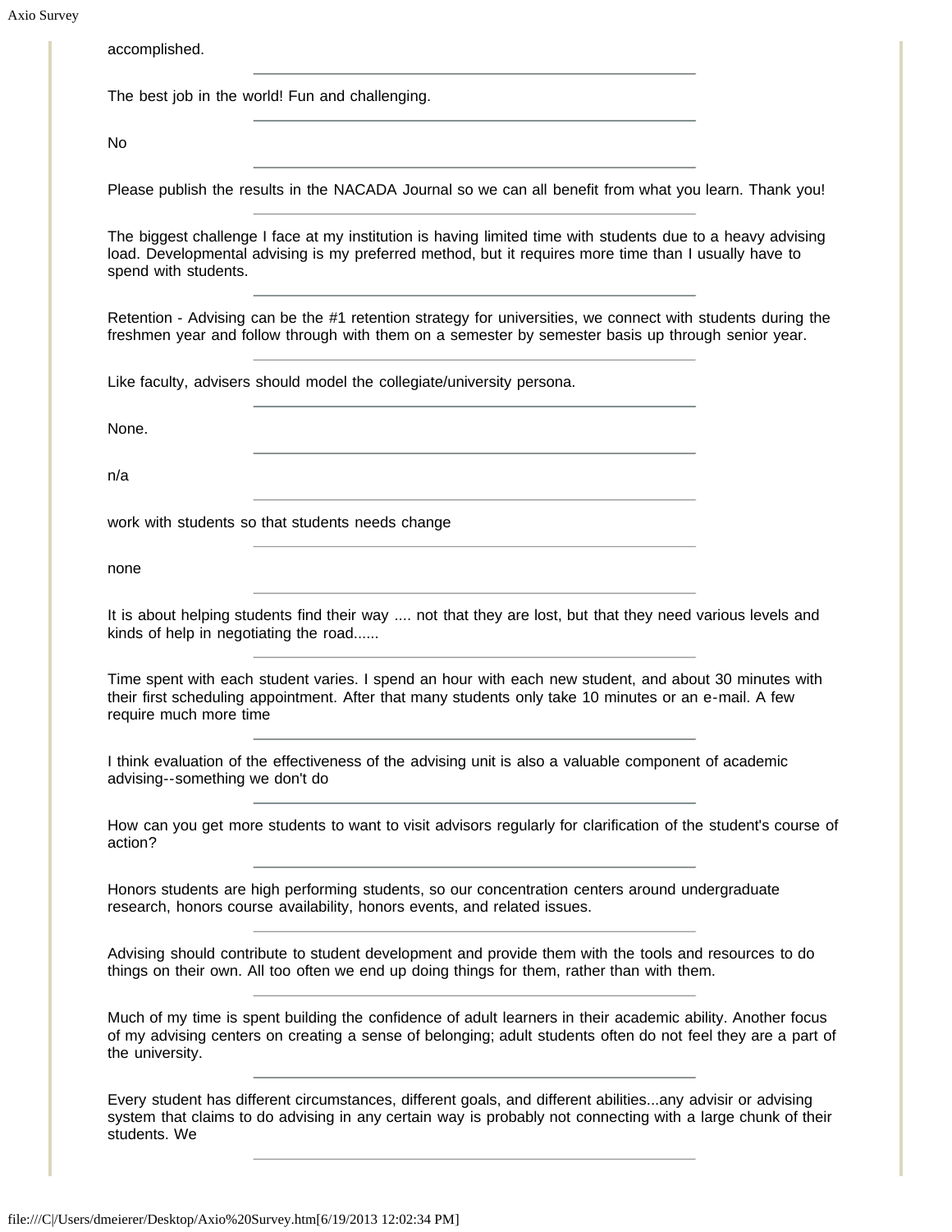accomplished.

---

The best job in the world! Fun and challenging.

---

No

---

Please publish the results in the NACADA Journal so we can all benefit from what you learn. Thank you!

---

The biggest challenge I face at my institution is having limited time with students due to a heavy advising load. Developmental advising is my preferred method, but it requires more time than I usually have to spend with students.

---

Retention - Advising can be the #1 retention strategy for universities, we connect with students during the freshmen year and follow through with them on a semester by semester basis up through senior year.

---

Like faculty, advisers should model the collegiate/university persona.

---

None.

---

n/a

---

work with students so that students needs change

---

none

---

It is about helping students find their way .... not that they are lost, but that they need various levels and kinds of help in negotiating the road......

---

Time spent with each student varies. I spend an hour with each new student, and about 30 minutes with their first scheduling appointment. After that many students only take 10 minutes or an e-mail. A few require much more time

---

I think evaluation of the effectiveness of the advising unit is also a valuable component of academic advising--something we don't do

---

How can you get more students to want to visit advisors regularly for clarification of the student's course of action?

---

Honors students are high performing students, so our concentration centers around undergraduate research, honors course availability, honors events, and related issues.

---

Advising should contribute to student development and provide them with the tools and resources to do things on their own. All too often we end up doing things for them, rather than with them.

---

Much of my time is spent building the confidence of adult learners in their academic ability. Another focus of my advising centers on creating a sense of belonging; adult students often do not feel they are a part of the university.

---

Every student has different circumstances, different goals, and different abilities...any advisir or advising system that claims to do advising in any certain way is probably not connecting with a large chunk of their students. We

---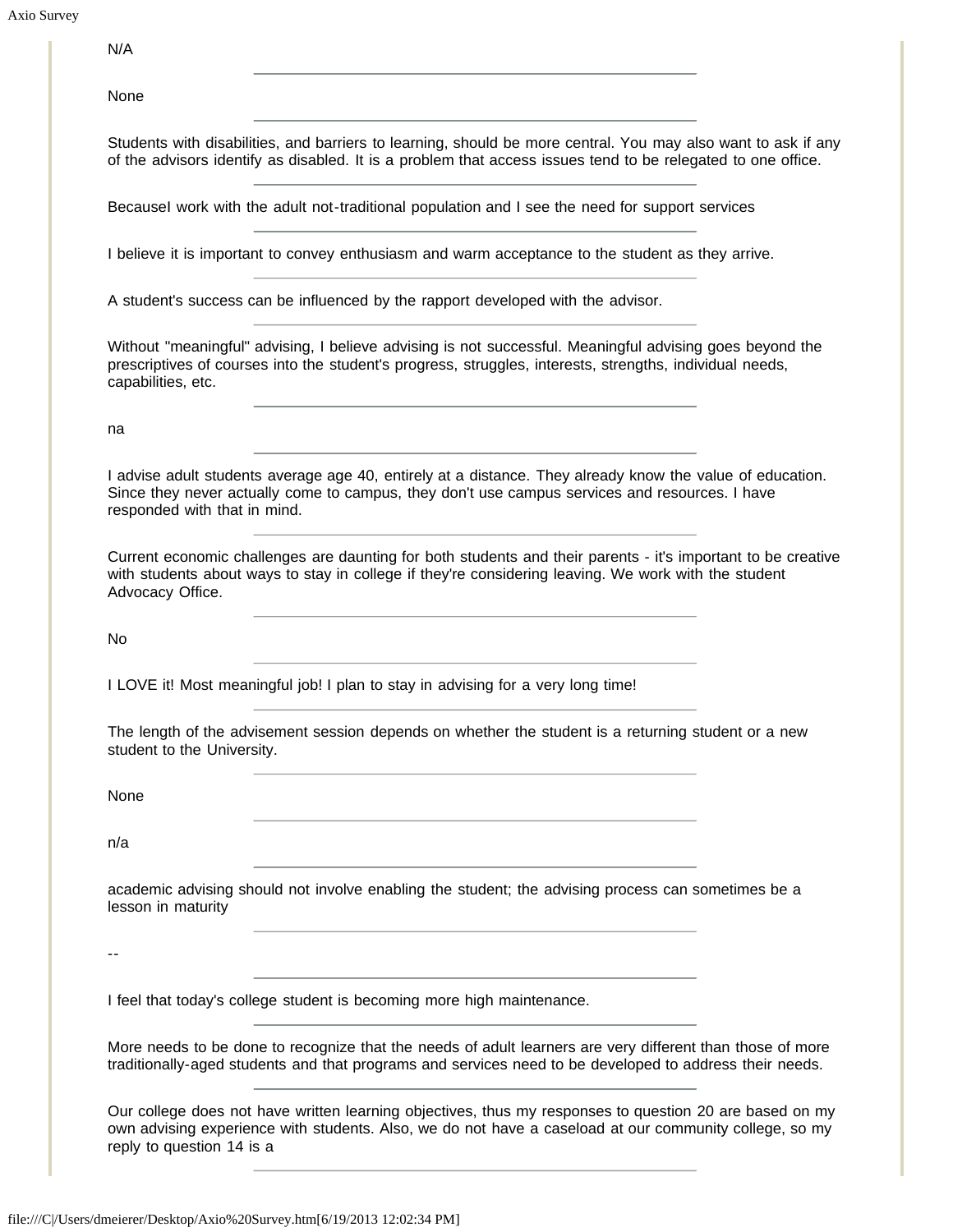N/A

None

Students with disabilities, and barriers to learning, should be more central. You may also want to ask if any of the advisors identify as disabled. It is a problem that access issues tend to be relegated to one office.

BecauseI work with the adult not-traditional population and I see the need for support services

I believe it is important to convey enthusiasm and warm acceptance to the student as they arrive.

A student's success can be influenced by the rapport developed with the advisor.

Without "meaningful" advising, I believe advising is not successful. Meaningful advising goes beyond the prescriptives of courses into the student's progress, struggles, interests, strengths, individual needs, capabilities, etc.

na

I advise adult students average age 40, entirely at a distance. They already know the value of education. Since they never actually come to campus, they don't use campus services and resources. I have responded with that in mind.

Current economic challenges are daunting for both students and their parents - it's important to be creative with students about ways to stay in college if they're considering leaving. We work with the student Advocacy Office.

No

I LOVE it! Most meaningful job! I plan to stay in advising for a very long time!

The length of the advisement session depends on whether the student is a returning student or a new student to the University.

None

n/a

academic advising should not involve enabling the student; the advising process can sometimes be a lesson in maturity

--

I feel that today's college student is becoming more high maintenance.

More needs to be done to recognize that the needs of adult learners are very different than those of more traditionally-aged students and that programs and services need to be developed to address their needs.

Our college does not have written learning objectives, thus my responses to question 20 are based on my own advising experience with students. Also, we do not have a caseload at our community college, so my reply to question 14 is a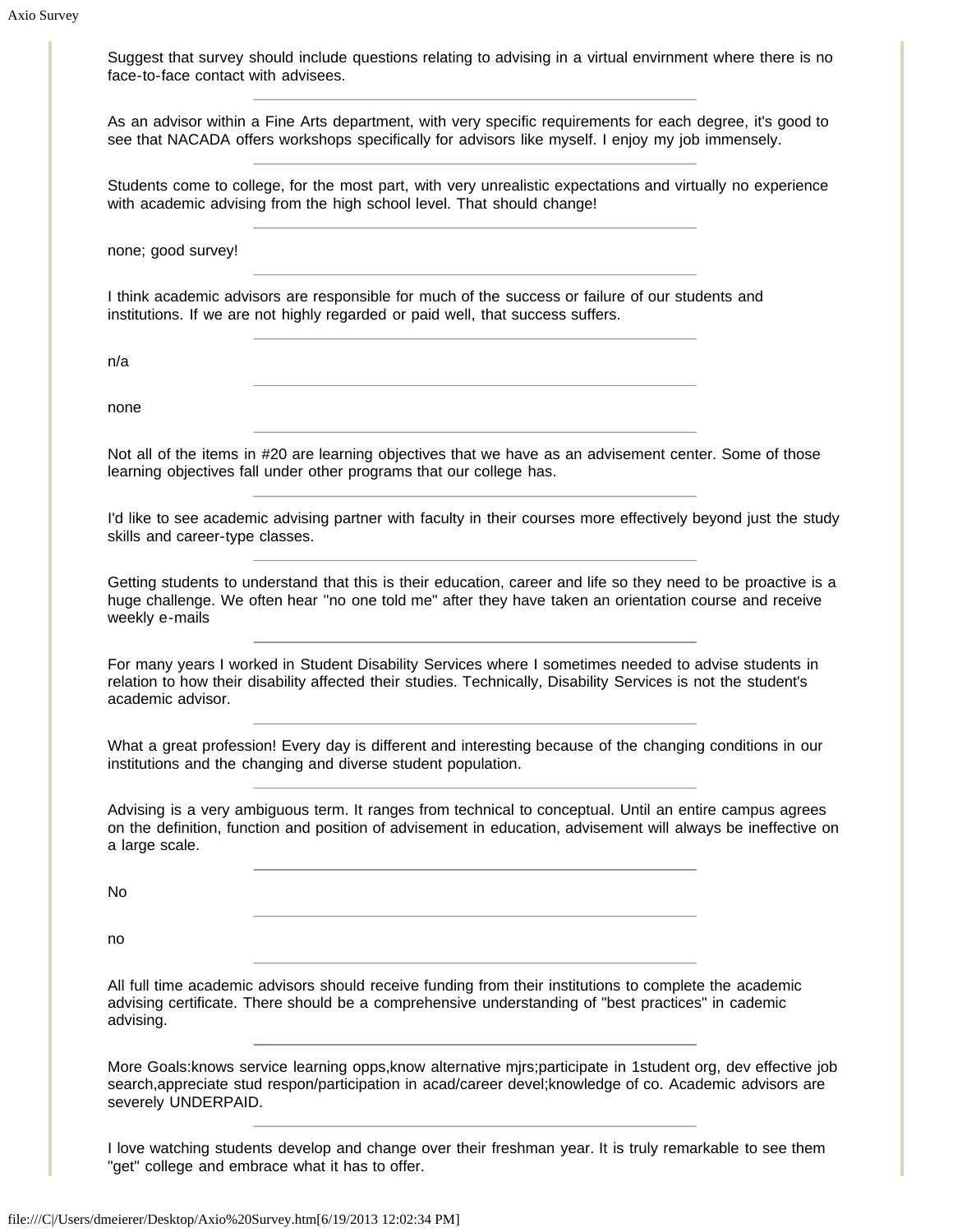Suggest that survey should include questions relating to advising in a virtual envirnment where there is no face-to-face contact with advisees.

---

As an advisor within a Fine Arts department, with very specific requirements for each degree, it's good to see that NACADA offers workshops specifically for advisors like myself. I enjoy my job immensely.

---

Students come to college, for the most part, with very unrealistic expectations and virtually no experience with academic advising from the high school level. That should change!

---

none; good survey!

---

I think academic advisors are responsible for much of the success or failure of our students and institutions. If we are not highly regarded or paid well, that success suffers.

---

n/a

---

none

---

Not all of the items in #20 are learning objectives that we have as an advisement center. Some of those learning objectives fall under other programs that our college has.

---

I'd like to see academic advising partner with faculty in their courses more effectively beyond just the study skills and career-type classes.

---

Getting students to understand that this is their education, career and life so they need to be proactive is a huge challenge. We often hear "no one told me" after they have taken an orientation course and receive weekly e-mails

---

For many years I worked in Student Disability Services where I sometimes needed to advise students in relation to how their disability affected their studies. Technically, Disability Services is not the student's academic advisor.

---

What a great profession! Every day is different and interesting because of the changing conditions in our institutions and the changing and diverse student population.

---

Advising is a very ambiguous term. It ranges from technical to conceptual. Until an entire campus agrees on the definition, function and position of advisement in education, advisement will always be ineffective on a large scale.

---

No

---

no

---

All full time academic advisors should receive funding from their institutions to complete the academic advising certificate. There should be a comprehensive understanding of "best practices" in cademic advising.

---

More Goals:knows service learning opps,know alternative mjrs;participate in 1student org, dev effective job search,appreciate stud respon/participation in acad/career devel;knowledge of co. Academic advisors are severely UNDERPAID.

---

I love watching students develop and change over their freshman year. It is truly remarkable to see them "get" college and embrace what it has to offer.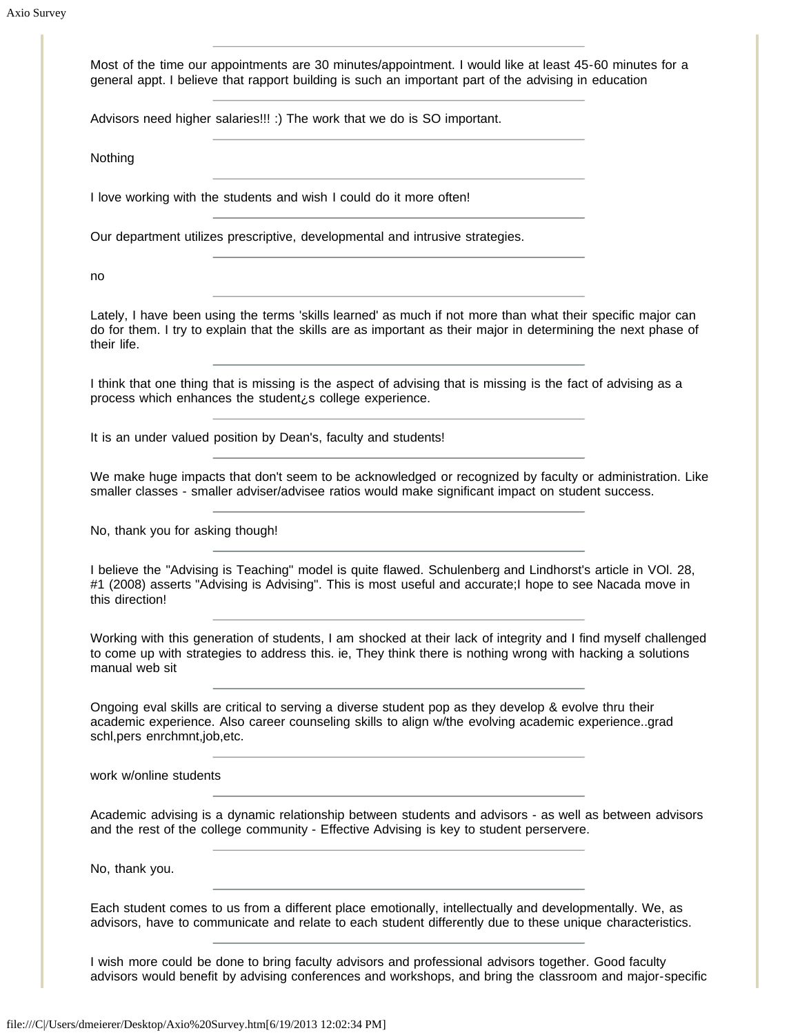Most of the time our appointments are 30 minutes/appointment. I would like at least 45-60 minutes for a general appt. I believe that rapport building is such an important part of the advising in education

---

Advisors need higher salaries!!! :) The work that we do is SO important.

---

Nothing

---

I love working with the students and wish I could do it more often!

---

Our department utilizes prescriptive, developmental and intrusive strategies.

---

no

---

Lately, I have been using the terms 'skills learned' as much if not more than what their specific major can do for them. I try to explain that the skills are as important as their major in determining the next phase of their life.

---

I think that one thing that is missing is the aspect of advising that is missing is the fact of advising as a process which enhances the student¿s college experience.

---

It is an under valued position by Dean's, faculty and students!

---

We make huge impacts that don't seem to be acknowledged or recognized by faculty or administration. Like smaller classes - smaller adviser/advisee ratios would make significant impact on student success.

---

No, thank you for asking though!

---

I believe the "Advising is Teaching" model is quite flawed. Schulenberg and Lindhorst's article in VOl. 28, #1 (2008) asserts "Advising is Advising". This is most useful and accurate;I hope to see Nacada move in this direction!

---

Working with this generation of students, I am shocked at their lack of integrity and I find myself challenged to come up with strategies to address this. ie, They think there is nothing wrong with hacking a solutions manual web sit

---

Ongoing eval skills are critical to serving a diverse student pop as they develop & evolve thru their academic experience. Also career counseling skills to align w/the evolving academic experience..grad schl,pers enrchmnt,job,etc.

---

work w/online students

---

Academic advising is a dynamic relationship between students and advisors - as well as between advisors and the rest of the college community - Effective Advising is key to student perservere.

---

No, thank you.

---

Each student comes to us from a different place emotionally, intellectually and developmentally. We, as advisors, have to communicate and relate to each student differently due to these unique characteristics.

---

I wish more could be done to bring faculty advisors and professional advisors together. Good faculty advisors would benefit by advising conferences and workshops, and bring the classroom and major-specific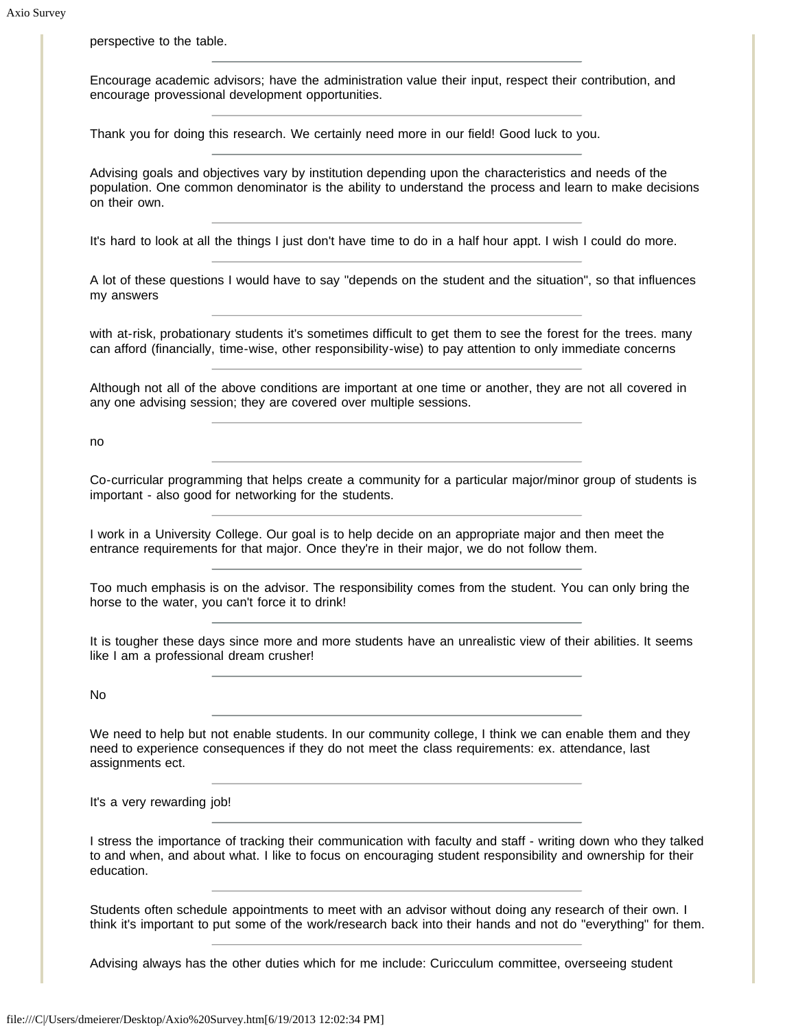perspective to the table.

---

Encourage academic advisors; have the administration value their input, respect their contribution, and encourage provessional development opportunities.

---

Thank you for doing this research. We certainly need more in our field! Good luck to you.

---

Advising goals and objectives vary by institution depending upon the characteristics and needs of the population. One common denominator is the ability to understand the process and learn to make decisions on their own.

---

It's hard to look at all the things I just don't have time to do in a half hour appt. I wish I could do more.

---

A lot of these questions I would have to say "depends on the student and the situation", so that influences my answers

---

with at-risk, probationary students it's sometimes difficult to get them to see the forest for the trees. many can afford (financially, time-wise, other responsibility-wise) to pay attention to only immediate concerns

---

Although not all of the above conditions are important at one time or another, they are not all covered in any one advising session; they are covered over multiple sessions.

---

no

---

Co-curricular programming that helps create a community for a particular major/minor group of students is important - also good for networking for the students.

---

I work in a University College. Our goal is to help decide on an appropriate major and then meet the entrance requirements for that major. Once they're in their major, we do not follow them.

---

Too much emphasis is on the advisor. The responsibility comes from the student. You can only bring the horse to the water, you can't force it to drink!

---

It is tougher these days since more and more students have an unrealistic view of their abilities. It seems like I am a professional dream crusher!

---

No

---

We need to help but not enable students. In our community college, I think we can enable them and they need to experience consequences if they do not meet the class requirements: ex. attendance, last assignments ect.

---

It's a very rewarding job!

---

I stress the importance of tracking their communication with faculty and staff - writing down who they talked to and when, and about what. I like to focus on encouraging student responsibility and ownership for their education.

---

Students often schedule appointments to meet with an advisor without doing any research of their own. I think it's important to put some of the work/research back into their hands and not do "everything" for them.

---

Advising always has the other duties which for me include: Curicculum committee, overseeing student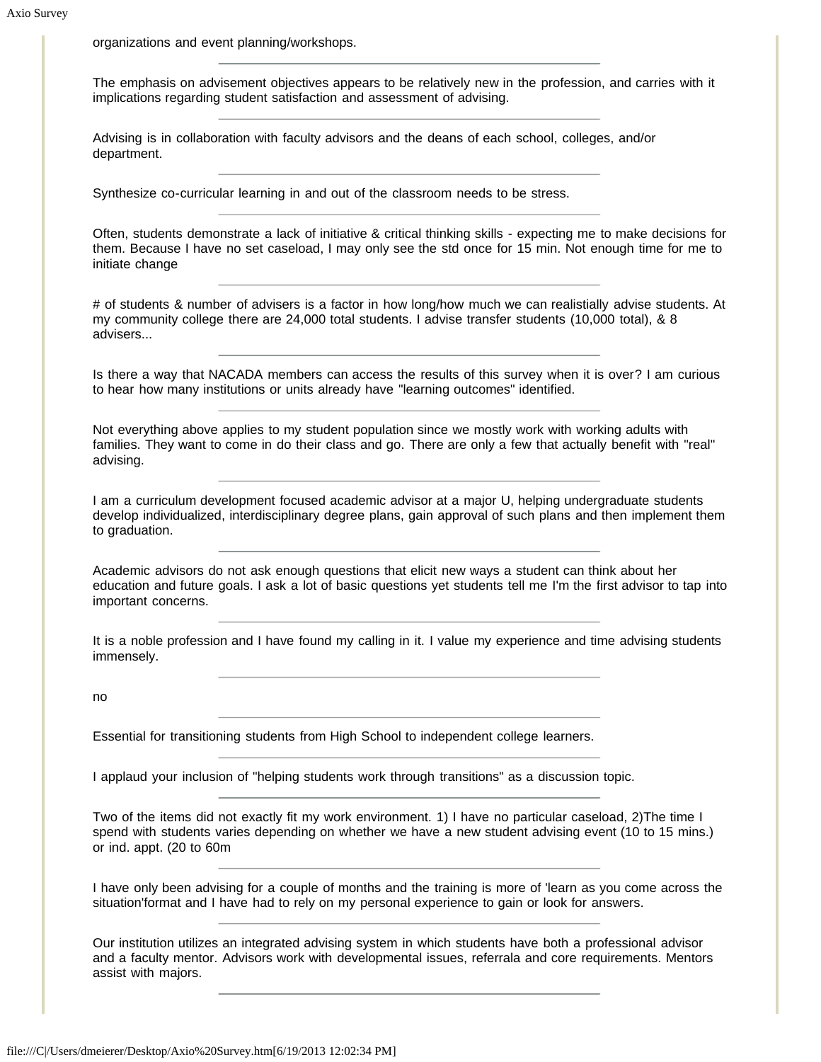organizations and event planning/workshops.

---

The emphasis on advisement objectives appears to be relatively new in the profession, and carries with it implications regarding student satisfaction and assessment of advising.

---

Advising is in collaboration with faculty advisors and the deans of each school, colleges, and/or department.

---

Synthesize co-curricular learning in and out of the classroom needs to be stress.

---

Often, students demonstrate a lack of initiative & critical thinking skills - expecting me to make decisions for them. Because I have no set caseload, I may only see the std once for 15 min. Not enough time for me to initiate change

---

# of students & number of advisers is a factor in how long/how much we can realistially advise students. At my community college there are 24,000 total students. I advise transfer students (10,000 total), & 8 advisers...

---

Is there a way that NACADA members can access the results of this survey when it is over? I am curious to hear how many institutions or units already have "learning outcomes" identified.

---

Not everything above applies to my student population since we mostly work with working adults with families. They want to come in do their class and go. There are only a few that actually benefit with "real" advising.

---

I am a curriculum development focused academic advisor at a major U, helping undergraduate students develop individualized, interdisciplinary degree plans, gain approval of such plans and then implement them to graduation.

---

Academic advisors do not ask enough questions that elicit new ways a student can think about her education and future goals. I ask a lot of basic questions yet students tell me I'm the first advisor to tap into important concerns.

---

It is a noble profession and I have found my calling in it. I value my experience and time advising students immensely.

---

no

---

Essential for transitioning students from High School to independent college learners.

---

I applaud your inclusion of "helping students work through transitions" as a discussion topic.

---

Two of the items did not exactly fit my work environment. 1) I have no particular caseload, 2)The time I spend with students varies depending on whether we have a new student advising event (10 to 15 mins.) or ind. appt. (20 to 60m

---

I have only been advising for a couple of months and the training is more of 'learn as you come across the situation'format and I have had to rely on my personal experience to gain or look for answers.

---

Our institution utilizes an integrated advising system in which students have both a professional advisor and a faculty mentor. Advisors work with developmental issues, referrala and core requirements. Mentors assist with majors.

---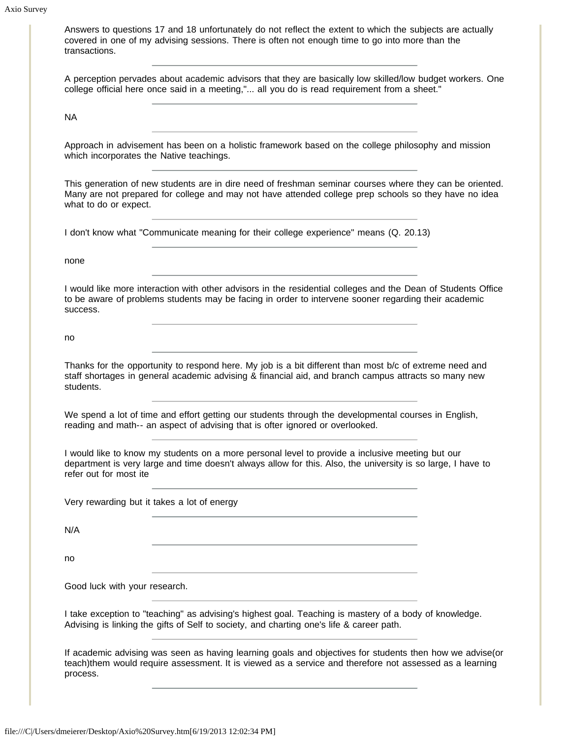Answers to questions 17 and 18 unfortunately do not reflect the extent to which the subjects are actually covered in one of my advising sessions. There is often not enough time to go into more than the transactions.

---

A perception pervades about academic advisors that they are basically low skilled/low budget workers. One college official here once said in a meeting,"... all you do is read requirement from a sheet."

---

NA

---

Approach in advisement has been on a holistic framework based on the college philosophy and mission which incorporates the Native teachings.

---

This generation of new students are in dire need of freshman seminar courses where they can be oriented. Many are not prepared for college and may not have attended college prep schools so they have no idea what to do or expect.

---

I don't know what "Communicate meaning for their college experience" means (Q. 20.13)

---

none

---

I would like more interaction with other advisors in the residential colleges and the Dean of Students Office to be aware of problems students may be facing in order to intervene sooner regarding their academic success.

---

no

---

Thanks for the opportunity to respond here. My job is a bit different than most b/c of extreme need and staff shortages in general academic advising & financial aid, and branch campus attracts so many new students.

---

We spend a lot of time and effort getting our students through the developmental courses in English, reading and math-- an aspect of advising that is ofter ignored or overlooked.

---

I would like to know my students on a more personal level to provide a inclusive meeting but our department is very large and time doesn't always allow for this. Also, the university is so large, I have to refer out for most ite

---

Very rewarding but it takes a lot of energy

---

N/A

---

no

---

Good luck with your research.

---

I take exception to "teaching" as advising's highest goal. Teaching is mastery of a body of knowledge. Advising is linking the gifts of Self to society, and charting one's life & career path.

---

If academic advising was seen as having learning goals and objectives for students then how we advise(or teach)them would require assessment. It is viewed as a service and therefore not assessed as a learning process.

---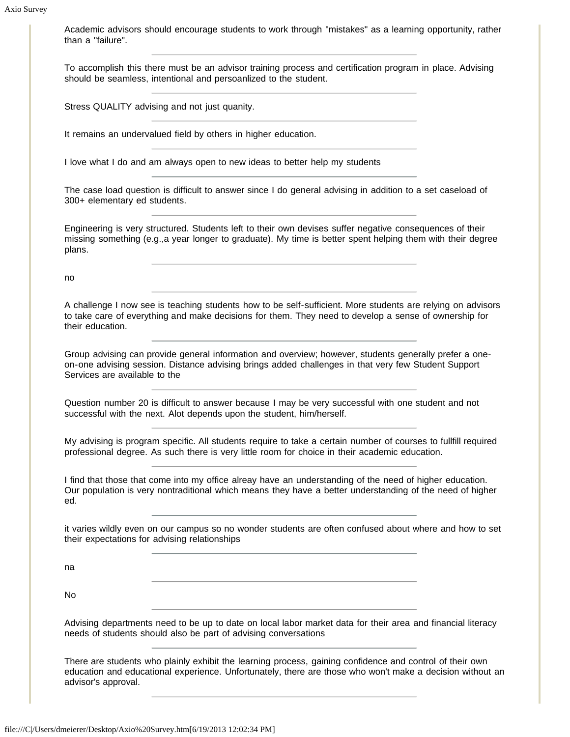Academic advisors should encourage students to work through "mistakes" as a learning opportunity, rather than a "failure".

---

To accomplish this there must be an advisor training process and certification program in place. Advising should be seamless, intentional and persoanlized to the student.

---

Stress QUALITY advising and not just quanity.

---

It remains an undervalued field by others in higher education.

---

I love what I do and am always open to new ideas to better help my students

---

The case load question is difficult to answer since I do general advising in addition to a set caseload of 300+ elementary ed students.

---

Engineering is very structured. Students left to their own devises suffer negative consequences of their missing something (e.g.,a year longer to graduate). My time is better spent helping them with their degree plans.

---

no

---

A challenge I now see is teaching students how to be self-sufficient. More students are relying on advisors to take care of everything and make decisions for them. They need to develop a sense of ownership for their education.

---

Group advising can provide general information and overview; however, students generally prefer a one-on-one advising session. Distance advising brings added challenges in that very few Student Support Services are available to the

---

Question number 20 is difficult to answer because I may be very successful with one student and not successful with the next. Alot depends upon the student, him/herself.

---

My advising is program specific. All students require to take a certain number of courses to fullfill required professional degree. As such there is very little room for choice in their academic education.

---

I find that those that come into my office alreay have an understanding of the need of higher education. Our population is very nontraditional which means they have a better understanding of the need of higher ed.

---

it varies wildly even on our campus so no wonder students are often confused about where and how to set their expectations for advising relationships

---

na

---

No

---

Advising departments need to be up to date on local labor market data for their area and financial literacy needs of students should also be part of advising conversations

---

There are students who plainly exhibit the learning process, gaining confidence and control of their own education and educational experience. Unfortunately, there are those who won't make a decision without an advisor's approval.

---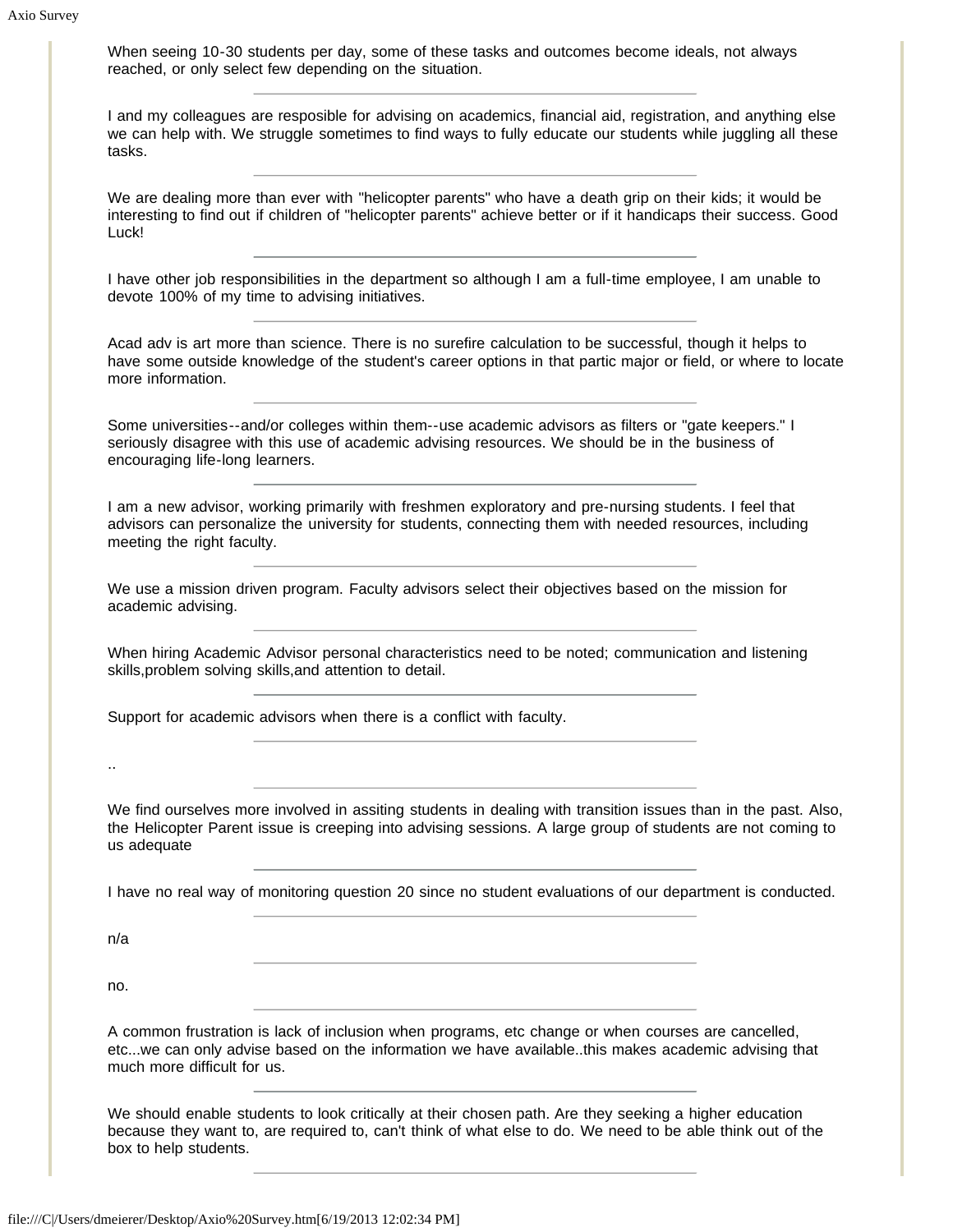When seeing 10-30 students per day, some of these tasks and outcomes become ideals, not always reached, or only select few depending on the situation.

---

I and my colleagues are resposible for advising on academics, financial aid, registration, and anything else we can help with. We struggle sometimes to find ways to fully educate our students while juggling all these tasks.

---

We are dealing more than ever with "helicopter parents" who have a death grip on their kids; it would be interesting to find out if children of "helicopter parents" achieve better or if it handicaps their success. Good Luck!

---

I have other job responsibilities in the department so although I am a full-time employee, I am unable to devote 100% of my time to advising initiatives.

---

Acad adv is art more than science. There is no surefire calculation to be successful, though it helps to have some outside knowledge of the student's career options in that partic major or field, or where to locate more information.

---

Some universities--and/or colleges within them--use academic advisors as filters or "gate keepers." I seriously disagree with this use of academic advising resources. We should be in the business of encouraging life-long learners.

---

I am a new advisor, working primarily with freshmen exploratory and pre-nursing students. I feel that advisors can personalize the university for students, connecting them with needed resources, including meeting the right faculty.

---

We use a mission driven program. Faculty advisors select their objectives based on the mission for academic advising.

---

When hiring Academic Advisor personal characteristics need to be noted; communication and listening skills,problem solving skills,and attention to detail.

---

Support for academic advisors when there is a conflict with faculty.

---

..

---

We find ourselves more involved in assiting students in dealing with transition issues than in the past. Also, the Helicopter Parent issue is creeping into advising sessions. A large group of students are not coming to us adequate

---

I have no real way of monitoring question 20 since no student evaluations of our department is conducted.

---

n/a

---

no.

---

A common frustration is lack of inclusion when programs, etc change or when courses are cancelled, etc...we can only advise based on the information we have available..this makes academic advising that much more difficult for us.

---

We should enable students to look critically at their chosen path. Are they seeking a higher education because they want to, are required to, can't think of what else to do. We need to be able think out of the box to help students.

---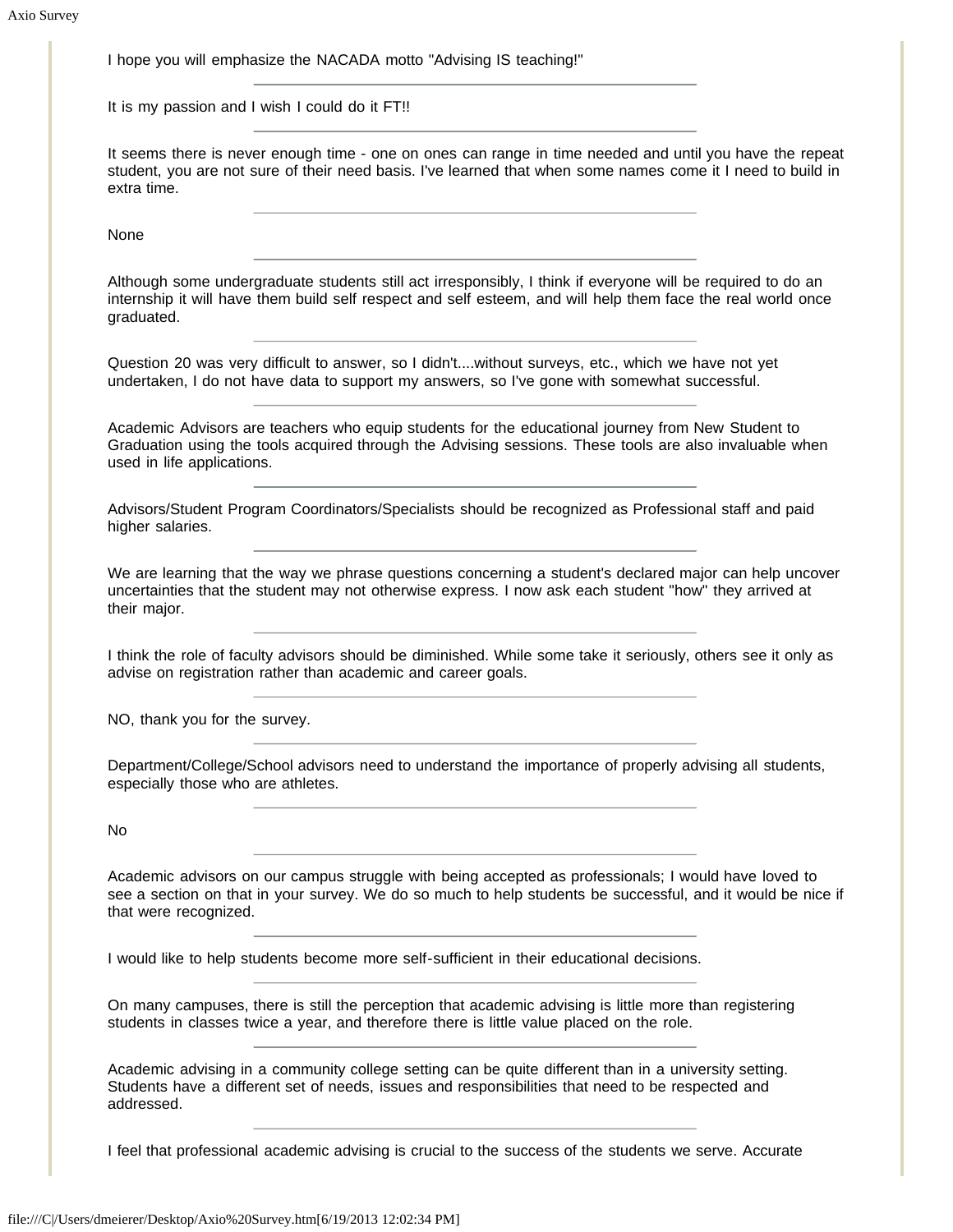I hope you will emphasize the NACADA motto "Advising IS teaching!"

---

It is my passion and I wish I could do it FT!!

---

It seems there is never enough time - one on ones can range in time needed and until you have the repeat student, you are not sure of their need basis. I've learned that when some names come it I need to build in extra time.

---

None

---

Although some undergraduate students still act irresponsibly, I think if everyone will be required to do an internship it will have them build self respect and self esteem, and will help them face the real world once graduated.

---

Question 20 was very difficult to answer, so I didn't....without surveys, etc., which we have not yet undertaken, I do not have data to support my answers, so I've gone with somewhat successful.

---

Academic Advisors are teachers who equip students for the educational journey from New Student to Graduation using the tools acquired through the Advising sessions. These tools are also invaluable when used in life applications.

---

Advisors/Student Program Coordinators/Specialists should be recognized as Professional staff and paid higher salaries.

---

We are learning that the way we phrase questions concerning a student's declared major can help uncover uncertainties that the student may not otherwise express. I now ask each student "how" they arrived at their major.

---

I think the role of faculty advisors should be diminished. While some take it seriously, others see it only as advise on registration rather than academic and career goals.

---

NO, thank you for the survey.

---

Department/College/School advisors need to understand the importance of properly advising all students, especially those who are athletes.

---

No

---

Academic advisors on our campus struggle with being accepted as professionals; I would have loved to see a section on that in your survey. We do so much to help students be successful, and it would be nice if that were recognized.

---

I would like to help students become more self-sufficient in their educational decisions.

---

On many campuses, there is still the perception that academic advising is little more than registering students in classes twice a year, and therefore there is little value placed on the role.

---

Academic advising in a community college setting can be quite different than in a university setting. Students have a different set of needs, issues and responsibilities that need to be respected and addressed.

---

I feel that professional academic advising is crucial to the success of the students we serve. Accurate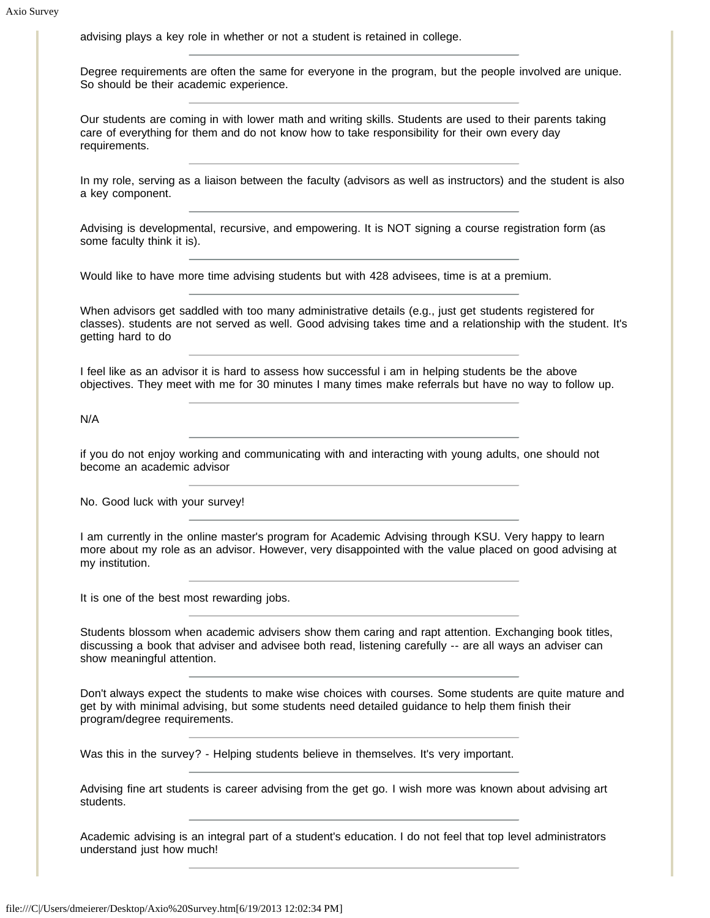advising plays a key role in whether or not a student is retained in college.

---

Degree requirements are often the same for everyone in the program, but the people involved are unique. So should be their academic experience.

---

Our students are coming in with lower math and writing skills. Students are used to their parents taking care of everything for them and do not know how to take responsibility for their own every day requirements.

---

In my role, serving as a liaison between the faculty (advisors as well as instructors) and the student is also a key component.

---

Advising is developmental, recursive, and empowering. It is NOT signing a course registration form (as some faculty think it is).

---

Would like to have more time advising students but with 428 advisees, time is at a premium.

---

When advisors get saddled with too many administrative details (e.g., just get students registered for classes). students are not served as well. Good advising takes time and a relationship with the student. It's getting hard to do

---

I feel like as an advisor it is hard to assess how successful i am in helping students be the above objectives. They meet with me for 30 minutes I many times make referrals but have no way to follow up.

---

N/A

---

if you do not enjoy working and communicating with and interacting with young adults, one should not become an academic advisor

---

No. Good luck with your survey!

---

I am currently in the online master's program for Academic Advising through KSU. Very happy to learn more about my role as an advisor. However, very disappointed with the value placed on good advising at my institution.

---

It is one of the best most rewarding jobs.

---

Students blossom when academic advisers show them caring and rapt attention. Exchanging book titles, discussing a book that adviser and advisee both read, listening carefully -- are all ways an adviser can show meaningful attention.

---

Don't always expect the students to make wise choices with courses. Some students are quite mature and get by with minimal advising, but some students need detailed guidance to help them finish their program/degree requirements.

---

Was this in the survey? - Helping students believe in themselves. It's very important.

---

Advising fine art students is career advising from the get go. I wish more was known about advising art students.

---

Academic advising is an integral part of a student's education. I do not feel that top level administrators understand just how much!

---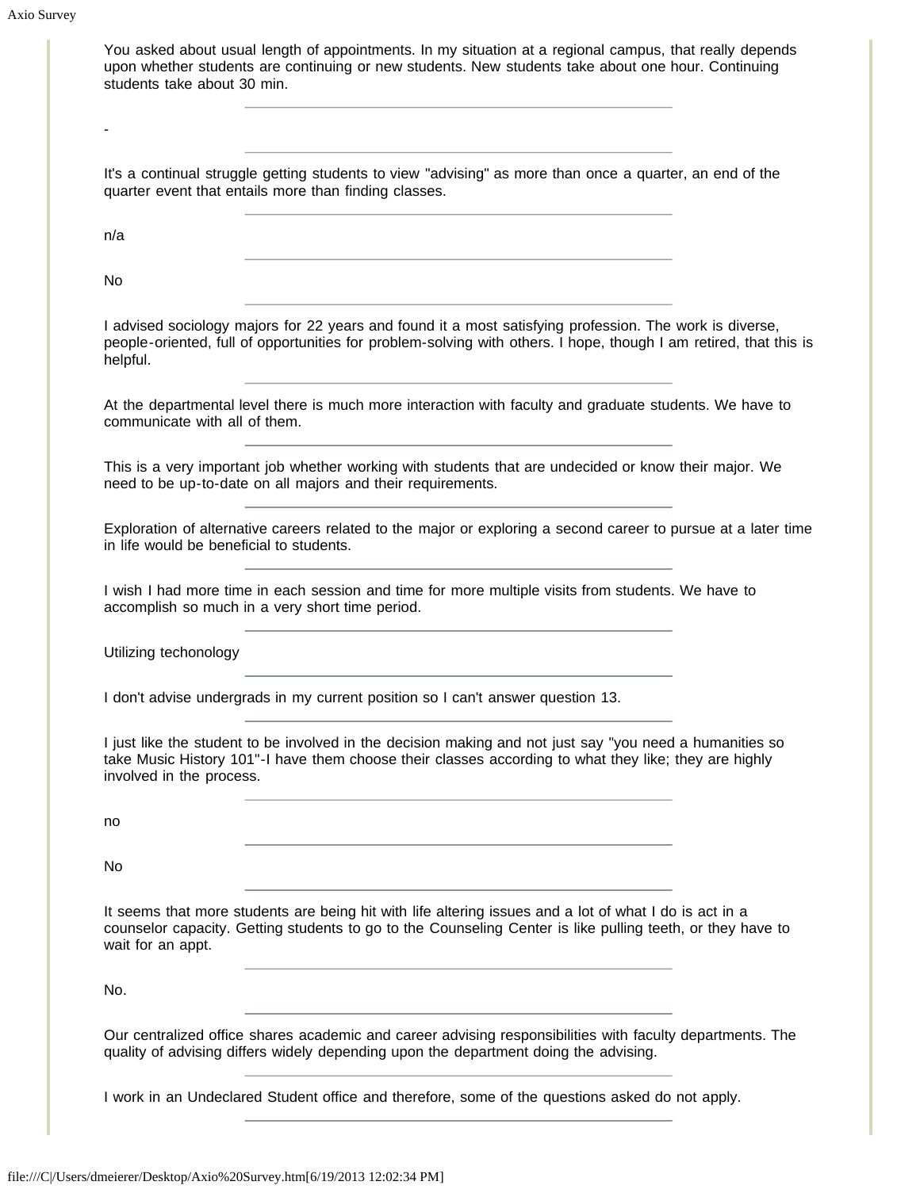You asked about usual length of appointments. In my situation at a regional campus, that really depends upon whether students are continuing or new students. New students take about one hour. Continuing students take about 30 min.

---

-

---

It's a continual struggle getting students to view "advising" as more than once a quarter, an end of the quarter event that entails more than finding classes.

---

n/a

---

No

---

I advised sociology majors for 22 years and found it a most satisfying profession. The work is diverse, people-oriented, full of opportunities for problem-solving with others. I hope, though I am retired, that this is helpful.

---

At the departmental level there is much more interaction with faculty and graduate students. We have to communicate with all of them.

---

This is a very important job whether working with students that are undecided or know their major. We need to be up-to-date on all majors and their requirements.

---

Exploration of alternative careers related to the major or exploring a second career to pursue at a later time in life would be beneficial to students.

---

I wish I had more time in each session and time for more multiple visits from students. We have to accomplish so much in a very short time period.

---

Utilizing techonology

---

I don't advise undergrads in my current position so I can't answer question 13.

---

I just like the student to be involved in the decision making and not just say "you need a humanities so take Music History 101"-I have them choose their classes according to what they like; they are highly involved in the process.

---

no

---

No

---

It seems that more students are being hit with life altering issues and a lot of what I do is act in a counselor capacity. Getting students to go to the Counseling Center is like pulling teeth, or they have to wait for an appt.

---

No.

---

Our centralized office shares academic and career advising responsibilities with faculty departments. The quality of advising differs widely depending upon the department doing the advising.

---

I work in an Undeclared Student office and therefore, some of the questions asked do not apply.

---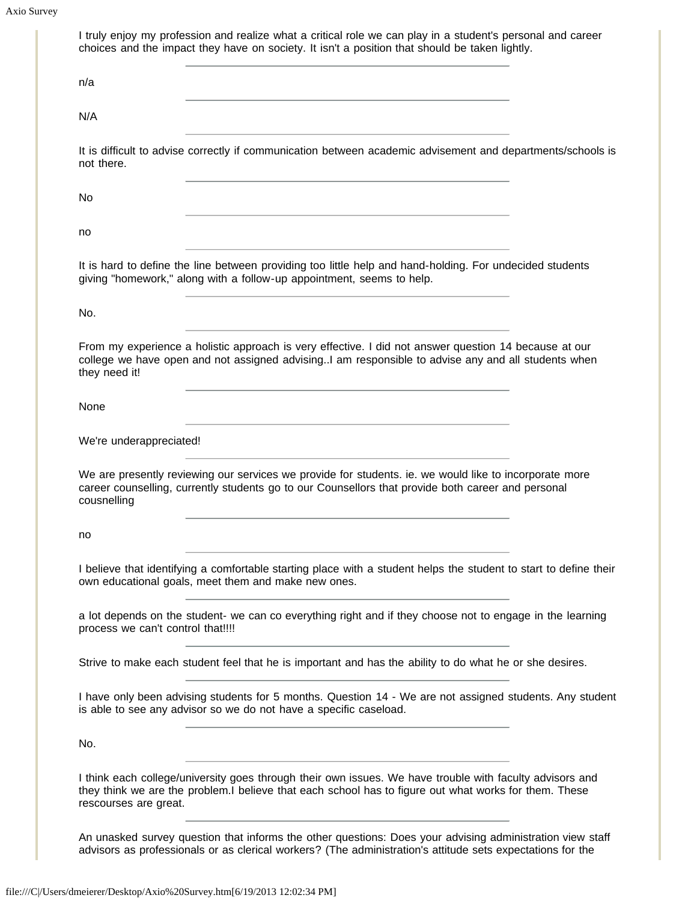I truly enjoy my profession and realize what a critical role we can play in a student's personal and career choices and the impact they have on society. It isn't a position that should be taken lightly.

---

n/a

---

N/A

---

It is difficult to advise correctly if communication between academic advisement and departments/schools is not there.

---

No

---

no

---

It is hard to define the line between providing too little help and hand-holding. For undecided students giving "homework," along with a follow-up appointment, seems to help.

---

No.

---

From my experience a holistic approach is very effective. I did not answer question 14 because at our college we have open and not assigned advising..I am responsible to advise any and all students when they need it!

---

None

---

We're underappreciated!

---

We are presently reviewing our services we provide for students. ie. we would like to incorporate more career counselling, currently students go to our Counsellors that provide both career and personal cousnelling

---

no

---

I believe that identifying a comfortable starting place with a student helps the student to start to define their own educational goals, meet them and make new ones.

---

a lot depends on the student- we can co everything right and if they choose not to engage in the learning process we can't control that!!!!

---

Strive to make each student feel that he is important and has the ability to do what he or she desires.

---

I have only been advising students for 5 months. Question 14 - We are not assigned students. Any student is able to see any advisor so we do not have a specific caseload.

---

No.

---

I think each college/university goes through their own issues. We have trouble with faculty advisors and they think we are the problem.I believe that each school has to figure out what works for them. These rescourses are great.

---

An unasked survey question that informs the other questions: Does your advising administration view staff advisors as professionals or as clerical workers? (The administration's attitude sets expectations for the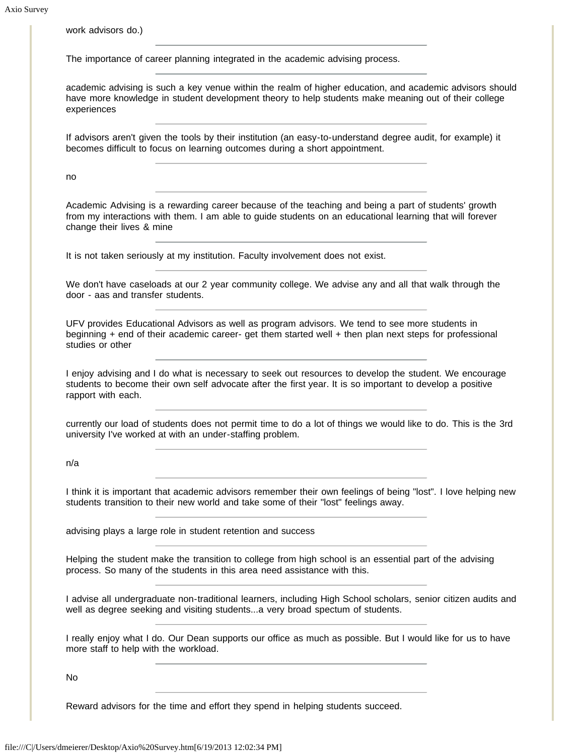work advisors do.)

---

The importance of career planning integrated in the academic advising process.

---

academic advising is such a key venue within the realm of higher education, and academic advisors should have more knowledge in student development theory to help students make meaning out of their college experiences

---

If advisors aren't given the tools by their institution (an easy-to-understand degree audit, for example) it becomes difficult to focus on learning outcomes during a short appointment.

---

no

---

Academic Advising is a rewarding career because of the teaching and being a part of students' growth from my interactions with them. I am able to guide students on an educational learning that will forever change their lives & mine

---

It is not taken seriously at my institution. Faculty involvement does not exist.

---

We don't have caseloads at our 2 year community college. We advise any and all that walk through the door - aas and transfer students.

---

UFV provides Educational Advisors as well as program advisors. We tend to see more students in beginning + end of their academic career- get them started well + then plan next steps for professional studies or other

---

I enjoy advising and I do what is necessary to seek out resources to develop the student. We encourage students to become their own self advocate after the first year. It is so important to develop a positive rapport with each.

---

currently our load of students does not permit time to do a lot of things we would like to do. This is the 3rd university I've worked at with an under-staffing problem.

---

n/a

---

I think it is important that academic advisors remember their own feelings of being "lost". I love helping new students transition to their new world and take some of their "lost" feelings away.

---

advising plays a large role in student retention and success

---

Helping the student make the transition to college from high school is an essential part of the advising process. So many of the students in this area need assistance with this.

---

I advise all undergraduate non-traditional learners, including High School scholars, senior citizen audits and well as degree seeking and visiting students...a very broad spectum of students.

---

I really enjoy what I do. Our Dean supports our office as much as possible. But I would like for us to have more staff to help with the workload.

---

No

---

Reward advisors for the time and effort they spend in helping students succeed.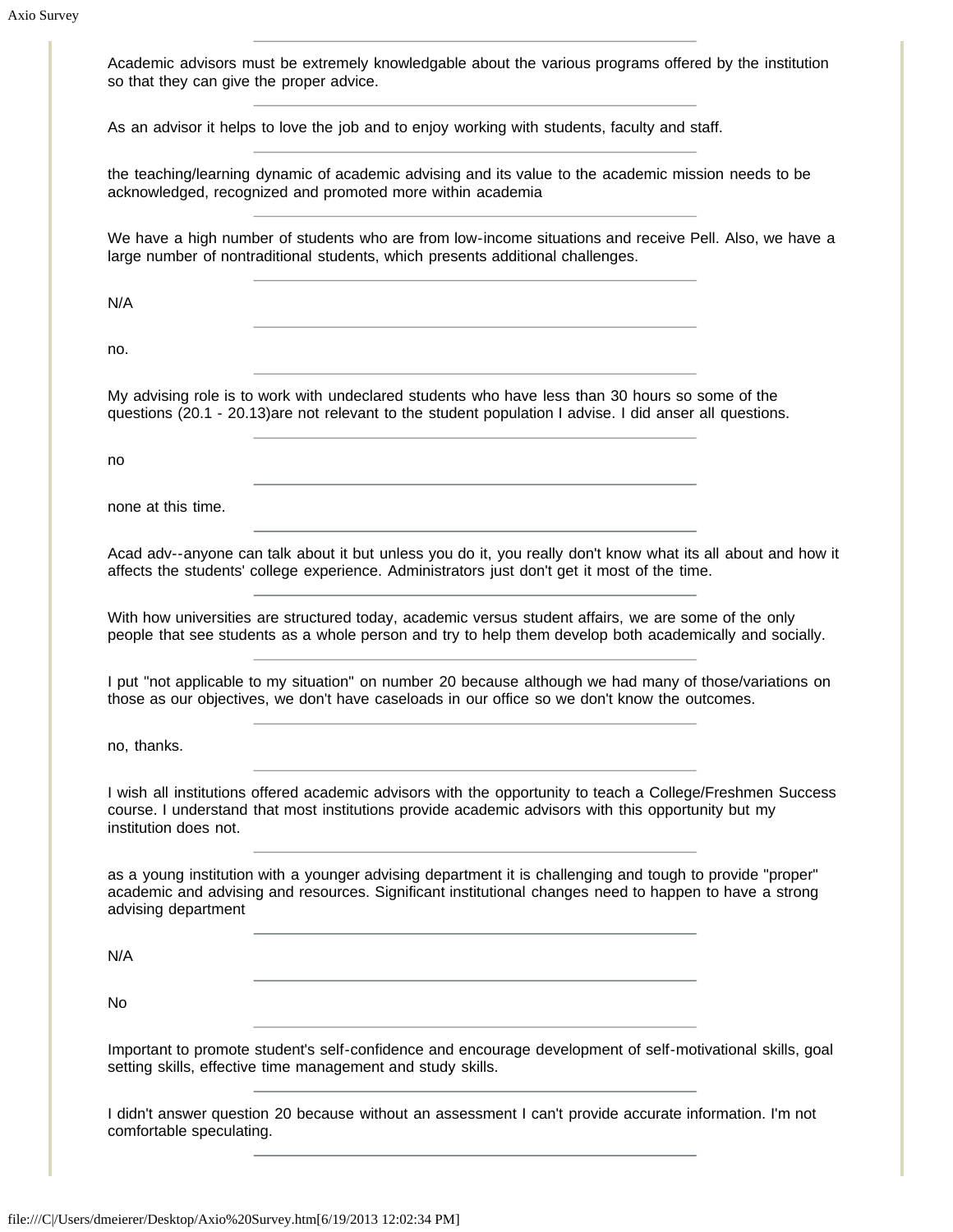Academic advisors must be extremely knowledgable about the various programs offered by the institution so that they can give the proper advice.

---

As an advisor it helps to love the job and to enjoy working with students, faculty and staff.

---

the teaching/learning dynamic of academic advising and its value to the academic mission needs to be acknowledged, recognized and promoted more within academia

---

We have a high number of students who are from low-income situations and receive Pell. Also, we have a large number of nontraditional students, which presents additional challenges.

---

N/A

---

no.

---

My advising role is to work with undeclared students who have less than 30 hours so some of the questions (20.1 - 20.13)are not relevant to the student population I advise. I did anser all questions.

---

no

---

none at this time.

---

Acad adv--anyone can talk about it but unless you do it, you really don't know what its all about and how it affects the students' college experience. Administrators just don't get it most of the time.

---

With how universities are structured today, academic versus student affairs, we are some of the only people that see students as a whole person and try to help them develop both academically and socially.

---

I put "not applicable to my situation" on number 20 because although we had many of those/variations on those as our objectives, we don't have caseloads in our office so we don't know the outcomes.

---

no, thanks.

---

I wish all institutions offered academic advisors with the opportunity to teach a College/Freshmen Success course. I understand that most institutions provide academic advisors with this opportunity but my institution does not.

---

as a young institution with a younger advising department it is challenging and tough to provide "proper" academic and advising and resources. Significant institutional changes need to happen to have a strong advising department

---

N/A

---

No

---

Important to promote student's self-confidence and encourage development of self-motivational skills, goal setting skills, effective time management and study skills.

---

I didn't answer question 20 because without an assessment I can't provide accurate information. I'm not comfortable speculating.

---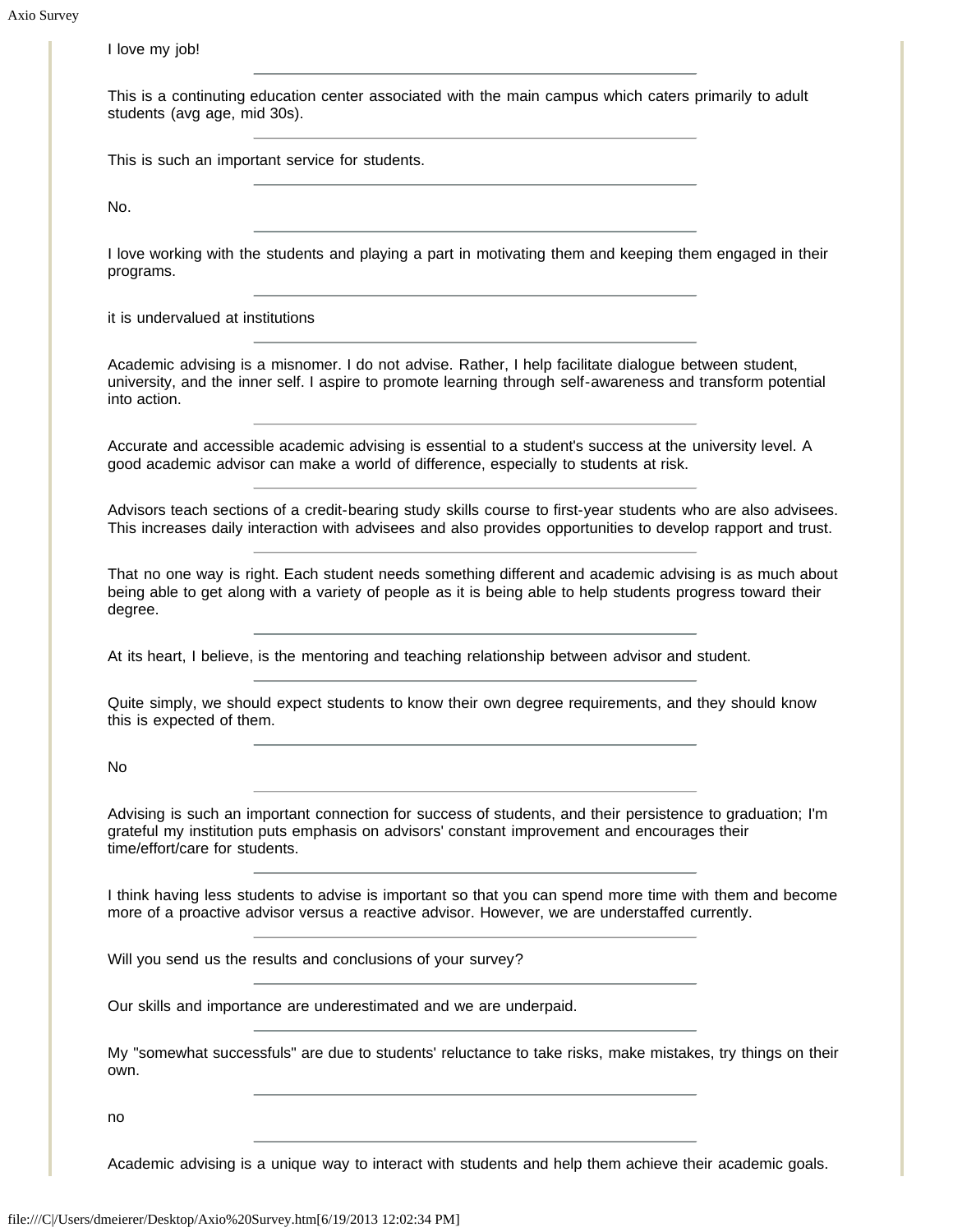I love my job!

---

This is a continuting education center associated with the main campus which caters primarily to adult students (avg age, mid 30s).

---

This is such an important service for students.

---

No.

---

I love working with the students and playing a part in motivating them and keeping them engaged in their programs.

---

it is undervalued at institutions

---

Academic advising is a misnomer. I do not advise. Rather, I help facilitate dialogue between student, university, and the inner self. I aspire to promote learning through self-awareness and transform potential into action.

---

Accurate and accessible academic advising is essential to a student's success at the university level. A good academic advisor can make a world of difference, especially to students at risk.

---

Advisors teach sections of a credit-bearing study skills course to first-year students who are also advisees. This increases daily interaction with advisees and also provides opportunities to develop rapport and trust.

---

That no one way is right. Each student needs something different and academic advising is as much about being able to get along with a variety of people as it is being able to help students progress toward their degree.

---

At its heart, I believe, is the mentoring and teaching relationship between advisor and student.

---

Quite simply, we should expect students to know their own degree requirements, and they should know this is expected of them.

---

No

---

Advising is such an important connection for success of students, and their persistence to graduation; I'm grateful my institution puts emphasis on advisors' constant improvement and encourages their time/effort/care for students.

---

I think having less students to advise is important so that you can spend more time with them and become more of a proactive advisor versus a reactive advisor. However, we are understaffed currently.

---

Will you send us the results and conclusions of your survey?

---

Our skills and importance are underestimated and we are underpaid.

---

My "somewhat successfuls" are due to students' reluctance to take risks, make mistakes, try things on their own.

---

no

---

Academic advising is a unique way to interact with students and help them achieve their academic goals.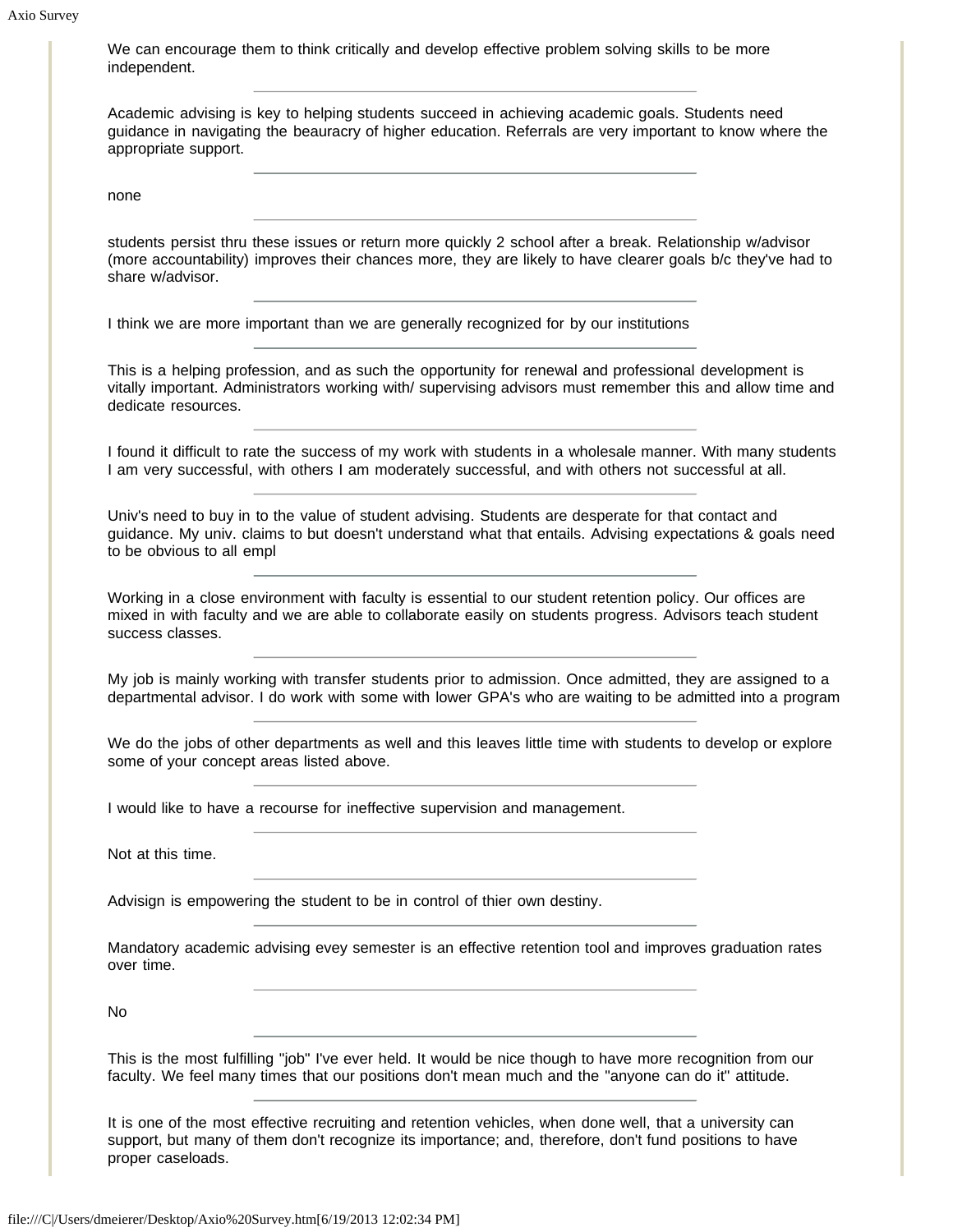We can encourage them to think critically and develop effective problem solving skills to be more independent.

---

Academic advising is key to helping students succeed in achieving academic goals. Students need guidance in navigating the beauracry of higher education. Referrals are very important to know where the appropriate support.

---

none

---

students persist thru these issues or return more quickly 2 school after a break. Relationship w/advisor (more accountability) improves their chances more, they are likely to have clearer goals b/c they've had to share w/advisor.

---

I think we are more important than we are generally recognized for by our institutions

---

This is a helping profession, and as such the opportunity for renewal and professional development is vitally important. Administrators working with/ supervising advisors must remember this and allow time and dedicate resources.

---

I found it difficult to rate the success of my work with students in a wholesale manner. With many students I am very successful, with others I am moderately successful, and with others not successful at all.

---

Univ's need to buy in to the value of student advising. Students are desperate for that contact and guidance. My univ. claims to but doesn't understand what that entails. Advising expectations & goals need to be obvious to all empl

---

Working in a close environment with faculty is essential to our student retention policy. Our offices are mixed in with faculty and we are able to collaborate easily on students progress. Advisors teach student success classes.

---

My job is mainly working with transfer students prior to admission. Once admitted, they are assigned to a departmental advisor. I do work with some with lower GPA's who are waiting to be admitted into a program

---

We do the jobs of other departments as well and this leaves little time with students to develop or explore some of your concept areas listed above.

---

I would like to have a recourse for ineffective supervision and management.

---

Not at this time.

---

Advisign is empowering the student to be in control of thier own destiny.

---

Mandatory academic advising evey semester is an effective retention tool and improves graduation rates over time.

---

No

---

This is the most fulfilling "job" I've ever held. It would be nice though to have more recognition from our faculty. We feel many times that our positions don't mean much and the "anyone can do it" attitude.

---

It is one of the most effective recruiting and retention vehicles, when done well, that a university can support, but many of them don't recognize its importance; and, therefore, don't fund positions to have proper caseloads.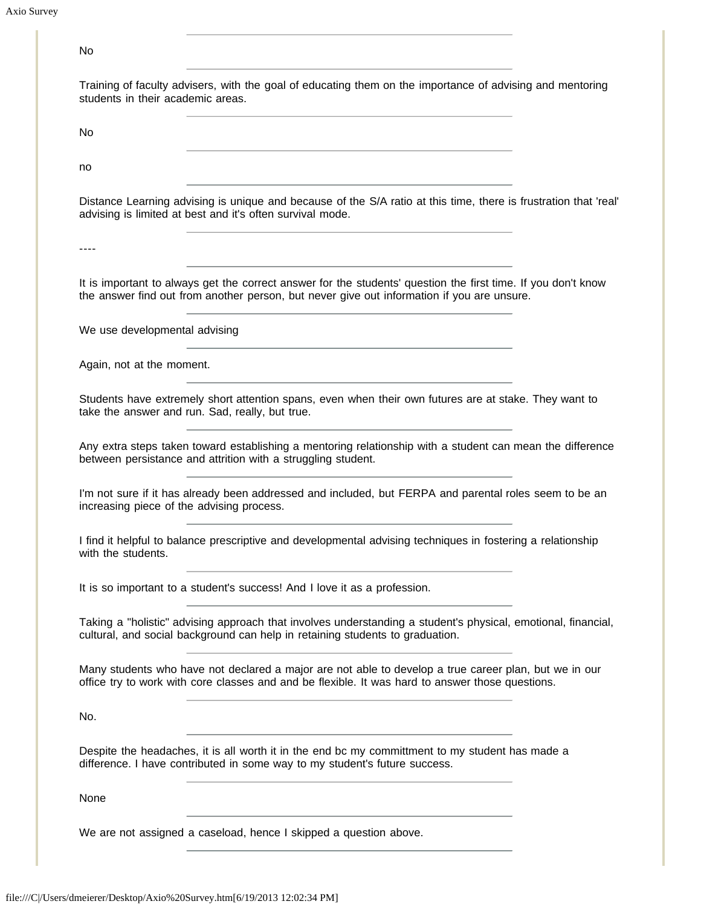No

---

Training of faculty advisers, with the goal of educating them on the importance of advising and mentoring students in their academic areas.

---

No

---

no

---

Distance Learning advising is unique and because of the S/A ratio at this time, there is frustration that 'real' advising is limited at best and it's often survival mode.

---

----

---

It is important to always get the correct answer for the students' question the first time. If you don't know the answer find out from another person, but never give out information if you are unsure.

---

We use developmental advising

---

Again, not at the moment.

---

Students have extremely short attention spans, even when their own futures are at stake. They want to take the answer and run. Sad, really, but true.

---

Any extra steps taken toward establishing a mentoring relationship with a student can mean the difference between persistance and attrition with a struggling student.

---

I'm not sure if it has already been addressed and included, but FERPA and parental roles seem to be an increasing piece of the advising process.

---

I find it helpful to balance prescriptive and developmental advising techniques in fostering a relationship with the students.

---

It is so important to a student's success! And I love it as a profession.

---

Taking a "holistic" advising approach that involves understanding a student's physical, emotional, financial, cultural, and social background can help in retaining students to graduation.

---

Many students who have not declared a major are not able to develop a true career plan, but we in our office try to work with core classes and and be flexible. It was hard to answer those questions.

---

No.

---

Despite the headaches, it is all worth it in the end bc my committment to my student has made a difference. I have contributed in some way to my student's future success.

---

None

---

We are not assigned a caseload, hence I skipped a question above.

---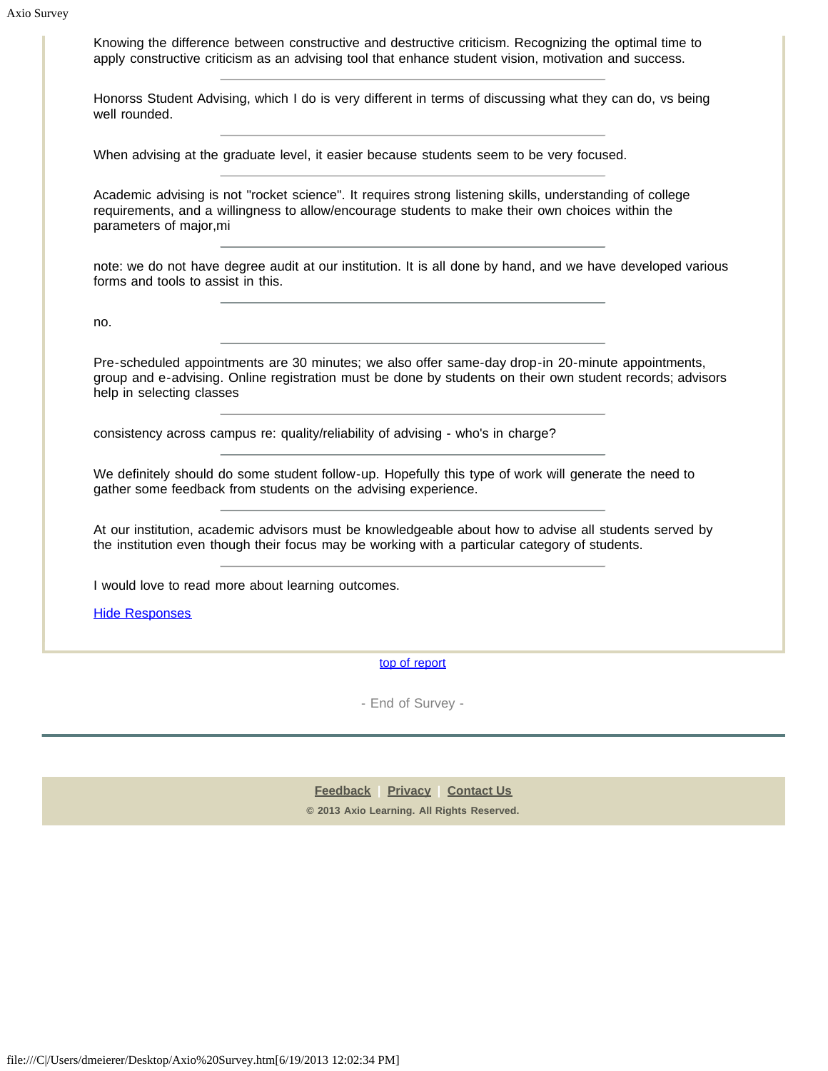Knowing the difference between constructive and destructive criticism. Recognizing the optimal time to apply constructive criticism as an advising tool that enhance student vision, motivation and success.

---

Honorss Student Advising, which I do is very different in terms of discussing what they can do, vs being well rounded.

---

When advising at the graduate level, it easier because students seem to be very focused.

---

Academic advising is not "rocket science". It requires strong listening skills, understanding of college requirements, and a willingness to allow/encourage students to make their own choices within the parameters of major,mi

---

note: we do not have degree audit at our institution. It is all done by hand, and we have developed various forms and tools to assist in this.

---

no.

---

Pre-scheduled appointments are 30 minutes; we also offer same-day drop-in 20-minute appointments, group and e-advising. Online registration must be done by students on their own student records; advisors help in selecting classes

---

consistency across campus re: quality/reliability of advising - who's in charge?

---

We definitely should do some student follow-up. Hopefully this type of work will generate the need to gather some feedback from students on the advising experience.

---

At our institution, academic advisors must be knowledgeable about how to advise all students served by the institution even though their focus may be working with a particular category of students.

---

I would love to read more about learning outcomes.

Hide Responses

top of report

- End of Survey -

Feedback | Privacy | Contact Us

© 2013 Axio Learning. All Rights Reserved.